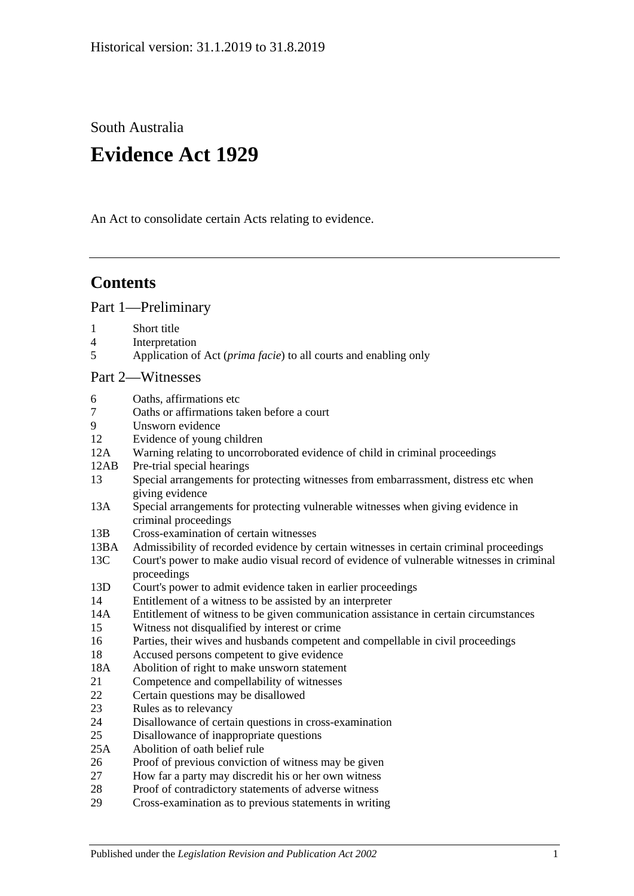Historical version: 31.1.2019 to 31.8.2019

South Australia

# Evidence Act 1929

An Act to consolidate certain Acts relating to evidence.

## Contents

### Part 1—Preliminary

1 Short title
4 Interpretation
5 Application of Act (*prima facie*) to all courts and enabling only

### Part 2—Witnesses

6 Oaths, affirmations etc
7 Oaths or affirmations taken before a court
9 Unsworn evidence
12 Evidence of young children
12A Warning relating to uncorroborated evidence of child in criminal proceedings
12AB Pre-trial special hearings
13 Special arrangements for protecting witnesses from embarrassment, distress etc when giving evidence
13A Special arrangements for protecting vulnerable witnesses when giving evidence in criminal proceedings
13B Cross-examination of certain witnesses
13BA Admissibility of recorded evidence by certain witnesses in certain criminal proceedings
13C Court's power to make audio visual record of evidence of vulnerable witnesses in criminal proceedings
13D Court's power to admit evidence taken in earlier proceedings
14 Entitlement of a witness to be assisted by an interpreter
14A Entitlement of witness to be given communication assistance in certain circumstances
15 Witness not disqualified by interest or crime
16 Parties, their wives and husbands competent and compellable in civil proceedings
18 Accused persons competent to give evidence
18A Abolition of right to make unsworn statement
21 Competence and compellability of witnesses
22 Certain questions may be disallowed
23 Rules as to relevancy
24 Disallowance of certain questions in cross-examination
25 Disallowance of inappropriate questions
25A Abolition of oath belief rule
26 Proof of previous conviction of witness may be given
27 How far a party may discredit his or her own witness
28 Proof of contradictory statements of adverse witness
29 Cross-examination as to previous statements in writing

Published under the *Legislation Revision and Publication Act 2002*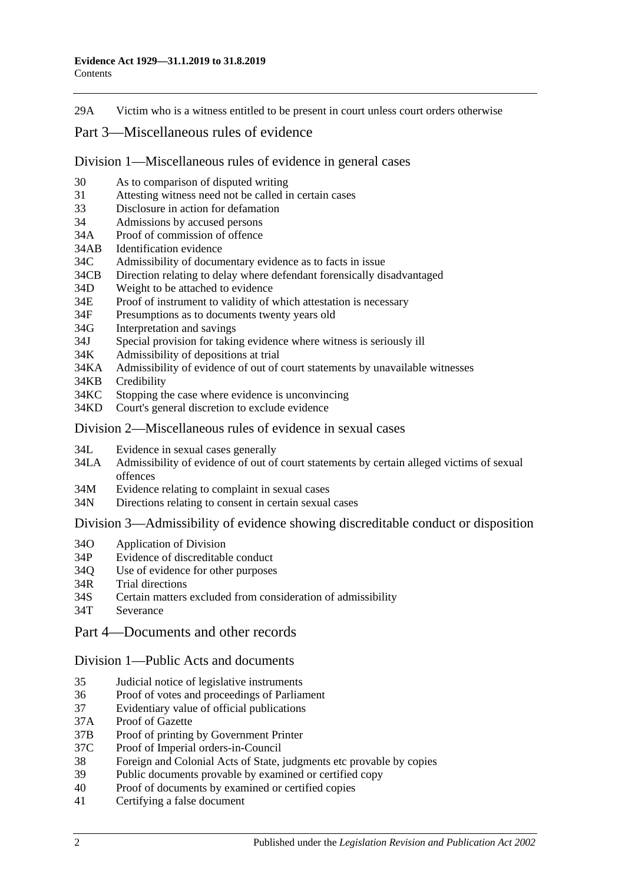29A Victim who is a witness entitled to be present in court unless court orders otherwise

## Part 3—Miscellaneous rules of evidence

### Division 1—Miscellaneous rules of evidence in general cases

30 As to comparison of disputed writing
31 Attesting witness need not be called in certain cases
33 Disclosure in action for defamation
34 Admissions by accused persons
34A Proof of commission of offence
34AB Identification evidence
34C Admissibility of documentary evidence as to facts in issue
34CB Direction relating to delay where defendant forensically disadvantaged
34D Weight to be attached to evidence
34E Proof of instrument to validity of which attestation is necessary
34F Presumptions as to documents twenty years old
34G Interpretation and savings
34J Special provision for taking evidence where witness is seriously ill
34K Admissibility of depositions at trial
34KA Admissibility of evidence of out of court statements by unavailable witnesses
34KB Credibility
34KC Stopping the case where evidence is unconvincing
34KD Court's general discretion to exclude evidence

### Division 2—Miscellaneous rules of evidence in sexual cases

34L Evidence in sexual cases generally
34LA Admissibility of evidence of out of court statements by certain alleged victims of sexual offences
34M Evidence relating to complaint in sexual cases
34N Directions relating to consent in certain sexual cases

### Division 3—Admissibility of evidence showing discreditable conduct or disposition

34O Application of Division
34P Evidence of discreditable conduct
34Q Use of evidence for other purposes
34R Trial directions
34S Certain matters excluded from consideration of admissibility
34T Severance

## Part 4—Documents and other records

### Division 1—Public Acts and documents

35 Judicial notice of legislative instruments
36 Proof of votes and proceedings of Parliament
37 Evidentiary value of official publications
37A Proof of Gazette
37B Proof of printing by Government Printer
37C Proof of Imperial orders-in-Council
38 Foreign and Colonial Acts of State, judgments etc provable by copies
39 Public documents provable by examined or certified copy
40 Proof of documents by examined or certified copies
41 Certifying a false document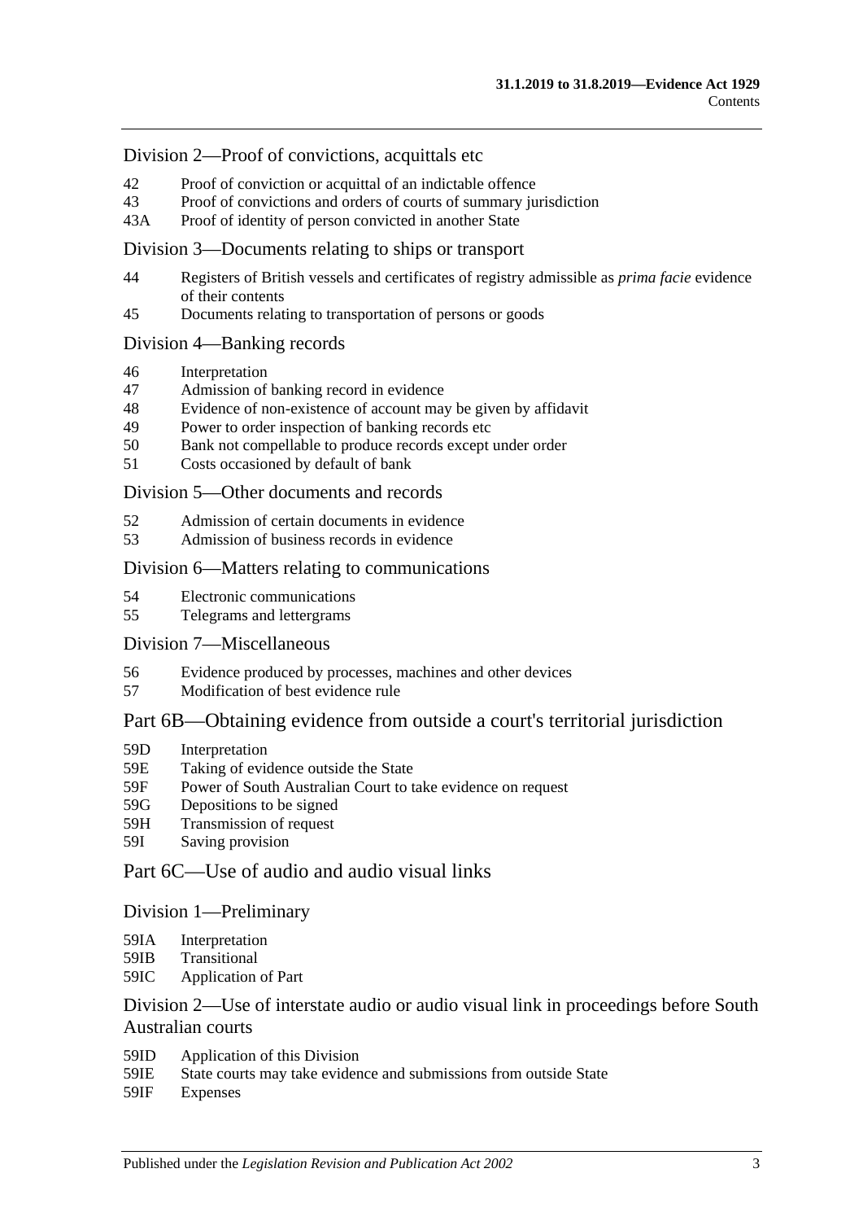## Division 2—Proof of convictions, acquittals etc

42 Proof of conviction or acquittal of an indictable offence
43 Proof of convictions and orders of courts of summary jurisdiction
43A Proof of identity of person convicted in another State

## Division 3—Documents relating to ships or transport

44 Registers of British vessels and certificates of registry admissible as *prima facie* evidence of their contents
45 Documents relating to transportation of persons or goods

## Division 4—Banking records

46 Interpretation
47 Admission of banking record in evidence
48 Evidence of non-existence of account may be given by affidavit
49 Power to order inspection of banking records etc
50 Bank not compellable to produce records except under order
51 Costs occasioned by default of bank

## Division 5—Other documents and records

52 Admission of certain documents in evidence
53 Admission of business records in evidence

## Division 6—Matters relating to communications

54 Electronic communications
55 Telegrams and lettergrams

## Division 7—Miscellaneous

56 Evidence produced by processes, machines and other devices
57 Modification of best evidence rule

# Part 6B—Obtaining evidence from outside a court's territorial jurisdiction

59D Interpretation
59E Taking of evidence outside the State
59F Power of South Australian Court to take evidence on request
59G Depositions to be signed
59H Transmission of request
59I Saving provision

# Part 6C—Use of audio and audio visual links

## Division 1—Preliminary

59IA Interpretation
59IB Transitional
59IC Application of Part

## Division 2—Use of interstate audio or audio visual link in proceedings before South Australian courts

59ID Application of this Division
59IE State courts may take evidence and submissions from outside State
59IF Expenses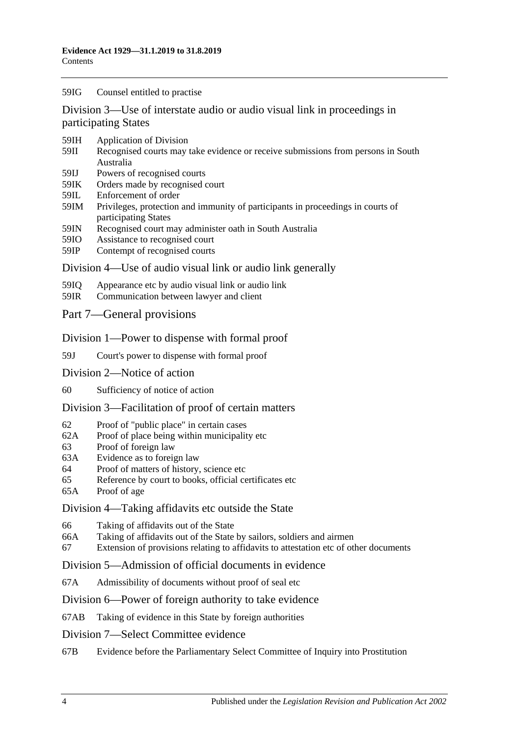59IG Counsel entitled to practise

## Division 3—Use of interstate audio or audio visual link in proceedings in participating States

59IH Application of Division

59II Recognised courts may take evidence or receive submissions from persons in South Australia

59IJ Powers of recognised courts

59IK Orders made by recognised court

59IL Enforcement of order

59IM Privileges, protection and immunity of participants in proceedings in courts of participating States

59IN Recognised court may administer oath in South Australia

59IO Assistance to recognised court

59IP Contempt of recognised courts

## Division 4—Use of audio visual link or audio link generally

59IQ Appearance etc by audio visual link or audio link

59IR Communication between lawyer and client

# Part 7—General provisions

## Division 1—Power to dispense with formal proof

59J Court's power to dispense with formal proof

## Division 2—Notice of action

60 Sufficiency of notice of action

## Division 3—Facilitation of proof of certain matters

62 Proof of "public place" in certain cases

62A Proof of place being within municipality etc

63 Proof of foreign law

63A Evidence as to foreign law

64 Proof of matters of history, science etc

65 Reference by court to books, official certificates etc

65A Proof of age

## Division 4—Taking affidavits etc outside the State

66 Taking of affidavits out of the State

66A Taking of affidavits out of the State by sailors, soldiers and airmen

67 Extension of provisions relating to affidavits to attestation etc of other documents

## Division 5—Admission of official documents in evidence

67A Admissibility of documents without proof of seal etc

## Division 6—Power of foreign authority to take evidence

67AB Taking of evidence in this State by foreign authorities

## Division 7—Select Committee evidence

67B Evidence before the Parliamentary Select Committee of Inquiry into Prostitution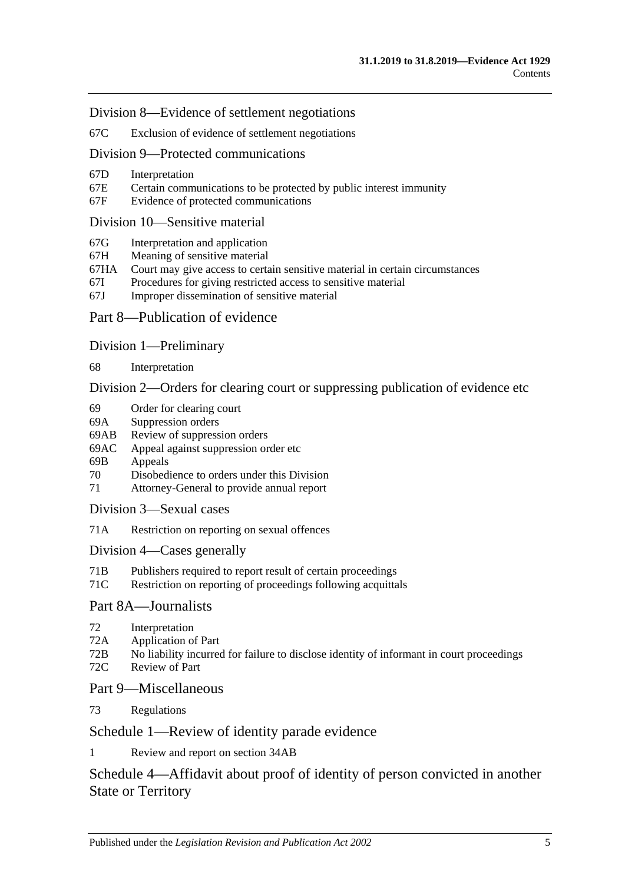Division 8—Evidence of settlement negotiations

67C Exclusion of evidence of settlement negotiations

Division 9—Protected communications

67D Interpretation
67E Certain communications to be protected by public interest immunity
67F Evidence of protected communications

Division 10—Sensitive material

67G Interpretation and application
67H Meaning of sensitive material
67HA Court may give access to certain sensitive material in certain circumstances
67I Procedures for giving restricted access to sensitive material
67J Improper dissemination of sensitive material

Part 8—Publication of evidence

Division 1—Preliminary

68 Interpretation

Division 2—Orders for clearing court or suppressing publication of evidence etc

69 Order for clearing court
69A Suppression orders
69AB Review of suppression orders
69AC Appeal against suppression order etc
69B Appeals
70 Disobedience to orders under this Division
71 Attorney-General to provide annual report

Division 3—Sexual cases

71A Restriction on reporting on sexual offences

Division 4—Cases generally

71B Publishers required to report result of certain proceedings
71C Restriction on reporting of proceedings following acquittals

Part 8A—Journalists

72 Interpretation
72A Application of Part
72B No liability incurred for failure to disclose identity of informant in court proceedings
72C Review of Part

Part 9—Miscellaneous

73 Regulations

Schedule 1—Review of identity parade evidence

1 Review and report on section 34AB

Schedule 4—Affidavit about proof of identity of person convicted in another State or Territory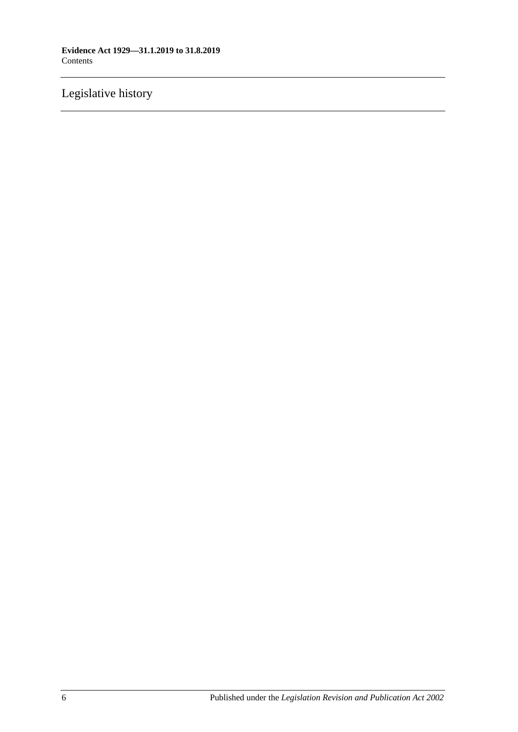Legislative history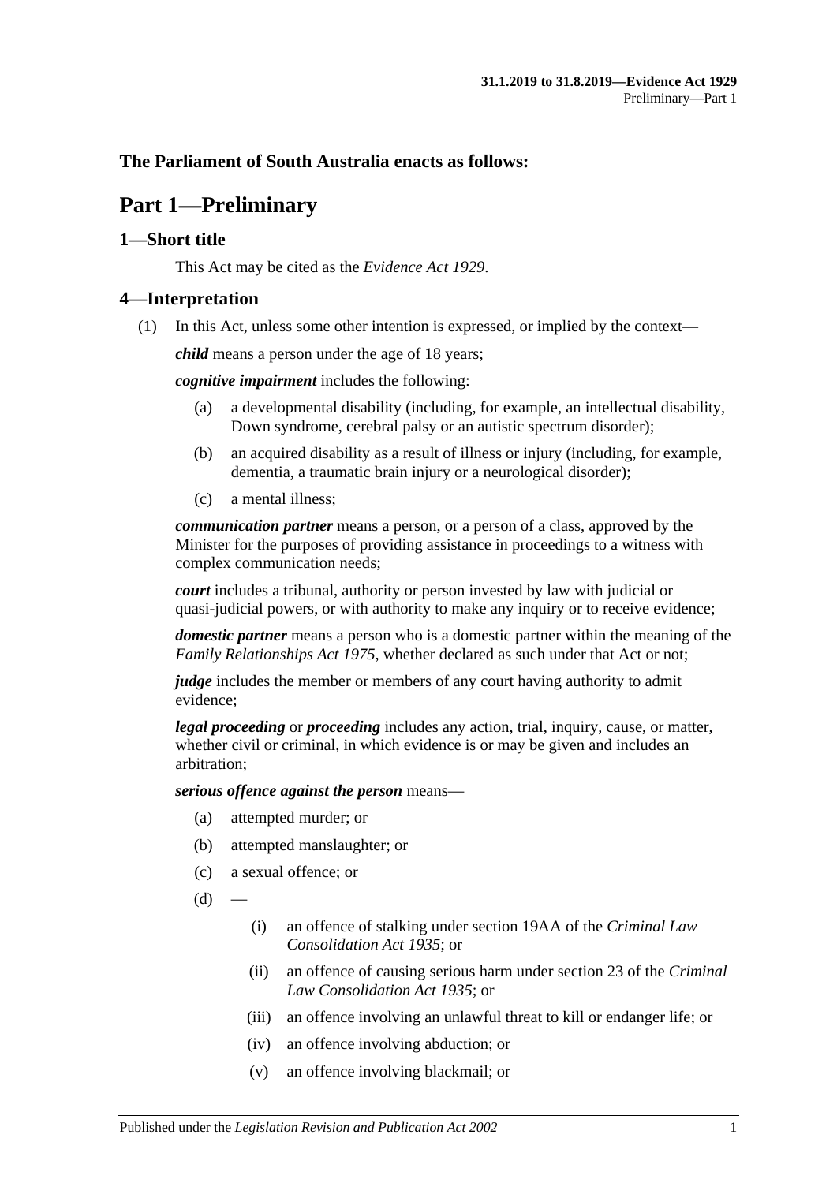## The Parliament of South Australia enacts as follows:

# Part 1—Preliminary

## 1—Short title

This Act may be cited as the *Evidence Act 1929*.

## 4—Interpretation

(1) In this Act, unless some other intention is expressed, or implied by the context—

***child*** means a person under the age of 18 years;

***cognitive impairment*** includes the following:

- (a) a developmental disability (including, for example, an intellectual disability, Down syndrome, cerebral palsy or an autistic spectrum disorder);
- (b) an acquired disability as a result of illness or injury (including, for example, dementia, a traumatic brain injury or a neurological disorder);
- (c) a mental illness;

***communication partner*** means a person, or a person of a class, approved by the Minister for the purposes of providing assistance in proceedings to a witness with complex communication needs;

***court*** includes a tribunal, authority or person invested by law with judicial or quasi-judicial powers, or with authority to make any inquiry or to receive evidence;

***domestic partner*** means a person who is a domestic partner within the meaning of the *Family Relationships Act 1975*, whether declared as such under that Act or not;

***judge*** includes the member or members of any court having authority to admit evidence;

***legal proceeding*** or ***proceeding*** includes any action, trial, inquiry, cause, or matter, whether civil or criminal, in which evidence is or may be given and includes an arbitration;

***serious offence against the person*** means—

- (a) attempted murder; or
- (b) attempted manslaughter; or
- (c) a sexual offence; or
- (d) —
  - (i) an offence of stalking under section 19AA of the *Criminal Law Consolidation Act 1935*; or
  - (ii) an offence of causing serious harm under section 23 of the *Criminal Law Consolidation Act 1935*; or
  - (iii) an offence involving an unlawful threat to kill or endanger life; or
  - (iv) an offence involving abduction; or
  - (v) an offence involving blackmail; or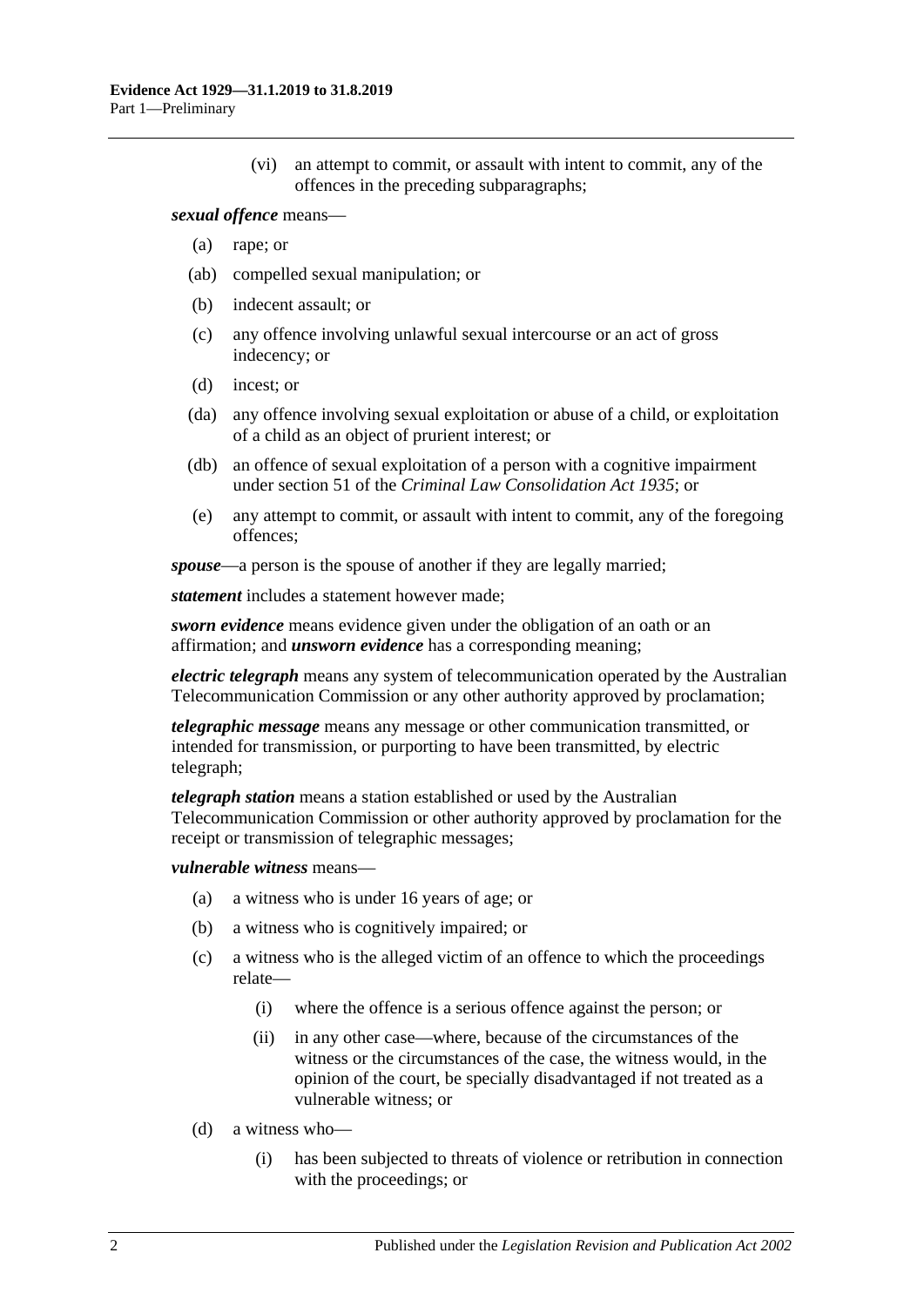(vi) an attempt to commit, or assault with intent to commit, any of the offences in the preceding subparagraphs;

***sexual offence*** means—

(a) rape; or

(ab) compelled sexual manipulation; or

(b) indecent assault; or

(c) any offence involving unlawful sexual intercourse or an act of gross indecency; or

(d) incest; or

(da) any offence involving sexual exploitation or abuse of a child, or exploitation of a child as an object of prurient interest; or

(db) an offence of sexual exploitation of a person with a cognitive impairment under section 51 of the *Criminal Law Consolidation Act 1935*; or

(e) any attempt to commit, or assault with intent to commit, any of the foregoing offences;

***spouse***—a person is the spouse of another if they are legally married;

***statement*** includes a statement however made;

***sworn evidence*** means evidence given under the obligation of an oath or an affirmation; and ***unsworn evidence*** has a corresponding meaning;

***electric telegraph*** means any system of telecommunication operated by the Australian Telecommunication Commission or any other authority approved by proclamation;

***telegraphic message*** means any message or other communication transmitted, or intended for transmission, or purporting to have been transmitted, by electric telegraph;

***telegraph station*** means a station established or used by the Australian Telecommunication Commission or other authority approved by proclamation for the receipt or transmission of telegraphic messages;

***vulnerable witness*** means—

(a) a witness who is under 16 years of age; or

(b) a witness who is cognitively impaired; or

(c) a witness who is the alleged victim of an offence to which the proceedings relate—

(i) where the offence is a serious offence against the person; or

(ii) in any other case—where, because of the circumstances of the witness or the circumstances of the case, the witness would, in the opinion of the court, be specially disadvantaged if not treated as a vulnerable witness; or

(d) a witness who—

(i) has been subjected to threats of violence or retribution in connection with the proceedings; or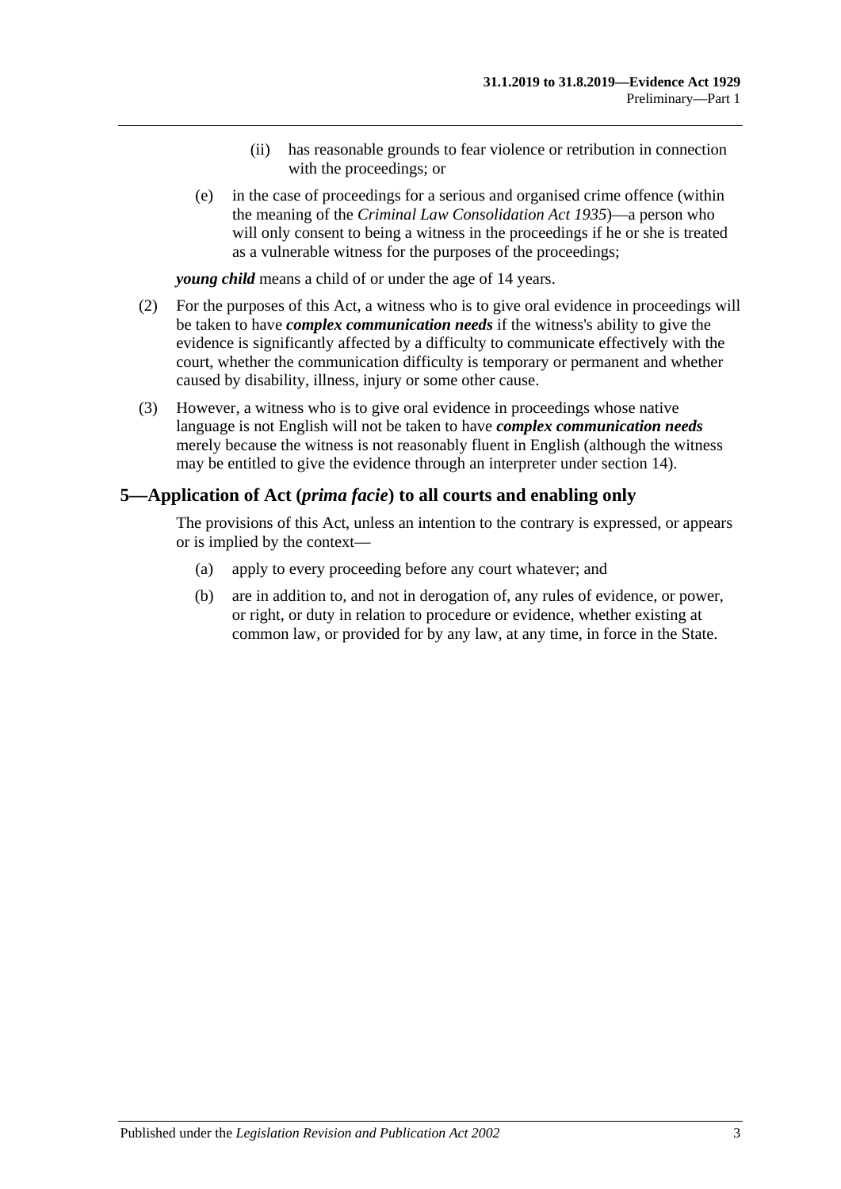(ii) has reasonable grounds to fear violence or retribution in connection with the proceedings; or

(e) in the case of proceedings for a serious and organised crime offence (within the meaning of the *Criminal Law Consolidation Act 1935*)—a person who will only consent to being a witness in the proceedings if he or she is treated as a vulnerable witness for the purposes of the proceedings;

***young child*** means a child of or under the age of 14 years.

(2) For the purposes of this Act, a witness who is to give oral evidence in proceedings will be taken to have ***complex communication needs*** if the witness's ability to give the evidence is significantly affected by a difficulty to communicate effectively with the court, whether the communication difficulty is temporary or permanent and whether caused by disability, illness, injury or some other cause.

(3) However, a witness who is to give oral evidence in proceedings whose native language is not English will not be taken to have ***complex communication needs*** merely because the witness is not reasonably fluent in English (although the witness may be entitled to give the evidence through an interpreter under section 14).

## 5—Application of Act (*prima facie*) to all courts and enabling only

The provisions of this Act, unless an intention to the contrary is expressed, or appears or is implied by the context—

(a) apply to every proceeding before any court whatever; and

(b) are in addition to, and not in derogation of, any rules of evidence, or power, or right, or duty in relation to procedure or evidence, whether existing at common law, or provided for by any law, at any time, in force in the State.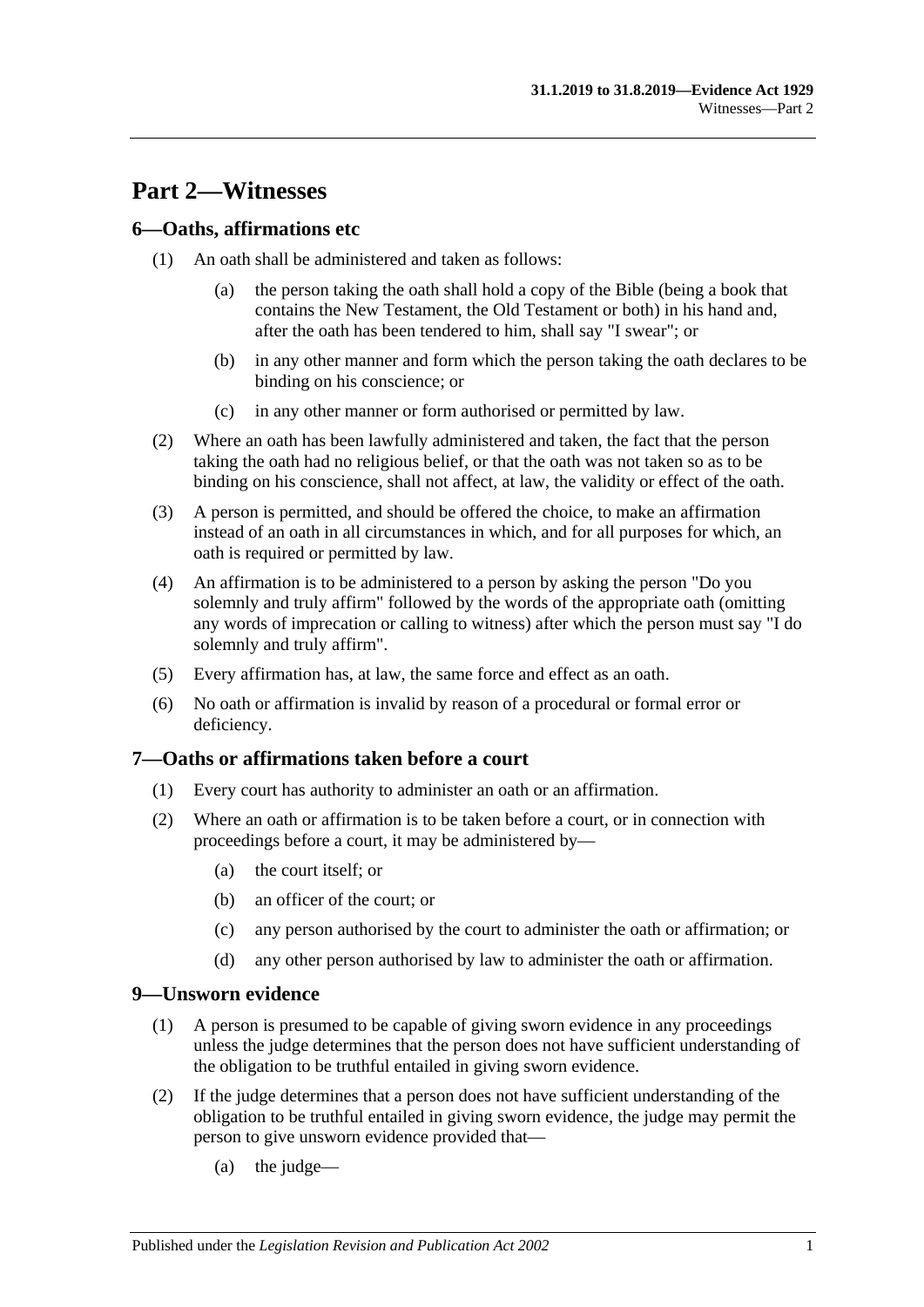# Part 2—Witnesses

## 6—Oaths, affirmations etc

(1) An oath shall be administered and taken as follows:

   (a) the person taking the oath shall hold a copy of the Bible (being a book that contains the New Testament, the Old Testament or both) in his hand and, after the oath has been tendered to him, shall say "I swear"; or

   (b) in any other manner and form which the person taking the oath declares to be binding on his conscience; or

   (c) in any other manner or form authorised or permitted by law.

(2) Where an oath has been lawfully administered and taken, the fact that the person taking the oath had no religious belief, or that the oath was not taken so as to be binding on his conscience, shall not affect, at law, the validity or effect of the oath.

(3) A person is permitted, and should be offered the choice, to make an affirmation instead of an oath in all circumstances in which, and for all purposes for which, an oath is required or permitted by law.

(4) An affirmation is to be administered to a person by asking the person "Do you solemnly and truly affirm" followed by the words of the appropriate oath (omitting any words of imprecation or calling to witness) after which the person must say "I do solemnly and truly affirm".

(5) Every affirmation has, at law, the same force and effect as an oath.

(6) No oath or affirmation is invalid by reason of a procedural or formal error or deficiency.

## 7—Oaths or affirmations taken before a court

(1) Every court has authority to administer an oath or an affirmation.

(2) Where an oath or affirmation is to be taken before a court, or in connection with proceedings before a court, it may be administered by—

   (a) the court itself; or

   (b) an officer of the court; or

   (c) any person authorised by the court to administer the oath or affirmation; or

   (d) any other person authorised by law to administer the oath or affirmation.

## 9—Unsworn evidence

(1) A person is presumed to be capable of giving sworn evidence in any proceedings unless the judge determines that the person does not have sufficient understanding of the obligation to be truthful entailed in giving sworn evidence.

(2) If the judge determines that a person does not have sufficient understanding of the obligation to be truthful entailed in giving sworn evidence, the judge may permit the person to give unsworn evidence provided that—

   (a) the judge—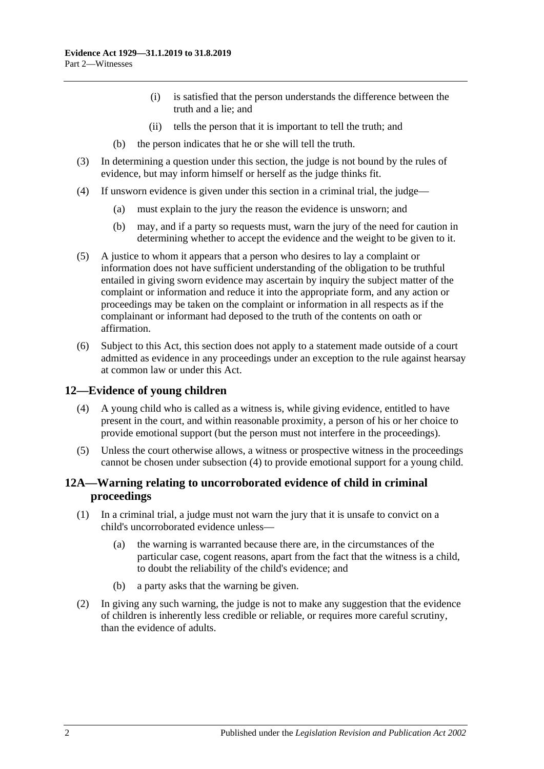(i) is satisfied that the person understands the difference between the truth and a lie; and

(ii) tells the person that it is important to tell the truth; and

(b) the person indicates that he or she will tell the truth.

(3) In determining a question under this section, the judge is not bound by the rules of evidence, but may inform himself or herself as the judge thinks fit.

(4) If unsworn evidence is given under this section in a criminal trial, the judge—

(a) must explain to the jury the reason the evidence is unsworn; and

(b) may, and if a party so requests must, warn the jury of the need for caution in determining whether to accept the evidence and the weight to be given to it.

(5) A justice to whom it appears that a person who desires to lay a complaint or information does not have sufficient understanding of the obligation to be truthful entailed in giving sworn evidence may ascertain by inquiry the subject matter of the complaint or information and reduce it into the appropriate form, and any action or proceedings may be taken on the complaint or information in all respects as if the complainant or informant had deposed to the truth of the contents on oath or affirmation.

(6) Subject to this Act, this section does not apply to a statement made outside of a court admitted as evidence in any proceedings under an exception to the rule against hearsay at common law or under this Act.

## 12—Evidence of young children

(4) A young child who is called as a witness is, while giving evidence, entitled to have present in the court, and within reasonable proximity, a person of his or her choice to provide emotional support (but the person must not interfere in the proceedings).

(5) Unless the court otherwise allows, a witness or prospective witness in the proceedings cannot be chosen under subsection (4) to provide emotional support for a young child.

## 12A—Warning relating to uncorroborated evidence of child in criminal proceedings

(1) In a criminal trial, a judge must not warn the jury that it is unsafe to convict on a child's uncorroborated evidence unless—

(a) the warning is warranted because there are, in the circumstances of the particular case, cogent reasons, apart from the fact that the witness is a child, to doubt the reliability of the child's evidence; and

(b) a party asks that the warning be given.

(2) In giving any such warning, the judge is not to make any suggestion that the evidence of children is inherently less credible or reliable, or requires more careful scrutiny, than the evidence of adults.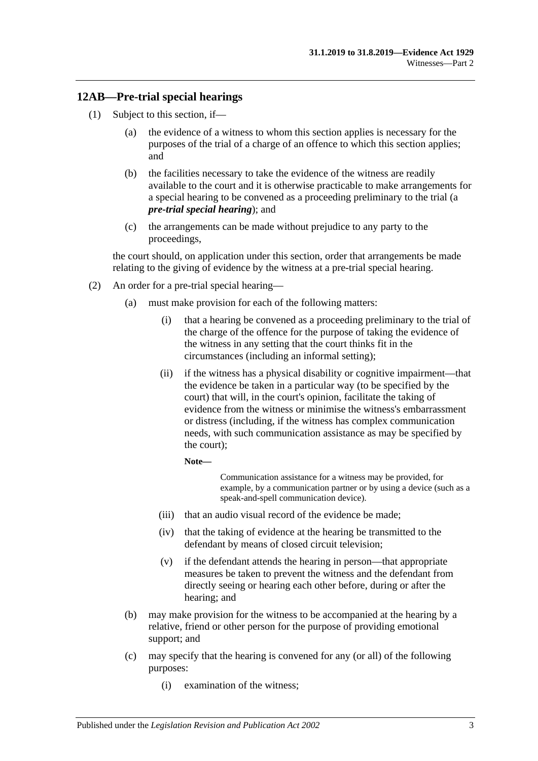## 12AB—Pre-trial special hearings

(1) Subject to this section, if—

(a) the evidence of a witness to whom this section applies is necessary for the purposes of the trial of a charge of an offence to which this section applies; and

(b) the facilities necessary to take the evidence of the witness are readily available to the court and it is otherwise practicable to make arrangements for a special hearing to be convened as a proceeding preliminary to the trial (a ***pre-trial special hearing***); and

(c) the arrangements can be made without prejudice to any party to the proceedings,

the court should, on application under this section, order that arrangements be made relating to the giving of evidence by the witness at a pre-trial special hearing.

(2) An order for a pre-trial special hearing—

(a) must make provision for each of the following matters:

(i) that a hearing be convened as a proceeding preliminary to the trial of the charge of the offence for the purpose of taking the evidence of the witness in any setting that the court thinks fit in the circumstances (including an informal setting);

(ii) if the witness has a physical disability or cognitive impairment—that the evidence be taken in a particular way (to be specified by the court) that will, in the court's opinion, facilitate the taking of evidence from the witness or minimise the witness's embarrassment or distress (including, if the witness has complex communication needs, with such communication assistance as may be specified by the court);

**Note—**

Communication assistance for a witness may be provided, for example, by a communication partner or by using a device (such as a speak-and-spell communication device).

(iii) that an audio visual record of the evidence be made;

(iv) that the taking of evidence at the hearing be transmitted to the defendant by means of closed circuit television;

(v) if the defendant attends the hearing in person—that appropriate measures be taken to prevent the witness and the defendant from directly seeing or hearing each other before, during or after the hearing; and

(b) may make provision for the witness to be accompanied at the hearing by a relative, friend or other person for the purpose of providing emotional support; and

(c) may specify that the hearing is convened for any (or all) of the following purposes:

(i) examination of the witness;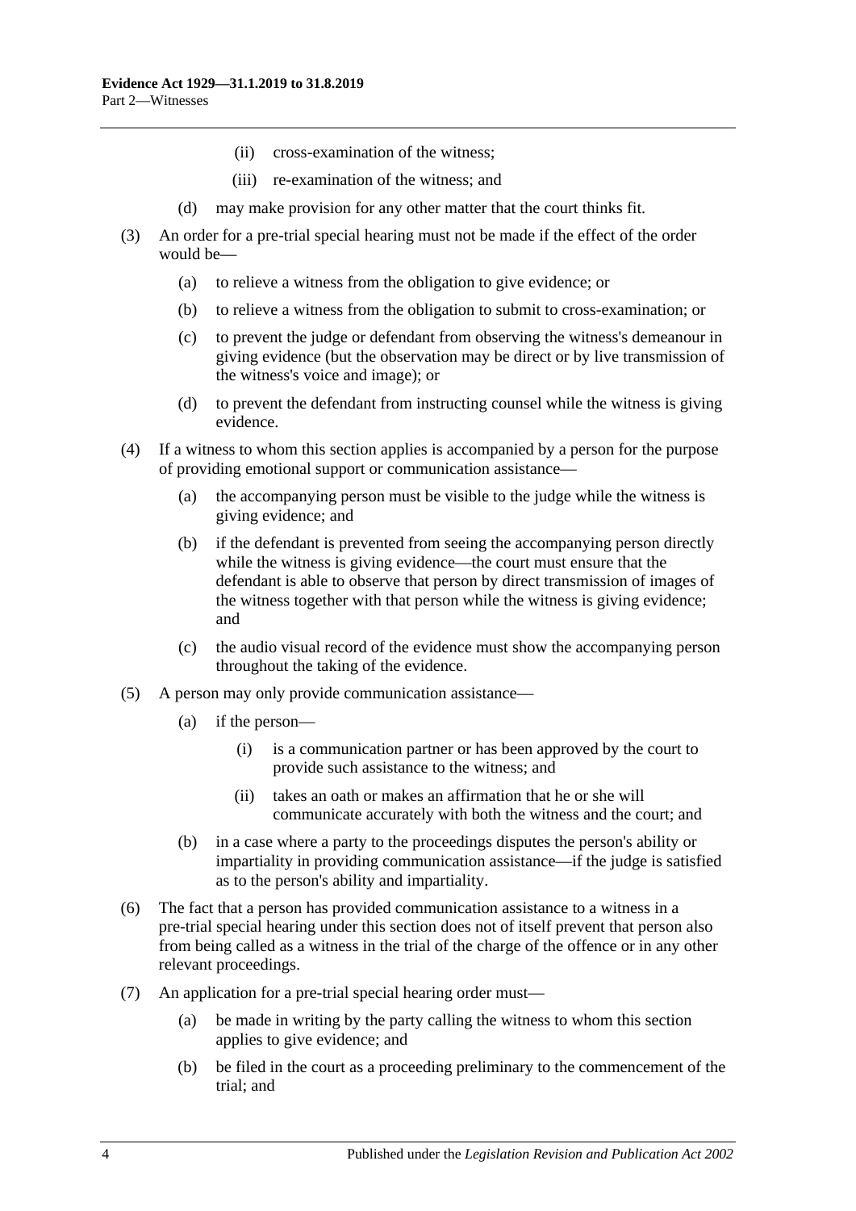(ii) cross-examination of the witness;

(iii) re-examination of the witness; and

(d) may make provision for any other matter that the court thinks fit.

(3) An order for a pre-trial special hearing must not be made if the effect of the order would be—

(a) to relieve a witness from the obligation to give evidence; or

(b) to relieve a witness from the obligation to submit to cross-examination; or

(c) to prevent the judge or defendant from observing the witness's demeanour in giving evidence (but the observation may be direct or by live transmission of the witness's voice and image); or

(d) to prevent the defendant from instructing counsel while the witness is giving evidence.

(4) If a witness to whom this section applies is accompanied by a person for the purpose of providing emotional support or communication assistance—

(a) the accompanying person must be visible to the judge while the witness is giving evidence; and

(b) if the defendant is prevented from seeing the accompanying person directly while the witness is giving evidence—the court must ensure that the defendant is able to observe that person by direct transmission of images of the witness together with that person while the witness is giving evidence; and

(c) the audio visual record of the evidence must show the accompanying person throughout the taking of the evidence.

(5) A person may only provide communication assistance—

(a) if the person—

(i) is a communication partner or has been approved by the court to provide such assistance to the witness; and

(ii) takes an oath or makes an affirmation that he or she will communicate accurately with both the witness and the court; and

(b) in a case where a party to the proceedings disputes the person's ability or impartiality in providing communication assistance—if the judge is satisfied as to the person's ability and impartiality.

(6) The fact that a person has provided communication assistance to a witness in a pre-trial special hearing under this section does not of itself prevent that person also from being called as a witness in the trial of the charge of the offence or in any other relevant proceedings.

(7) An application for a pre-trial special hearing order must—

(a) be made in writing by the party calling the witness to whom this section applies to give evidence; and

(b) be filed in the court as a proceeding preliminary to the commencement of the trial; and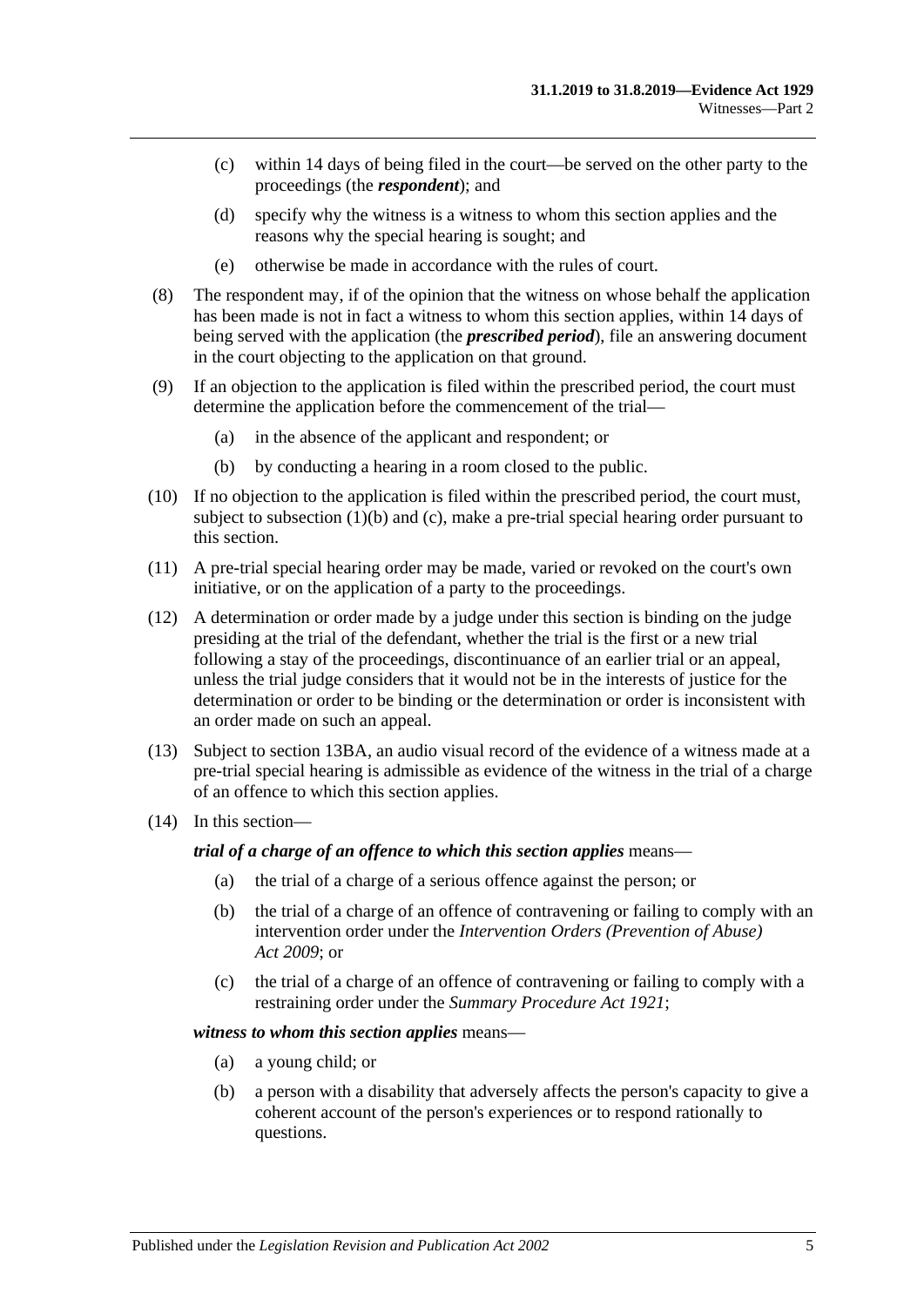(c) within 14 days of being filed in the court—be served on the other party to the proceedings (the ***respondent***); and

(d) specify why the witness is a witness to whom this section applies and the reasons why the special hearing is sought; and

(e) otherwise be made in accordance with the rules of court.

(8) The respondent may, if of the opinion that the witness on whose behalf the application has been made is not in fact a witness to whom this section applies, within 14 days of being served with the application (the ***prescribed period***), file an answering document in the court objecting to the application on that ground.

(9) If an objection to the application is filed within the prescribed period, the court must determine the application before the commencement of the trial—

(a) in the absence of the applicant and respondent; or

(b) by conducting a hearing in a room closed to the public.

(10) If no objection to the application is filed within the prescribed period, the court must, subject to subsection (1)(b) and (c), make a pre-trial special hearing order pursuant to this section.

(11) A pre-trial special hearing order may be made, varied or revoked on the court's own initiative, or on the application of a party to the proceedings.

(12) A determination or order made by a judge under this section is binding on the judge presiding at the trial of the defendant, whether the trial is the first or a new trial following a stay of the proceedings, discontinuance of an earlier trial or an appeal, unless the trial judge considers that it would not be in the interests of justice for the determination or order to be binding or the determination or order is inconsistent with an order made on such an appeal.

(13) Subject to section 13BA, an audio visual record of the evidence of a witness made at a pre-trial special hearing is admissible as evidence of the witness in the trial of a charge of an offence to which this section applies.

(14) In this section—

***trial of a charge of an offence to which this section applies*** means—

(a) the trial of a charge of a serious offence against the person; or

(b) the trial of a charge of an offence of contravening or failing to comply with an intervention order under the *Intervention Orders (Prevention of Abuse) Act 2009*; or

(c) the trial of a charge of an offence of contravening or failing to comply with a restraining order under the *Summary Procedure Act 1921*;

***witness to whom this section applies*** means—

(a) a young child; or

(b) a person with a disability that adversely affects the person's capacity to give a coherent account of the person's experiences or to respond rationally to questions.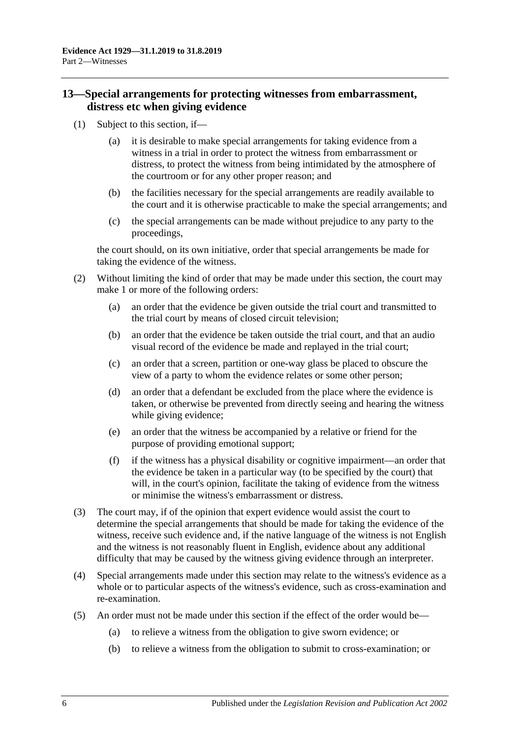## 13—Special arrangements for protecting witnesses from embarrassment, distress etc when giving evidence

(1) Subject to this section, if—

  (a) it is desirable to make special arrangements for taking evidence from a witness in a trial in order to protect the witness from embarrassment or distress, to protect the witness from being intimidated by the atmosphere of the courtroom or for any other proper reason; and

  (b) the facilities necessary for the special arrangements are readily available to the court and it is otherwise practicable to make the special arrangements; and

  (c) the special arrangements can be made without prejudice to any party to the proceedings,

the court should, on its own initiative, order that special arrangements be made for taking the evidence of the witness.

(2) Without limiting the kind of order that may be made under this section, the court may make 1 or more of the following orders:

  (a) an order that the evidence be given outside the trial court and transmitted to the trial court by means of closed circuit television;

  (b) an order that the evidence be taken outside the trial court, and that an audio visual record of the evidence be made and replayed in the trial court;

  (c) an order that a screen, partition or one-way glass be placed to obscure the view of a party to whom the evidence relates or some other person;

  (d) an order that a defendant be excluded from the place where the evidence is taken, or otherwise be prevented from directly seeing and hearing the witness while giving evidence;

  (e) an order that the witness be accompanied by a relative or friend for the purpose of providing emotional support;

  (f) if the witness has a physical disability or cognitive impairment—an order that the evidence be taken in a particular way (to be specified by the court) that will, in the court's opinion, facilitate the taking of evidence from the witness or minimise the witness's embarrassment or distress.

(3) The court may, if of the opinion that expert evidence would assist the court to determine the special arrangements that should be made for taking the evidence of the witness, receive such evidence and, if the native language of the witness is not English and the witness is not reasonably fluent in English, evidence about any additional difficulty that may be caused by the witness giving evidence through an interpreter.

(4) Special arrangements made under this section may relate to the witness's evidence as a whole or to particular aspects of the witness's evidence, such as cross-examination and re-examination.

(5) An order must not be made under this section if the effect of the order would be—

  (a) to relieve a witness from the obligation to give sworn evidence; or

  (b) to relieve a witness from the obligation to submit to cross-examination; or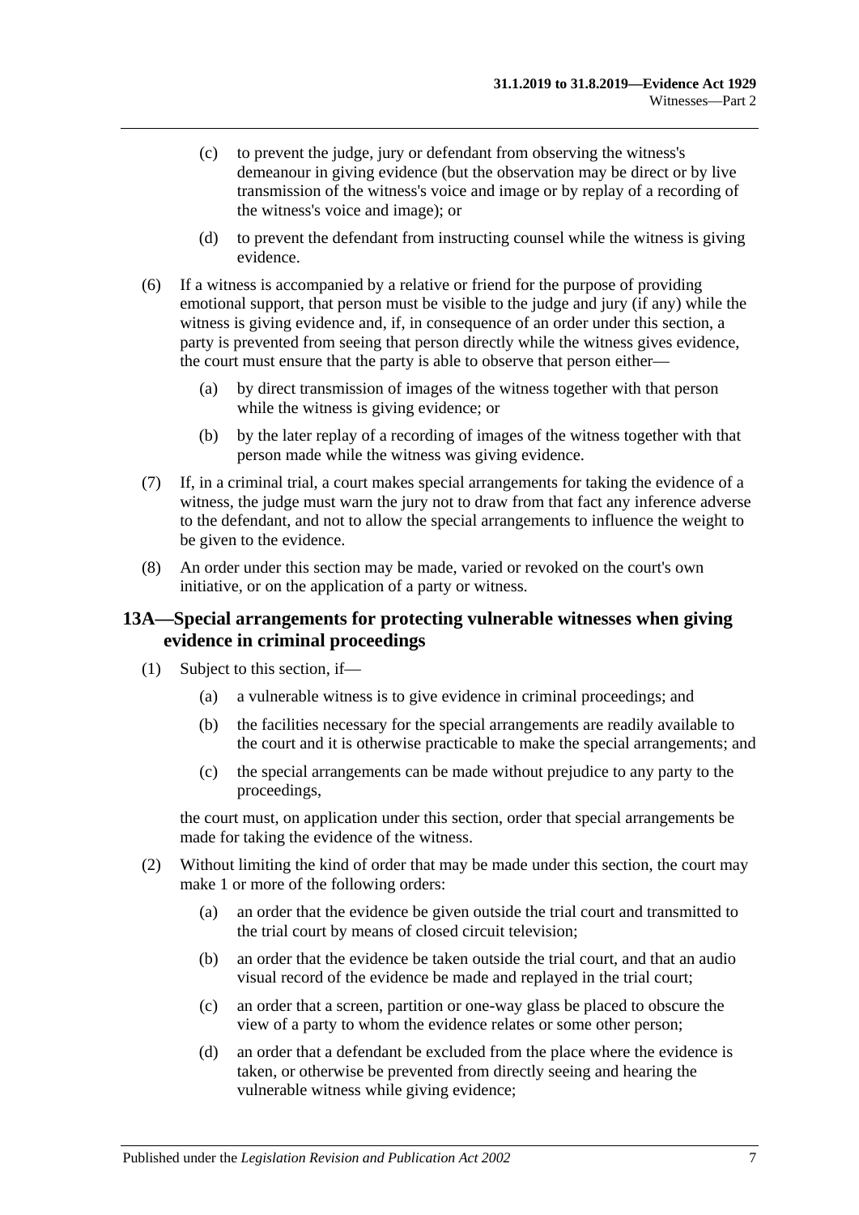(c) to prevent the judge, jury or defendant from observing the witness's demeanour in giving evidence (but the observation may be direct or by live transmission of the witness's voice and image or by replay of a recording of the witness's voice and image); or

(d) to prevent the defendant from instructing counsel while the witness is giving evidence.

(6) If a witness is accompanied by a relative or friend for the purpose of providing emotional support, that person must be visible to the judge and jury (if any) while the witness is giving evidence and, if, in consequence of an order under this section, a party is prevented from seeing that person directly while the witness gives evidence, the court must ensure that the party is able to observe that person either—

(a) by direct transmission of images of the witness together with that person while the witness is giving evidence; or

(b) by the later replay of a recording of images of the witness together with that person made while the witness was giving evidence.

(7) If, in a criminal trial, a court makes special arrangements for taking the evidence of a witness, the judge must warn the jury not to draw from that fact any inference adverse to the defendant, and not to allow the special arrangements to influence the weight to be given to the evidence.

(8) An order under this section may be made, varied or revoked on the court's own initiative, or on the application of a party or witness.

## 13A—Special arrangements for protecting vulnerable witnesses when giving evidence in criminal proceedings

(1) Subject to this section, if—

(a) a vulnerable witness is to give evidence in criminal proceedings; and

(b) the facilities necessary for the special arrangements are readily available to the court and it is otherwise practicable to make the special arrangements; and

(c) the special arrangements can be made without prejudice to any party to the proceedings,

the court must, on application under this section, order that special arrangements be made for taking the evidence of the witness.

(2) Without limiting the kind of order that may be made under this section, the court may make 1 or more of the following orders:

(a) an order that the evidence be given outside the trial court and transmitted to the trial court by means of closed circuit television;

(b) an order that the evidence be taken outside the trial court, and that an audio visual record of the evidence be made and replayed in the trial court;

(c) an order that a screen, partition or one-way glass be placed to obscure the view of a party to whom the evidence relates or some other person;

(d) an order that a defendant be excluded from the place where the evidence is taken, or otherwise be prevented from directly seeing and hearing the vulnerable witness while giving evidence;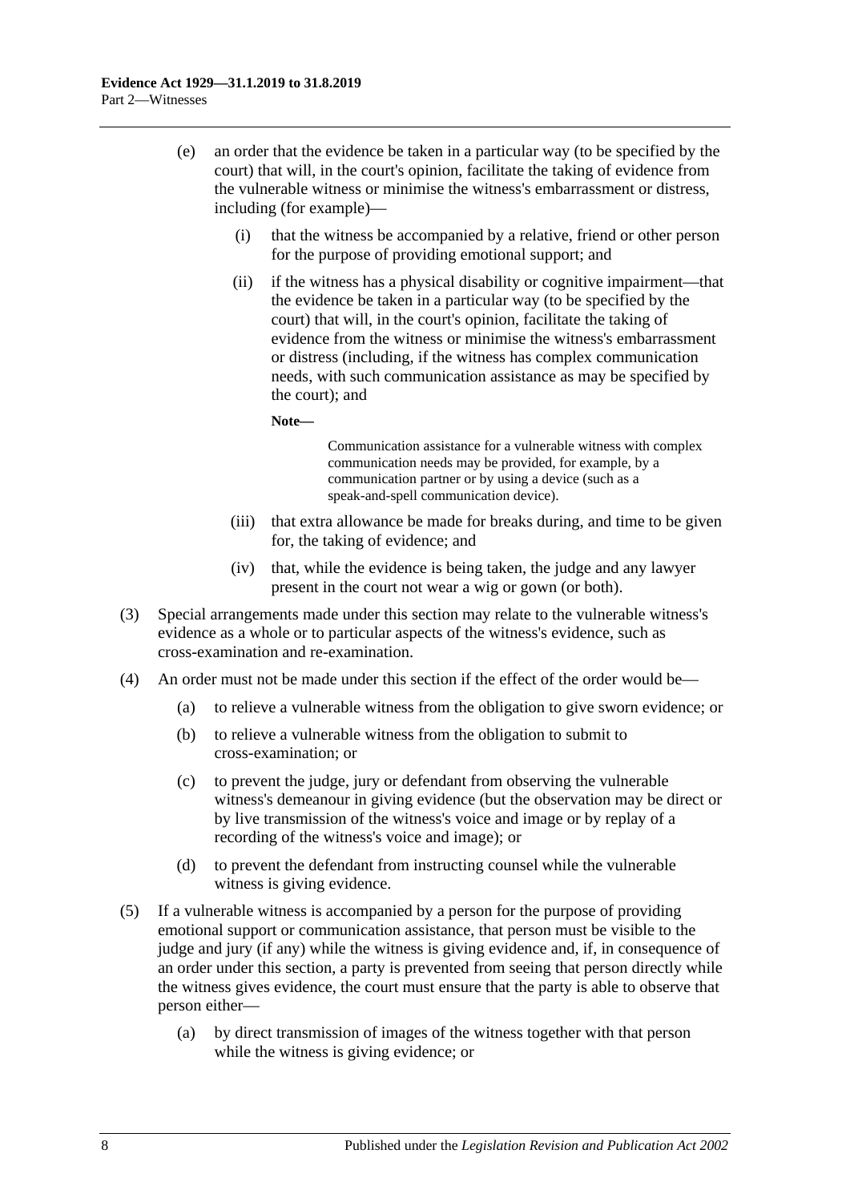(e) an order that the evidence be taken in a particular way (to be specified by the court) that will, in the court's opinion, facilitate the taking of evidence from the vulnerable witness or minimise the witness's embarrassment or distress, including (for example)—

  (i) that the witness be accompanied by a relative, friend or other person for the purpose of providing emotional support; and

  (ii) if the witness has a physical disability or cognitive impairment—that the evidence be taken in a particular way (to be specified by the court) that will, in the court's opinion, facilitate the taking of evidence from the witness or minimise the witness's embarrassment or distress (including, if the witness has complex communication needs, with such communication assistance as may be specified by the court); and

  **Note—**

  Communication assistance for a vulnerable witness with complex communication needs may be provided, for example, by a communication partner or by using a device (such as a speak-and-spell communication device).

  (iii) that extra allowance be made for breaks during, and time to be given for, the taking of evidence; and

  (iv) that, while the evidence is being taken, the judge and any lawyer present in the court not wear a wig or gown (or both).

(3) Special arrangements made under this section may relate to the vulnerable witness's evidence as a whole or to particular aspects of the witness's evidence, such as cross-examination and re-examination.

(4) An order must not be made under this section if the effect of the order would be—

  (a) to relieve a vulnerable witness from the obligation to give sworn evidence; or

  (b) to relieve a vulnerable witness from the obligation to submit to cross-examination; or

  (c) to prevent the judge, jury or defendant from observing the vulnerable witness's demeanour in giving evidence (but the observation may be direct or by live transmission of the witness's voice and image or by replay of a recording of the witness's voice and image); or

  (d) to prevent the defendant from instructing counsel while the vulnerable witness is giving evidence.

(5) If a vulnerable witness is accompanied by a person for the purpose of providing emotional support or communication assistance, that person must be visible to the judge and jury (if any) while the witness is giving evidence and, if, in consequence of an order under this section, a party is prevented from seeing that person directly while the witness gives evidence, the court must ensure that the party is able to observe that person either—

  (a) by direct transmission of images of the witness together with that person while the witness is giving evidence; or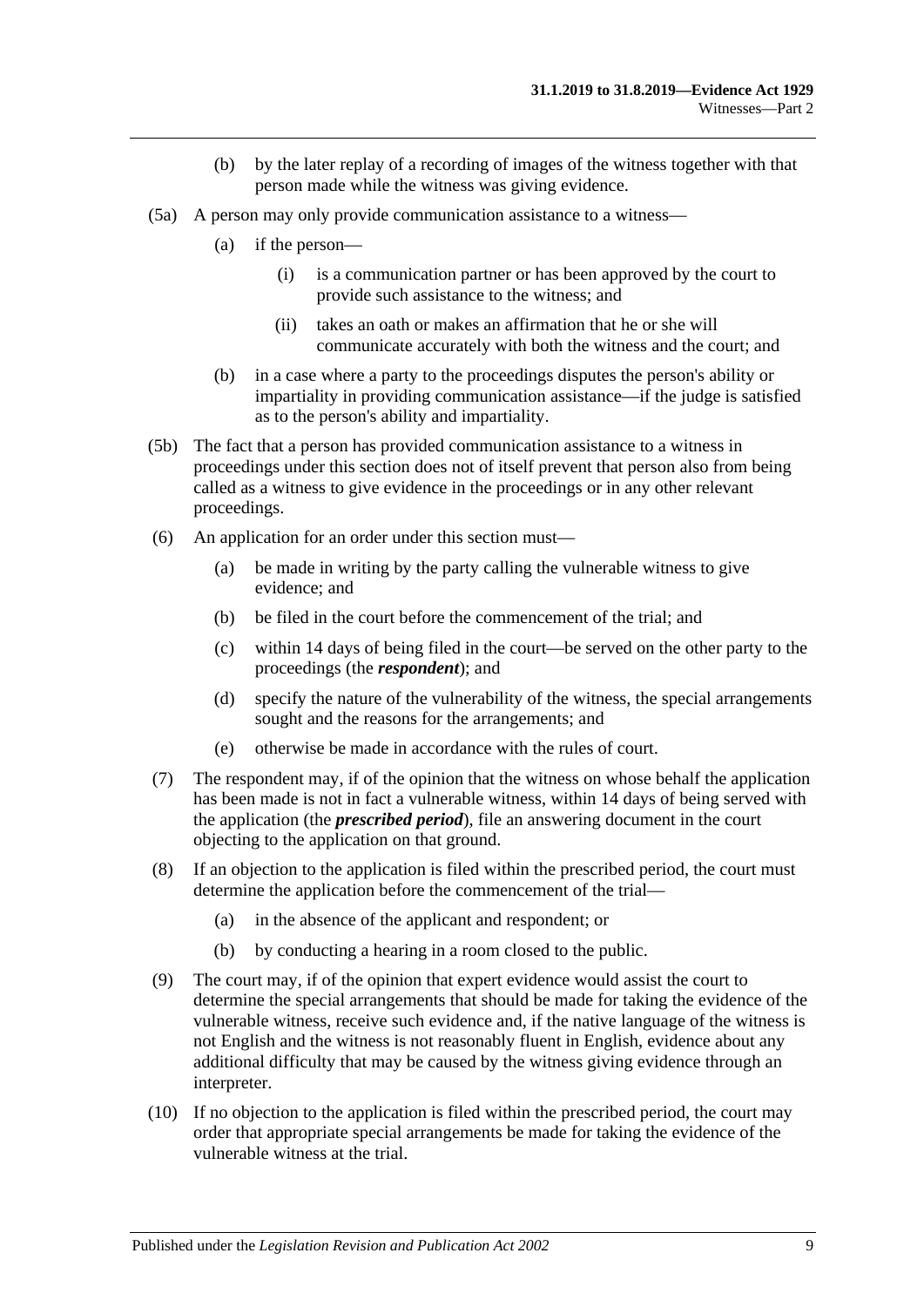(b) by the later replay of a recording of images of the witness together with that person made while the witness was giving evidence.

(5a) A person may only provide communication assistance to a witness—

(a) if the person—

(i) is a communication partner or has been approved by the court to provide such assistance to the witness; and

(ii) takes an oath or makes an affirmation that he or she will communicate accurately with both the witness and the court; and

(b) in a case where a party to the proceedings disputes the person's ability or impartiality in providing communication assistance—if the judge is satisfied as to the person's ability and impartiality.

(5b) The fact that a person has provided communication assistance to a witness in proceedings under this section does not of itself prevent that person also from being called as a witness to give evidence in the proceedings or in any other relevant proceedings.

(6) An application for an order under this section must—

(a) be made in writing by the party calling the vulnerable witness to give evidence; and

(b) be filed in the court before the commencement of the trial; and

(c) within 14 days of being filed in the court—be served on the other party to the proceedings (the ***respondent***); and

(d) specify the nature of the vulnerability of the witness, the special arrangements sought and the reasons for the arrangements; and

(e) otherwise be made in accordance with the rules of court.

(7) The respondent may, if of the opinion that the witness on whose behalf the application has been made is not in fact a vulnerable witness, within 14 days of being served with the application (the ***prescribed period***), file an answering document in the court objecting to the application on that ground.

(8) If an objection to the application is filed within the prescribed period, the court must determine the application before the commencement of the trial—

(a) in the absence of the applicant and respondent; or

(b) by conducting a hearing in a room closed to the public.

(9) The court may, if of the opinion that expert evidence would assist the court to determine the special arrangements that should be made for taking the evidence of the vulnerable witness, receive such evidence and, if the native language of the witness is not English and the witness is not reasonably fluent in English, evidence about any additional difficulty that may be caused by the witness giving evidence through an interpreter.

(10) If no objection to the application is filed within the prescribed period, the court may order that appropriate special arrangements be made for taking the evidence of the vulnerable witness at the trial.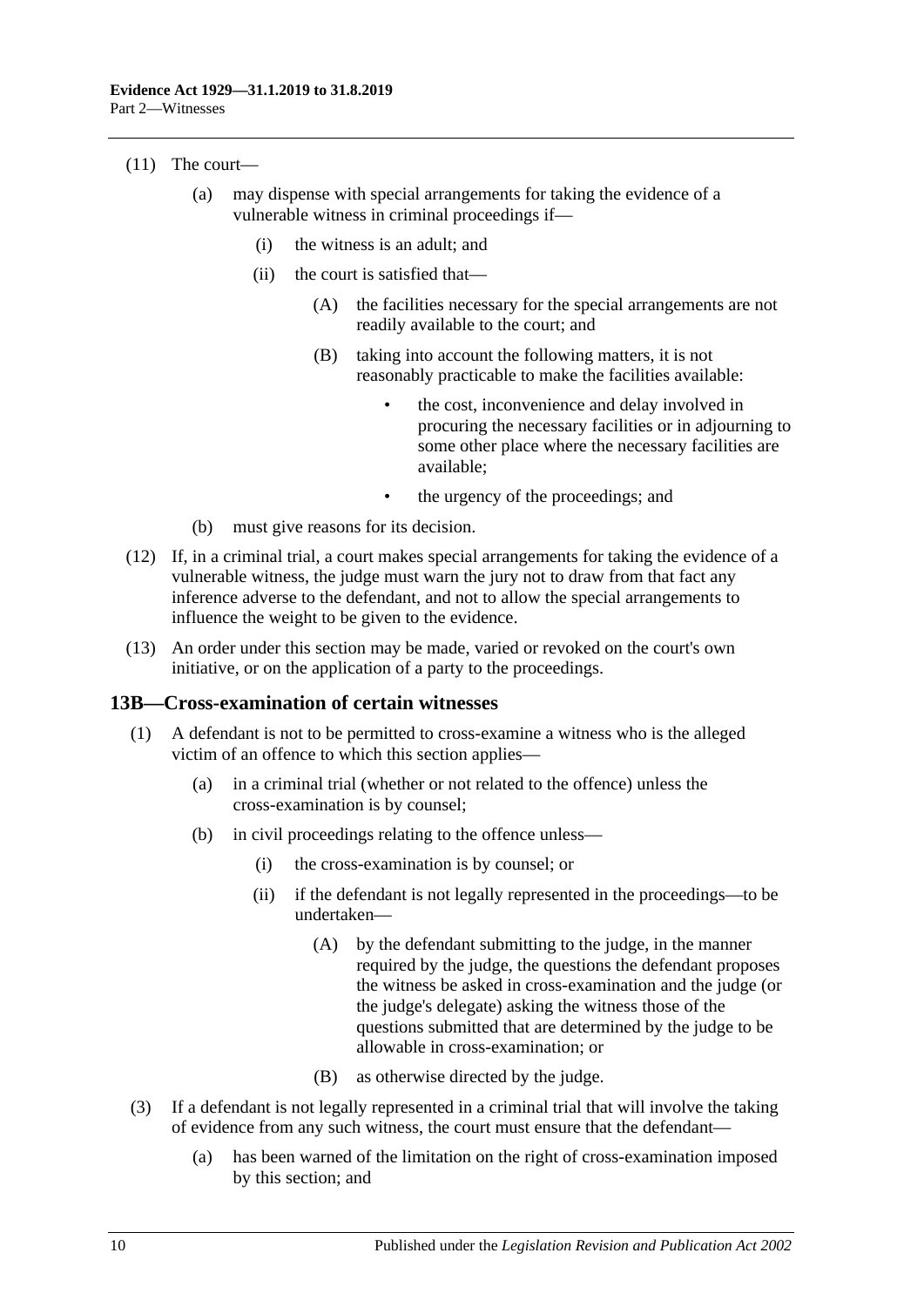(11) The court—

(a) may dispense with special arrangements for taking the evidence of a vulnerable witness in criminal proceedings if—

(i) the witness is an adult; and

(ii) the court is satisfied that—

(A) the facilities necessary for the special arrangements are not readily available to the court; and

(B) taking into account the following matters, it is not reasonably practicable to make the facilities available:

- the cost, inconvenience and delay involved in procuring the necessary facilities or in adjourning to some other place where the necessary facilities are available;
- the urgency of the proceedings; and

(b) must give reasons for its decision.

(12) If, in a criminal trial, a court makes special arrangements for taking the evidence of a vulnerable witness, the judge must warn the jury not to draw from that fact any inference adverse to the defendant, and not to allow the special arrangements to influence the weight to be given to the evidence.

(13) An order under this section may be made, varied or revoked on the court's own initiative, or on the application of a party to the proceedings.

## 13B—Cross-examination of certain witnesses

(1) A defendant is not to be permitted to cross-examine a witness who is the alleged victim of an offence to which this section applies—

(a) in a criminal trial (whether or not related to the offence) unless the cross-examination is by counsel;

(b) in civil proceedings relating to the offence unless—

(i) the cross-examination is by counsel; or

(ii) if the defendant is not legally represented in the proceedings—to be undertaken—

(A) by the defendant submitting to the judge, in the manner required by the judge, the questions the defendant proposes the witness be asked in cross-examination and the judge (or the judge's delegate) asking the witness those of the questions submitted that are determined by the judge to be allowable in cross-examination; or

(B) as otherwise directed by the judge.

(3) If a defendant is not legally represented in a criminal trial that will involve the taking of evidence from any such witness, the court must ensure that the defendant—

(a) has been warned of the limitation on the right of cross-examination imposed by this section; and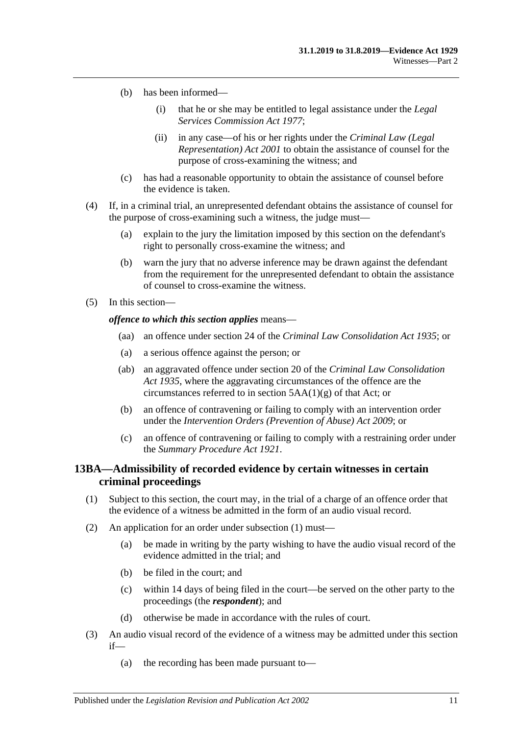(b) has been informed—

(i) that he or she may be entitled to legal assistance under the *Legal Services Commission Act 1977*;

(ii) in any case—of his or her rights under the *Criminal Law (Legal Representation) Act 2001* to obtain the assistance of counsel for the purpose of cross-examining the witness; and

(c) has had a reasonable opportunity to obtain the assistance of counsel before the evidence is taken.

(4) If, in a criminal trial, an unrepresented defendant obtains the assistance of counsel for the purpose of cross-examining such a witness, the judge must—

(a) explain to the jury the limitation imposed by this section on the defendant's right to personally cross-examine the witness; and

(b) warn the jury that no adverse inference may be drawn against the defendant from the requirement for the unrepresented defendant to obtain the assistance of counsel to cross-examine the witness.

(5) In this section—

***offence to which this section applies*** means—

(aa) an offence under section 24 of the *Criminal Law Consolidation Act 1935*; or

(a) a serious offence against the person; or

(ab) an aggravated offence under section 20 of the *Criminal Law Consolidation Act 1935*, where the aggravating circumstances of the offence are the circumstances referred to in section 5AA(1)(g) of that Act; or

(b) an offence of contravening or failing to comply with an intervention order under the *Intervention Orders (Prevention of Abuse) Act 2009*; or

(c) an offence of contravening or failing to comply with a restraining order under the *Summary Procedure Act 1921*.

## 13BA—Admissibility of recorded evidence by certain witnesses in certain criminal proceedings

(1) Subject to this section, the court may, in the trial of a charge of an offence order that the evidence of a witness be admitted in the form of an audio visual record.

(2) An application for an order under subsection (1) must—

(a) be made in writing by the party wishing to have the audio visual record of the evidence admitted in the trial; and

(b) be filed in the court; and

(c) within 14 days of being filed in the court—be served on the other party to the proceedings (the ***respondent***); and

(d) otherwise be made in accordance with the rules of court.

(3) An audio visual record of the evidence of a witness may be admitted under this section if—

(a) the recording has been made pursuant to—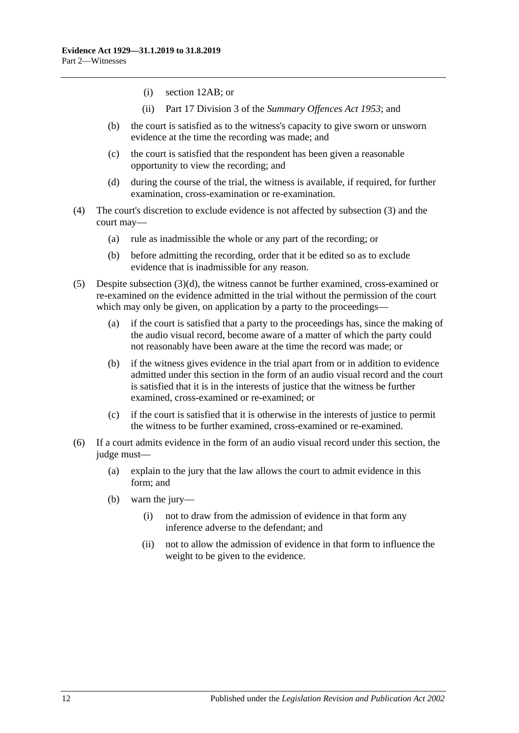(i) section 12AB; or

(ii) Part 17 Division 3 of the *Summary Offences Act 1953*; and

(b) the court is satisfied as to the witness's capacity to give sworn or unsworn evidence at the time the recording was made; and

(c) the court is satisfied that the respondent has been given a reasonable opportunity to view the recording; and

(d) during the course of the trial, the witness is available, if required, for further examination, cross-examination or re-examination.

(4) The court's discretion to exclude evidence is not affected by subsection (3) and the court may—

(a) rule as inadmissible the whole or any part of the recording; or

(b) before admitting the recording, order that it be edited so as to exclude evidence that is inadmissible for any reason.

(5) Despite subsection (3)(d), the witness cannot be further examined, cross-examined or re-examined on the evidence admitted in the trial without the permission of the court which may only be given, on application by a party to the proceedings—

(a) if the court is satisfied that a party to the proceedings has, since the making of the audio visual record, become aware of a matter of which the party could not reasonably have been aware at the time the record was made; or

(b) if the witness gives evidence in the trial apart from or in addition to evidence admitted under this section in the form of an audio visual record and the court is satisfied that it is in the interests of justice that the witness be further examined, cross-examined or re-examined; or

(c) if the court is satisfied that it is otherwise in the interests of justice to permit the witness to be further examined, cross-examined or re-examined.

(6) If a court admits evidence in the form of an audio visual record under this section, the judge must—

(a) explain to the jury that the law allows the court to admit evidence in this form; and

(b) warn the jury—

(i) not to draw from the admission of evidence in that form any inference adverse to the defendant; and

(ii) not to allow the admission of evidence in that form to influence the weight to be given to the evidence.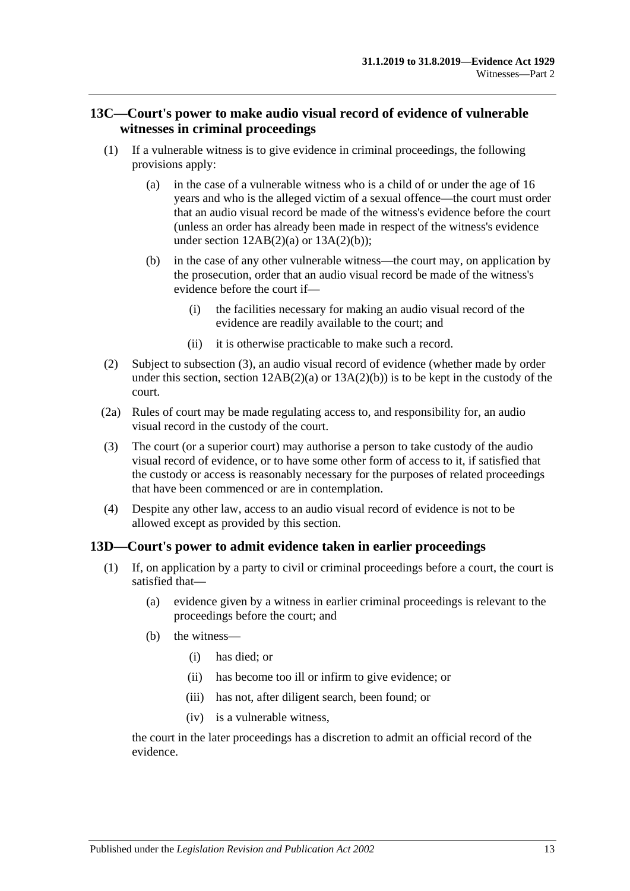## 13C—Court's power to make audio visual record of evidence of vulnerable witnesses in criminal proceedings

(1) If a vulnerable witness is to give evidence in criminal proceedings, the following provisions apply:

(a) in the case of a vulnerable witness who is a child of or under the age of 16 years and who is the alleged victim of a sexual offence—the court must order that an audio visual record be made of the witness's evidence before the court (unless an order has already been made in respect of the witness's evidence under section 12AB(2)(a) or 13A(2)(b));

(b) in the case of any other vulnerable witness—the court may, on application by the prosecution, order that an audio visual record be made of the witness's evidence before the court if—

(i) the facilities necessary for making an audio visual record of the evidence are readily available to the court; and

(ii) it is otherwise practicable to make such a record.

(2) Subject to subsection (3), an audio visual record of evidence (whether made by order under this section, section 12AB(2)(a) or 13A(2)(b)) is to be kept in the custody of the court.

(2a) Rules of court may be made regulating access to, and responsibility for, an audio visual record in the custody of the court.

(3) The court (or a superior court) may authorise a person to take custody of the audio visual record of evidence, or to have some other form of access to it, if satisfied that the custody or access is reasonably necessary for the purposes of related proceedings that have been commenced or are in contemplation.

(4) Despite any other law, access to an audio visual record of evidence is not to be allowed except as provided by this section.

## 13D—Court's power to admit evidence taken in earlier proceedings

(1) If, on application by a party to civil or criminal proceedings before a court, the court is satisfied that—

(a) evidence given by a witness in earlier criminal proceedings is relevant to the proceedings before the court; and

(b) the witness—

(i) has died; or

(ii) has become too ill or infirm to give evidence; or

(iii) has not, after diligent search, been found; or

(iv) is a vulnerable witness,

the court in the later proceedings has a discretion to admit an official record of the evidence.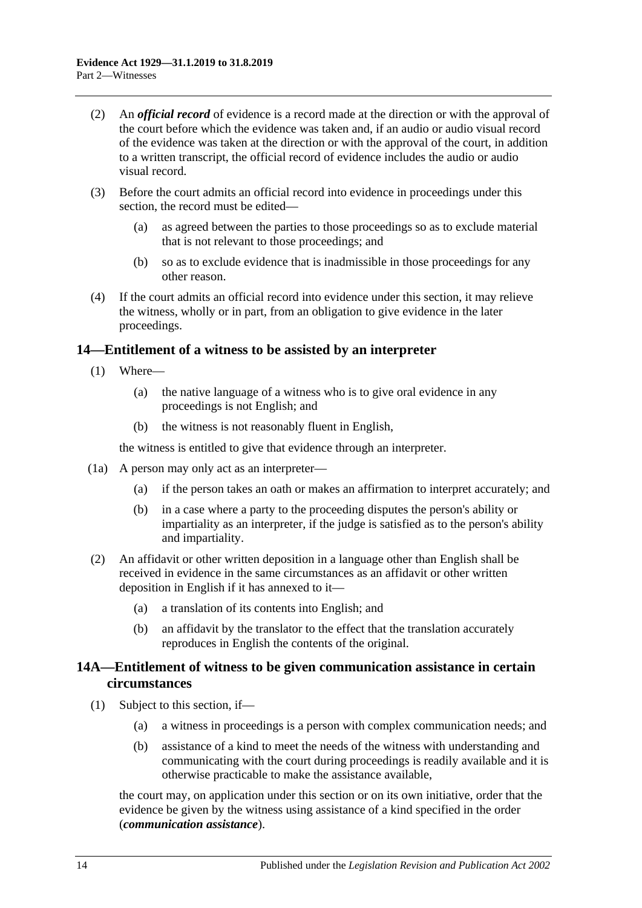(2) An ***official record*** of evidence is a record made at the direction or with the approval of the court before which the evidence was taken and, if an audio or audio visual record of the evidence was taken at the direction or with the approval of the court, in addition to a written transcript, the official record of evidence includes the audio or audio visual record.

(3) Before the court admits an official record into evidence in proceedings under this section, the record must be edited—

(a) as agreed between the parties to those proceedings so as to exclude material that is not relevant to those proceedings; and

(b) so as to exclude evidence that is inadmissible in those proceedings for any other reason.

(4) If the court admits an official record into evidence under this section, it may relieve the witness, wholly or in part, from an obligation to give evidence in the later proceedings.

## 14—Entitlement of a witness to be assisted by an interpreter

(1) Where—

(a) the native language of a witness who is to give oral evidence in any proceedings is not English; and

(b) the witness is not reasonably fluent in English,

the witness is entitled to give that evidence through an interpreter.

(1a) A person may only act as an interpreter—

(a) if the person takes an oath or makes an affirmation to interpret accurately; and

(b) in a case where a party to the proceeding disputes the person's ability or impartiality as an interpreter, if the judge is satisfied as to the person's ability and impartiality.

(2) An affidavit or other written deposition in a language other than English shall be received in evidence in the same circumstances as an affidavit or other written deposition in English if it has annexed to it—

(a) a translation of its contents into English; and

(b) an affidavit by the translator to the effect that the translation accurately reproduces in English the contents of the original.

## 14A—Entitlement of witness to be given communication assistance in certain circumstances

(1) Subject to this section, if—

(a) a witness in proceedings is a person with complex communication needs; and

(b) assistance of a kind to meet the needs of the witness with understanding and communicating with the court during proceedings is readily available and it is otherwise practicable to make the assistance available,

the court may, on application under this section or on its own initiative, order that the evidence be given by the witness using assistance of a kind specified in the order (***communication assistance***).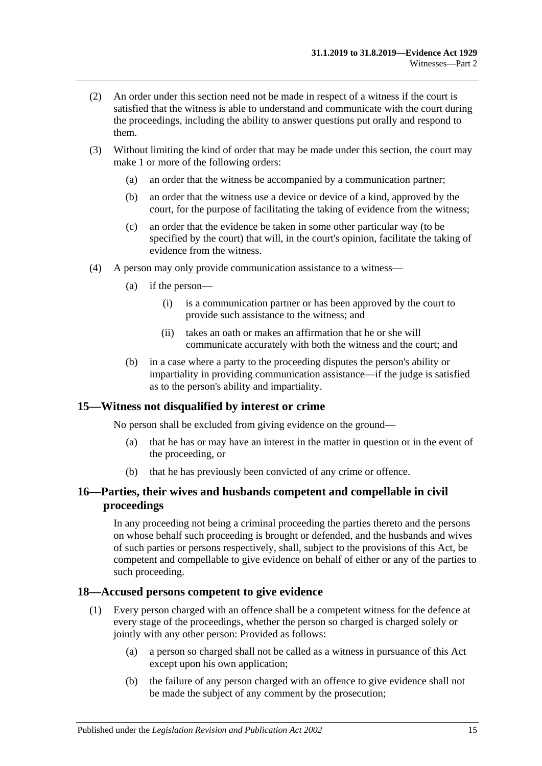(2) An order under this section need not be made in respect of a witness if the court is satisfied that the witness is able to understand and communicate with the court during the proceedings, including the ability to answer questions put orally and respond to them.

(3) Without limiting the kind of order that may be made under this section, the court may make 1 or more of the following orders:

(a) an order that the witness be accompanied by a communication partner;

(b) an order that the witness use a device or device of a kind, approved by the court, for the purpose of facilitating the taking of evidence from the witness;

(c) an order that the evidence be taken in some other particular way (to be specified by the court) that will, in the court's opinion, facilitate the taking of evidence from the witness.

(4) A person may only provide communication assistance to a witness—

(a) if the person—

(i) is a communication partner or has been approved by the court to provide such assistance to the witness; and

(ii) takes an oath or makes an affirmation that he or she will communicate accurately with both the witness and the court; and

(b) in a case where a party to the proceeding disputes the person's ability or impartiality in providing communication assistance—if the judge is satisfied as to the person's ability and impartiality.

## 15—Witness not disqualified by interest or crime

No person shall be excluded from giving evidence on the ground—

(a) that he has or may have an interest in the matter in question or in the event of the proceeding, or

(b) that he has previously been convicted of any crime or offence.

## 16—Parties, their wives and husbands competent and compellable in civil proceedings

In any proceeding not being a criminal proceeding the parties thereto and the persons on whose behalf such proceeding is brought or defended, and the husbands and wives of such parties or persons respectively, shall, subject to the provisions of this Act, be competent and compellable to give evidence on behalf of either or any of the parties to such proceeding.

## 18—Accused persons competent to give evidence

(1) Every person charged with an offence shall be a competent witness for the defence at every stage of the proceedings, whether the person so charged is charged solely or jointly with any other person: Provided as follows:

(a) a person so charged shall not be called as a witness in pursuance of this Act except upon his own application;

(b) the failure of any person charged with an offence to give evidence shall not be made the subject of any comment by the prosecution;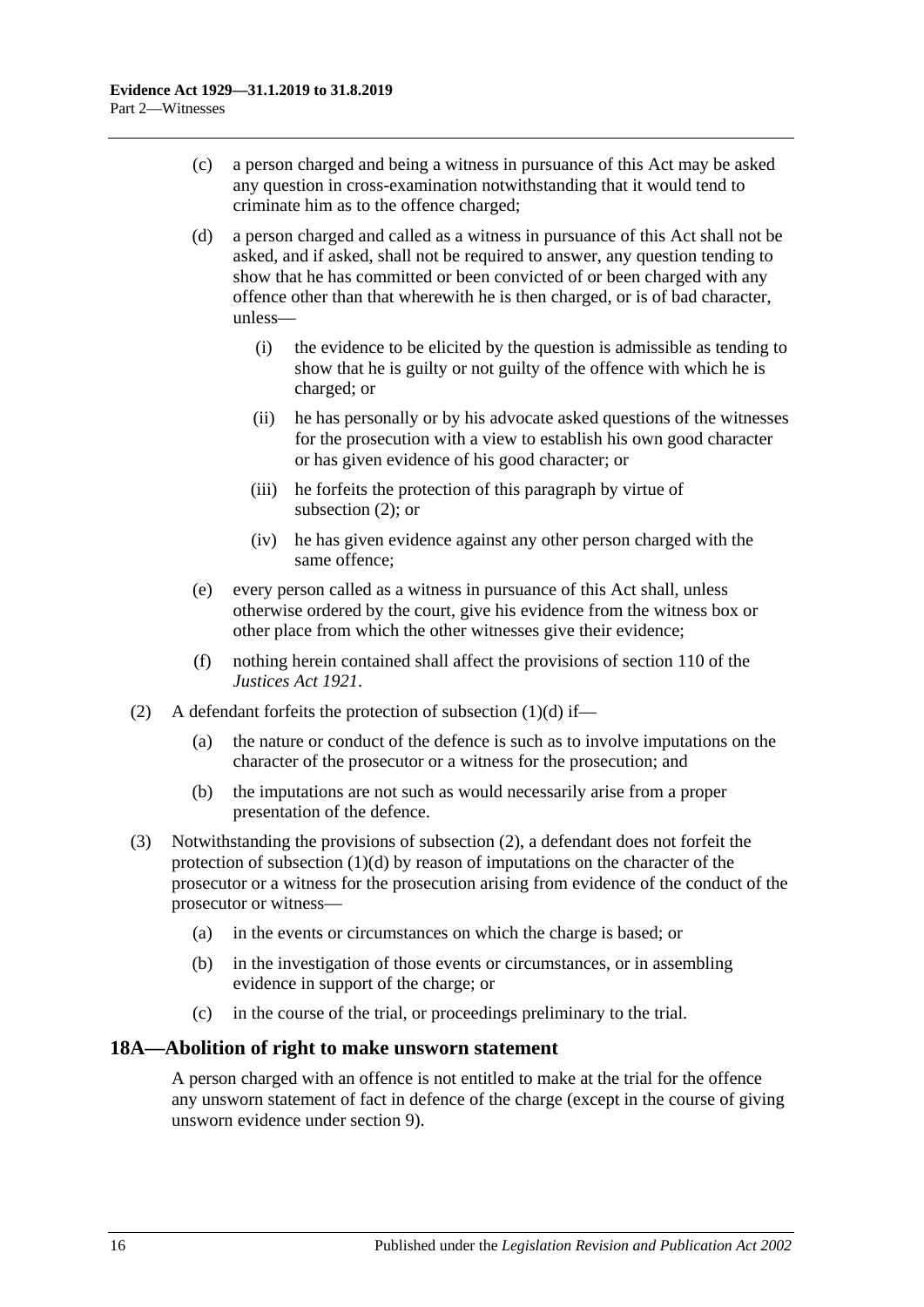(c) a person charged and being a witness in pursuance of this Act may be asked any question in cross-examination notwithstanding that it would tend to criminate him as to the offence charged;

(d) a person charged and called as a witness in pursuance of this Act shall not be asked, and if asked, shall not be required to answer, any question tending to show that he has committed or been convicted of or been charged with any offence other than that wherewith he is then charged, or is of bad character, unless—

(i) the evidence to be elicited by the question is admissible as tending to show that he is guilty or not guilty of the offence with which he is charged; or

(ii) he has personally or by his advocate asked questions of the witnesses for the prosecution with a view to establish his own good character or has given evidence of his good character; or

(iii) he forfeits the protection of this paragraph by virtue of subsection (2); or

(iv) he has given evidence against any other person charged with the same offence;

(e) every person called as a witness in pursuance of this Act shall, unless otherwise ordered by the court, give his evidence from the witness box or other place from which the other witnesses give their evidence;

(f) nothing herein contained shall affect the provisions of section 110 of the *Justices Act 1921*.

(2) A defendant forfeits the protection of subsection (1)(d) if—

(a) the nature or conduct of the defence is such as to involve imputations on the character of the prosecutor or a witness for the prosecution; and

(b) the imputations are not such as would necessarily arise from a proper presentation of the defence.

(3) Notwithstanding the provisions of subsection (2), a defendant does not forfeit the protection of subsection (1)(d) by reason of imputations on the character of the prosecutor or a witness for the prosecution arising from evidence of the conduct of the prosecutor or witness—

(a) in the events or circumstances on which the charge is based; or

(b) in the investigation of those events or circumstances, or in assembling evidence in support of the charge; or

(c) in the course of the trial, or proceedings preliminary to the trial.

## 18A—Abolition of right to make unsworn statement

A person charged with an offence is not entitled to make at the trial for the offence any unsworn statement of fact in defence of the charge (except in the course of giving unsworn evidence under section 9).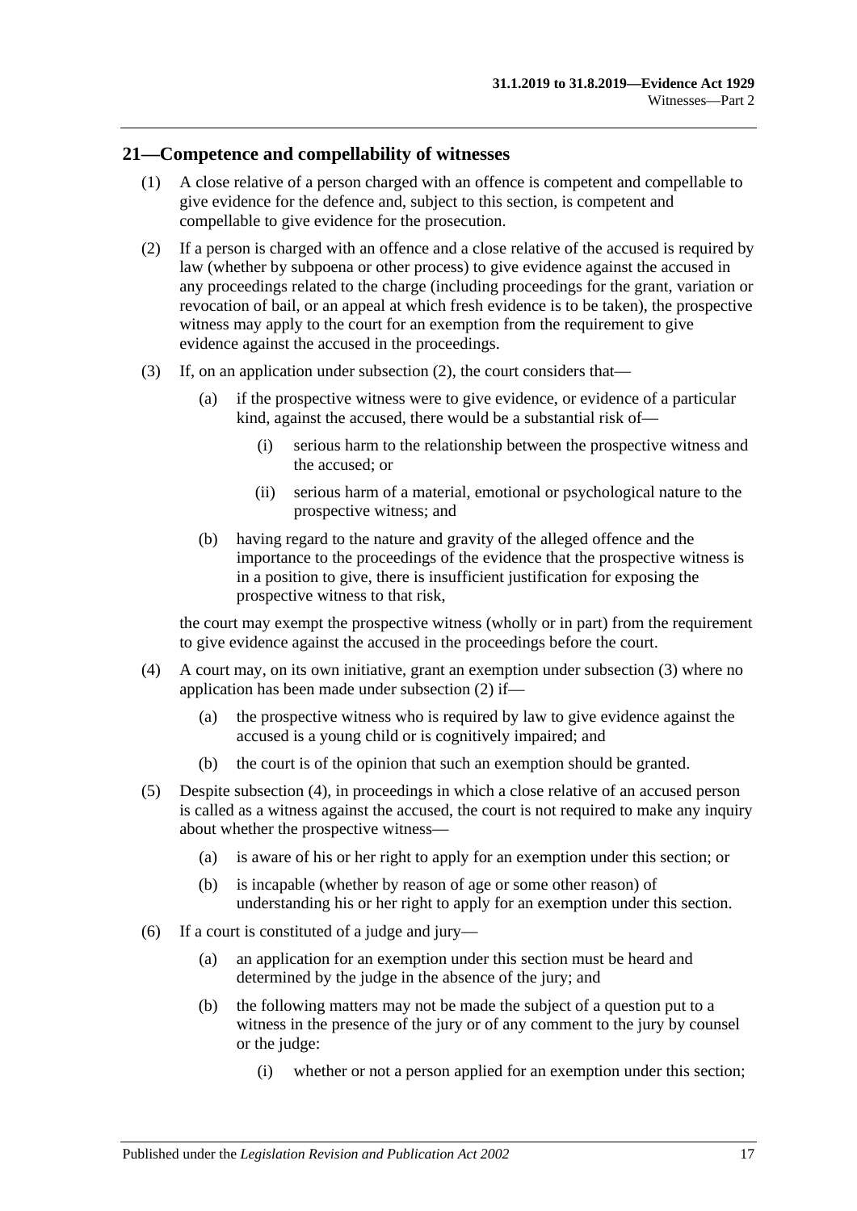## 21—Competence and compellability of witnesses

(1) A close relative of a person charged with an offence is competent and compellable to give evidence for the defence and, subject to this section, is competent and compellable to give evidence for the prosecution.

(2) If a person is charged with an offence and a close relative of the accused is required by law (whether by subpoena or other process) to give evidence against the accused in any proceedings related to the charge (including proceedings for the grant, variation or revocation of bail, or an appeal at which fresh evidence is to be taken), the prospective witness may apply to the court for an exemption from the requirement to give evidence against the accused in the proceedings.

(3) If, on an application under subsection (2), the court considers that—

- (a) if the prospective witness were to give evidence, or evidence of a particular kind, against the accused, there would be a substantial risk of—
  - (i) serious harm to the relationship between the prospective witness and the accused; or
  - (ii) serious harm of a material, emotional or psychological nature to the prospective witness; and
- (b) having regard to the nature and gravity of the alleged offence and the importance to the proceedings of the evidence that the prospective witness is in a position to give, there is insufficient justification for exposing the prospective witness to that risk,

the court may exempt the prospective witness (wholly or in part) from the requirement to give evidence against the accused in the proceedings before the court.

(4) A court may, on its own initiative, grant an exemption under subsection (3) where no application has been made under subsection (2) if—

- (a) the prospective witness who is required by law to give evidence against the accused is a young child or is cognitively impaired; and
- (b) the court is of the opinion that such an exemption should be granted.

(5) Despite subsection (4), in proceedings in which a close relative of an accused person is called as a witness against the accused, the court is not required to make any inquiry about whether the prospective witness—

- (a) is aware of his or her right to apply for an exemption under this section; or
- (b) is incapable (whether by reason of age or some other reason) of understanding his or her right to apply for an exemption under this section.

(6) If a court is constituted of a judge and jury—

- (a) an application for an exemption under this section must be heard and determined by the judge in the absence of the jury; and
- (b) the following matters may not be made the subject of a question put to a witness in the presence of the jury or of any comment to the jury by counsel or the judge:
  - (i) whether or not a person applied for an exemption under this section;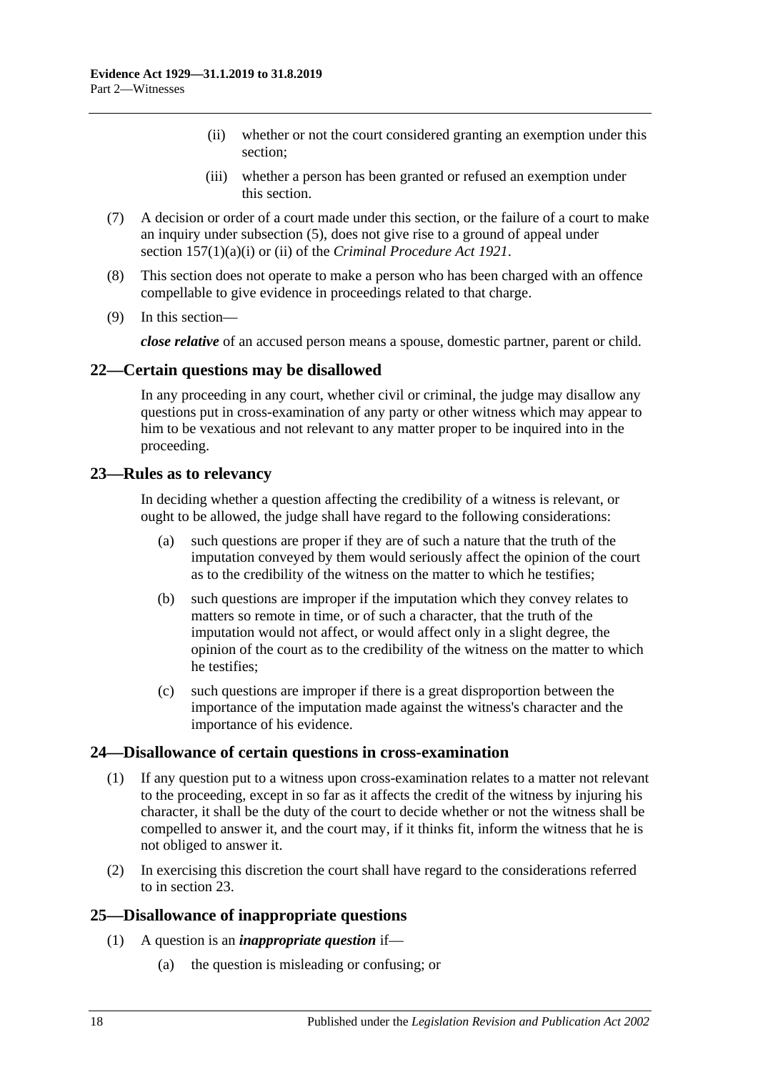(ii) whether or not the court considered granting an exemption under this section;

(iii) whether a person has been granted or refused an exemption under this section.

(7) A decision or order of a court made under this section, or the failure of a court to make an inquiry under subsection (5), does not give rise to a ground of appeal under section 157(1)(a)(i) or (ii) of the *Criminal Procedure Act 1921*.

(8) This section does not operate to make a person who has been charged with an offence compellable to give evidence in proceedings related to that charge.

(9) In this section—

***close relative*** of an accused person means a spouse, domestic partner, parent or child.

## 22—Certain questions may be disallowed

In any proceeding in any court, whether civil or criminal, the judge may disallow any questions put in cross-examination of any party or other witness which may appear to him to be vexatious and not relevant to any matter proper to be inquired into in the proceeding.

## 23—Rules as to relevancy

In deciding whether a question affecting the credibility of a witness is relevant, or ought to be allowed, the judge shall have regard to the following considerations:

(a) such questions are proper if they are of such a nature that the truth of the imputation conveyed by them would seriously affect the opinion of the court as to the credibility of the witness on the matter to which he testifies;

(b) such questions are improper if the imputation which they convey relates to matters so remote in time, or of such a character, that the truth of the imputation would not affect, or would affect only in a slight degree, the opinion of the court as to the credibility of the witness on the matter to which he testifies;

(c) such questions are improper if there is a great disproportion between the importance of the imputation made against the witness's character and the importance of his evidence.

## 24—Disallowance of certain questions in cross-examination

(1) If any question put to a witness upon cross-examination relates to a matter not relevant to the proceeding, except in so far as it affects the credit of the witness by injuring his character, it shall be the duty of the court to decide whether or not the witness shall be compelled to answer it, and the court may, if it thinks fit, inform the witness that he is not obliged to answer it.

(2) In exercising this discretion the court shall have regard to the considerations referred to in section 23.

## 25—Disallowance of inappropriate questions

(1) A question is an ***inappropriate question*** if—

(a) the question is misleading or confusing; or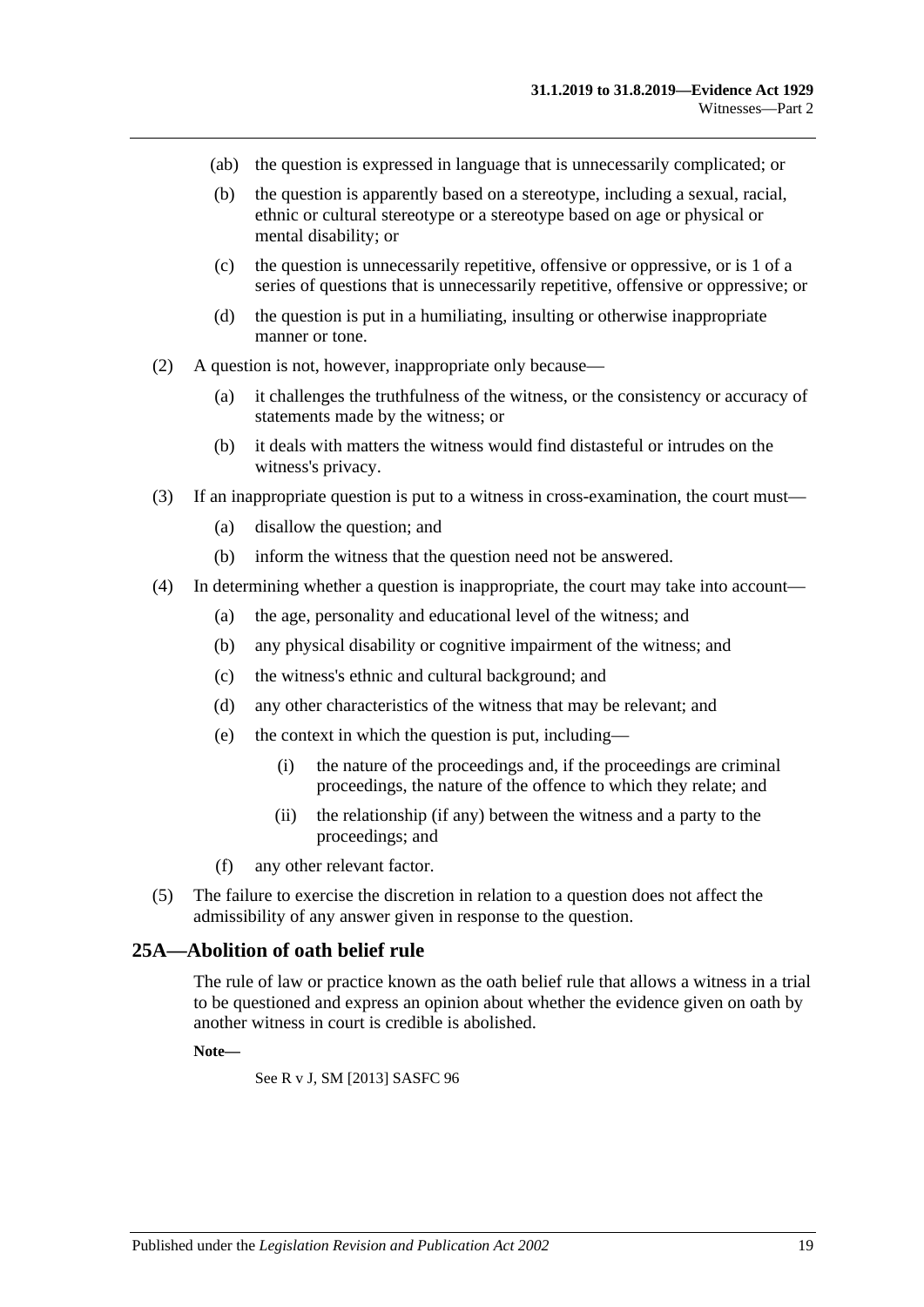(ab) the question is expressed in language that is unnecessarily complicated; or

(b) the question is apparently based on a stereotype, including a sexual, racial, ethnic or cultural stereotype or a stereotype based on age or physical or mental disability; or

(c) the question is unnecessarily repetitive, offensive or oppressive, or is 1 of a series of questions that is unnecessarily repetitive, offensive or oppressive; or

(d) the question is put in a humiliating, insulting or otherwise inappropriate manner or tone.

(2) A question is not, however, inappropriate only because—

(a) it challenges the truthfulness of the witness, or the consistency or accuracy of statements made by the witness; or

(b) it deals with matters the witness would find distasteful or intrudes on the witness's privacy.

(3) If an inappropriate question is put to a witness in cross-examination, the court must—

(a) disallow the question; and

(b) inform the witness that the question need not be answered.

(4) In determining whether a question is inappropriate, the court may take into account—

(a) the age, personality and educational level of the witness; and

(b) any physical disability or cognitive impairment of the witness; and

(c) the witness's ethnic and cultural background; and

(d) any other characteristics of the witness that may be relevant; and

(e) the context in which the question is put, including—

(i) the nature of the proceedings and, if the proceedings are criminal proceedings, the nature of the offence to which they relate; and

(ii) the relationship (if any) between the witness and a party to the proceedings; and

(f) any other relevant factor.

(5) The failure to exercise the discretion in relation to a question does not affect the admissibility of any answer given in response to the question.

## 25A—Abolition of oath belief rule

The rule of law or practice known as the oath belief rule that allows a witness in a trial to be questioned and express an opinion about whether the evidence given on oath by another witness in court is credible is abolished.

**Note—**

See R v J, SM [2013] SASFC 96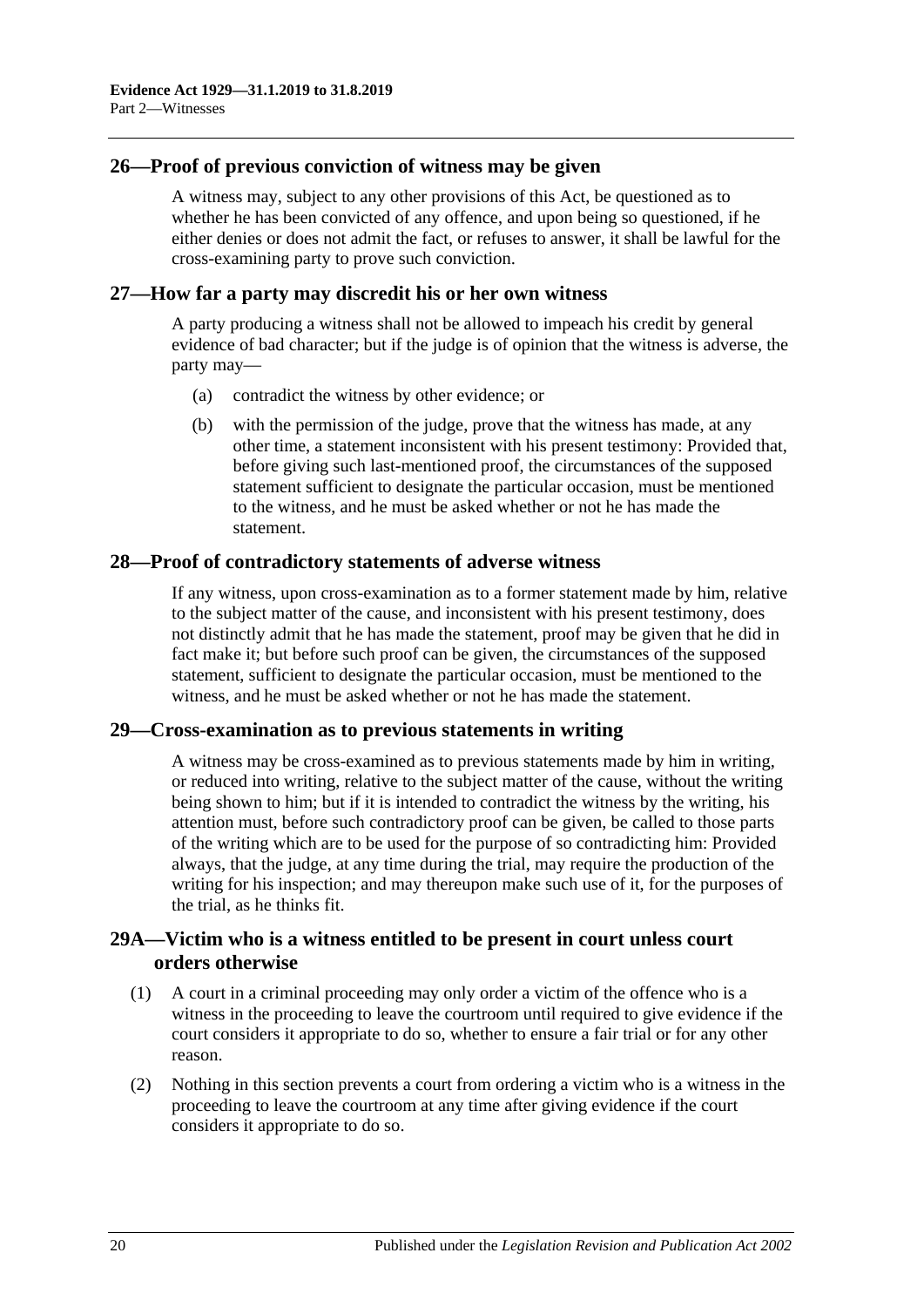## 26—Proof of previous conviction of witness may be given

A witness may, subject to any other provisions of this Act, be questioned as to whether he has been convicted of any offence, and upon being so questioned, if he either denies or does not admit the fact, or refuses to answer, it shall be lawful for the cross-examining party to prove such conviction.

## 27—How far a party may discredit his or her own witness

A party producing a witness shall not be allowed to impeach his credit by general evidence of bad character; but if the judge is of opinion that the witness is adverse, the party may—

- (a) contradict the witness by other evidence; or
- (b) with the permission of the judge, prove that the witness has made, at any other time, a statement inconsistent with his present testimony: Provided that, before giving such last-mentioned proof, the circumstances of the supposed statement sufficient to designate the particular occasion, must be mentioned to the witness, and he must be asked whether or not he has made the statement.

## 28—Proof of contradictory statements of adverse witness

If any witness, upon cross-examination as to a former statement made by him, relative to the subject matter of the cause, and inconsistent with his present testimony, does not distinctly admit that he has made the statement, proof may be given that he did in fact make it; but before such proof can be given, the circumstances of the supposed statement, sufficient to designate the particular occasion, must be mentioned to the witness, and he must be asked whether or not he has made the statement.

## 29—Cross-examination as to previous statements in writing

A witness may be cross-examined as to previous statements made by him in writing, or reduced into writing, relative to the subject matter of the cause, without the writing being shown to him; but if it is intended to contradict the witness by the writing, his attention must, before such contradictory proof can be given, be called to those parts of the writing which are to be used for the purpose of so contradicting him: Provided always, that the judge, at any time during the trial, may require the production of the writing for his inspection; and may thereupon make such use of it, for the purposes of the trial, as he thinks fit.

## 29A—Victim who is a witness entitled to be present in court unless court orders otherwise

- (1) A court in a criminal proceeding may only order a victim of the offence who is a witness in the proceeding to leave the courtroom until required to give evidence if the court considers it appropriate to do so, whether to ensure a fair trial or for any other reason.
- (2) Nothing in this section prevents a court from ordering a victim who is a witness in the proceeding to leave the courtroom at any time after giving evidence if the court considers it appropriate to do so.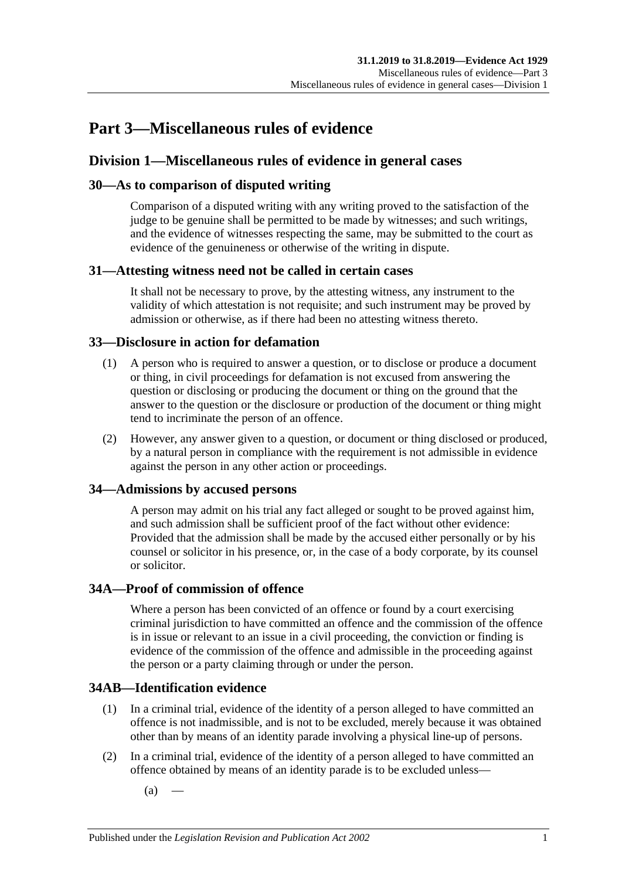# Part 3—Miscellaneous rules of evidence

## Division 1—Miscellaneous rules of evidence in general cases

### 30—As to comparison of disputed writing

Comparison of a disputed writing with any writing proved to the satisfaction of the judge to be genuine shall be permitted to be made by witnesses; and such writings, and the evidence of witnesses respecting the same, may be submitted to the court as evidence of the genuineness or otherwise of the writing in dispute.

### 31—Attesting witness need not be called in certain cases

It shall not be necessary to prove, by the attesting witness, any instrument to the validity of which attestation is not requisite; and such instrument may be proved by admission or otherwise, as if there had been no attesting witness thereto.

### 33—Disclosure in action for defamation

(1) A person who is required to answer a question, or to disclose or produce a document or thing, in civil proceedings for defamation is not excused from answering the question or disclosing or producing the document or thing on the ground that the answer to the question or the disclosure or production of the document or thing might tend to incriminate the person of an offence.

(2) However, any answer given to a question, or document or thing disclosed or produced, by a natural person in compliance with the requirement is not admissible in evidence against the person in any other action or proceedings.

### 34—Admissions by accused persons

A person may admit on his trial any fact alleged or sought to be proved against him, and such admission shall be sufficient proof of the fact without other evidence: Provided that the admission shall be made by the accused either personally or by his counsel or solicitor in his presence, or, in the case of a body corporate, by its counsel or solicitor.

### 34A—Proof of commission of offence

Where a person has been convicted of an offence or found by a court exercising criminal jurisdiction to have committed an offence and the commission of the offence is in issue or relevant to an issue in a civil proceeding, the conviction or finding is evidence of the commission of the offence and admissible in the proceeding against the person or a party claiming through or under the person.

### 34AB—Identification evidence

(1) In a criminal trial, evidence of the identity of a person alleged to have committed an offence is not inadmissible, and is not to be excluded, merely because it was obtained other than by means of an identity parade involving a physical line-up of persons.

(2) In a criminal trial, evidence of the identity of a person alleged to have committed an offence obtained by means of an identity parade is to be excluded unless—

(a) —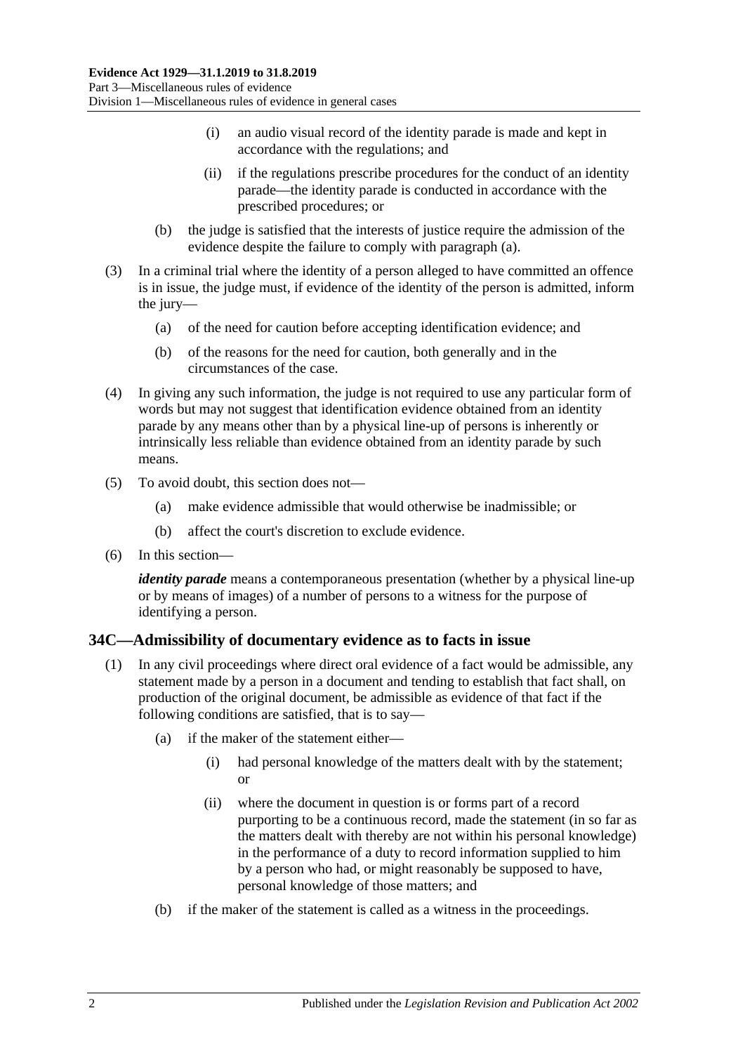(i) an audio visual record of the identity parade is made and kept in accordance with the regulations; and

(ii) if the regulations prescribe procedures for the conduct of an identity parade—the identity parade is conducted in accordance with the prescribed procedures; or

(b) the judge is satisfied that the interests of justice require the admission of the evidence despite the failure to comply with paragraph (a).

(3) In a criminal trial where the identity of a person alleged to have committed an offence is in issue, the judge must, if evidence of the identity of the person is admitted, inform the jury—

(a) of the need for caution before accepting identification evidence; and

(b) of the reasons for the need for caution, both generally and in the circumstances of the case.

(4) In giving any such information, the judge is not required to use any particular form of words but may not suggest that identification evidence obtained from an identity parade by any means other than by a physical line-up of persons is inherently or intrinsically less reliable than evidence obtained from an identity parade by such means.

(5) To avoid doubt, this section does not—

(a) make evidence admissible that would otherwise be inadmissible; or

(b) affect the court's discretion to exclude evidence.

(6) In this section—

***identity parade*** means a contemporaneous presentation (whether by a physical line-up or by means of images) of a number of persons to a witness for the purpose of identifying a person.

## 34C—Admissibility of documentary evidence as to facts in issue

(1) In any civil proceedings where direct oral evidence of a fact would be admissible, any statement made by a person in a document and tending to establish that fact shall, on production of the original document, be admissible as evidence of that fact if the following conditions are satisfied, that is to say—

(a) if the maker of the statement either—

(i) had personal knowledge of the matters dealt with by the statement; or

(ii) where the document in question is or forms part of a record purporting to be a continuous record, made the statement (in so far as the matters dealt with thereby are not within his personal knowledge) in the performance of a duty to record information supplied to him by a person who had, or might reasonably be supposed to have, personal knowledge of those matters; and

(b) if the maker of the statement is called as a witness in the proceedings.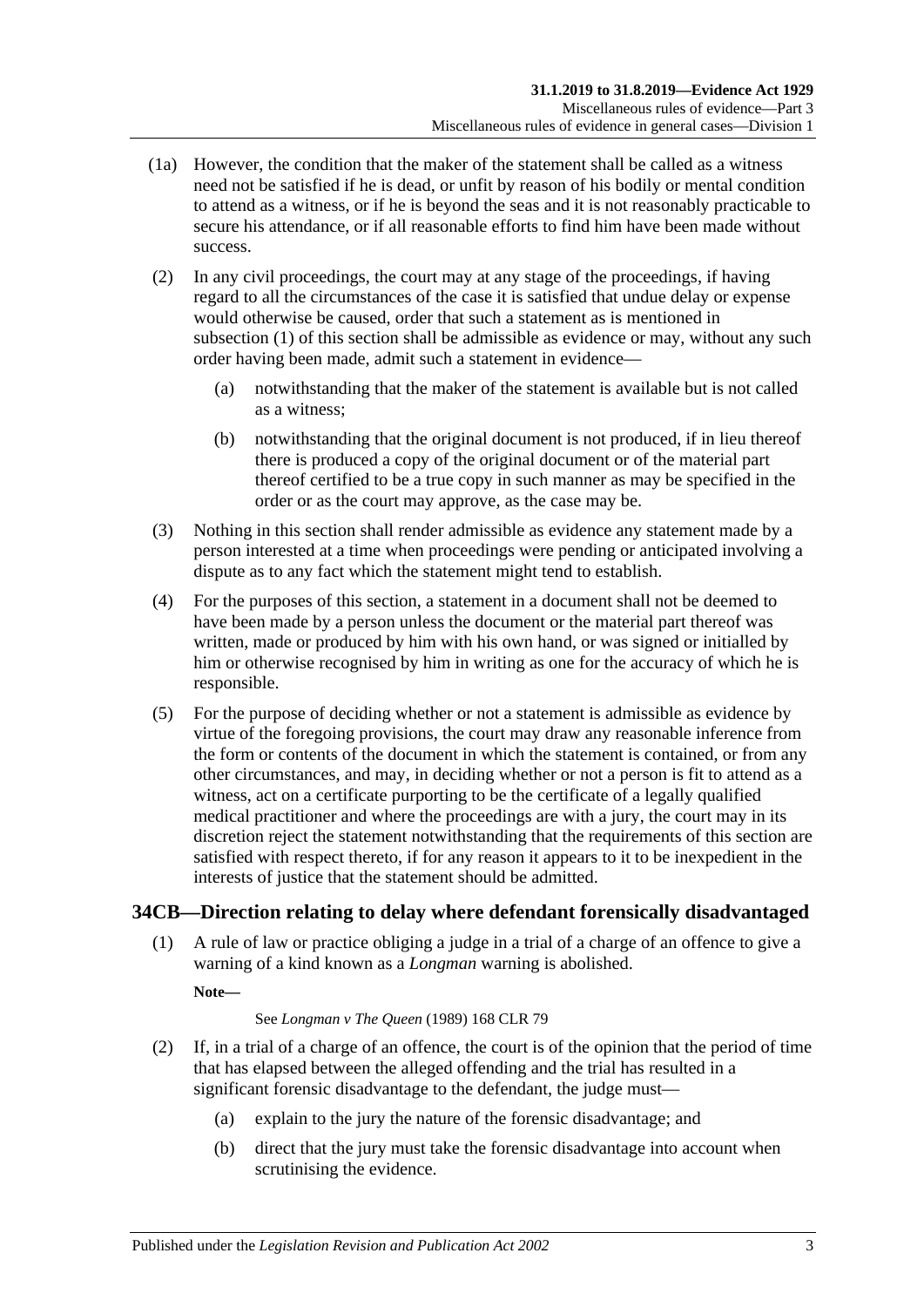(1a) However, the condition that the maker of the statement shall be called as a witness need not be satisfied if he is dead, or unfit by reason of his bodily or mental condition to attend as a witness, or if he is beyond the seas and it is not reasonably practicable to secure his attendance, or if all reasonable efforts to find him have been made without success.

(2) In any civil proceedings, the court may at any stage of the proceedings, if having regard to all the circumstances of the case it is satisfied that undue delay or expense would otherwise be caused, order that such a statement as is mentioned in subsection (1) of this section shall be admissible as evidence or may, without any such order having been made, admit such a statement in evidence—

(a) notwithstanding that the maker of the statement is available but is not called as a witness;

(b) notwithstanding that the original document is not produced, if in lieu thereof there is produced a copy of the original document or of the material part thereof certified to be a true copy in such manner as may be specified in the order or as the court may approve, as the case may be.

(3) Nothing in this section shall render admissible as evidence any statement made by a person interested at a time when proceedings were pending or anticipated involving a dispute as to any fact which the statement might tend to establish.

(4) For the purposes of this section, a statement in a document shall not be deemed to have been made by a person unless the document or the material part thereof was written, made or produced by him with his own hand, or was signed or initialled by him or otherwise recognised by him in writing as one for the accuracy of which he is responsible.

(5) For the purpose of deciding whether or not a statement is admissible as evidence by virtue of the foregoing provisions, the court may draw any reasonable inference from the form or contents of the document in which the statement is contained, or from any other circumstances, and may, in deciding whether or not a person is fit to attend as a witness, act on a certificate purporting to be the certificate of a legally qualified medical practitioner and where the proceedings are with a jury, the court may in its discretion reject the statement notwithstanding that the requirements of this section are satisfied with respect thereto, if for any reason it appears to it to be inexpedient in the interests of justice that the statement should be admitted.

## 34CB—Direction relating to delay where defendant forensically disadvantaged

(1) A rule of law or practice obliging a judge in a trial of a charge of an offence to give a warning of a kind known as a *Longman* warning is abolished.

**Note—**

See *Longman v The Queen* (1989) 168 CLR 79

(2) If, in a trial of a charge of an offence, the court is of the opinion that the period of time that has elapsed between the alleged offending and the trial has resulted in a significant forensic disadvantage to the defendant, the judge must—

(a) explain to the jury the nature of the forensic disadvantage; and

(b) direct that the jury must take the forensic disadvantage into account when scrutinising the evidence.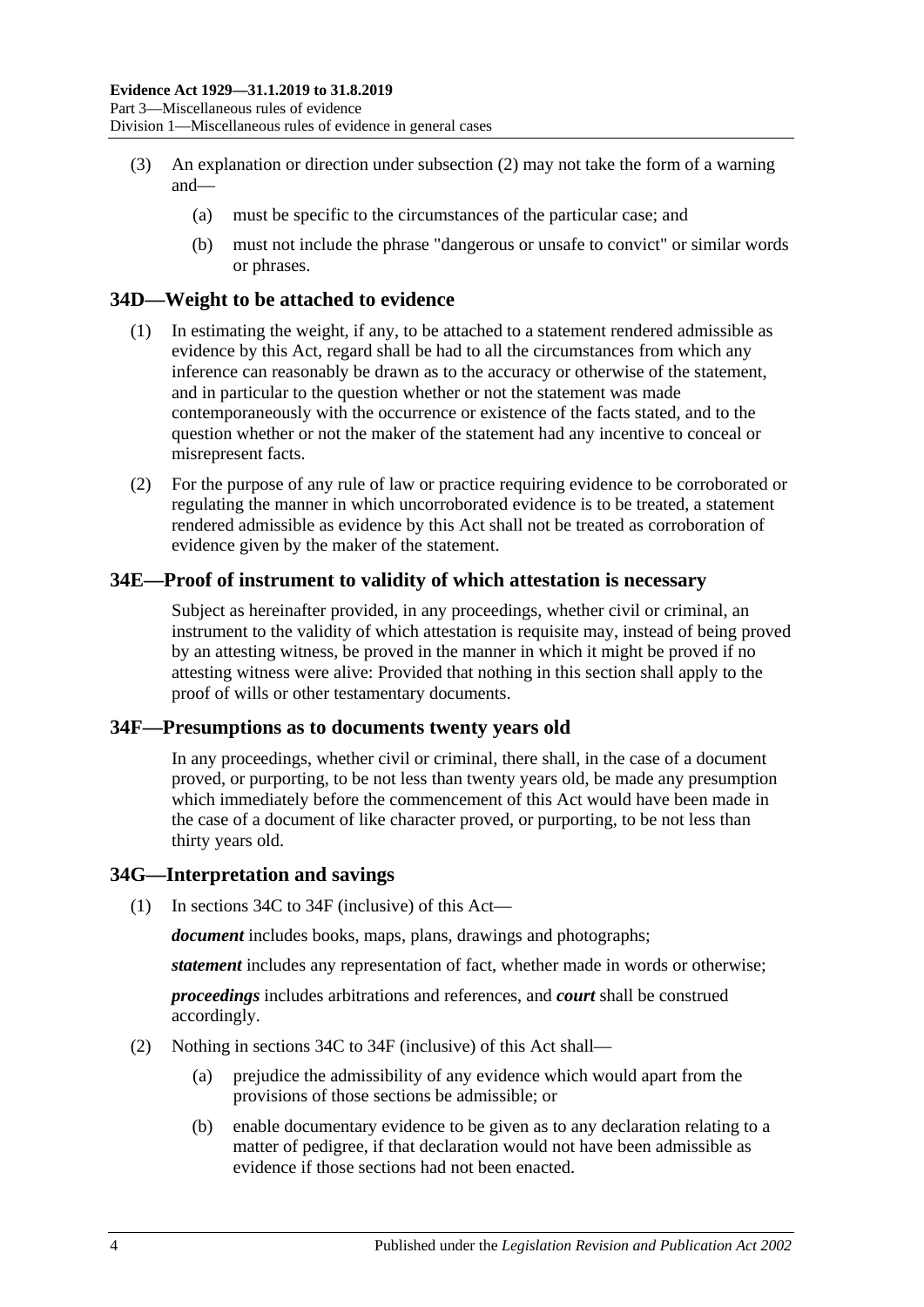(3) An explanation or direction under subsection (2) may not take the form of a warning and—

  (a) must be specific to the circumstances of the particular case; and

  (b) must not include the phrase "dangerous or unsafe to convict" or similar words or phrases.

## 34D—Weight to be attached to evidence

(1) In estimating the weight, if any, to be attached to a statement rendered admissible as evidence by this Act, regard shall be had to all the circumstances from which any inference can reasonably be drawn as to the accuracy or otherwise of the statement, and in particular to the question whether or not the statement was made contemporaneously with the occurrence or existence of the facts stated, and to the question whether or not the maker of the statement had any incentive to conceal or misrepresent facts.

(2) For the purpose of any rule of law or practice requiring evidence to be corroborated or regulating the manner in which uncorroborated evidence is to be treated, a statement rendered admissible as evidence by this Act shall not be treated as corroboration of evidence given by the maker of the statement.

## 34E—Proof of instrument to validity of which attestation is necessary

Subject as hereinafter provided, in any proceedings, whether civil or criminal, an instrument to the validity of which attestation is requisite may, instead of being proved by an attesting witness, be proved in the manner in which it might be proved if no attesting witness were alive: Provided that nothing in this section shall apply to the proof of wills or other testamentary documents.

## 34F—Presumptions as to documents twenty years old

In any proceedings, whether civil or criminal, there shall, in the case of a document proved, or purporting, to be not less than twenty years old, be made any presumption which immediately before the commencement of this Act would have been made in the case of a document of like character proved, or purporting, to be not less than thirty years old.

## 34G—Interpretation and savings

(1) In sections 34C to 34F (inclusive) of this Act—

***document*** includes books, maps, plans, drawings and photographs;

***statement*** includes any representation of fact, whether made in words or otherwise;

***proceedings*** includes arbitrations and references, and ***court*** shall be construed accordingly.

(2) Nothing in sections 34C to 34F (inclusive) of this Act shall—

  (a) prejudice the admissibility of any evidence which would apart from the provisions of those sections be admissible; or

  (b) enable documentary evidence to be given as to any declaration relating to a matter of pedigree, if that declaration would not have been admissible as evidence if those sections had not been enacted.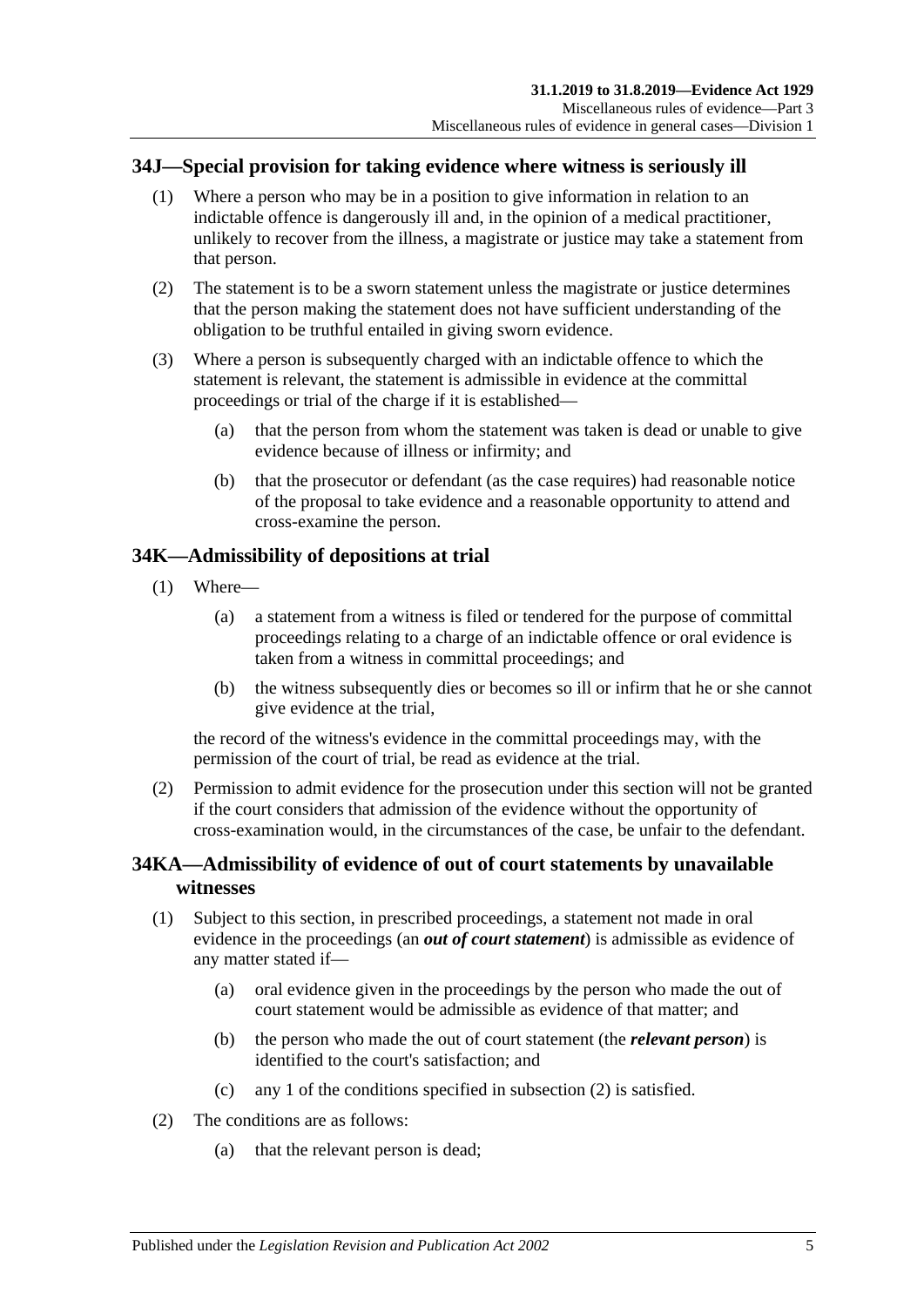## 34J—Special provision for taking evidence where witness is seriously ill

(1) Where a person who may be in a position to give information in relation to an indictable offence is dangerously ill and, in the opinion of a medical practitioner, unlikely to recover from the illness, a magistrate or justice may take a statement from that person.

(2) The statement is to be a sworn statement unless the magistrate or justice determines that the person making the statement does not have sufficient understanding of the obligation to be truthful entailed in giving sworn evidence.

(3) Where a person is subsequently charged with an indictable offence to which the statement is relevant, the statement is admissible in evidence at the committal proceedings or trial of the charge if it is established—

  (a) that the person from whom the statement was taken is dead or unable to give evidence because of illness or infirmity; and

  (b) that the prosecutor or defendant (as the case requires) had reasonable notice of the proposal to take evidence and a reasonable opportunity to attend and cross-examine the person.

## 34K—Admissibility of depositions at trial

(1) Where—

  (a) a statement from a witness is filed or tendered for the purpose of committal proceedings relating to a charge of an indictable offence or oral evidence is taken from a witness in committal proceedings; and

  (b) the witness subsequently dies or becomes so ill or infirm that he or she cannot give evidence at the trial,

the record of the witness's evidence in the committal proceedings may, with the permission of the court of trial, be read as evidence at the trial.

(2) Permission to admit evidence for the prosecution under this section will not be granted if the court considers that admission of the evidence without the opportunity of cross-examination would, in the circumstances of the case, be unfair to the defendant.

## 34KA—Admissibility of evidence of out of court statements by unavailable witnesses

(1) Subject to this section, in prescribed proceedings, a statement not made in oral evidence in the proceedings (an ***out of court statement***) is admissible as evidence of any matter stated if—

  (a) oral evidence given in the proceedings by the person who made the out of court statement would be admissible as evidence of that matter; and

  (b) the person who made the out of court statement (the ***relevant person***) is identified to the court's satisfaction; and

  (c) any 1 of the conditions specified in subsection (2) is satisfied.

(2) The conditions are as follows:

  (a) that the relevant person is dead;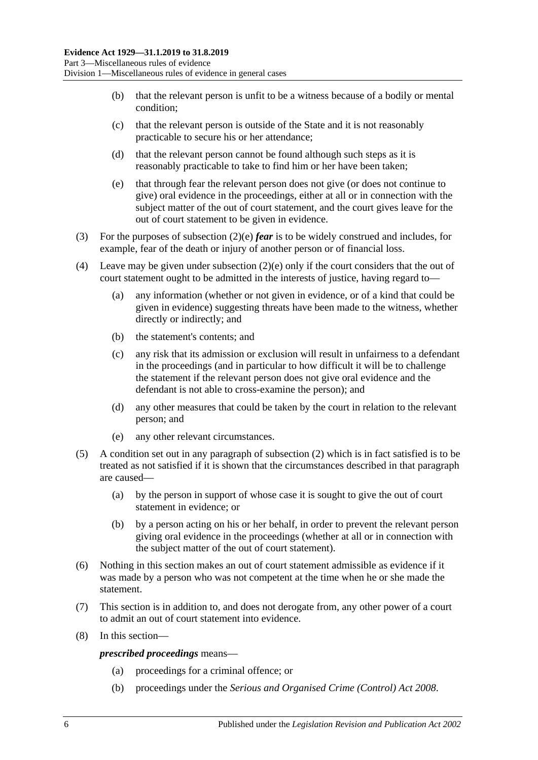(b) that the relevant person is unfit to be a witness because of a bodily or mental condition;

(c) that the relevant person is outside of the State and it is not reasonably practicable to secure his or her attendance;

(d) that the relevant person cannot be found although such steps as it is reasonably practicable to take to find him or her have been taken;

(e) that through fear the relevant person does not give (or does not continue to give) oral evidence in the proceedings, either at all or in connection with the subject matter of the out of court statement, and the court gives leave for the out of court statement to be given in evidence.

(3) For the purposes of subsection (2)(e) ***fear*** is to be widely construed and includes, for example, fear of the death or injury of another person or of financial loss.

(4) Leave may be given under subsection (2)(e) only if the court considers that the out of court statement ought to be admitted in the interests of justice, having regard to—

(a) any information (whether or not given in evidence, or of a kind that could be given in evidence) suggesting threats have been made to the witness, whether directly or indirectly; and

(b) the statement's contents; and

(c) any risk that its admission or exclusion will result in unfairness to a defendant in the proceedings (and in particular to how difficult it will be to challenge the statement if the relevant person does not give oral evidence and the defendant is not able to cross-examine the person); and

(d) any other measures that could be taken by the court in relation to the relevant person; and

(e) any other relevant circumstances.

(5) A condition set out in any paragraph of subsection (2) which is in fact satisfied is to be treated as not satisfied if it is shown that the circumstances described in that paragraph are caused—

(a) by the person in support of whose case it is sought to give the out of court statement in evidence; or

(b) by a person acting on his or her behalf, in order to prevent the relevant person giving oral evidence in the proceedings (whether at all or in connection with the subject matter of the out of court statement).

(6) Nothing in this section makes an out of court statement admissible as evidence if it was made by a person who was not competent at the time when he or she made the statement.

(7) This section is in addition to, and does not derogate from, any other power of a court to admit an out of court statement into evidence.

(8) In this section—

***prescribed proceedings*** means—

(a) proceedings for a criminal offence; or

(b) proceedings under the *Serious and Organised Crime (Control) Act 2008*.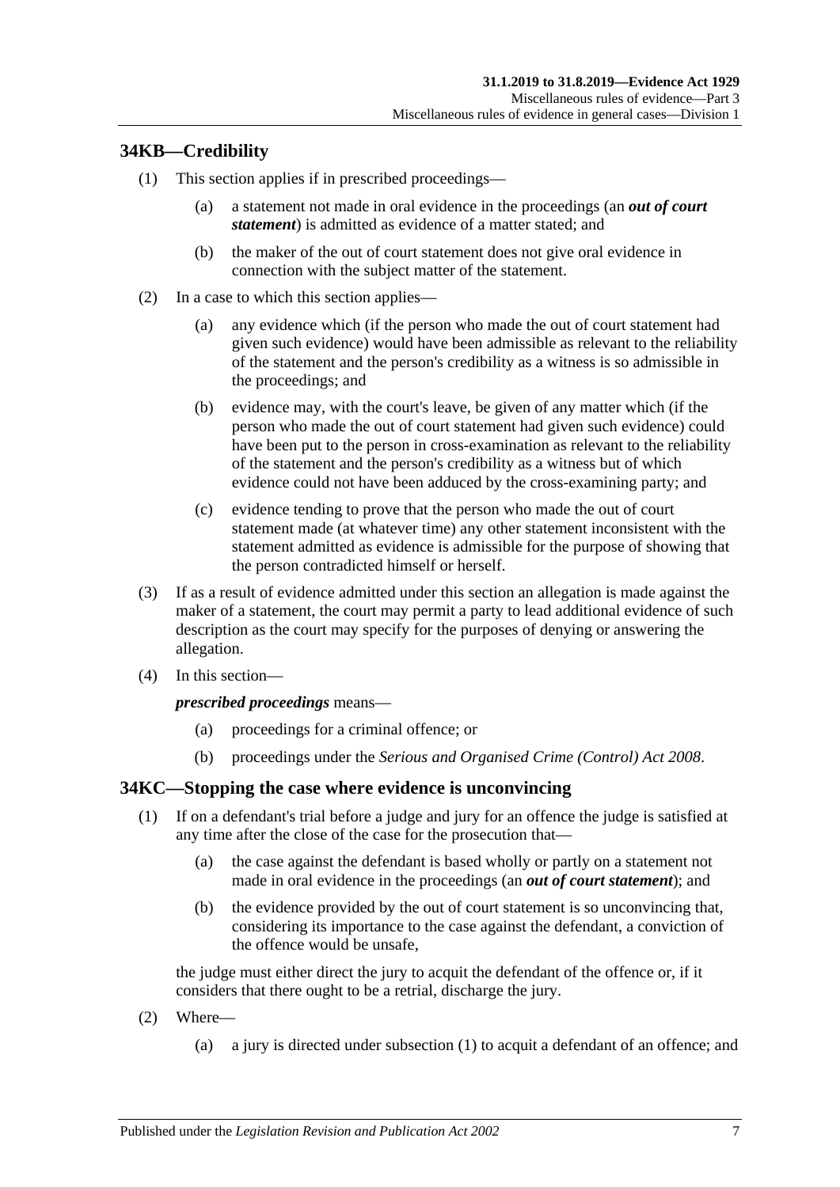## 34KB—Credibility

(1) This section applies if in prescribed proceedings—

(a) a statement not made in oral evidence in the proceedings (an ***out of court statement***) is admitted as evidence of a matter stated; and

(b) the maker of the out of court statement does not give oral evidence in connection with the subject matter of the statement.

(2) In a case to which this section applies—

(a) any evidence which (if the person who made the out of court statement had given such evidence) would have been admissible as relevant to the reliability of the statement and the person's credibility as a witness is so admissible in the proceedings; and

(b) evidence may, with the court's leave, be given of any matter which (if the person who made the out of court statement had given such evidence) could have been put to the person in cross-examination as relevant to the reliability of the statement and the person's credibility as a witness but of which evidence could not have been adduced by the cross-examining party; and

(c) evidence tending to prove that the person who made the out of court statement made (at whatever time) any other statement inconsistent with the statement admitted as evidence is admissible for the purpose of showing that the person contradicted himself or herself.

(3) If as a result of evidence admitted under this section an allegation is made against the maker of a statement, the court may permit a party to lead additional evidence of such description as the court may specify for the purposes of denying or answering the allegation.

(4) In this section—

***prescribed proceedings*** means—

(a) proceedings for a criminal offence; or

(b) proceedings under the *Serious and Organised Crime (Control) Act 2008*.

## 34KC—Stopping the case where evidence is unconvincing

(1) If on a defendant's trial before a judge and jury for an offence the judge is satisfied at any time after the close of the case for the prosecution that—

(a) the case against the defendant is based wholly or partly on a statement not made in oral evidence in the proceedings (an ***out of court statement***); and

(b) the evidence provided by the out of court statement is so unconvincing that, considering its importance to the case against the defendant, a conviction of the offence would be unsafe,

the judge must either direct the jury to acquit the defendant of the offence or, if it considers that there ought to be a retrial, discharge the jury.

(2) Where—

(a) a jury is directed under subsection (1) to acquit a defendant of an offence; and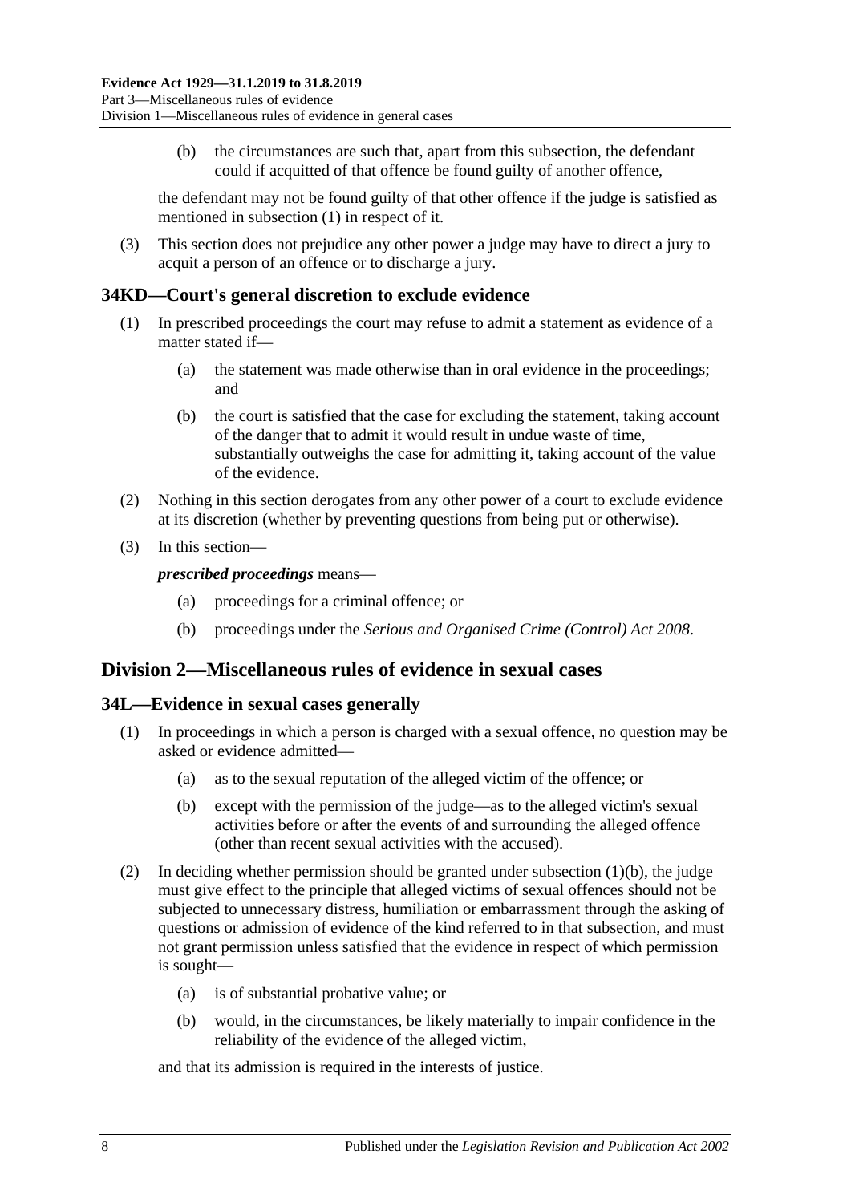(b) the circumstances are such that, apart from this subsection, the defendant could if acquitted of that offence be found guilty of another offence,

the defendant may not be found guilty of that other offence if the judge is satisfied as mentioned in subsection (1) in respect of it.

(3) This section does not prejudice any other power a judge may have to direct a jury to acquit a person of an offence or to discharge a jury.

### 34KD—Court's general discretion to exclude evidence

(1) In prescribed proceedings the court may refuse to admit a statement as evidence of a matter stated if—

(a) the statement was made otherwise than in oral evidence in the proceedings; and

(b) the court is satisfied that the case for excluding the statement, taking account of the danger that to admit it would result in undue waste of time, substantially outweighs the case for admitting it, taking account of the value of the evidence.

(2) Nothing in this section derogates from any other power of a court to exclude evidence at its discretion (whether by preventing questions from being put or otherwise).

(3) In this section—

***prescribed proceedings*** means—

(a) proceedings for a criminal offence; or

(b) proceedings under the *Serious and Organised Crime (Control) Act 2008*.

## Division 2—Miscellaneous rules of evidence in sexual cases

### 34L—Evidence in sexual cases generally

(1) In proceedings in which a person is charged with a sexual offence, no question may be asked or evidence admitted—

(a) as to the sexual reputation of the alleged victim of the offence; or

(b) except with the permission of the judge—as to the alleged victim's sexual activities before or after the events of and surrounding the alleged offence (other than recent sexual activities with the accused).

(2) In deciding whether permission should be granted under subsection (1)(b), the judge must give effect to the principle that alleged victims of sexual offences should not be subjected to unnecessary distress, humiliation or embarrassment through the asking of questions or admission of evidence of the kind referred to in that subsection, and must not grant permission unless satisfied that the evidence in respect of which permission is sought—

(a) is of substantial probative value; or

(b) would, in the circumstances, be likely materially to impair confidence in the reliability of the evidence of the alleged victim,

and that its admission is required in the interests of justice.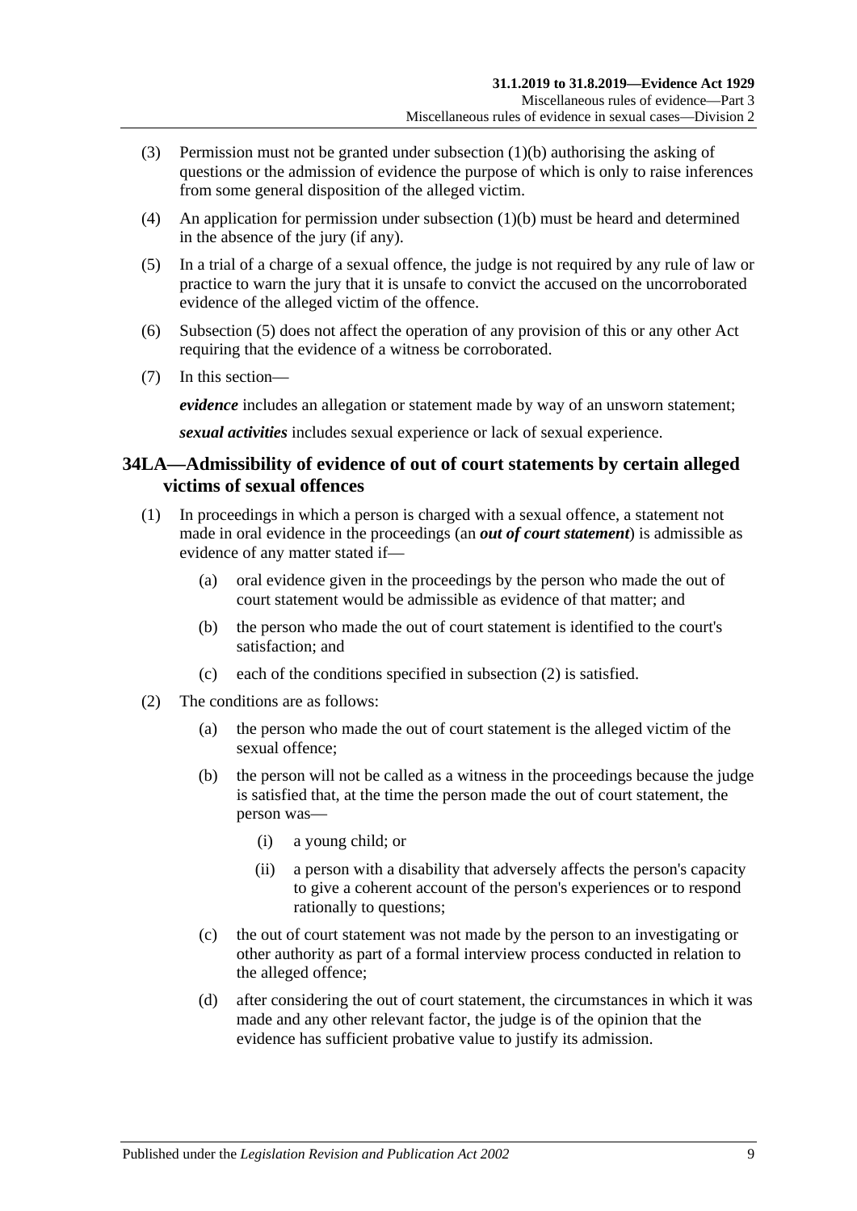(3) Permission must not be granted under subsection (1)(b) authorising the asking of questions or the admission of evidence the purpose of which is only to raise inferences from some general disposition of the alleged victim.

(4) An application for permission under subsection (1)(b) must be heard and determined in the absence of the jury (if any).

(5) In a trial of a charge of a sexual offence, the judge is not required by any rule of law or practice to warn the jury that it is unsafe to convict the accused on the uncorroborated evidence of the alleged victim of the offence.

(6) Subsection (5) does not affect the operation of any provision of this or any other Act requiring that the evidence of a witness be corroborated.

(7) In this section—

***evidence*** includes an allegation or statement made by way of an unsworn statement;

***sexual activities*** includes sexual experience or lack of sexual experience.

## 34LA—Admissibility of evidence of out of court statements by certain alleged victims of sexual offences

(1) In proceedings in which a person is charged with a sexual offence, a statement not made in oral evidence in the proceedings (an ***out of court statement***) is admissible as evidence of any matter stated if—

  (a) oral evidence given in the proceedings by the person who made the out of court statement would be admissible as evidence of that matter; and

  (b) the person who made the out of court statement is identified to the court's satisfaction; and

  (c) each of the conditions specified in subsection (2) is satisfied.

(2) The conditions are as follows:

  (a) the person who made the out of court statement is the alleged victim of the sexual offence;

  (b) the person will not be called as a witness in the proceedings because the judge is satisfied that, at the time the person made the out of court statement, the person was—

    (i) a young child; or

    (ii) a person with a disability that adversely affects the person's capacity to give a coherent account of the person's experiences or to respond rationally to questions;

  (c) the out of court statement was not made by the person to an investigating or other authority as part of a formal interview process conducted in relation to the alleged offence;

  (d) after considering the out of court statement, the circumstances in which it was made and any other relevant factor, the judge is of the opinion that the evidence has sufficient probative value to justify its admission.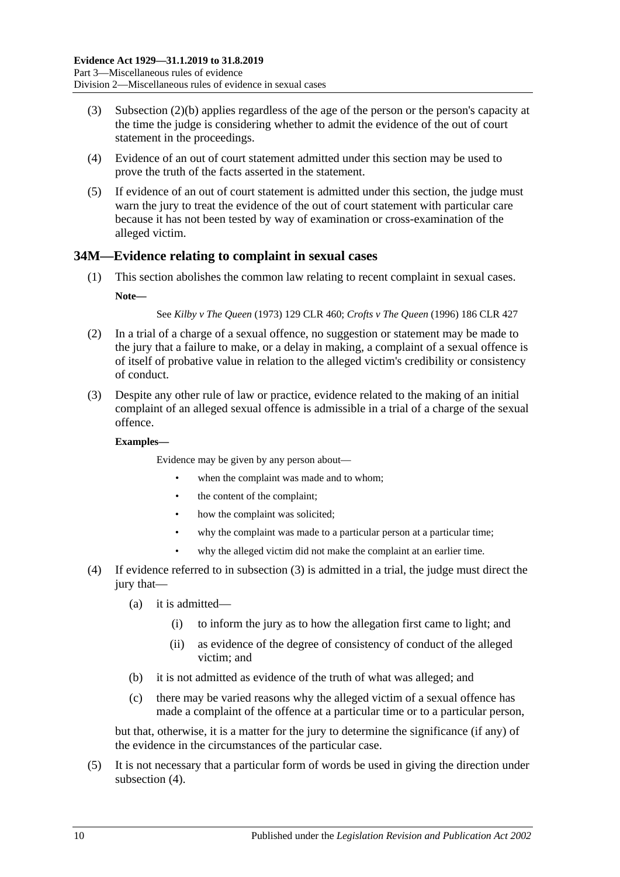(3) Subsection (2)(b) applies regardless of the age of the person or the person's capacity at the time the judge is considering whether to admit the evidence of the out of court statement in the proceedings.

(4) Evidence of an out of court statement admitted under this section may be used to prove the truth of the facts asserted in the statement.

(5) If evidence of an out of court statement is admitted under this section, the judge must warn the jury to treat the evidence of the out of court statement with particular care because it has not been tested by way of examination or cross-examination of the alleged victim.

## 34M—Evidence relating to complaint in sexual cases

(1) This section abolishes the common law relating to recent complaint in sexual cases.

**Note—**

See *Kilby v The Queen* (1973) 129 CLR 460; *Crofts v The Queen* (1996) 186 CLR 427

(2) In a trial of a charge of a sexual offence, no suggestion or statement may be made to the jury that a failure to make, or a delay in making, a complaint of a sexual offence is of itself of probative value in relation to the alleged victim's credibility or consistency of conduct.

(3) Despite any other rule of law or practice, evidence related to the making of an initial complaint of an alleged sexual offence is admissible in a trial of a charge of the sexual offence.

**Examples—**

Evidence may be given by any person about—

- when the complaint was made and to whom;
- the content of the complaint;
- how the complaint was solicited;
- why the complaint was made to a particular person at a particular time;
- why the alleged victim did not make the complaint at an earlier time.

(4) If evidence referred to in subsection (3) is admitted in a trial, the judge must direct the jury that—

(a) it is admitted—

(i) to inform the jury as to how the allegation first came to light; and

(ii) as evidence of the degree of consistency of conduct of the alleged victim; and

(b) it is not admitted as evidence of the truth of what was alleged; and

(c) there may be varied reasons why the alleged victim of a sexual offence has made a complaint of the offence at a particular time or to a particular person,

but that, otherwise, it is a matter for the jury to determine the significance (if any) of the evidence in the circumstances of the particular case.

(5) It is not necessary that a particular form of words be used in giving the direction under subsection (4).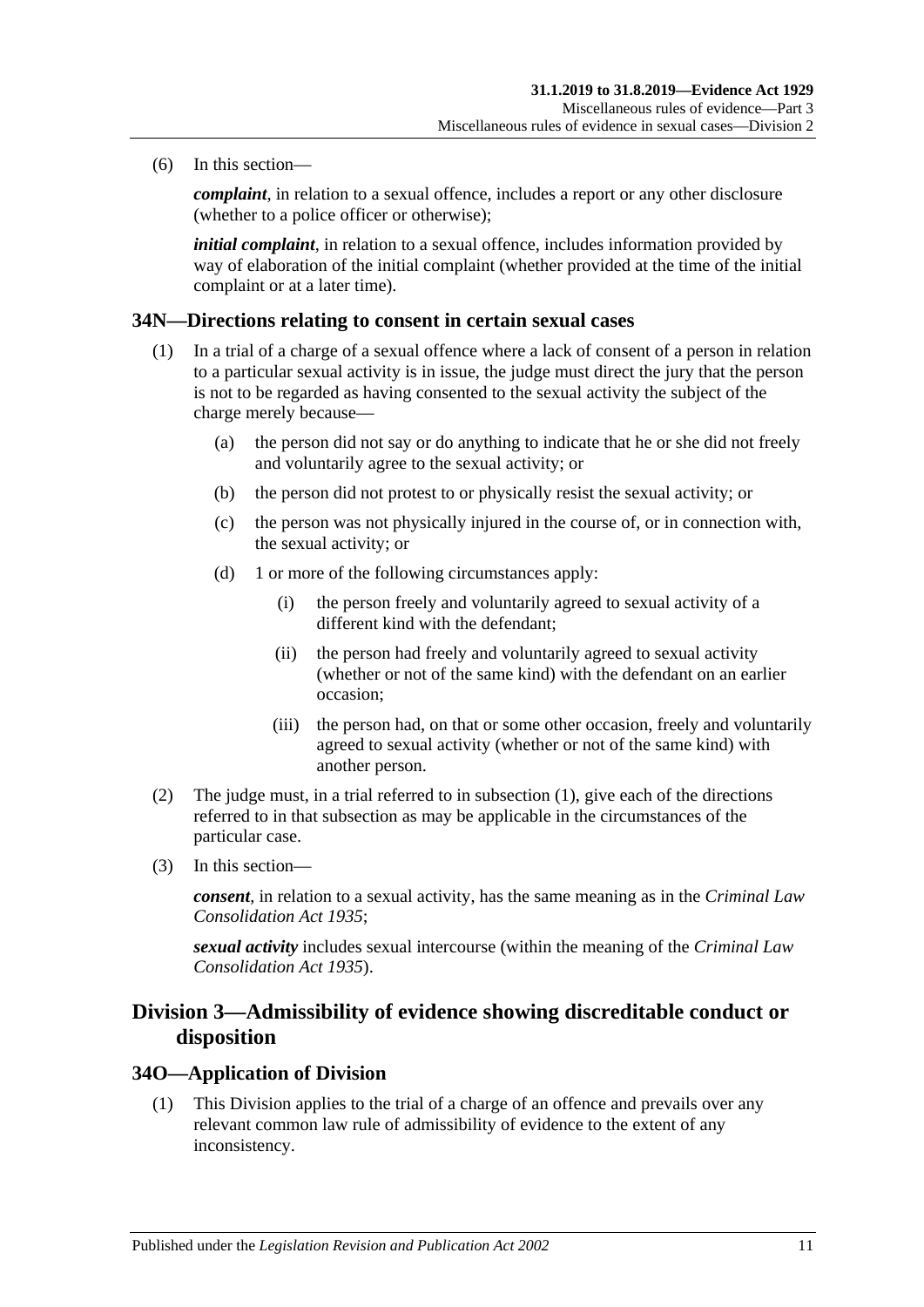(6) In this section—

*complaint*, in relation to a sexual offence, includes a report or any other disclosure (whether to a police officer or otherwise);

*initial complaint*, in relation to a sexual offence, includes information provided by way of elaboration of the initial complaint (whether provided at the time of the initial complaint or at a later time).

### 34N—Directions relating to consent in certain sexual cases

(1) In a trial of a charge of a sexual offence where a lack of consent of a person in relation to a particular sexual activity is in issue, the judge must direct the jury that the person is not to be regarded as having consented to the sexual activity the subject of the charge merely because—

- (a) the person did not say or do anything to indicate that he or she did not freely and voluntarily agree to the sexual activity; or
- (b) the person did not protest to or physically resist the sexual activity; or
- (c) the person was not physically injured in the course of, or in connection with, the sexual activity; or
- (d) 1 or more of the following circumstances apply:
  - (i) the person freely and voluntarily agreed to sexual activity of a different kind with the defendant;
  - (ii) the person had freely and voluntarily agreed to sexual activity (whether or not of the same kind) with the defendant on an earlier occasion;
  - (iii) the person had, on that or some other occasion, freely and voluntarily agreed to sexual activity (whether or not of the same kind) with another person.

(2) The judge must, in a trial referred to in subsection (1), give each of the directions referred to in that subsection as may be applicable in the circumstances of the particular case.

(3) In this section—

*consent*, in relation to a sexual activity, has the same meaning as in the *Criminal Law Consolidation Act 1935*;

*sexual activity* includes sexual intercourse (within the meaning of the *Criminal Law Consolidation Act 1935*).

## Division 3—Admissibility of evidence showing discreditable conduct or disposition

### 34O—Application of Division

(1) This Division applies to the trial of a charge of an offence and prevails over any relevant common law rule of admissibility of evidence to the extent of any inconsistency.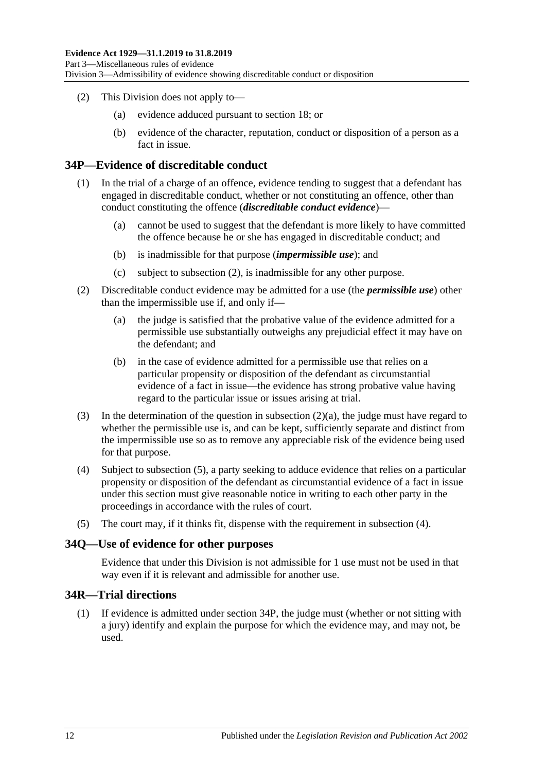(2) This Division does not apply to—

(a) evidence adduced pursuant to section 18; or

(b) evidence of the character, reputation, conduct or disposition of a person as a fact in issue.

## 34P—Evidence of discreditable conduct

(1) In the trial of a charge of an offence, evidence tending to suggest that a defendant has engaged in discreditable conduct, whether or not constituting an offence, other than conduct constituting the offence (***discreditable conduct evidence***)—

(a) cannot be used to suggest that the defendant is more likely to have committed the offence because he or she has engaged in discreditable conduct; and

(b) is inadmissible for that purpose (***impermissible use***); and

(c) subject to subsection (2), is inadmissible for any other purpose.

(2) Discreditable conduct evidence may be admitted for a use (the ***permissible use***) other than the impermissible use if, and only if—

(a) the judge is satisfied that the probative value of the evidence admitted for a permissible use substantially outweighs any prejudicial effect it may have on the defendant; and

(b) in the case of evidence admitted for a permissible use that relies on a particular propensity or disposition of the defendant as circumstantial evidence of a fact in issue—the evidence has strong probative value having regard to the particular issue or issues arising at trial.

(3) In the determination of the question in subsection (2)(a), the judge must have regard to whether the permissible use is, and can be kept, sufficiently separate and distinct from the impermissible use so as to remove any appreciable risk of the evidence being used for that purpose.

(4) Subject to subsection (5), a party seeking to adduce evidence that relies on a particular propensity or disposition of the defendant as circumstantial evidence of a fact in issue under this section must give reasonable notice in writing to each other party in the proceedings in accordance with the rules of court.

(5) The court may, if it thinks fit, dispense with the requirement in subsection (4).

## 34Q—Use of evidence for other purposes

Evidence that under this Division is not admissible for 1 use must not be used in that way even if it is relevant and admissible for another use.

## 34R—Trial directions

(1) If evidence is admitted under section 34P, the judge must (whether or not sitting with a jury) identify and explain the purpose for which the evidence may, and may not, be used.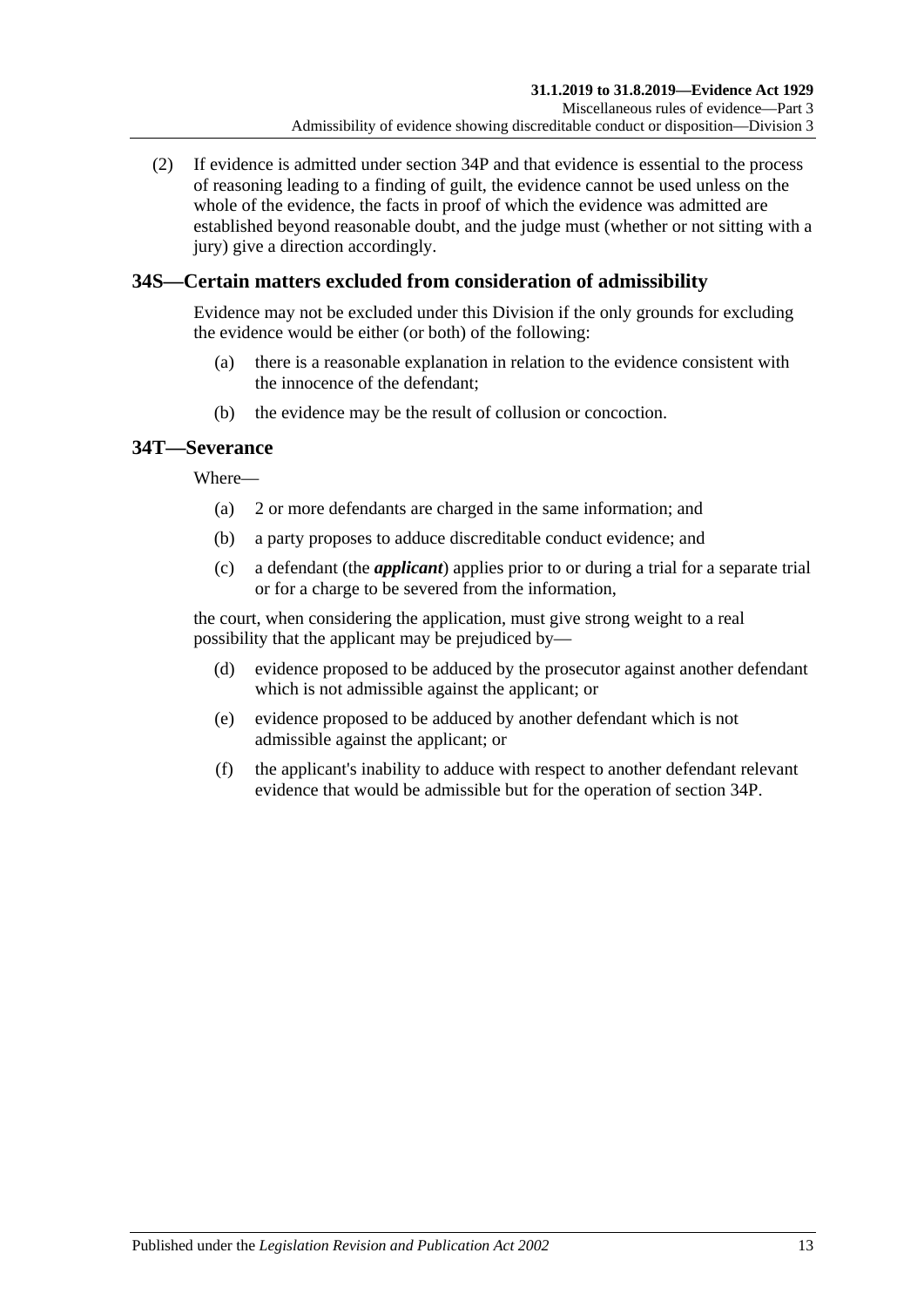(2) If evidence is admitted under section 34P and that evidence is essential to the process of reasoning leading to a finding of guilt, the evidence cannot be used unless on the whole of the evidence, the facts in proof of which the evidence was admitted are established beyond reasonable doubt, and the judge must (whether or not sitting with a jury) give a direction accordingly.

## 34S—Certain matters excluded from consideration of admissibility

Evidence may not be excluded under this Division if the only grounds for excluding the evidence would be either (or both) of the following:

(a) there is a reasonable explanation in relation to the evidence consistent with the innocence of the defendant;

(b) the evidence may be the result of collusion or concoction.

## 34T—Severance

Where—

(a) 2 or more defendants are charged in the same information; and

(b) a party proposes to adduce discreditable conduct evidence; and

(c) a defendant (the ***applicant***) applies prior to or during a trial for a separate trial or for a charge to be severed from the information,

the court, when considering the application, must give strong weight to a real possibility that the applicant may be prejudiced by—

(d) evidence proposed to be adduced by the prosecutor against another defendant which is not admissible against the applicant; or

(e) evidence proposed to be adduced by another defendant which is not admissible against the applicant; or

(f) the applicant's inability to adduce with respect to another defendant relevant evidence that would be admissible but for the operation of section 34P.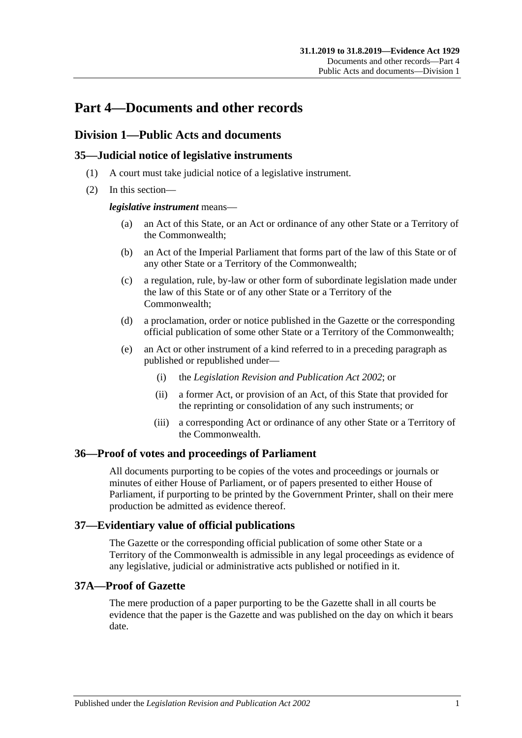# Part 4—Documents and other records

## Division 1—Public Acts and documents

### 35—Judicial notice of legislative instruments

(1) A court must take judicial notice of a legislative instrument.

(2) In this section—

***legislative instrument*** means—

(a) an Act of this State, or an Act or ordinance of any other State or a Territory of the Commonwealth;

(b) an Act of the Imperial Parliament that forms part of the law of this State or of any other State or a Territory of the Commonwealth;

(c) a regulation, rule, by-law or other form of subordinate legislation made under the law of this State or of any other State or a Territory of the Commonwealth;

(d) a proclamation, order or notice published in the Gazette or the corresponding official publication of some other State or a Territory of the Commonwealth;

(e) an Act or other instrument of a kind referred to in a preceding paragraph as published or republished under—

(i) the *Legislation Revision and Publication Act 2002*; or

(ii) a former Act, or provision of an Act, of this State that provided for the reprinting or consolidation of any such instruments; or

(iii) a corresponding Act or ordinance of any other State or a Territory of the Commonwealth.

### 36—Proof of votes and proceedings of Parliament

All documents purporting to be copies of the votes and proceedings or journals or minutes of either House of Parliament, or of papers presented to either House of Parliament, if purporting to be printed by the Government Printer, shall on their mere production be admitted as evidence thereof.

### 37—Evidentiary value of official publications

The Gazette or the corresponding official publication of some other State or a Territory of the Commonwealth is admissible in any legal proceedings as evidence of any legislative, judicial or administrative acts published or notified in it.

### 37A—Proof of Gazette

The mere production of a paper purporting to be the Gazette shall in all courts be evidence that the paper is the Gazette and was published on the day on which it bears date.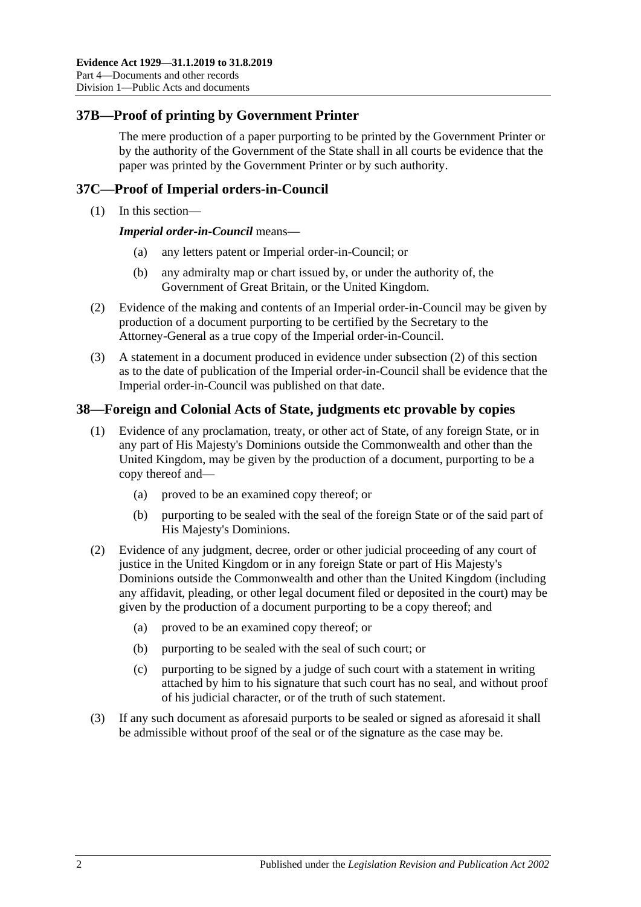## 37B—Proof of printing by Government Printer

The mere production of a paper purporting to be printed by the Government Printer or by the authority of the Government of the State shall in all courts be evidence that the paper was printed by the Government Printer or by such authority.

## 37C—Proof of Imperial orders-in-Council

(1) In this section—

***Imperial order-in-Council*** means—

- (a) any letters patent or Imperial order-in-Council; or
- (b) any admiralty map or chart issued by, or under the authority of, the Government of Great Britain, or the United Kingdom.

(2) Evidence of the making and contents of an Imperial order-in-Council may be given by production of a document purporting to be certified by the Secretary to the Attorney-General as a true copy of the Imperial order-in-Council.

(3) A statement in a document produced in evidence under subsection (2) of this section as to the date of publication of the Imperial order-in-Council shall be evidence that the Imperial order-in-Council was published on that date.

## 38—Foreign and Colonial Acts of State, judgments etc provable by copies

(1) Evidence of any proclamation, treaty, or other act of State, of any foreign State, or in any part of His Majesty's Dominions outside the Commonwealth and other than the United Kingdom, may be given by the production of a document, purporting to be a copy thereof and—

- (a) proved to be an examined copy thereof; or
- (b) purporting to be sealed with the seal of the foreign State or of the said part of His Majesty's Dominions.

(2) Evidence of any judgment, decree, order or other judicial proceeding of any court of justice in the United Kingdom or in any foreign State or part of His Majesty's Dominions outside the Commonwealth and other than the United Kingdom (including any affidavit, pleading, or other legal document filed or deposited in the court) may be given by the production of a document purporting to be a copy thereof; and

- (a) proved to be an examined copy thereof; or
- (b) purporting to be sealed with the seal of such court; or
- (c) purporting to be signed by a judge of such court with a statement in writing attached by him to his signature that such court has no seal, and without proof of his judicial character, or of the truth of such statement.

(3) If any such document as aforesaid purports to be sealed or signed as aforesaid it shall be admissible without proof of the seal or of the signature as the case may be.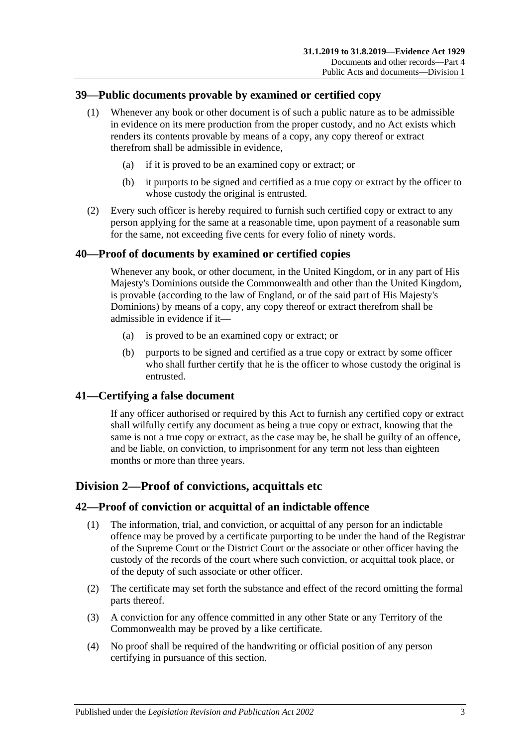## 39—Public documents provable by examined or certified copy

(1) Whenever any book or other document is of such a public nature as to be admissible in evidence on its mere production from the proper custody, and no Act exists which renders its contents provable by means of a copy, any copy thereof or extract therefrom shall be admissible in evidence,

(a) if it is proved to be an examined copy or extract; or

(b) it purports to be signed and certified as a true copy or extract by the officer to whose custody the original is entrusted.

(2) Every such officer is hereby required to furnish such certified copy or extract to any person applying for the same at a reasonable time, upon payment of a reasonable sum for the same, not exceeding five cents for every folio of ninety words.

## 40—Proof of documents by examined or certified copies

Whenever any book, or other document, in the United Kingdom, or in any part of His Majesty's Dominions outside the Commonwealth and other than the United Kingdom, is provable (according to the law of England, or of the said part of His Majesty's Dominions) by means of a copy, any copy thereof or extract therefrom shall be admissible in evidence if it—

(a) is proved to be an examined copy or extract; or

(b) purports to be signed and certified as a true copy or extract by some officer who shall further certify that he is the officer to whose custody the original is entrusted.

## 41—Certifying a false document

If any officer authorised or required by this Act to furnish any certified copy or extract shall wilfully certify any document as being a true copy or extract, knowing that the same is not a true copy or extract, as the case may be, he shall be guilty of an offence, and be liable, on conviction, to imprisonment for any term not less than eighteen months or more than three years.

# Division 2—Proof of convictions, acquittals etc

## 42—Proof of conviction or acquittal of an indictable offence

(1) The information, trial, and conviction, or acquittal of any person for an indictable offence may be proved by a certificate purporting to be under the hand of the Registrar of the Supreme Court or the District Court or the associate or other officer having the custody of the records of the court where such conviction, or acquittal took place, or of the deputy of such associate or other officer.

(2) The certificate may set forth the substance and effect of the record omitting the formal parts thereof.

(3) A conviction for any offence committed in any other State or any Territory of the Commonwealth may be proved by a like certificate.

(4) No proof shall be required of the handwriting or official position of any person certifying in pursuance of this section.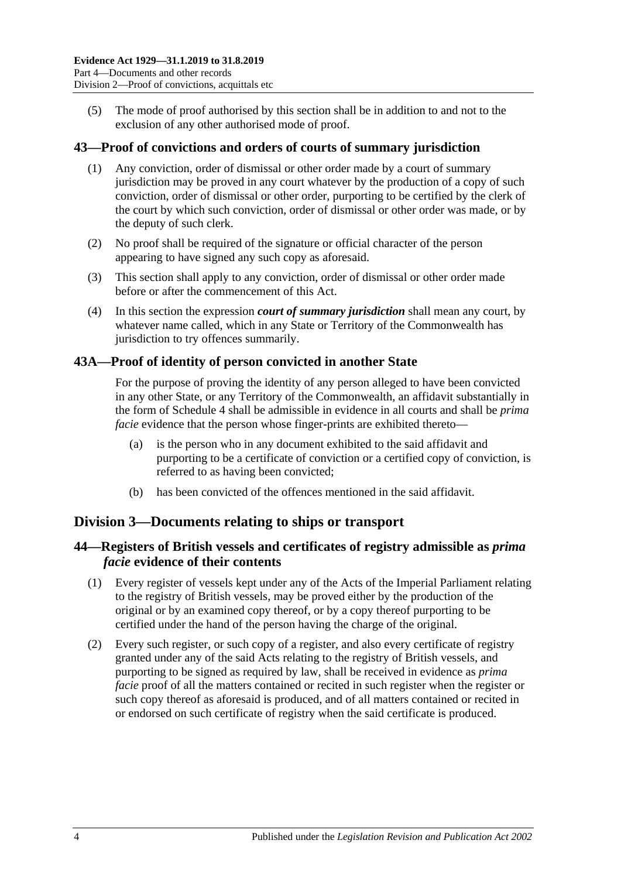(5) The mode of proof authorised by this section shall be in addition to and not to the exclusion of any other authorised mode of proof.

## 43—Proof of convictions and orders of courts of summary jurisdiction

(1) Any conviction, order of dismissal or other order made by a court of summary jurisdiction may be proved in any court whatever by the production of a copy of such conviction, order of dismissal or other order, purporting to be certified by the clerk of the court by which such conviction, order of dismissal or other order was made, or by the deputy of such clerk.

(2) No proof shall be required of the signature or official character of the person appearing to have signed any such copy as aforesaid.

(3) This section shall apply to any conviction, order of dismissal or other order made before or after the commencement of this Act.

(4) In this section the expression ***court of summary jurisdiction*** shall mean any court, by whatever name called, which in any State or Territory of the Commonwealth has jurisdiction to try offences summarily.

## 43A—Proof of identity of person convicted in another State

For the purpose of proving the identity of any person alleged to have been convicted in any other State, or any Territory of the Commonwealth, an affidavit substantially in the form of Schedule 4 shall be admissible in evidence in all courts and shall be *prima facie* evidence that the person whose finger-prints are exhibited thereto—

(a) is the person who in any document exhibited to the said affidavit and purporting to be a certificate of conviction or a certified copy of conviction, is referred to as having been convicted;

(b) has been convicted of the offences mentioned in the said affidavit.

# Division 3—Documents relating to ships or transport

## 44—Registers of British vessels and certificates of registry admissible as *prima facie* evidence of their contents

(1) Every register of vessels kept under any of the Acts of the Imperial Parliament relating to the registry of British vessels, may be proved either by the production of the original or by an examined copy thereof, or by a copy thereof purporting to be certified under the hand of the person having the charge of the original.

(2) Every such register, or such copy of a register, and also every certificate of registry granted under any of the said Acts relating to the registry of British vessels, and purporting to be signed as required by law, shall be received in evidence as *prima facie* proof of all the matters contained or recited in such register when the register or such copy thereof as aforesaid is produced, and of all matters contained or recited in or endorsed on such certificate of registry when the said certificate is produced.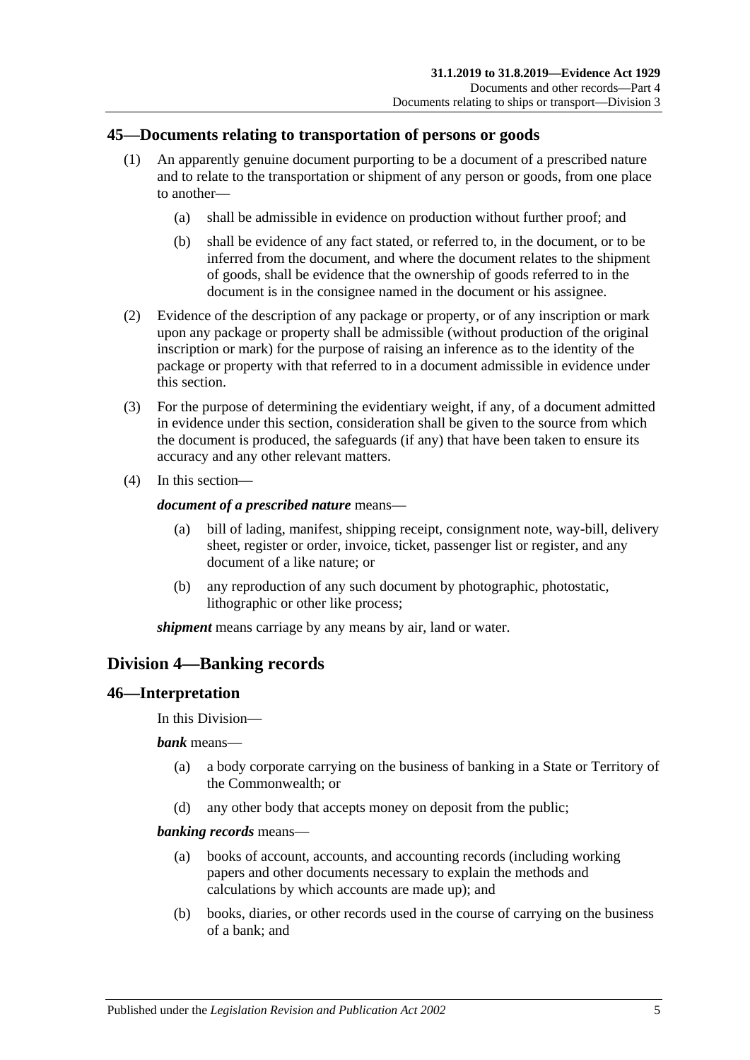## 45—Documents relating to transportation of persons or goods

(1) An apparently genuine document purporting to be a document of a prescribed nature and to relate to the transportation or shipment of any person or goods, from one place to another—

  (a) shall be admissible in evidence on production without further proof; and

  (b) shall be evidence of any fact stated, or referred to, in the document, or to be inferred from the document, and where the document relates to the shipment of goods, shall be evidence that the ownership of goods referred to in the document is in the consignee named in the document or his assignee.

(2) Evidence of the description of any package or property, or of any inscription or mark upon any package or property shall be admissible (without production of the original inscription or mark) for the purpose of raising an inference as to the identity of the package or property with that referred to in a document admissible in evidence under this section.

(3) For the purpose of determining the evidentiary weight, if any, of a document admitted in evidence under this section, consideration shall be given to the source from which the document is produced, the safeguards (if any) that have been taken to ensure its accuracy and any other relevant matters.

(4) In this section—

***document of a prescribed nature*** means—

  (a) bill of lading, manifest, shipping receipt, consignment note, way-bill, delivery sheet, register or order, invoice, ticket, passenger list or register, and any document of a like nature; or

  (b) any reproduction of any such document by photographic, photostatic, lithographic or other like process;

***shipment*** means carriage by any means by air, land or water.

# Division 4—Banking records

## 46—Interpretation

In this Division—

***bank*** means—

  (a) a body corporate carrying on the business of banking in a State or Territory of the Commonwealth; or

  (d) any other body that accepts money on deposit from the public;

***banking records*** means—

  (a) books of account, accounts, and accounting records (including working papers and other documents necessary to explain the methods and calculations by which accounts are made up); and

  (b) books, diaries, or other records used in the course of carrying on the business of a bank; and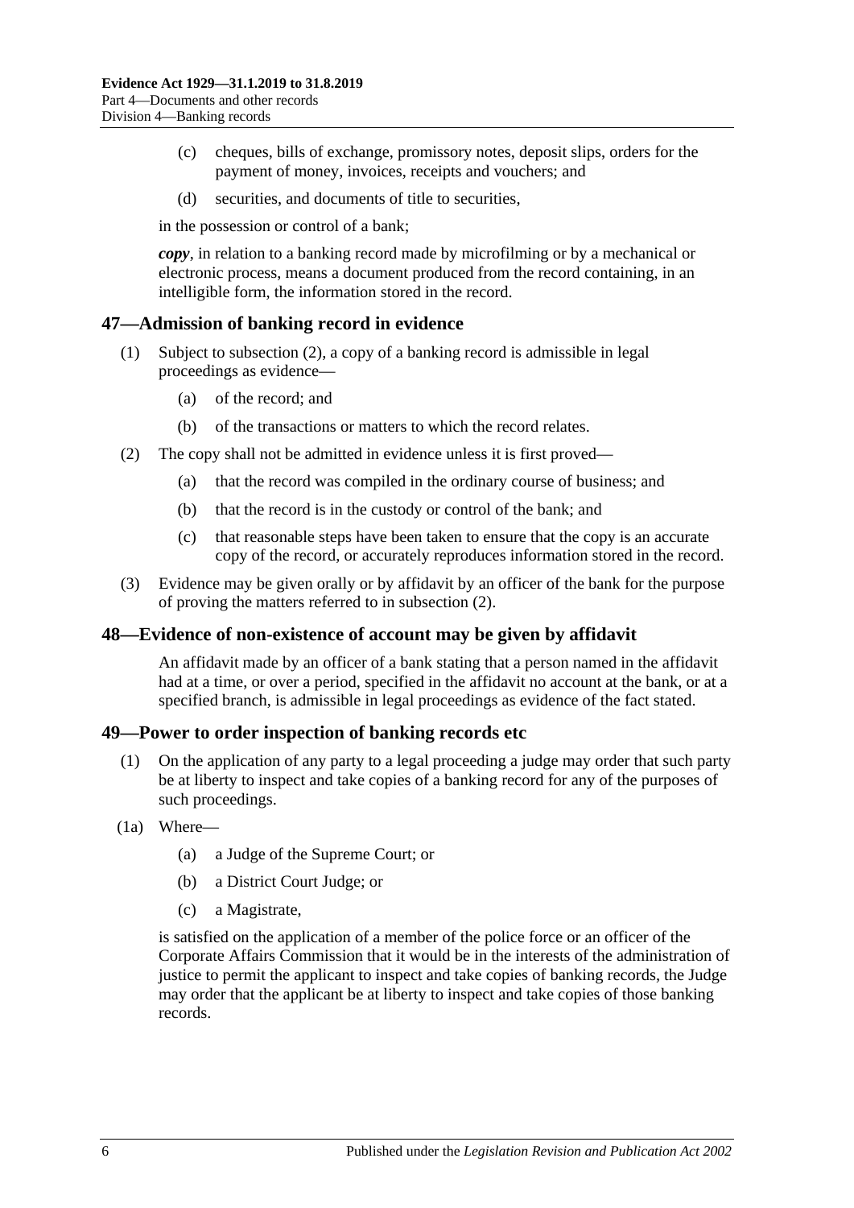(c) cheques, bills of exchange, promissory notes, deposit slips, orders for the payment of money, invoices, receipts and vouchers; and

(d) securities, and documents of title to securities,

in the possession or control of a bank;

***copy***, in relation to a banking record made by microfilming or by a mechanical or electronic process, means a document produced from the record containing, in an intelligible form, the information stored in the record.

## 47—Admission of banking record in evidence

(1) Subject to subsection (2), a copy of a banking record is admissible in legal proceedings as evidence—

(a) of the record; and

(b) of the transactions or matters to which the record relates.

(2) The copy shall not be admitted in evidence unless it is first proved—

(a) that the record was compiled in the ordinary course of business; and

(b) that the record is in the custody or control of the bank; and

(c) that reasonable steps have been taken to ensure that the copy is an accurate copy of the record, or accurately reproduces information stored in the record.

(3) Evidence may be given orally or by affidavit by an officer of the bank for the purpose of proving the matters referred to in subsection (2).

## 48—Evidence of non-existence of account may be given by affidavit

An affidavit made by an officer of a bank stating that a person named in the affidavit had at a time, or over a period, specified in the affidavit no account at the bank, or at a specified branch, is admissible in legal proceedings as evidence of the fact stated.

## 49—Power to order inspection of banking records etc

(1) On the application of any party to a legal proceeding a judge may order that such party be at liberty to inspect and take copies of a banking record for any of the purposes of such proceedings.

(1a) Where—

(a) a Judge of the Supreme Court; or

(b) a District Court Judge; or

(c) a Magistrate,

is satisfied on the application of a member of the police force or an officer of the Corporate Affairs Commission that it would be in the interests of the administration of justice to permit the applicant to inspect and take copies of banking records, the Judge may order that the applicant be at liberty to inspect and take copies of those banking records.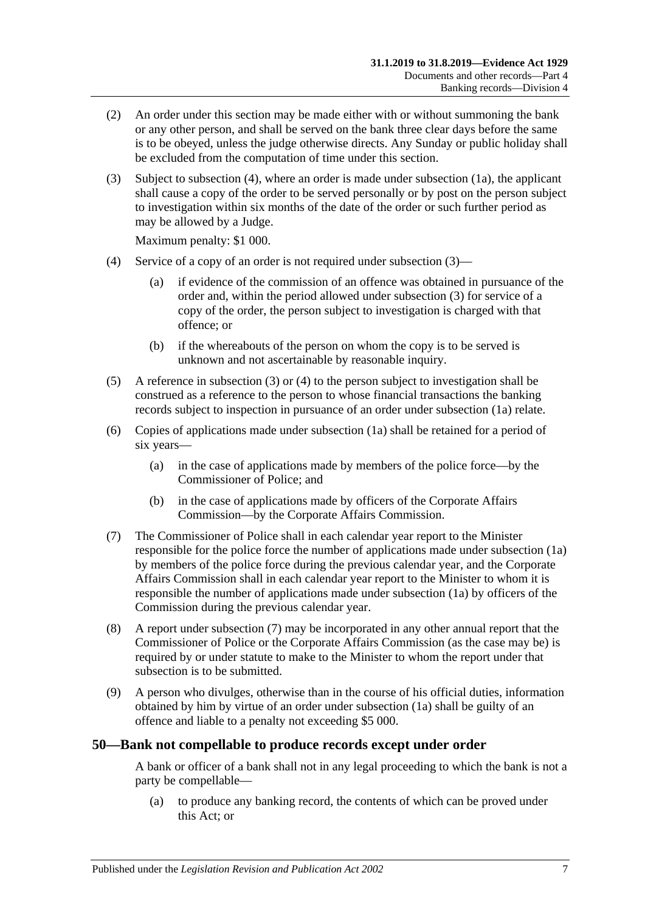(2) An order under this section may be made either with or without summoning the bank or any other person, and shall be served on the bank three clear days before the same is to be obeyed, unless the judge otherwise directs. Any Sunday or public holiday shall be excluded from the computation of time under this section.

(3) Subject to subsection (4), where an order is made under subsection (1a), the applicant shall cause a copy of the order to be served personally or by post on the person subject to investigation within six months of the date of the order or such further period as may be allowed by a Judge.

Maximum penalty: $1 000.

(4) Service of a copy of an order is not required under subsection (3)—

(a) if evidence of the commission of an offence was obtained in pursuance of the order and, within the period allowed under subsection (3) for service of a copy of the order, the person subject to investigation is charged with that offence; or

(b) if the whereabouts of the person on whom the copy is to be served is unknown and not ascertainable by reasonable inquiry.

(5) A reference in subsection (3) or (4) to the person subject to investigation shall be construed as a reference to the person to whose financial transactions the banking records subject to inspection in pursuance of an order under subsection (1a) relate.

(6) Copies of applications made under subsection (1a) shall be retained for a period of six years—

(a) in the case of applications made by members of the police force—by the Commissioner of Police; and

(b) in the case of applications made by officers of the Corporate Affairs Commission—by the Corporate Affairs Commission.

(7) The Commissioner of Police shall in each calendar year report to the Minister responsible for the police force the number of applications made under subsection (1a) by members of the police force during the previous calendar year, and the Corporate Affairs Commission shall in each calendar year report to the Minister to whom it is responsible the number of applications made under subsection (1a) by officers of the Commission during the previous calendar year.

(8) A report under subsection (7) may be incorporated in any other annual report that the Commissioner of Police or the Corporate Affairs Commission (as the case may be) is required by or under statute to make to the Minister to whom the report under that subsection is to be submitted.

(9) A person who divulges, otherwise than in the course of his official duties, information obtained by him by virtue of an order under subsection (1a) shall be guilty of an offence and liable to a penalty not exceeding $5 000.

## 50—Bank not compellable to produce records except under order

A bank or officer of a bank shall not in any legal proceeding to which the bank is not a party be compellable—

(a) to produce any banking record, the contents of which can be proved under this Act; or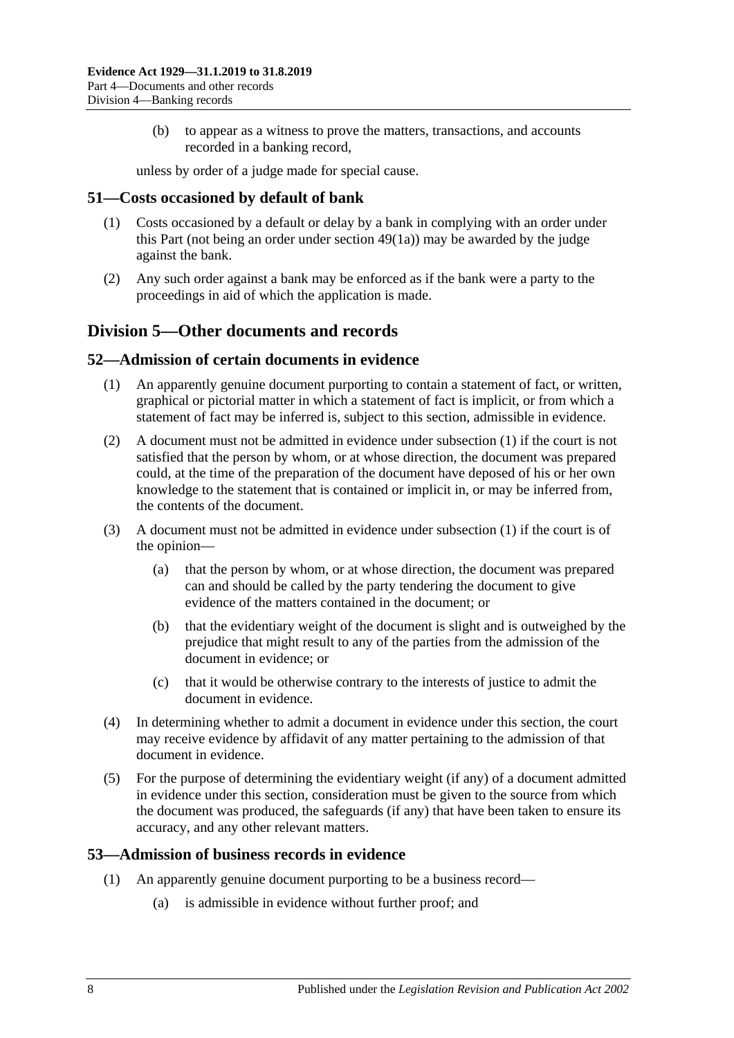(b) to appear as a witness to prove the matters, transactions, and accounts recorded in a banking record,

unless by order of a judge made for special cause.

## 51—Costs occasioned by default of bank

(1) Costs occasioned by a default or delay by a bank in complying with an order under this Part (not being an order under section 49(1a)) may be awarded by the judge against the bank.

(2) Any such order against a bank may be enforced as if the bank were a party to the proceedings in aid of which the application is made.

# Division 5—Other documents and records

## 52—Admission of certain documents in evidence

(1) An apparently genuine document purporting to contain a statement of fact, or written, graphical or pictorial matter in which a statement of fact is implicit, or from which a statement of fact may be inferred is, subject to this section, admissible in evidence.

(2) A document must not be admitted in evidence under subsection (1) if the court is not satisfied that the person by whom, or at whose direction, the document was prepared could, at the time of the preparation of the document have deposed of his or her own knowledge to the statement that is contained or implicit in, or may be inferred from, the contents of the document.

(3) A document must not be admitted in evidence under subsection (1) if the court is of the opinion—

(a) that the person by whom, or at whose direction, the document was prepared can and should be called by the party tendering the document to give evidence of the matters contained in the document; or

(b) that the evidentiary weight of the document is slight and is outweighed by the prejudice that might result to any of the parties from the admission of the document in evidence; or

(c) that it would be otherwise contrary to the interests of justice to admit the document in evidence.

(4) In determining whether to admit a document in evidence under this section, the court may receive evidence by affidavit of any matter pertaining to the admission of that document in evidence.

(5) For the purpose of determining the evidentiary weight (if any) of a document admitted in evidence under this section, consideration must be given to the source from which the document was produced, the safeguards (if any) that have been taken to ensure its accuracy, and any other relevant matters.

## 53—Admission of business records in evidence

(1) An apparently genuine document purporting to be a business record—

(a) is admissible in evidence without further proof; and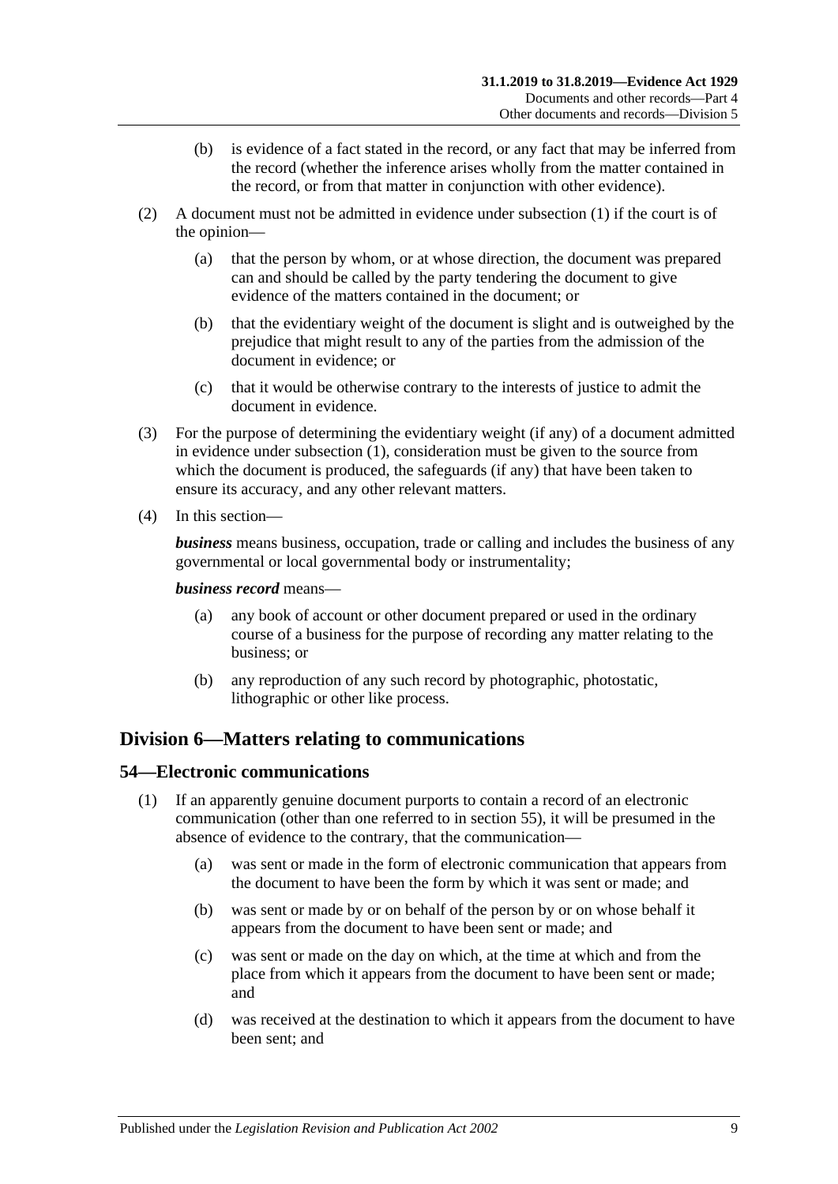(b) is evidence of a fact stated in the record, or any fact that may be inferred from the record (whether the inference arises wholly from the matter contained in the record, or from that matter in conjunction with other evidence).

(2) A document must not be admitted in evidence under subsection (1) if the court is of the opinion—

(a) that the person by whom, or at whose direction, the document was prepared can and should be called by the party tendering the document to give evidence of the matters contained in the document; or

(b) that the evidentiary weight of the document is slight and is outweighed by the prejudice that might result to any of the parties from the admission of the document in evidence; or

(c) that it would be otherwise contrary to the interests of justice to admit the document in evidence.

(3) For the purpose of determining the evidentiary weight (if any) of a document admitted in evidence under subsection (1), consideration must be given to the source from which the document is produced, the safeguards (if any) that have been taken to ensure its accuracy, and any other relevant matters.

(4) In this section—

***business*** means business, occupation, trade or calling and includes the business of any governmental or local governmental body or instrumentality;

***business record*** means—

(a) any book of account or other document prepared or used in the ordinary course of a business for the purpose of recording any matter relating to the business; or

(b) any reproduction of any such record by photographic, photostatic, lithographic or other like process.

## Division 6—Matters relating to communications

### 54—Electronic communications

(1) If an apparently genuine document purports to contain a record of an electronic communication (other than one referred to in section 55), it will be presumed in the absence of evidence to the contrary, that the communication—

(a) was sent or made in the form of electronic communication that appears from the document to have been the form by which it was sent or made; and

(b) was sent or made by or on behalf of the person by or on whose behalf it appears from the document to have been sent or made; and

(c) was sent or made on the day on which, at the time at which and from the place from which it appears from the document to have been sent or made; and

(d) was received at the destination to which it appears from the document to have been sent; and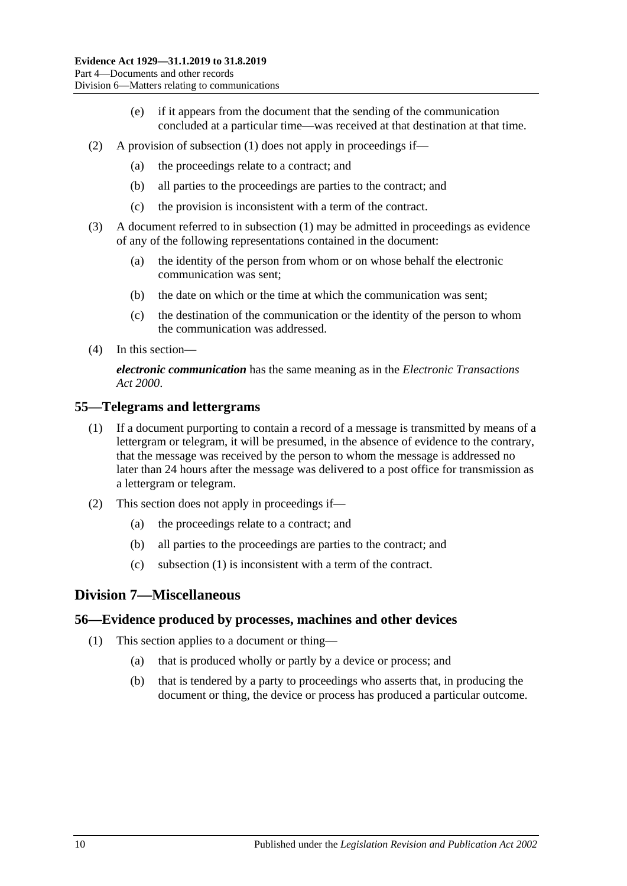(e) if it appears from the document that the sending of the communication concluded at a particular time—was received at that destination at that time.

(2) A provision of subsection (1) does not apply in proceedings if—

(a) the proceedings relate to a contract; and

(b) all parties to the proceedings are parties to the contract; and

(c) the provision is inconsistent with a term of the contract.

(3) A document referred to in subsection (1) may be admitted in proceedings as evidence of any of the following representations contained in the document:

(a) the identity of the person from whom or on whose behalf the electronic communication was sent;

(b) the date on which or the time at which the communication was sent;

(c) the destination of the communication or the identity of the person to whom the communication was addressed.

(4) In this section—

***electronic communication*** has the same meaning as in the *Electronic Transactions Act 2000*.

## 55—Telegrams and lettergrams

(1) If a document purporting to contain a record of a message is transmitted by means of a lettergram or telegram, it will be presumed, in the absence of evidence to the contrary, that the message was received by the person to whom the message is addressed no later than 24 hours after the message was delivered to a post office for transmission as a lettergram or telegram.

(2) This section does not apply in proceedings if—

(a) the proceedings relate to a contract; and

(b) all parties to the proceedings are parties to the contract; and

(c) subsection (1) is inconsistent with a term of the contract.

# Division 7—Miscellaneous

## 56—Evidence produced by processes, machines and other devices

(1) This section applies to a document or thing—

(a) that is produced wholly or partly by a device or process; and

(b) that is tendered by a party to proceedings who asserts that, in producing the document or thing, the device or process has produced a particular outcome.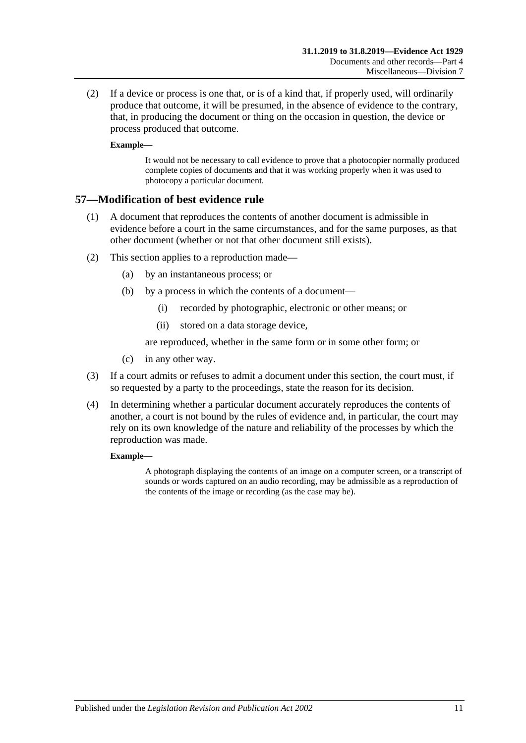(2) If a device or process is one that, or is of a kind that, if properly used, will ordinarily produce that outcome, it will be presumed, in the absence of evidence to the contrary, that, in producing the document or thing on the occasion in question, the device or process produced that outcome.

**Example—**

> It would not be necessary to call evidence to prove that a photocopier normally produced complete copies of documents and that it was working properly when it was used to photocopy a particular document.

## 57—Modification of best evidence rule

(1) A document that reproduces the contents of another document is admissible in evidence before a court in the same circumstances, and for the same purposes, as that other document (whether or not that other document still exists).

(2) This section applies to a reproduction made—

- (a) by an instantaneous process; or
- (b) by a process in which the contents of a document—
  - (i) recorded by photographic, electronic or other means; or
  - (ii) stored on a data storage device,

  are reproduced, whether in the same form or in some other form; or
- (c) in any other way.

(3) If a court admits or refuses to admit a document under this section, the court must, if so requested by a party to the proceedings, state the reason for its decision.

(4) In determining whether a particular document accurately reproduces the contents of another, a court is not bound by the rules of evidence and, in particular, the court may rely on its own knowledge of the nature and reliability of the processes by which the reproduction was made.

**Example—**

> A photograph displaying the contents of an image on a computer screen, or a transcript of sounds or words captured on an audio recording, may be admissible as a reproduction of the contents of the image or recording (as the case may be).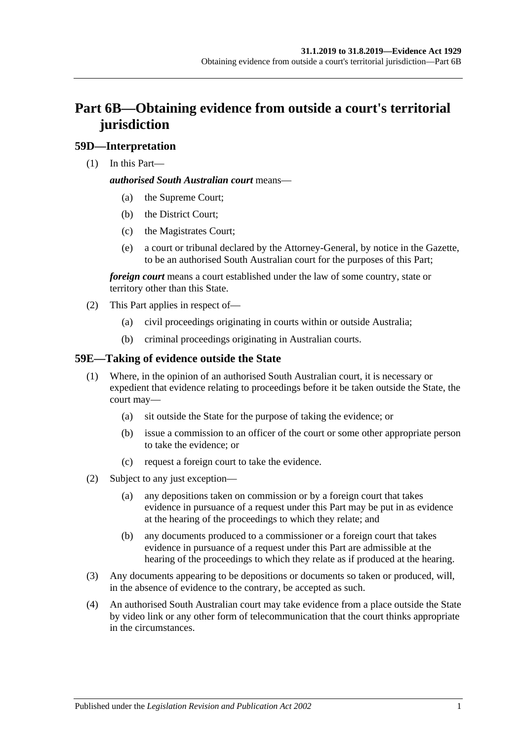# Part 6B—Obtaining evidence from outside a court's territorial jurisdiction

## 59D—Interpretation

(1) In this Part—

***authorised South Australian court*** means—

- (a) the Supreme Court;
- (b) the District Court;
- (c) the Magistrates Court;
- (e) a court or tribunal declared by the Attorney-General, by notice in the Gazette, to be an authorised South Australian court for the purposes of this Part;

***foreign court*** means a court established under the law of some country, state or territory other than this State.

(2) This Part applies in respect of—

- (a) civil proceedings originating in courts within or outside Australia;
- (b) criminal proceedings originating in Australian courts.

## 59E—Taking of evidence outside the State

(1) Where, in the opinion of an authorised South Australian court, it is necessary or expedient that evidence relating to proceedings before it be taken outside the State, the court may—

- (a) sit outside the State for the purpose of taking the evidence; or
- (b) issue a commission to an officer of the court or some other appropriate person to take the evidence; or
- (c) request a foreign court to take the evidence.

(2) Subject to any just exception—

- (a) any depositions taken on commission or by a foreign court that takes evidence in pursuance of a request under this Part may be put in as evidence at the hearing of the proceedings to which they relate; and
- (b) any documents produced to a commissioner or a foreign court that takes evidence in pursuance of a request under this Part are admissible at the hearing of the proceedings to which they relate as if produced at the hearing.

(3) Any documents appearing to be depositions or documents so taken or produced, will, in the absence of evidence to the contrary, be accepted as such.

(4) An authorised South Australian court may take evidence from a place outside the State by video link or any other form of telecommunication that the court thinks appropriate in the circumstances.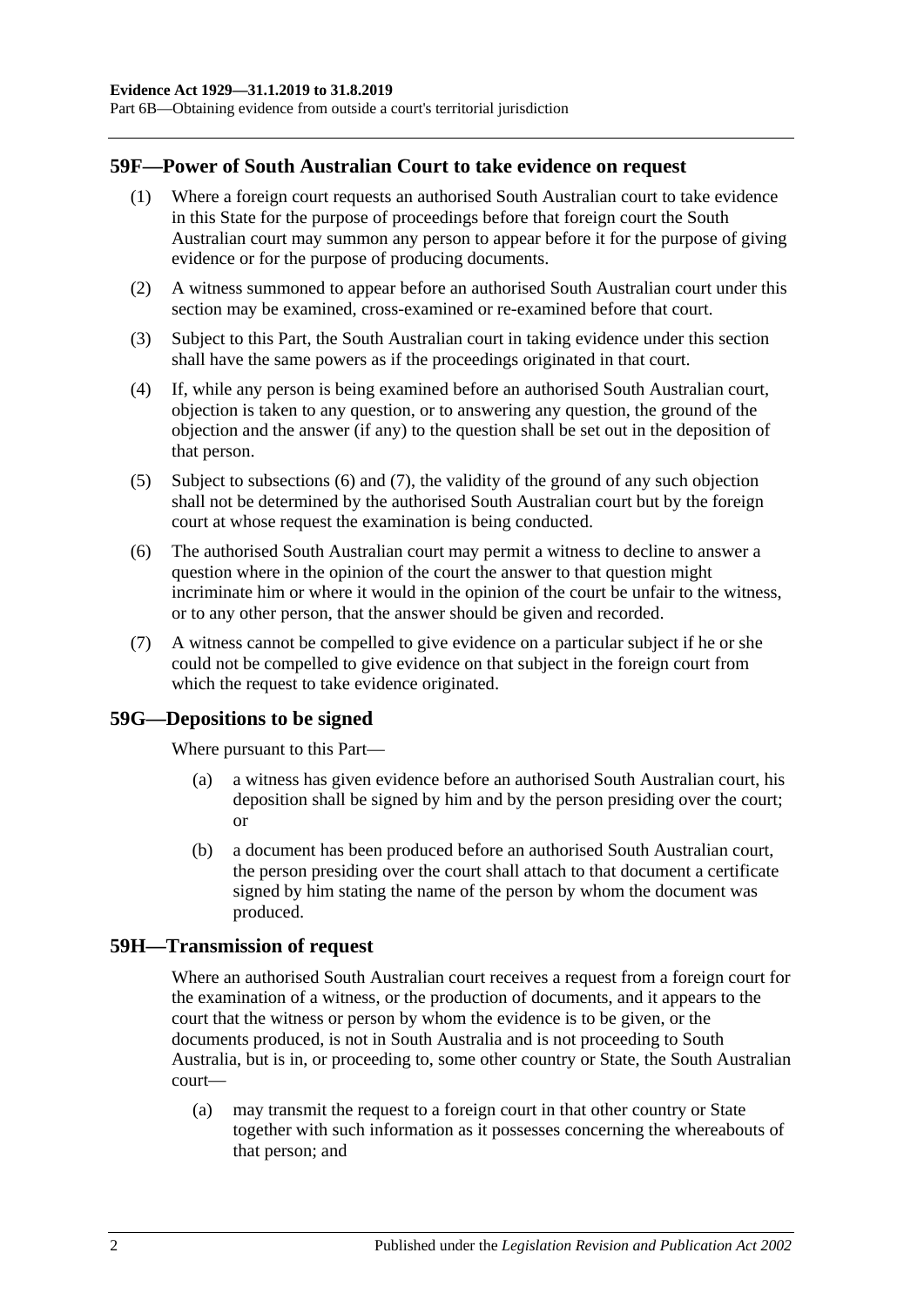## 59F—Power of South Australian Court to take evidence on request

(1) Where a foreign court requests an authorised South Australian court to take evidence in this State for the purpose of proceedings before that foreign court the South Australian court may summon any person to appear before it for the purpose of giving evidence or for the purpose of producing documents.

(2) A witness summoned to appear before an authorised South Australian court under this section may be examined, cross-examined or re-examined before that court.

(3) Subject to this Part, the South Australian court in taking evidence under this section shall have the same powers as if the proceedings originated in that court.

(4) If, while any person is being examined before an authorised South Australian court, objection is taken to any question, or to answering any question, the ground of the objection and the answer (if any) to the question shall be set out in the deposition of that person.

(5) Subject to subsections (6) and (7), the validity of the ground of any such objection shall not be determined by the authorised South Australian court but by the foreign court at whose request the examination is being conducted.

(6) The authorised South Australian court may permit a witness to decline to answer a question where in the opinion of the court the answer to that question might incriminate him or where it would in the opinion of the court be unfair to the witness, or to any other person, that the answer should be given and recorded.

(7) A witness cannot be compelled to give evidence on a particular subject if he or she could not be compelled to give evidence on that subject in the foreign court from which the request to take evidence originated.

## 59G—Depositions to be signed

Where pursuant to this Part—

(a) a witness has given evidence before an authorised South Australian court, his deposition shall be signed by him and by the person presiding over the court; or

(b) a document has been produced before an authorised South Australian court, the person presiding over the court shall attach to that document a certificate signed by him stating the name of the person by whom the document was produced.

## 59H—Transmission of request

Where an authorised South Australian court receives a request from a foreign court for the examination of a witness, or the production of documents, and it appears to the court that the witness or person by whom the evidence is to be given, or the documents produced, is not in South Australia and is not proceeding to South Australia, but is in, or proceeding to, some other country or State, the South Australian court—

(a) may transmit the request to a foreign court in that other country or State together with such information as it possesses concerning the whereabouts of that person; and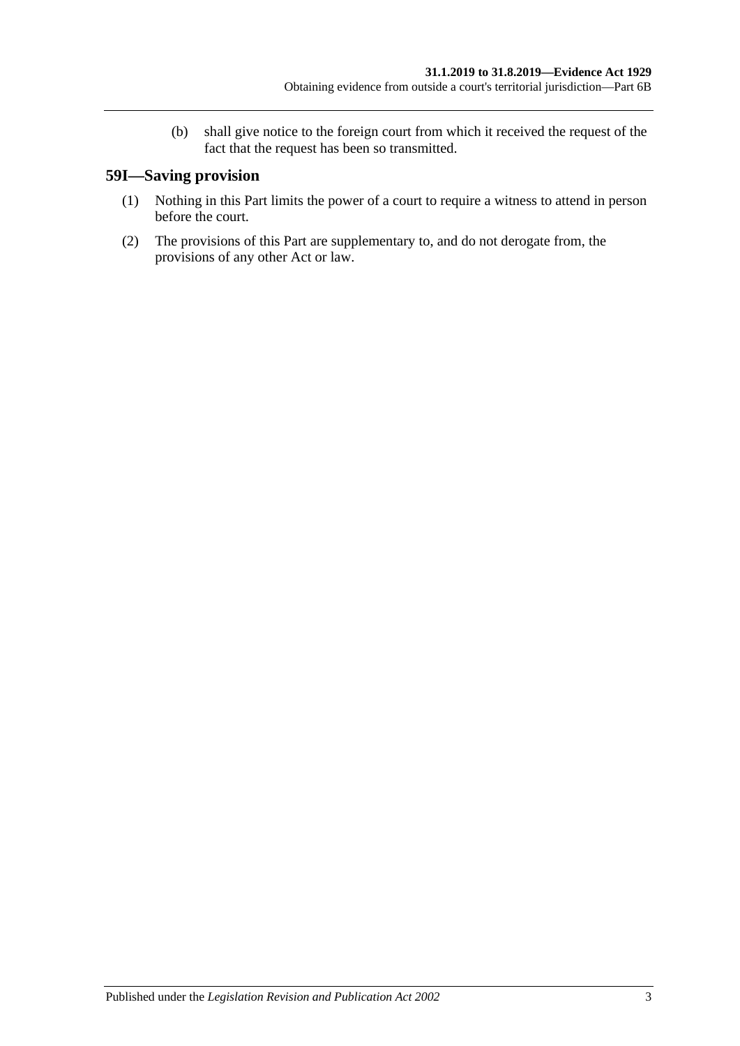(b) shall give notice to the foreign court from which it received the request of the fact that the request has been so transmitted.

## 59I—Saving provision

(1) Nothing in this Part limits the power of a court to require a witness to attend in person before the court.

(2) The provisions of this Part are supplementary to, and do not derogate from, the provisions of any other Act or law.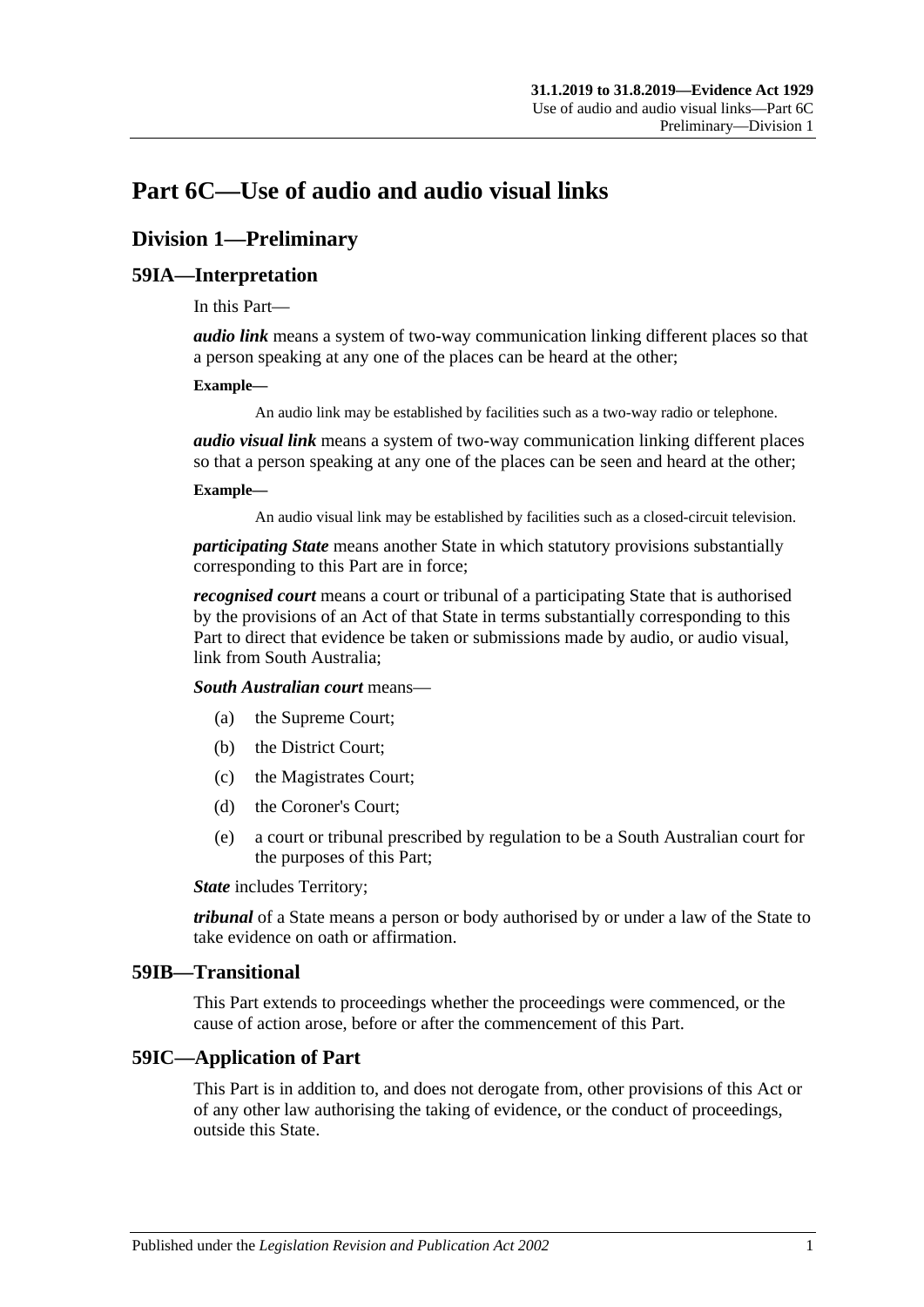# Part 6C—Use of audio and audio visual links

## Division 1—Preliminary

### 59IA—Interpretation

In this Part—

***audio link*** means a system of two-way communication linking different places so that a person speaking at any one of the places can be heard at the other;

**Example—**

An audio link may be established by facilities such as a two-way radio or telephone.

***audio visual link*** means a system of two-way communication linking different places so that a person speaking at any one of the places can be seen and heard at the other;

**Example—**

An audio visual link may be established by facilities such as a closed-circuit television.

***participating State*** means another State in which statutory provisions substantially corresponding to this Part are in force;

***recognised court*** means a court or tribunal of a participating State that is authorised by the provisions of an Act of that State in terms substantially corresponding to this Part to direct that evidence be taken or submissions made by audio, or audio visual, link from South Australia;

***South Australian court*** means—

(a) the Supreme Court;

(b) the District Court;

(c) the Magistrates Court;

(d) the Coroner's Court;

(e) a court or tribunal prescribed by regulation to be a South Australian court for the purposes of this Part;

***State*** includes Territory;

***tribunal*** of a State means a person or body authorised by or under a law of the State to take evidence on oath or affirmation.

### 59IB—Transitional

This Part extends to proceedings whether the proceedings were commenced, or the cause of action arose, before or after the commencement of this Part.

### 59IC—Application of Part

This Part is in addition to, and does not derogate from, other provisions of this Act or of any other law authorising the taking of evidence, or the conduct of proceedings, outside this State.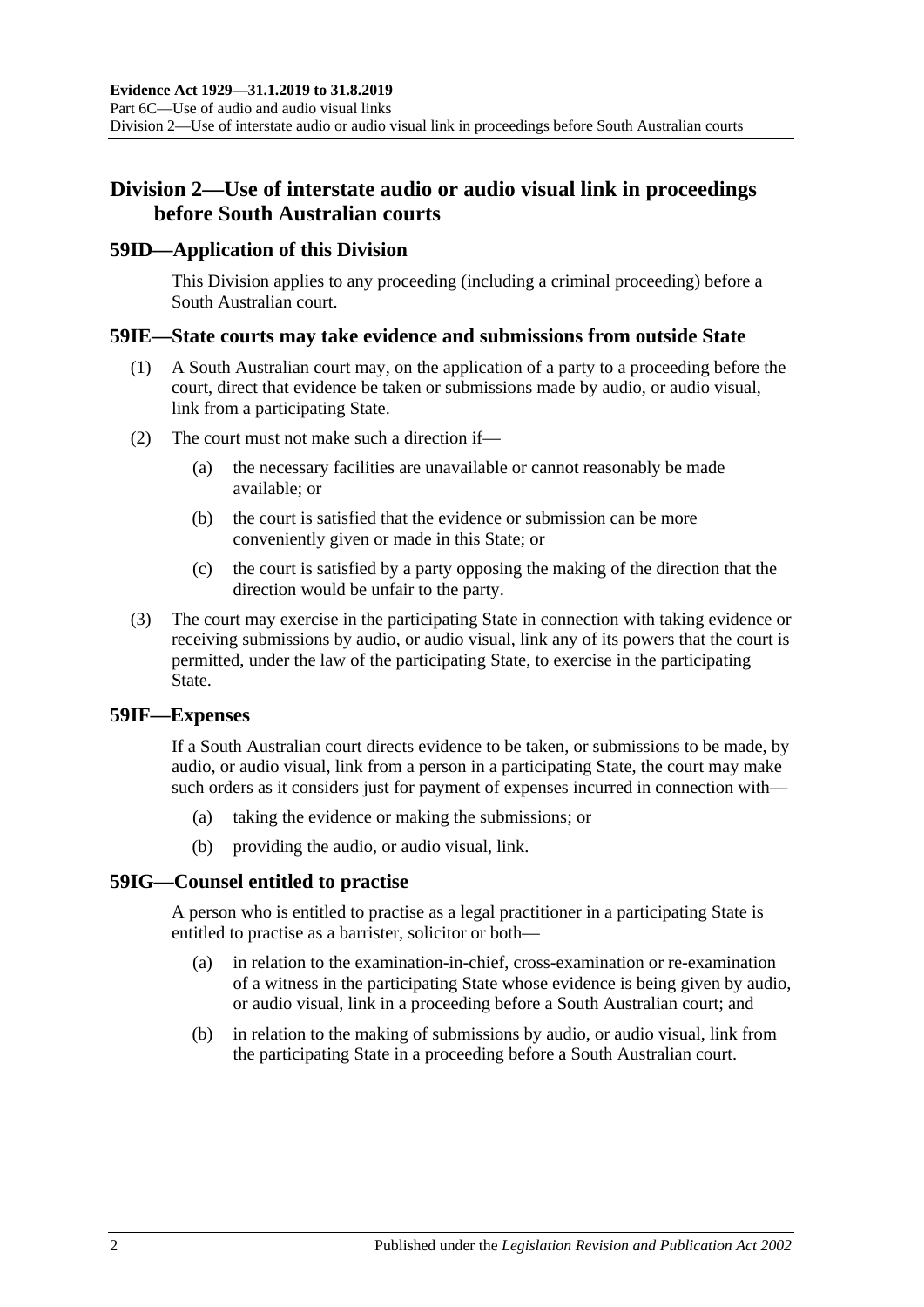## Division 2—Use of interstate audio or audio visual link in proceedings before South Australian courts

### 59ID—Application of this Division

This Division applies to any proceeding (including a criminal proceeding) before a South Australian court.

### 59IE—State courts may take evidence and submissions from outside State

(1) A South Australian court may, on the application of a party to a proceeding before the court, direct that evidence be taken or submissions made by audio, or audio visual, link from a participating State.

(2) The court must not make such a direction if—

(a) the necessary facilities are unavailable or cannot reasonably be made available; or

(b) the court is satisfied that the evidence or submission can be more conveniently given or made in this State; or

(c) the court is satisfied by a party opposing the making of the direction that the direction would be unfair to the party.

(3) The court may exercise in the participating State in connection with taking evidence or receiving submissions by audio, or audio visual, link any of its powers that the court is permitted, under the law of the participating State, to exercise in the participating State.

### 59IF—Expenses

If a South Australian court directs evidence to be taken, or submissions to be made, by audio, or audio visual, link from a person in a participating State, the court may make such orders as it considers just for payment of expenses incurred in connection with—

(a) taking the evidence or making the submissions; or

(b) providing the audio, or audio visual, link.

### 59IG—Counsel entitled to practise

A person who is entitled to practise as a legal practitioner in a participating State is entitled to practise as a barrister, solicitor or both—

(a) in relation to the examination-in-chief, cross-examination or re-examination of a witness in the participating State whose evidence is being given by audio, or audio visual, link in a proceeding before a South Australian court; and

(b) in relation to the making of submissions by audio, or audio visual, link from the participating State in a proceeding before a South Australian court.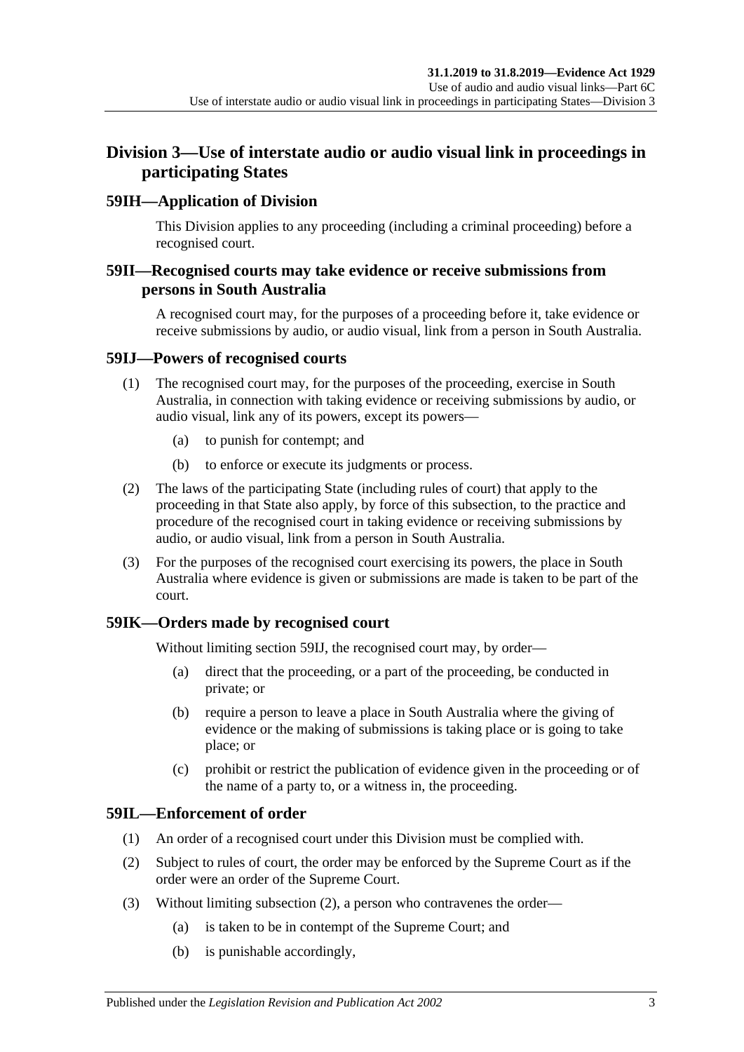## Division 3—Use of interstate audio or audio visual link in proceedings in participating States

### 59IH—Application of Division

This Division applies to any proceeding (including a criminal proceeding) before a recognised court.

### 59II—Recognised courts may take evidence or receive submissions from persons in South Australia

A recognised court may, for the purposes of a proceeding before it, take evidence or receive submissions by audio, or audio visual, link from a person in South Australia.

### 59IJ—Powers of recognised courts

(1) The recognised court may, for the purposes of the proceeding, exercise in South Australia, in connection with taking evidence or receiving submissions by audio, or audio visual, link any of its powers, except its powers—

(a) to punish for contempt; and

(b) to enforce or execute its judgments or process.

(2) The laws of the participating State (including rules of court) that apply to the proceeding in that State also apply, by force of this subsection, to the practice and procedure of the recognised court in taking evidence or receiving submissions by audio, or audio visual, link from a person in South Australia.

(3) For the purposes of the recognised court exercising its powers, the place in South Australia where evidence is given or submissions are made is taken to be part of the court.

### 59IK—Orders made by recognised court

Without limiting section 59IJ, the recognised court may, by order—

(a) direct that the proceeding, or a part of the proceeding, be conducted in private; or

(b) require a person to leave a place in South Australia where the giving of evidence or the making of submissions is taking place or is going to take place; or

(c) prohibit or restrict the publication of evidence given in the proceeding or of the name of a party to, or a witness in, the proceeding.

### 59IL—Enforcement of order

(1) An order of a recognised court under this Division must be complied with.

(2) Subject to rules of court, the order may be enforced by the Supreme Court as if the order were an order of the Supreme Court.

(3) Without limiting subsection (2), a person who contravenes the order—

(a) is taken to be in contempt of the Supreme Court; and

(b) is punishable accordingly,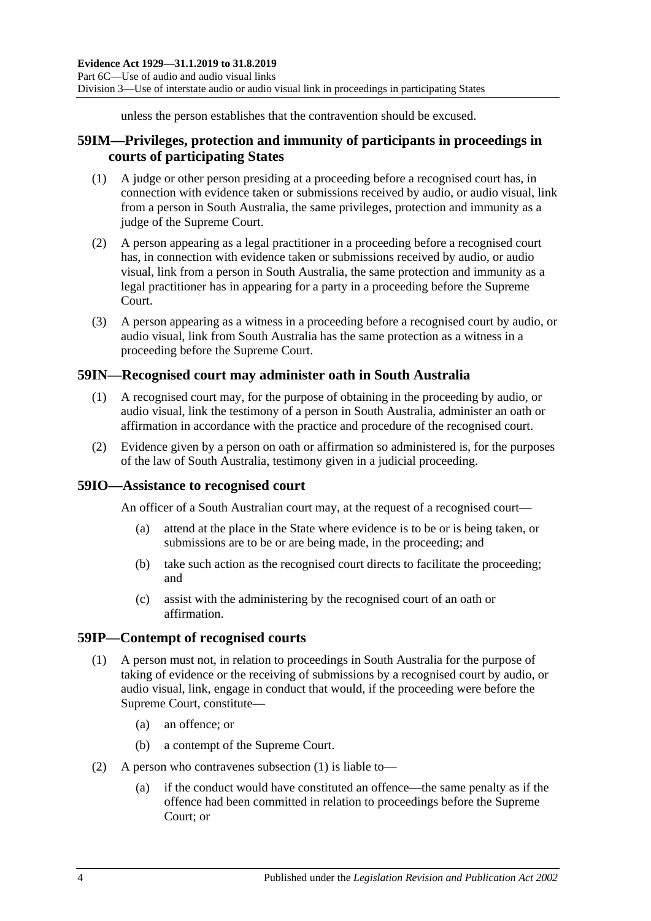unless the person establishes that the contravention should be excused.

## 59IM—Privileges, protection and immunity of participants in proceedings in courts of participating States

(1) A judge or other person presiding at a proceeding before a recognised court has, in connection with evidence taken or submissions received by audio, or audio visual, link from a person in South Australia, the same privileges, protection and immunity as a judge of the Supreme Court.

(2) A person appearing as a legal practitioner in a proceeding before a recognised court has, in connection with evidence taken or submissions received by audio, or audio visual, link from a person in South Australia, the same protection and immunity as a legal practitioner has in appearing for a party in a proceeding before the Supreme Court.

(3) A person appearing as a witness in a proceeding before a recognised court by audio, or audio visual, link from South Australia has the same protection as a witness in a proceeding before the Supreme Court.

## 59IN—Recognised court may administer oath in South Australia

(1) A recognised court may, for the purpose of obtaining in the proceeding by audio, or audio visual, link the testimony of a person in South Australia, administer an oath or affirmation in accordance with the practice and procedure of the recognised court.

(2) Evidence given by a person on oath or affirmation so administered is, for the purposes of the law of South Australia, testimony given in a judicial proceeding.

## 59IO—Assistance to recognised court

An officer of a South Australian court may, at the request of a recognised court—

(a) attend at the place in the State where evidence is to be or is being taken, or submissions are to be or are being made, in the proceeding; and

(b) take such action as the recognised court directs to facilitate the proceeding; and

(c) assist with the administering by the recognised court of an oath or affirmation.

## 59IP—Contempt of recognised courts

(1) A person must not, in relation to proceedings in South Australia for the purpose of taking of evidence or the receiving of submissions by a recognised court by audio, or audio visual, link, engage in conduct that would, if the proceeding were before the Supreme Court, constitute—

(a) an offence; or

(b) a contempt of the Supreme Court.

(2) A person who contravenes subsection (1) is liable to—

(a) if the conduct would have constituted an offence—the same penalty as if the offence had been committed in relation to proceedings before the Supreme Court; or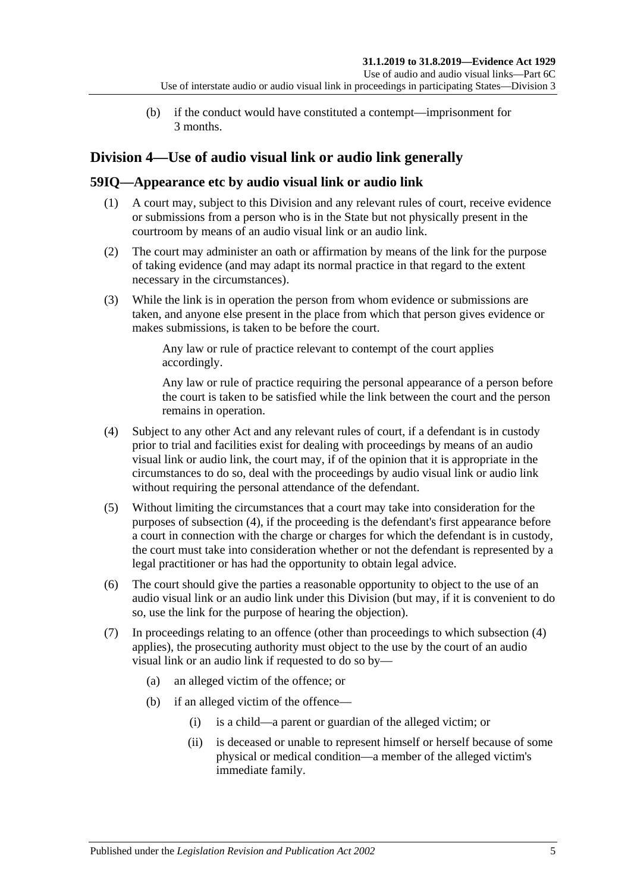(b) if the conduct would have constituted a contempt—imprisonment for 3 months.

## Division 4—Use of audio visual link or audio link generally

### 59IQ—Appearance etc by audio visual link or audio link

(1) A court may, subject to this Division and any relevant rules of court, receive evidence or submissions from a person who is in the State but not physically present in the courtroom by means of an audio visual link or an audio link.

(2) The court may administer an oath or affirmation by means of the link for the purpose of taking evidence (and may adapt its normal practice in that regard to the extent necessary in the circumstances).

(3) While the link is in operation the person from whom evidence or submissions are taken, and anyone else present in the place from which that person gives evidence or makes submissions, is taken to be before the court.

> Any law or rule of practice relevant to contempt of the court applies accordingly.
>
> Any law or rule of practice requiring the personal appearance of a person before the court is taken to be satisfied while the link between the court and the person remains in operation.

(4) Subject to any other Act and any relevant rules of court, if a defendant is in custody prior to trial and facilities exist for dealing with proceedings by means of an audio visual link or audio link, the court may, if of the opinion that it is appropriate in the circumstances to do so, deal with the proceedings by audio visual link or audio link without requiring the personal attendance of the defendant.

(5) Without limiting the circumstances that a court may take into consideration for the purposes of subsection (4), if the proceeding is the defendant's first appearance before a court in connection with the charge or charges for which the defendant is in custody, the court must take into consideration whether or not the defendant is represented by a legal practitioner or has had the opportunity to obtain legal advice.

(6) The court should give the parties a reasonable opportunity to object to the use of an audio visual link or an audio link under this Division (but may, if it is convenient to do so, use the link for the purpose of hearing the objection).

(7) In proceedings relating to an offence (other than proceedings to which subsection (4) applies), the prosecuting authority must object to the use by the court of an audio visual link or an audio link if requested to do so by—

   (a) an alleged victim of the offence; or

   (b) if an alleged victim of the offence—

      (i) is a child—a parent or guardian of the alleged victim; or

      (ii) is deceased or unable to represent himself or herself because of some physical or medical condition—a member of the alleged victim's immediate family.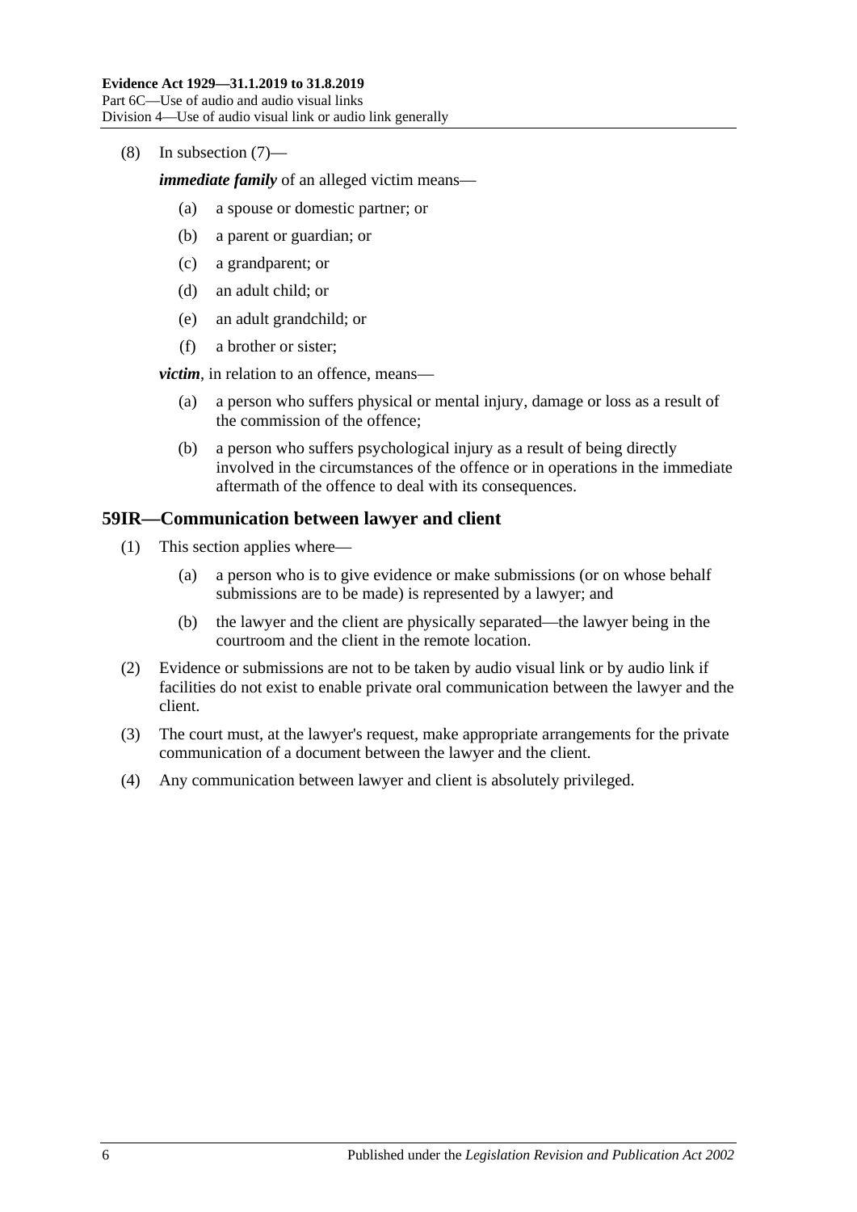(8) In subsection (7)—

***immediate family*** of an alleged victim means—

- (a) a spouse or domestic partner; or
- (b) a parent or guardian; or
- (c) a grandparent; or
- (d) an adult child; or
- (e) an adult grandchild; or
- (f) a brother or sister;

***victim***, in relation to an offence, means—

- (a) a person who suffers physical or mental injury, damage or loss as a result of the commission of the offence;
- (b) a person who suffers psychological injury as a result of being directly involved in the circumstances of the offence or in operations in the immediate aftermath of the offence to deal with its consequences.

## 59IR—Communication between lawyer and client

(1) This section applies where—

- (a) a person who is to give evidence or make submissions (or on whose behalf submissions are to be made) is represented by a lawyer; and
- (b) the lawyer and the client are physically separated—the lawyer being in the courtroom and the client in the remote location.

(2) Evidence or submissions are not to be taken by audio visual link or by audio link if facilities do not exist to enable private oral communication between the lawyer and the client.

(3) The court must, at the lawyer's request, make appropriate arrangements for the private communication of a document between the lawyer and the client.

(4) Any communication between lawyer and client is absolutely privileged.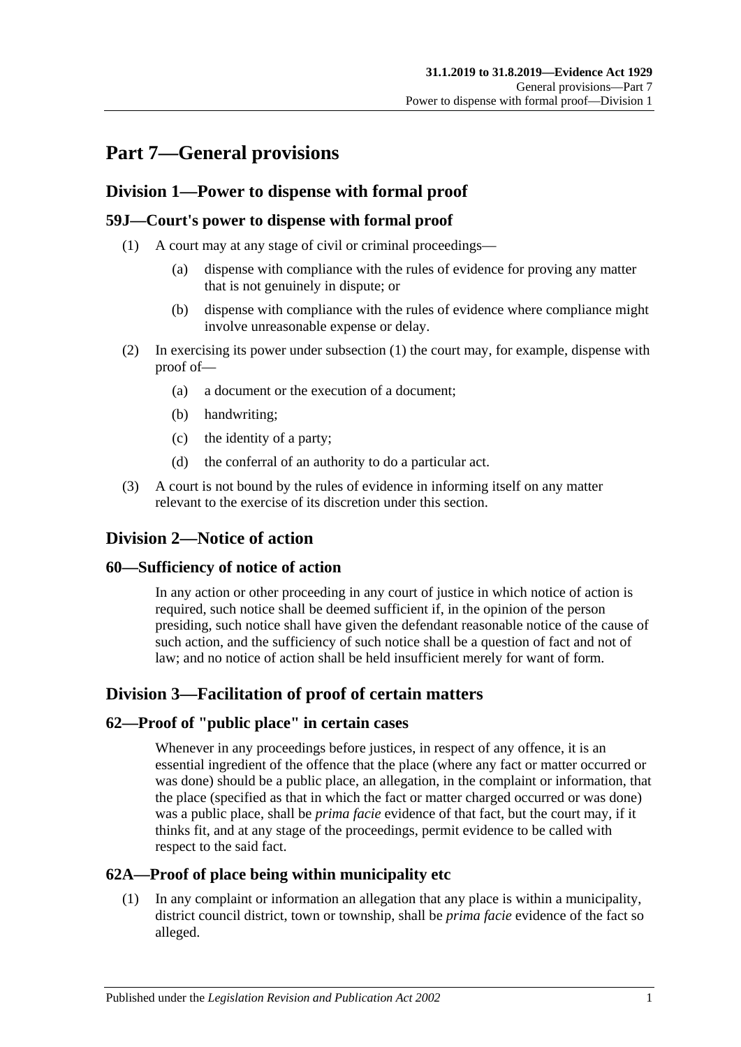# Part 7—General provisions

## Division 1—Power to dispense with formal proof

### 59J—Court's power to dispense with formal proof

(1) A court may at any stage of civil or criminal proceedings—

  (a) dispense with compliance with the rules of evidence for proving any matter that is not genuinely in dispute; or

  (b) dispense with compliance with the rules of evidence where compliance might involve unreasonable expense or delay.

(2) In exercising its power under subsection (1) the court may, for example, dispense with proof of—

  (a) a document or the execution of a document;

  (b) handwriting;

  (c) the identity of a party;

  (d) the conferral of an authority to do a particular act.

(3) A court is not bound by the rules of evidence in informing itself on any matter relevant to the exercise of its discretion under this section.

## Division 2—Notice of action

### 60—Sufficiency of notice of action

In any action or other proceeding in any court of justice in which notice of action is required, such notice shall be deemed sufficient if, in the opinion of the person presiding, such notice shall have given the defendant reasonable notice of the cause of such action, and the sufficiency of such notice shall be a question of fact and not of law; and no notice of action shall be held insufficient merely for want of form.

## Division 3—Facilitation of proof of certain matters

### 62—Proof of "public place" in certain cases

Whenever in any proceedings before justices, in respect of any offence, it is an essential ingredient of the offence that the place (where any fact or matter occurred or was done) should be a public place, an allegation, in the complaint or information, that the place (specified as that in which the fact or matter charged occurred or was done) was a public place, shall be *prima facie* evidence of that fact, but the court may, if it thinks fit, and at any stage of the proceedings, permit evidence to be called with respect to the said fact.

### 62A—Proof of place being within municipality etc

(1) In any complaint or information an allegation that any place is within a municipality, district council district, town or township, shall be *prima facie* evidence of the fact so alleged.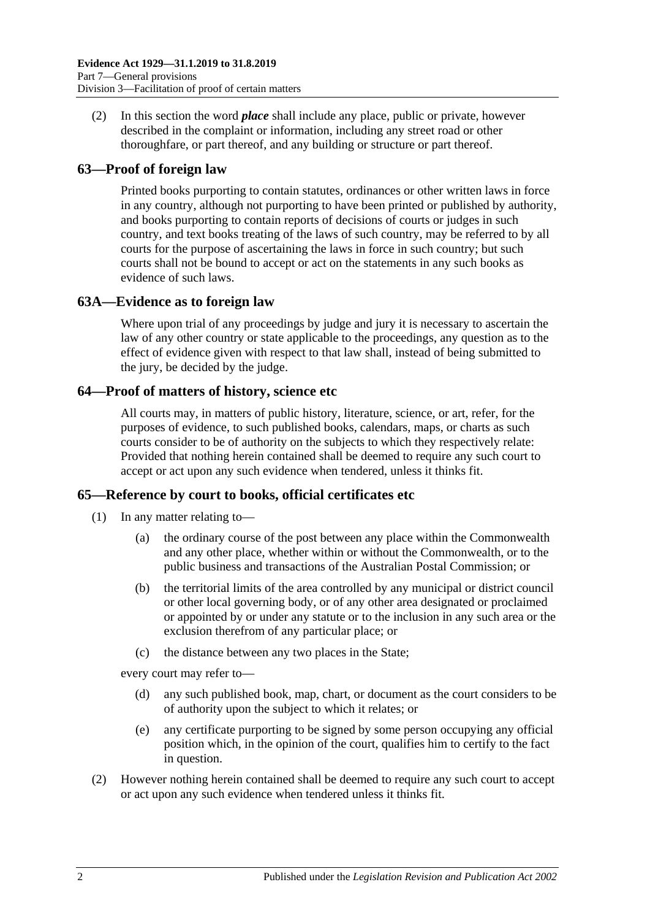(2) In this section the word ***place*** shall include any place, public or private, however described in the complaint or information, including any street road or other thoroughfare, or part thereof, and any building or structure or part thereof.

## 63—Proof of foreign law

Printed books purporting to contain statutes, ordinances or other written laws in force in any country, although not purporting to have been printed or published by authority, and books purporting to contain reports of decisions of courts or judges in such country, and text books treating of the laws of such country, may be referred to by all courts for the purpose of ascertaining the laws in force in such country; but such courts shall not be bound to accept or act on the statements in any such books as evidence of such laws.

## 63A—Evidence as to foreign law

Where upon trial of any proceedings by judge and jury it is necessary to ascertain the law of any other country or state applicable to the proceedings, any question as to the effect of evidence given with respect to that law shall, instead of being submitted to the jury, be decided by the judge.

## 64—Proof of matters of history, science etc

All courts may, in matters of public history, literature, science, or art, refer, for the purposes of evidence, to such published books, calendars, maps, or charts as such courts consider to be of authority on the subjects to which they respectively relate: Provided that nothing herein contained shall be deemed to require any such court to accept or act upon any such evidence when tendered, unless it thinks fit.

## 65—Reference by court to books, official certificates etc

(1) In any matter relating to—

   (a) the ordinary course of the post between any place within the Commonwealth and any other place, whether within or without the Commonwealth, or to the public business and transactions of the Australian Postal Commission; or

   (b) the territorial limits of the area controlled by any municipal or district council or other local governing body, or of any other area designated or proclaimed or appointed by or under any statute or to the inclusion in any such area or the exclusion therefrom of any particular place; or

   (c) the distance between any two places in the State;

every court may refer to—

   (d) any such published book, map, chart, or document as the court considers to be of authority upon the subject to which it relates; or

   (e) any certificate purporting to be signed by some person occupying any official position which, in the opinion of the court, qualifies him to certify to the fact in question.

(2) However nothing herein contained shall be deemed to require any such court to accept or act upon any such evidence when tendered unless it thinks fit.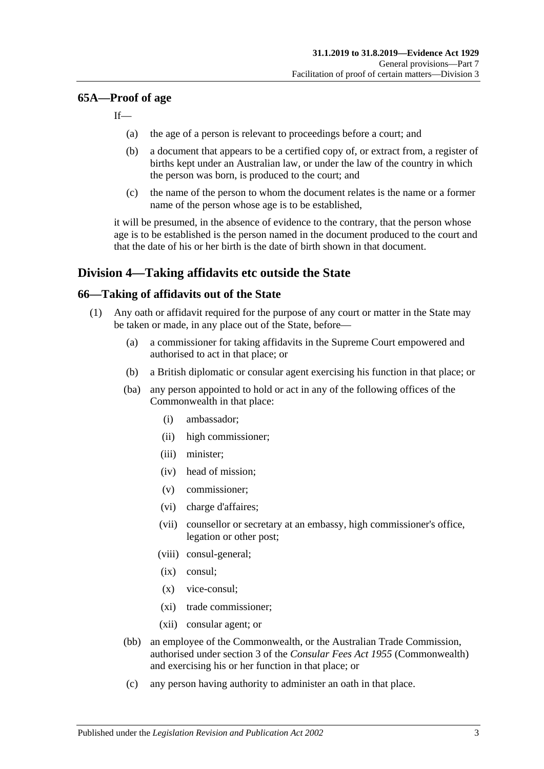## 65A—Proof of age

If—

- (a) the age of a person is relevant to proceedings before a court; and
- (b) a document that appears to be a certified copy of, or extract from, a register of births kept under an Australian law, or under the law of the country in which the person was born, is produced to the court; and
- (c) the name of the person to whom the document relates is the name or a former name of the person whose age is to be established,

it will be presumed, in the absence of evidence to the contrary, that the person whose age is to be established is the person named in the document produced to the court and that the date of his or her birth is the date of birth shown in that document.

# Division 4—Taking affidavits etc outside the State

## 66—Taking of affidavits out of the State

(1) Any oath or affidavit required for the purpose of any court or matter in the State may be taken or made, in any place out of the State, before—

- (a) a commissioner for taking affidavits in the Supreme Court empowered and authorised to act in that place; or
- (b) a British diplomatic or consular agent exercising his function in that place; or
- (ba) any person appointed to hold or act in any of the following offices of the Commonwealth in that place:
  - (i) ambassador;
  - (ii) high commissioner;
  - (iii) minister;
  - (iv) head of mission;
  - (v) commissioner;
  - (vi) charge d'affaires;
  - (vii) counsellor or secretary at an embassy, high commissioner's office, legation or other post;
  - (viii) consul-general;
  - (ix) consul;
  - (x) vice-consul;
  - (xi) trade commissioner;
  - (xii) consular agent; or
- (bb) an employee of the Commonwealth, or the Australian Trade Commission, authorised under section 3 of the *Consular Fees Act 1955* (Commonwealth) and exercising his or her function in that place; or
- (c) any person having authority to administer an oath in that place.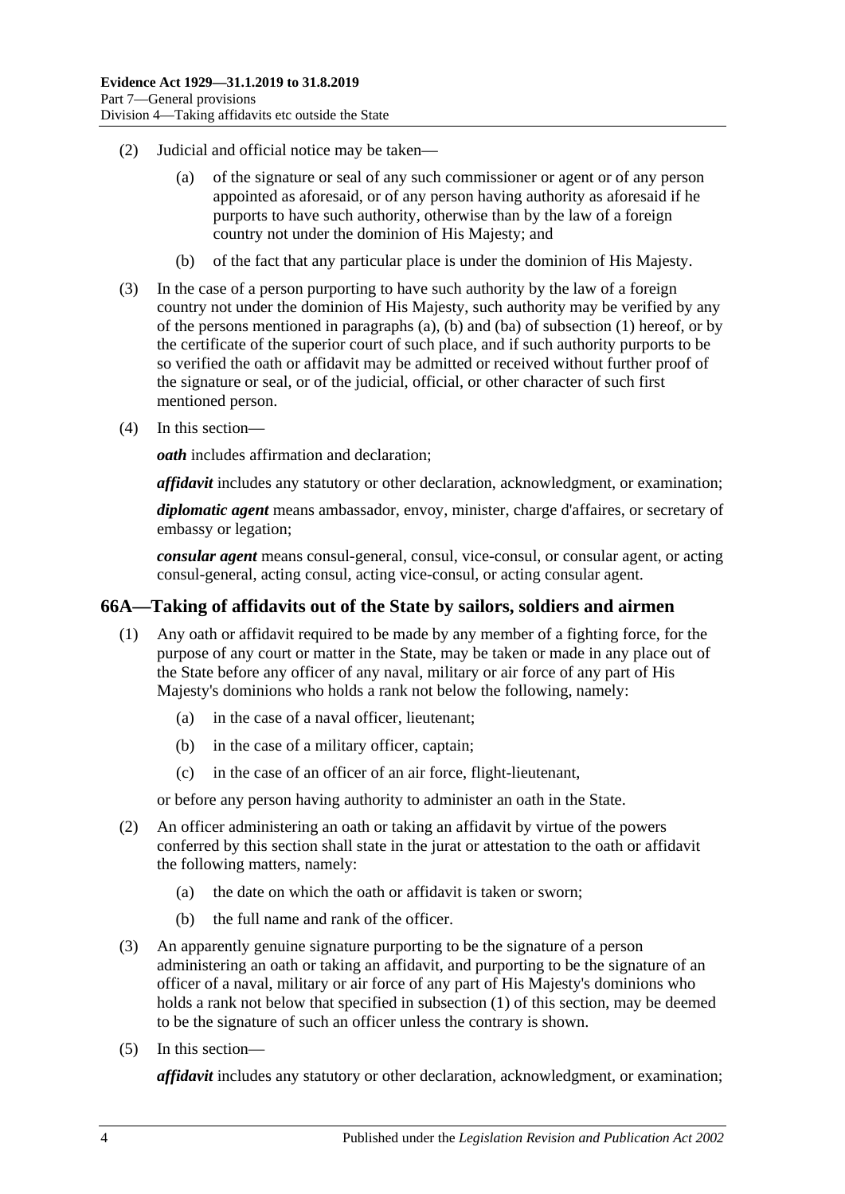(2) Judicial and official notice may be taken—

(a) of the signature or seal of any such commissioner or agent or of any person appointed as aforesaid, or of any person having authority as aforesaid if he purports to have such authority, otherwise than by the law of a foreign country not under the dominion of His Majesty; and

(b) of the fact that any particular place is under the dominion of His Majesty.

(3) In the case of a person purporting to have such authority by the law of a foreign country not under the dominion of His Majesty, such authority may be verified by any of the persons mentioned in paragraphs (a), (b) and (ba) of subsection (1) hereof, or by the certificate of the superior court of such place, and if such authority purports to be so verified the oath or affidavit may be admitted or received without further proof of the signature or seal, or of the judicial, official, or other character of such first mentioned person.

(4) In this section—

***oath*** includes affirmation and declaration;

***affidavit*** includes any statutory or other declaration, acknowledgment, or examination;

***diplomatic agent*** means ambassador, envoy, minister, charge d'affaires, or secretary of embassy or legation;

***consular agent*** means consul-general, consul, vice-consul, or consular agent, or acting consul-general, acting consul, acting vice-consul, or acting consular agent.

## 66A—Taking of affidavits out of the State by sailors, soldiers and airmen

(1) Any oath or affidavit required to be made by any member of a fighting force, for the purpose of any court or matter in the State, may be taken or made in any place out of the State before any officer of any naval, military or air force of any part of His Majesty's dominions who holds a rank not below the following, namely:

(a) in the case of a naval officer, lieutenant;

(b) in the case of a military officer, captain;

(c) in the case of an officer of an air force, flight-lieutenant,

or before any person having authority to administer an oath in the State.

(2) An officer administering an oath or taking an affidavit by virtue of the powers conferred by this section shall state in the jurat or attestation to the oath or affidavit the following matters, namely:

(a) the date on which the oath or affidavit is taken or sworn;

(b) the full name and rank of the officer.

(3) An apparently genuine signature purporting to be the signature of a person administering an oath or taking an affidavit, and purporting to be the signature of an officer of a naval, military or air force of any part of His Majesty's dominions who holds a rank not below that specified in subsection (1) of this section, may be deemed to be the signature of such an officer unless the contrary is shown.

(5) In this section—

***affidavit*** includes any statutory or other declaration, acknowledgment, or examination;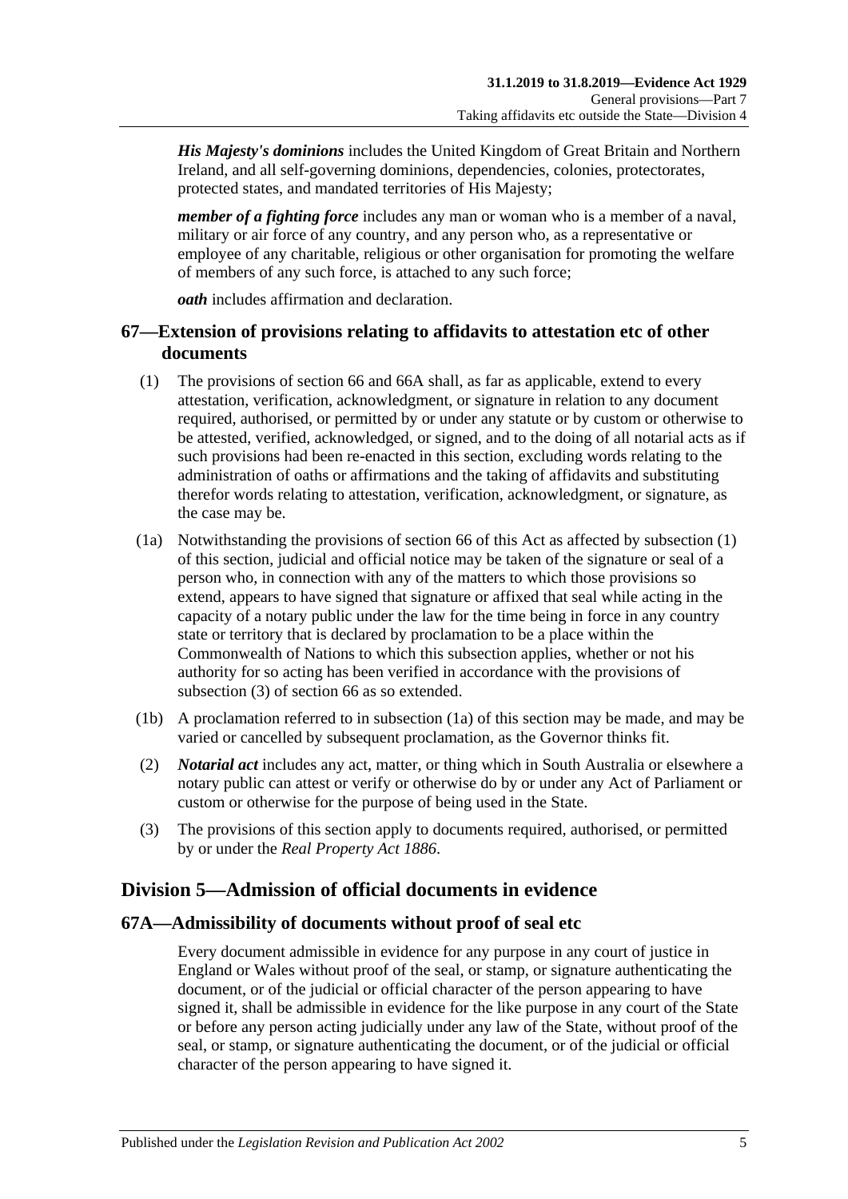***His Majesty's dominions*** includes the United Kingdom of Great Britain and Northern Ireland, and all self-governing dominions, dependencies, colonies, protectorates, protected states, and mandated territories of His Majesty;

***member of a fighting force*** includes any man or woman who is a member of a naval, military or air force of any country, and any person who, as a representative or employee of any charitable, religious or other organisation for promoting the welfare of members of any such force, is attached to any such force;

***oath*** includes affirmation and declaration.

## 67—Extension of provisions relating to affidavits to attestation etc of other documents

(1) The provisions of section 66 and 66A shall, as far as applicable, extend to every attestation, verification, acknowledgment, or signature in relation to any document required, authorised, or permitted by or under any statute or by custom or otherwise to be attested, verified, acknowledged, or signed, and to the doing of all notarial acts as if such provisions had been re-enacted in this section, excluding words relating to the administration of oaths or affirmations and the taking of affidavits and substituting therefor words relating to attestation, verification, acknowledgment, or signature, as the case may be.

(1a) Notwithstanding the provisions of section 66 of this Act as affected by subsection (1) of this section, judicial and official notice may be taken of the signature or seal of a person who, in connection with any of the matters to which those provisions so extend, appears to have signed that signature or affixed that seal while acting in the capacity of a notary public under the law for the time being in force in any country state or territory that is declared by proclamation to be a place within the Commonwealth of Nations to which this subsection applies, whether or not his authority for so acting has been verified in accordance with the provisions of subsection (3) of section 66 as so extended.

(1b) A proclamation referred to in subsection (1a) of this section may be made, and may be varied or cancelled by subsequent proclamation, as the Governor thinks fit.

(2) ***Notarial act*** includes any act, matter, or thing which in South Australia or elsewhere a notary public can attest or verify or otherwise do by or under any Act of Parliament or custom or otherwise for the purpose of being used in the State.

(3) The provisions of this section apply to documents required, authorised, or permitted by or under the *Real Property Act 1886*.

# Division 5—Admission of official documents in evidence

## 67A—Admissibility of documents without proof of seal etc

Every document admissible in evidence for any purpose in any court of justice in England or Wales without proof of the seal, or stamp, or signature authenticating the document, or of the judicial or official character of the person appearing to have signed it, shall be admissible in evidence for the like purpose in any court of the State or before any person acting judicially under any law of the State, without proof of the seal, or stamp, or signature authenticating the document, or of the judicial or official character of the person appearing to have signed it.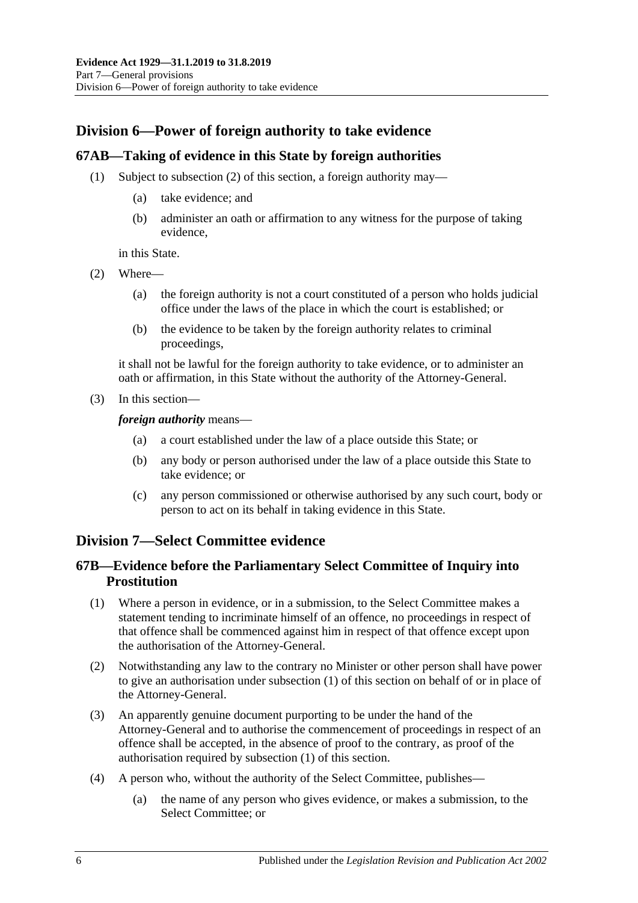## Division 6—Power of foreign authority to take evidence

### 67AB—Taking of evidence in this State by foreign authorities

(1) Subject to subsection (2) of this section, a foreign authority may—

(a) take evidence; and

(b) administer an oath or affirmation to any witness for the purpose of taking evidence,

in this State.

(2) Where—

(a) the foreign authority is not a court constituted of a person who holds judicial office under the laws of the place in which the court is established; or

(b) the evidence to be taken by the foreign authority relates to criminal proceedings,

it shall not be lawful for the foreign authority to take evidence, or to administer an oath or affirmation, in this State without the authority of the Attorney-General.

(3) In this section—

***foreign authority*** means—

(a) a court established under the law of a place outside this State; or

(b) any body or person authorised under the law of a place outside this State to take evidence; or

(c) any person commissioned or otherwise authorised by any such court, body or person to act on its behalf in taking evidence in this State.

## Division 7—Select Committee evidence

### 67B—Evidence before the Parliamentary Select Committee of Inquiry into Prostitution

(1) Where a person in evidence, or in a submission, to the Select Committee makes a statement tending to incriminate himself of an offence, no proceedings in respect of that offence shall be commenced against him in respect of that offence except upon the authorisation of the Attorney-General.

(2) Notwithstanding any law to the contrary no Minister or other person shall have power to give an authorisation under subsection (1) of this section on behalf of or in place of the Attorney-General.

(3) An apparently genuine document purporting to be under the hand of the Attorney-General and to authorise the commencement of proceedings in respect of an offence shall be accepted, in the absence of proof to the contrary, as proof of the authorisation required by subsection (1) of this section.

(4) A person who, without the authority of the Select Committee, publishes—

(a) the name of any person who gives evidence, or makes a submission, to the Select Committee; or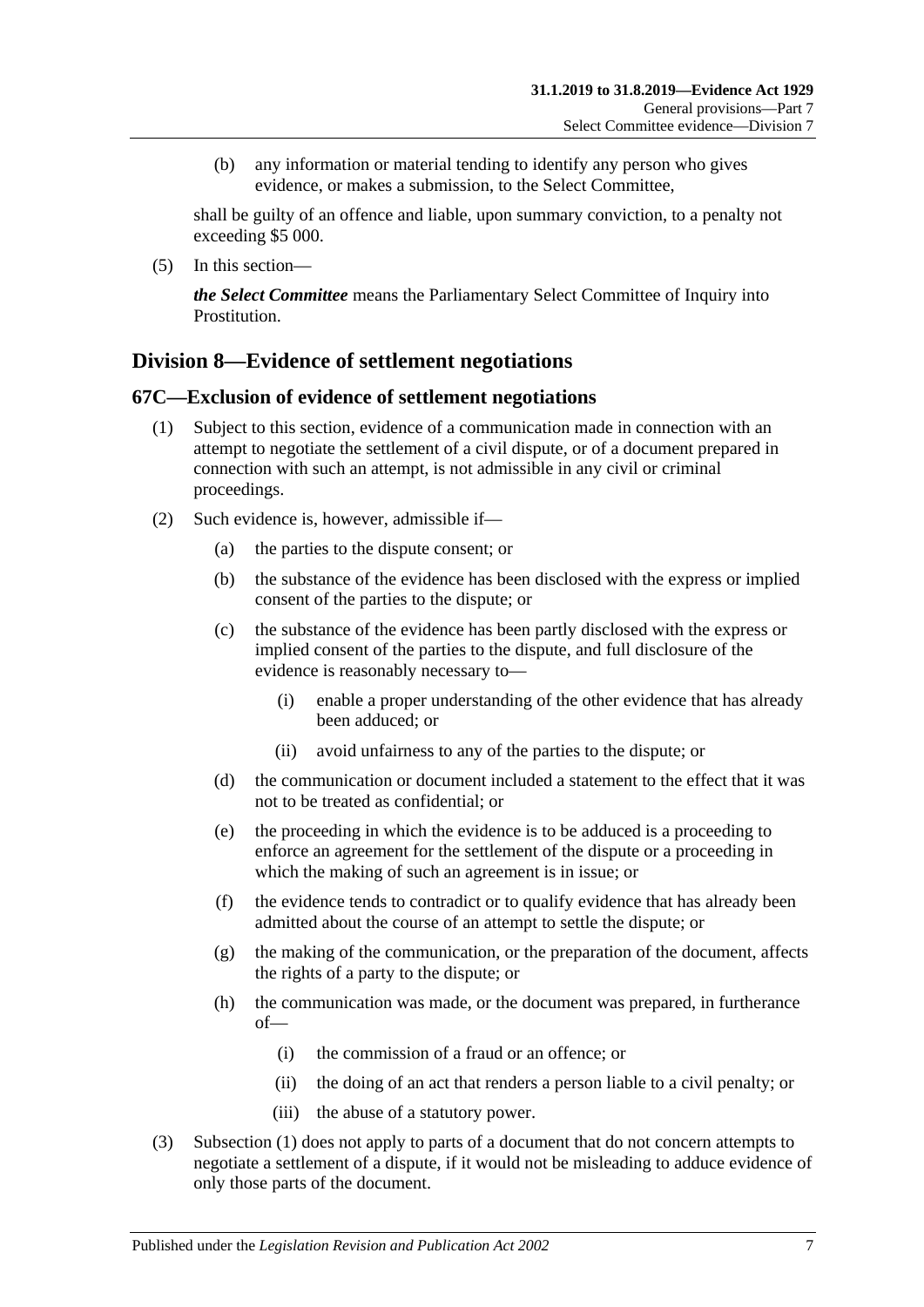(b) any information or material tending to identify any person who gives evidence, or makes a submission, to the Select Committee,

shall be guilty of an offence and liable, upon summary conviction, to a penalty not exceeding $5 000.

(5) In this section—

***the Select Committee*** means the Parliamentary Select Committee of Inquiry into Prostitution.

## Division 8—Evidence of settlement negotiations

### 67C—Exclusion of evidence of settlement negotiations

(1) Subject to this section, evidence of a communication made in connection with an attempt to negotiate the settlement of a civil dispute, or of a document prepared in connection with such an attempt, is not admissible in any civil or criminal proceedings.

(2) Such evidence is, however, admissible if—

(a) the parties to the dispute consent; or

(b) the substance of the evidence has been disclosed with the express or implied consent of the parties to the dispute; or

(c) the substance of the evidence has been partly disclosed with the express or implied consent of the parties to the dispute, and full disclosure of the evidence is reasonably necessary to—

(i) enable a proper understanding of the other evidence that has already been adduced; or

(ii) avoid unfairness to any of the parties to the dispute; or

(d) the communication or document included a statement to the effect that it was not to be treated as confidential; or

(e) the proceeding in which the evidence is to be adduced is a proceeding to enforce an agreement for the settlement of the dispute or a proceeding in which the making of such an agreement is in issue; or

(f) the evidence tends to contradict or to qualify evidence that has already been admitted about the course of an attempt to settle the dispute; or

(g) the making of the communication, or the preparation of the document, affects the rights of a party to the dispute; or

(h) the communication was made, or the document was prepared, in furtherance of—

(i) the commission of a fraud or an offence; or

(ii) the doing of an act that renders a person liable to a civil penalty; or

(iii) the abuse of a statutory power.

(3) Subsection (1) does not apply to parts of a document that do not concern attempts to negotiate a settlement of a dispute, if it would not be misleading to adduce evidence of only those parts of the document.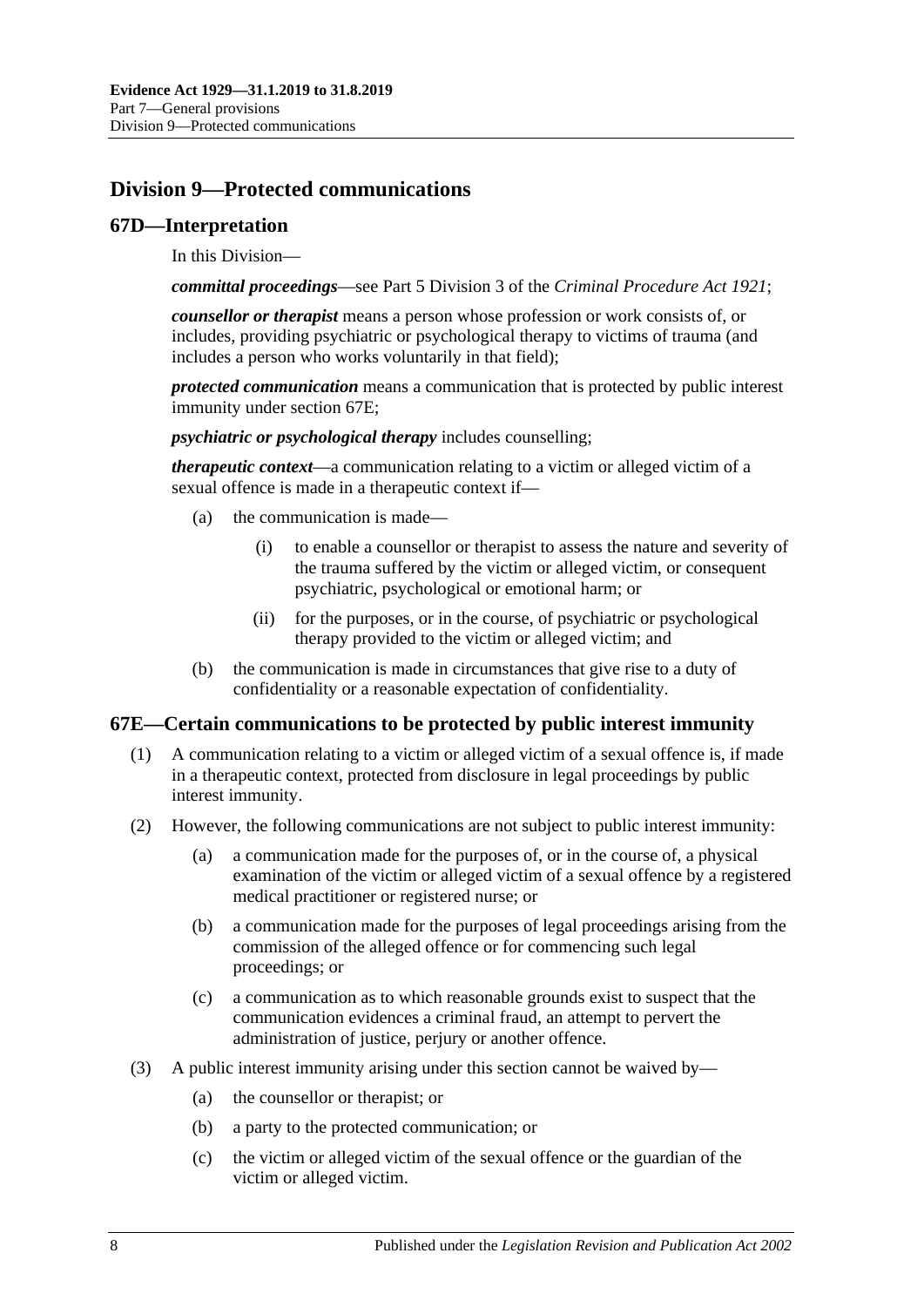## Division 9—Protected communications

### 67D—Interpretation

In this Division—

***committal proceedings***—see Part 5 Division 3 of the *Criminal Procedure Act 1921*;

***counsellor or therapist*** means a person whose profession or work consists of, or includes, providing psychiatric or psychological therapy to victims of trauma (and includes a person who works voluntarily in that field);

***protected communication*** means a communication that is protected by public interest immunity under section 67E;

***psychiatric or psychological therapy*** includes counselling;

***therapeutic context***—a communication relating to a victim or alleged victim of a sexual offence is made in a therapeutic context if—

- (a) the communication is made—
    - (i) to enable a counsellor or therapist to assess the nature and severity of the trauma suffered by the victim or alleged victim, or consequent psychiatric, psychological or emotional harm; or
    - (ii) for the purposes, or in the course, of psychiatric or psychological therapy provided to the victim or alleged victim; and
- (b) the communication is made in circumstances that give rise to a duty of confidentiality or a reasonable expectation of confidentiality.

### 67E—Certain communications to be protected by public interest immunity

(1) A communication relating to a victim or alleged victim of a sexual offence is, if made in a therapeutic context, protected from disclosure in legal proceedings by public interest immunity.

(2) However, the following communications are not subject to public interest immunity:

- (a) a communication made for the purposes of, or in the course of, a physical examination of the victim or alleged victim of a sexual offence by a registered medical practitioner or registered nurse; or
- (b) a communication made for the purposes of legal proceedings arising from the commission of the alleged offence or for commencing such legal proceedings; or
- (c) a communication as to which reasonable grounds exist to suspect that the communication evidences a criminal fraud, an attempt to pervert the administration of justice, perjury or another offence.

(3) A public interest immunity arising under this section cannot be waived by—

- (a) the counsellor or therapist; or
- (b) a party to the protected communication; or
- (c) the victim or alleged victim of the sexual offence or the guardian of the victim or alleged victim.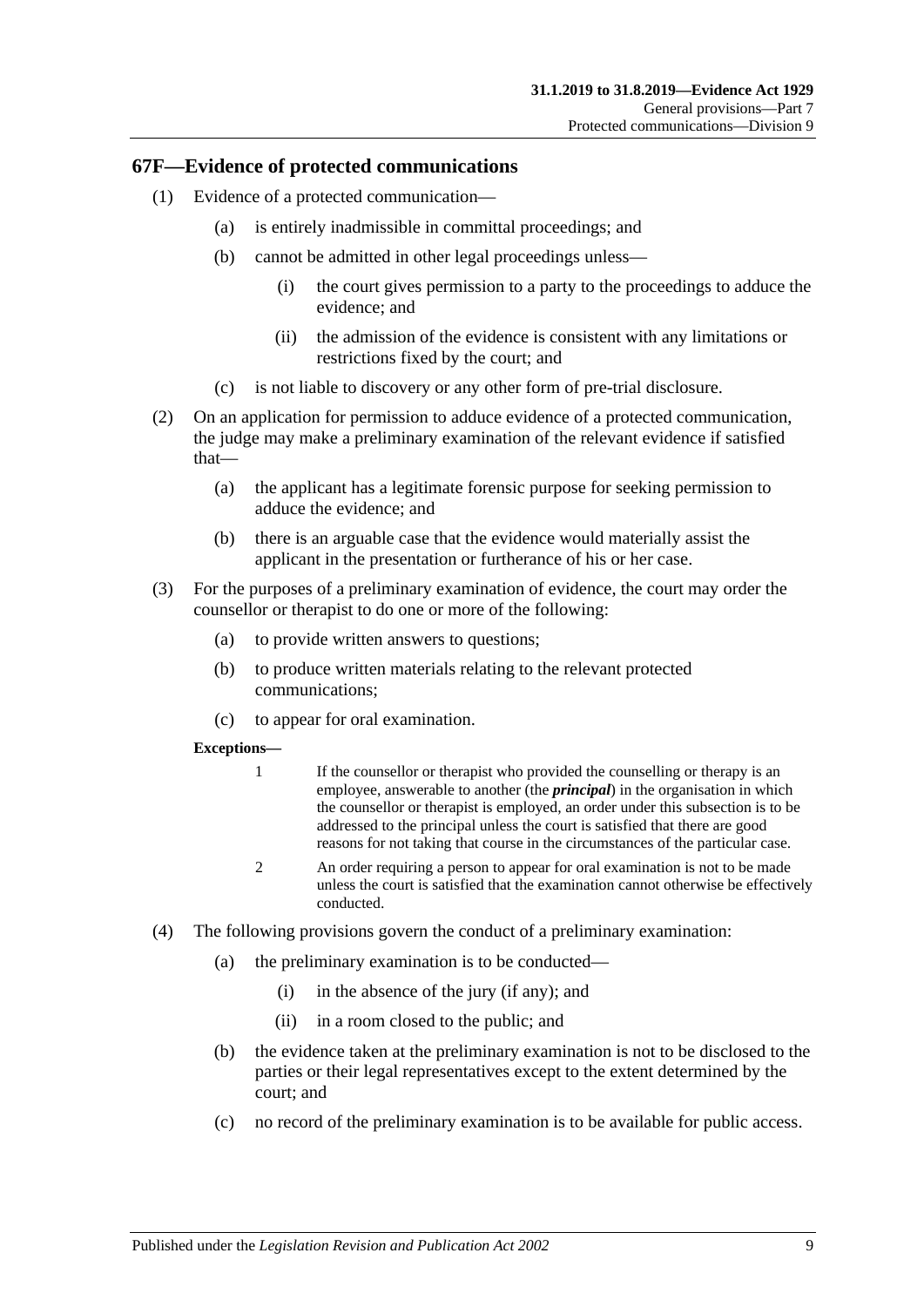## 67F—Evidence of protected communications

(1) Evidence of a protected communication—

(a) is entirely inadmissible in committal proceedings; and

(b) cannot be admitted in other legal proceedings unless—

(i) the court gives permission to a party to the proceedings to adduce the evidence; and

(ii) the admission of the evidence is consistent with any limitations or restrictions fixed by the court; and

(c) is not liable to discovery or any other form of pre-trial disclosure.

(2) On an application for permission to adduce evidence of a protected communication, the judge may make a preliminary examination of the relevant evidence if satisfied that—

(a) the applicant has a legitimate forensic purpose for seeking permission to adduce the evidence; and

(b) there is an arguable case that the evidence would materially assist the applicant in the presentation or furtherance of his or her case.

(3) For the purposes of a preliminary examination of evidence, the court may order the counsellor or therapist to do one or more of the following:

(a) to provide written answers to questions;

(b) to produce written materials relating to the relevant protected communications;

(c) to appear for oral examination.

**Exceptions—**

1 If the counsellor or therapist who provided the counselling or therapy is an employee, answerable to another (the ***principal***) in the organisation in which the counsellor or therapist is employed, an order under this subsection is to be addressed to the principal unless the court is satisfied that there are good reasons for not taking that course in the circumstances of the particular case.

2 An order requiring a person to appear for oral examination is not to be made unless the court is satisfied that the examination cannot otherwise be effectively conducted.

(4) The following provisions govern the conduct of a preliminary examination:

(a) the preliminary examination is to be conducted—

(i) in the absence of the jury (if any); and

(ii) in a room closed to the public; and

(b) the evidence taken at the preliminary examination is not to be disclosed to the parties or their legal representatives except to the extent determined by the court; and

(c) no record of the preliminary examination is to be available for public access.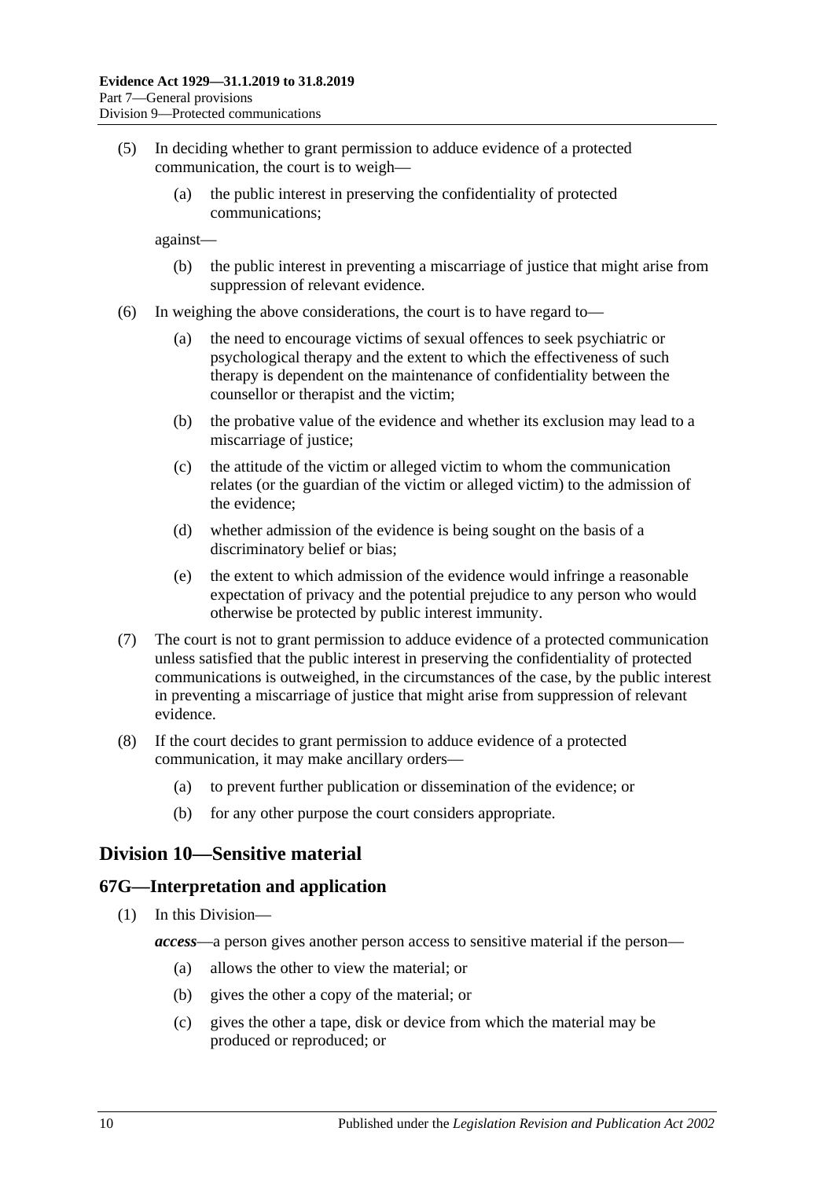(5) In deciding whether to grant permission to adduce evidence of a protected communication, the court is to weigh—

  (a) the public interest in preserving the confidentiality of protected communications;

against—

  (b) the public interest in preventing a miscarriage of justice that might arise from suppression of relevant evidence.

(6) In weighing the above considerations, the court is to have regard to—

  (a) the need to encourage victims of sexual offences to seek psychiatric or psychological therapy and the extent to which the effectiveness of such therapy is dependent on the maintenance of confidentiality between the counsellor or therapist and the victim;

  (b) the probative value of the evidence and whether its exclusion may lead to a miscarriage of justice;

  (c) the attitude of the victim or alleged victim to whom the communication relates (or the guardian of the victim or alleged victim) to the admission of the evidence;

  (d) whether admission of the evidence is being sought on the basis of a discriminatory belief or bias;

  (e) the extent to which admission of the evidence would infringe a reasonable expectation of privacy and the potential prejudice to any person who would otherwise be protected by public interest immunity.

(7) The court is not to grant permission to adduce evidence of a protected communication unless satisfied that the public interest in preserving the confidentiality of protected communications is outweighed, in the circumstances of the case, by the public interest in preventing a miscarriage of justice that might arise from suppression of relevant evidence.

(8) If the court decides to grant permission to adduce evidence of a protected communication, it may make ancillary orders—

  (a) to prevent further publication or dissemination of the evidence; or

  (b) for any other purpose the court considers appropriate.

## Division 10—Sensitive material

### 67G—Interpretation and application

(1) In this Division—

***access***—a person gives another person access to sensitive material if the person—

  (a) allows the other to view the material; or

  (b) gives the other a copy of the material; or

  (c) gives the other a tape, disk or device from which the material may be produced or reproduced; or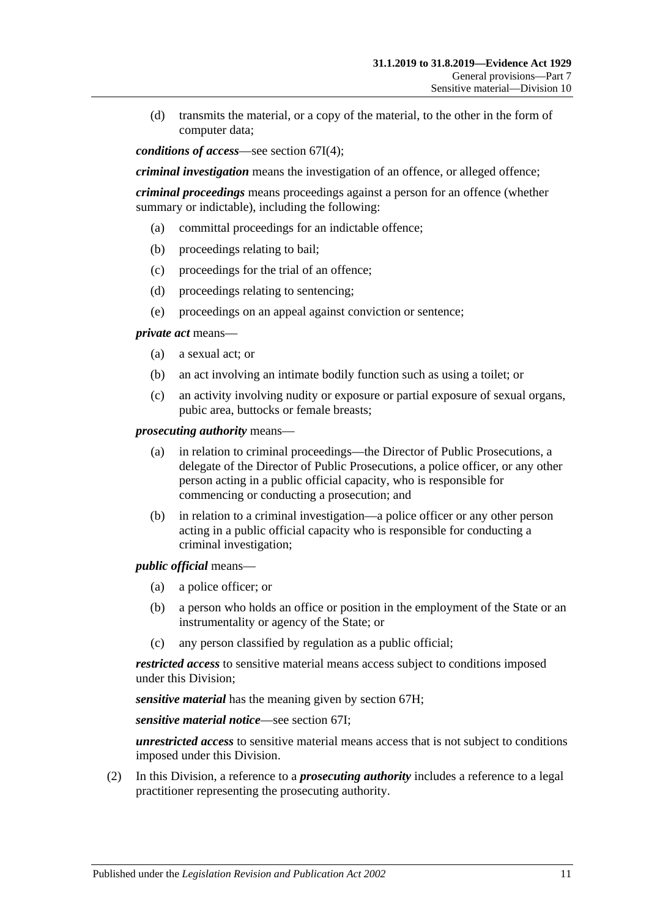(d) transmits the material, or a copy of the material, to the other in the form of computer data;

***conditions of access***—see section 67I(4);

***criminal investigation*** means the investigation of an offence, or alleged offence;

***criminal proceedings*** means proceedings against a person for an offence (whether summary or indictable), including the following:

(a) committal proceedings for an indictable offence;

(b) proceedings relating to bail;

(c) proceedings for the trial of an offence;

(d) proceedings relating to sentencing;

(e) proceedings on an appeal against conviction or sentence;

***private act*** means—

(a) a sexual act; or

(b) an act involving an intimate bodily function such as using a toilet; or

(c) an activity involving nudity or exposure or partial exposure of sexual organs, pubic area, buttocks or female breasts;

***prosecuting authority*** means—

(a) in relation to criminal proceedings—the Director of Public Prosecutions, a delegate of the Director of Public Prosecutions, a police officer, or any other person acting in a public official capacity, who is responsible for commencing or conducting a prosecution; and

(b) in relation to a criminal investigation—a police officer or any other person acting in a public official capacity who is responsible for conducting a criminal investigation;

***public official*** means—

(a) a police officer; or

(b) a person who holds an office or position in the employment of the State or an instrumentality or agency of the State; or

(c) any person classified by regulation as a public official;

***restricted access*** to sensitive material means access subject to conditions imposed under this Division;

***sensitive material*** has the meaning given by section 67H;

***sensitive material notice***—see section 67I;

***unrestricted access*** to sensitive material means access that is not subject to conditions imposed under this Division.

(2) In this Division, a reference to a ***prosecuting authority*** includes a reference to a legal practitioner representing the prosecuting authority.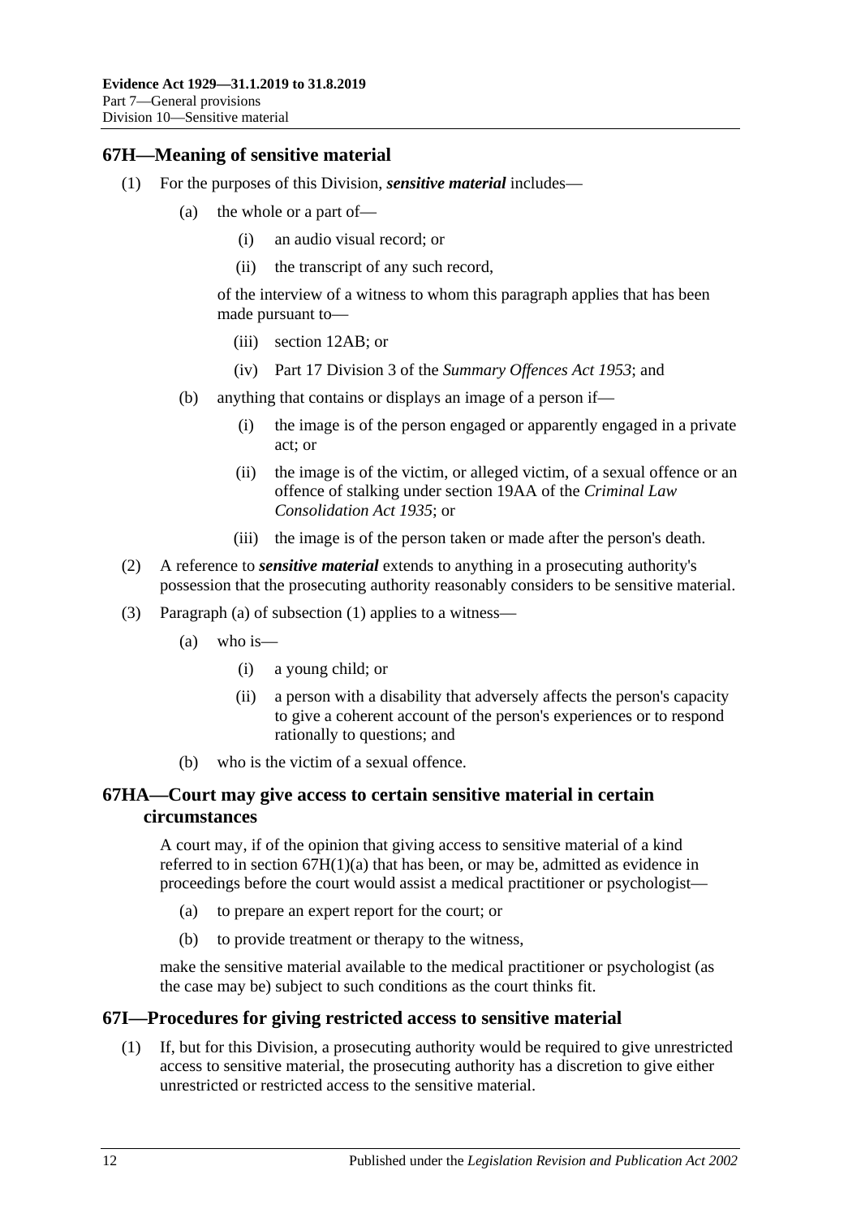## 67H—Meaning of sensitive material

(1) For the purposes of this Division, ***sensitive material*** includes—

(a) the whole or a part of—

(i) an audio visual record; or

(ii) the transcript of any such record,

of the interview of a witness to whom this paragraph applies that has been made pursuant to—

(iii) section 12AB; or

(iv) Part 17 Division 3 of the *Summary Offences Act 1953*; and

(b) anything that contains or displays an image of a person if—

(i) the image is of the person engaged or apparently engaged in a private act; or

(ii) the image is of the victim, or alleged victim, of a sexual offence or an offence of stalking under section 19AA of the *Criminal Law Consolidation Act 1935*; or

(iii) the image is of the person taken or made after the person's death.

(2) A reference to ***sensitive material*** extends to anything in a prosecuting authority's possession that the prosecuting authority reasonably considers to be sensitive material.

(3) Paragraph (a) of subsection (1) applies to a witness—

(a) who is—

(i) a young child; or

(ii) a person with a disability that adversely affects the person's capacity to give a coherent account of the person's experiences or to respond rationally to questions; and

(b) who is the victim of a sexual offence.

## 67HA—Court may give access to certain sensitive material in certain circumstances

A court may, if of the opinion that giving access to sensitive material of a kind referred to in section 67H(1)(a) that has been, or may be, admitted as evidence in proceedings before the court would assist a medical practitioner or psychologist—

(a) to prepare an expert report for the court; or

(b) to provide treatment or therapy to the witness,

make the sensitive material available to the medical practitioner or psychologist (as the case may be) subject to such conditions as the court thinks fit.

## 67I—Procedures for giving restricted access to sensitive material

(1) If, but for this Division, a prosecuting authority would be required to give unrestricted access to sensitive material, the prosecuting authority has a discretion to give either unrestricted or restricted access to the sensitive material.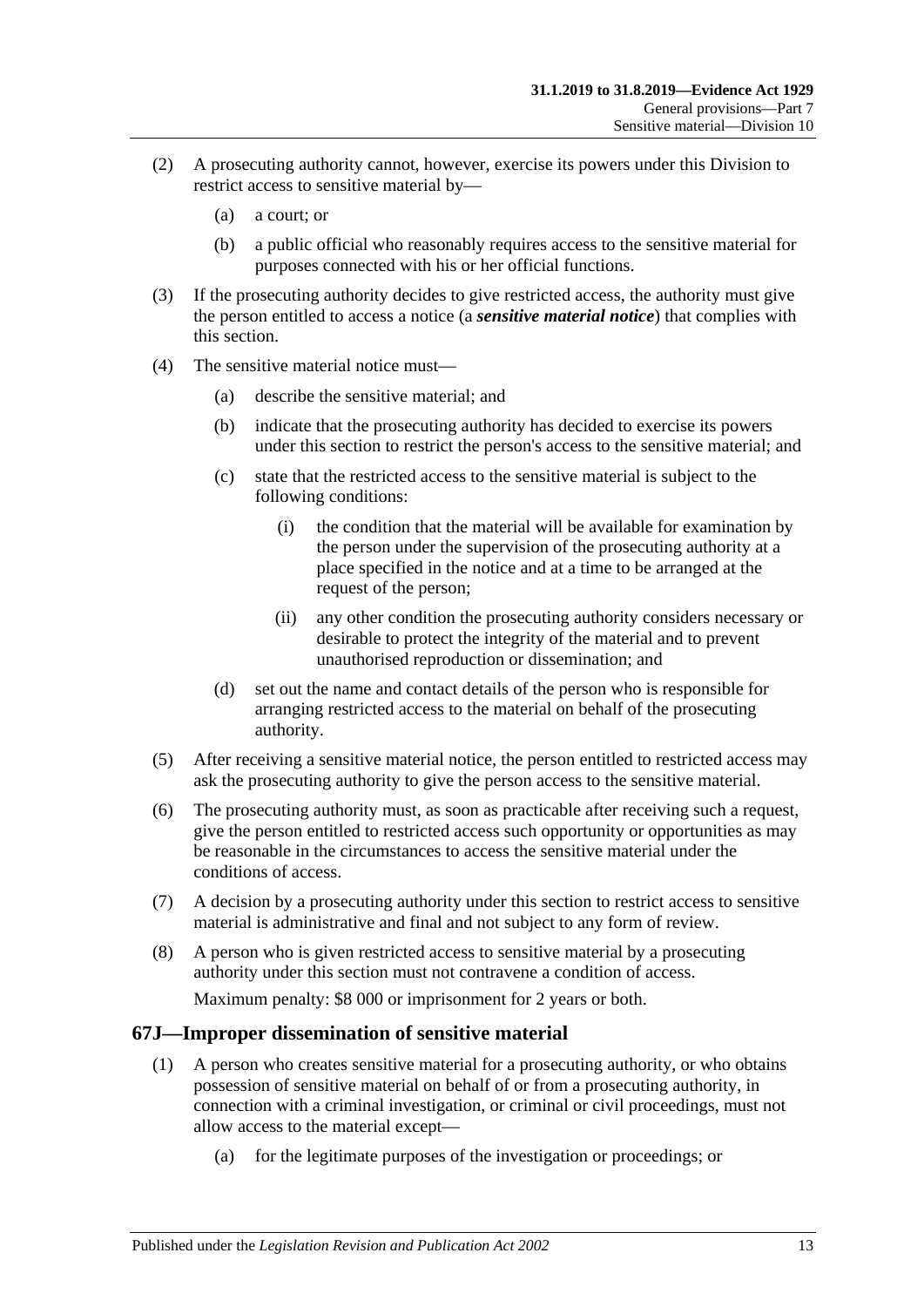(2) A prosecuting authority cannot, however, exercise its powers under this Division to restrict access to sensitive material by—

(a) a court; or

(b) a public official who reasonably requires access to the sensitive material for purposes connected with his or her official functions.

(3) If the prosecuting authority decides to give restricted access, the authority must give the person entitled to access a notice (a ***sensitive material notice***) that complies with this section.

(4) The sensitive material notice must—

(a) describe the sensitive material; and

(b) indicate that the prosecuting authority has decided to exercise its powers under this section to restrict the person's access to the sensitive material; and

(c) state that the restricted access to the sensitive material is subject to the following conditions:

(i) the condition that the material will be available for examination by the person under the supervision of the prosecuting authority at a place specified in the notice and at a time to be arranged at the request of the person;

(ii) any other condition the prosecuting authority considers necessary or desirable to protect the integrity of the material and to prevent unauthorised reproduction or dissemination; and

(d) set out the name and contact details of the person who is responsible for arranging restricted access to the material on behalf of the prosecuting authority.

(5) After receiving a sensitive material notice, the person entitled to restricted access may ask the prosecuting authority to give the person access to the sensitive material.

(6) The prosecuting authority must, as soon as practicable after receiving such a request, give the person entitled to restricted access such opportunity or opportunities as may be reasonable in the circumstances to access the sensitive material under the conditions of access.

(7) A decision by a prosecuting authority under this section to restrict access to sensitive material is administrative and final and not subject to any form of review.

(8) A person who is given restricted access to sensitive material by a prosecuting authority under this section must not contravene a condition of access.

Maximum penalty: $8 000 or imprisonment for 2 years or both.

## 67J—Improper dissemination of sensitive material

(1) A person who creates sensitive material for a prosecuting authority, or who obtains possession of sensitive material on behalf of or from a prosecuting authority, in connection with a criminal investigation, or criminal or civil proceedings, must not allow access to the material except—

(a) for the legitimate purposes of the investigation or proceedings; or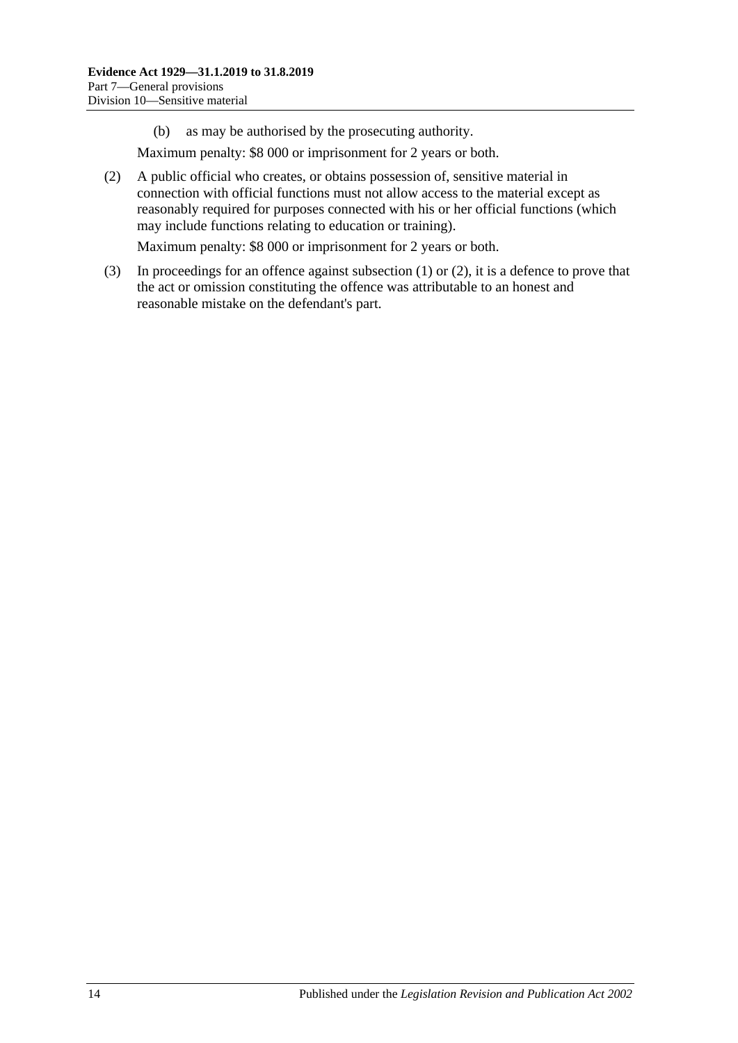(b) as may be authorised by the prosecuting authority.

Maximum penalty: $8 000 or imprisonment for 2 years or both.

(2) A public official who creates, or obtains possession of, sensitive material in connection with official functions must not allow access to the material except as reasonably required for purposes connected with his or her official functions (which may include functions relating to education or training).

Maximum penalty: $8 000 or imprisonment for 2 years or both.

(3) In proceedings for an offence against subsection (1) or (2), it is a defence to prove that the act or omission constituting the offence was attributable to an honest and reasonable mistake on the defendant's part.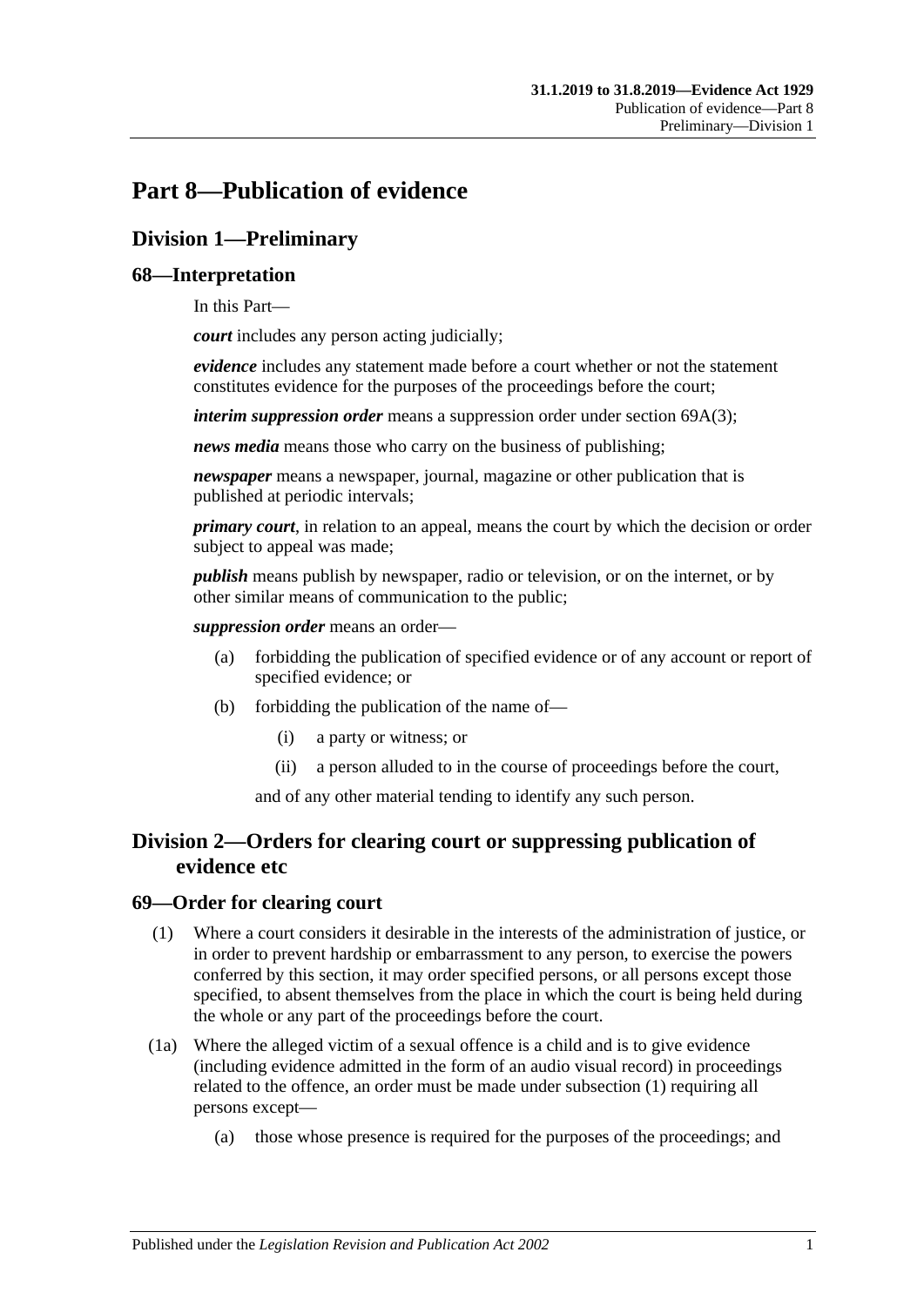# Part 8—Publication of evidence

## Division 1—Preliminary

### 68—Interpretation

In this Part—

***court*** includes any person acting judicially;

***evidence*** includes any statement made before a court whether or not the statement constitutes evidence for the purposes of the proceedings before the court;

***interim suppression order*** means a suppression order under section 69A(3);

***news media*** means those who carry on the business of publishing;

***newspaper*** means a newspaper, journal, magazine or other publication that is published at periodic intervals;

***primary court***, in relation to an appeal, means the court by which the decision or order subject to appeal was made;

***publish*** means publish by newspaper, radio or television, or on the internet, or by other similar means of communication to the public;

***suppression order*** means an order—

- (a) forbidding the publication of specified evidence or of any account or report of specified evidence; or
- (b) forbidding the publication of the name of—
  - (i) a party or witness; or
  - (ii) a person alluded to in the course of proceedings before the court,

  and of any other material tending to identify any such person.

## Division 2—Orders for clearing court or suppressing publication of evidence etc

### 69—Order for clearing court

(1) Where a court considers it desirable in the interests of the administration of justice, or in order to prevent hardship or embarrassment to any person, to exercise the powers conferred by this section, it may order specified persons, or all persons except those specified, to absent themselves from the place in which the court is being held during the whole or any part of the proceedings before the court.

(1a) Where the alleged victim of a sexual offence is a child and is to give evidence (including evidence admitted in the form of an audio visual record) in proceedings related to the offence, an order must be made under subsection (1) requiring all persons except—

- (a) those whose presence is required for the purposes of the proceedings; and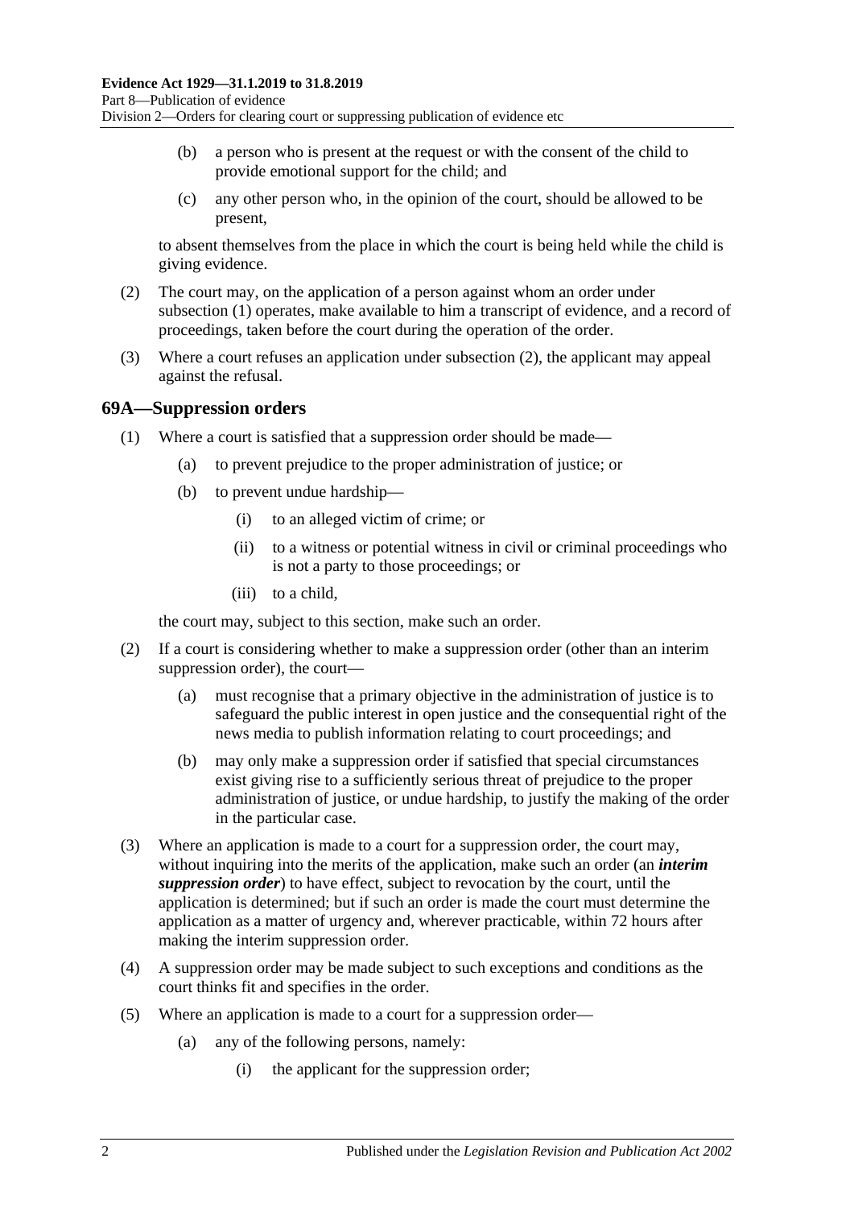(b) a person who is present at the request or with the consent of the child to provide emotional support for the child; and

(c) any other person who, in the opinion of the court, should be allowed to be present,

to absent themselves from the place in which the court is being held while the child is giving evidence.

(2) The court may, on the application of a person against whom an order under subsection (1) operates, make available to him a transcript of evidence, and a record of proceedings, taken before the court during the operation of the order.

(3) Where a court refuses an application under subsection (2), the applicant may appeal against the refusal.

## 69A—Suppression orders

(1) Where a court is satisfied that a suppression order should be made—

(a) to prevent prejudice to the proper administration of justice; or

(b) to prevent undue hardship—

(i) to an alleged victim of crime; or

(ii) to a witness or potential witness in civil or criminal proceedings who is not a party to those proceedings; or

(iii) to a child,

the court may, subject to this section, make such an order.

(2) If a court is considering whether to make a suppression order (other than an interim suppression order), the court—

(a) must recognise that a primary objective in the administration of justice is to safeguard the public interest in open justice and the consequential right of the news media to publish information relating to court proceedings; and

(b) may only make a suppression order if satisfied that special circumstances exist giving rise to a sufficiently serious threat of prejudice to the proper administration of justice, or undue hardship, to justify the making of the order in the particular case.

(3) Where an application is made to a court for a suppression order, the court may, without inquiring into the merits of the application, make such an order (an ***interim suppression order***) to have effect, subject to revocation by the court, until the application is determined; but if such an order is made the court must determine the application as a matter of urgency and, wherever practicable, within 72 hours after making the interim suppression order.

(4) A suppression order may be made subject to such exceptions and conditions as the court thinks fit and specifies in the order.

(5) Where an application is made to a court for a suppression order—

(a) any of the following persons, namely:

(i) the applicant for the suppression order;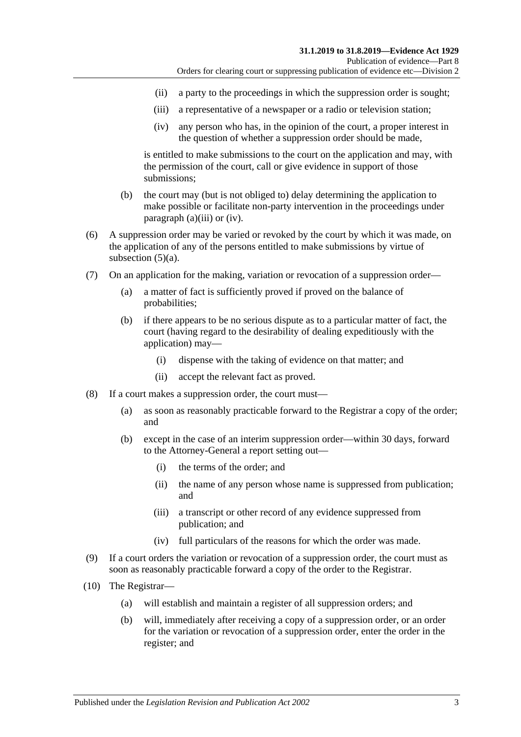(ii) a party to the proceedings in which the suppression order is sought;

(iii) a representative of a newspaper or a radio or television station;

(iv) any person who has, in the opinion of the court, a proper interest in the question of whether a suppression order should be made,

is entitled to make submissions to the court on the application and may, with the permission of the court, call or give evidence in support of those submissions;

(b) the court may (but is not obliged to) delay determining the application to make possible or facilitate non-party intervention in the proceedings under paragraph (a)(iii) or (iv).

(6) A suppression order may be varied or revoked by the court by which it was made, on the application of any of the persons entitled to make submissions by virtue of subsection (5)(a).

(7) On an application for the making, variation or revocation of a suppression order—

(a) a matter of fact is sufficiently proved if proved on the balance of probabilities;

(b) if there appears to be no serious dispute as to a particular matter of fact, the court (having regard to the desirability of dealing expeditiously with the application) may—

(i) dispense with the taking of evidence on that matter; and

(ii) accept the relevant fact as proved.

(8) If a court makes a suppression order, the court must—

(a) as soon as reasonably practicable forward to the Registrar a copy of the order; and

(b) except in the case of an interim suppression order—within 30 days, forward to the Attorney-General a report setting out—

(i) the terms of the order; and

(ii) the name of any person whose name is suppressed from publication; and

(iii) a transcript or other record of any evidence suppressed from publication; and

(iv) full particulars of the reasons for which the order was made.

(9) If a court orders the variation or revocation of a suppression order, the court must as soon as reasonably practicable forward a copy of the order to the Registrar.

(10) The Registrar—

(a) will establish and maintain a register of all suppression orders; and

(b) will, immediately after receiving a copy of a suppression order, or an order for the variation or revocation of a suppression order, enter the order in the register; and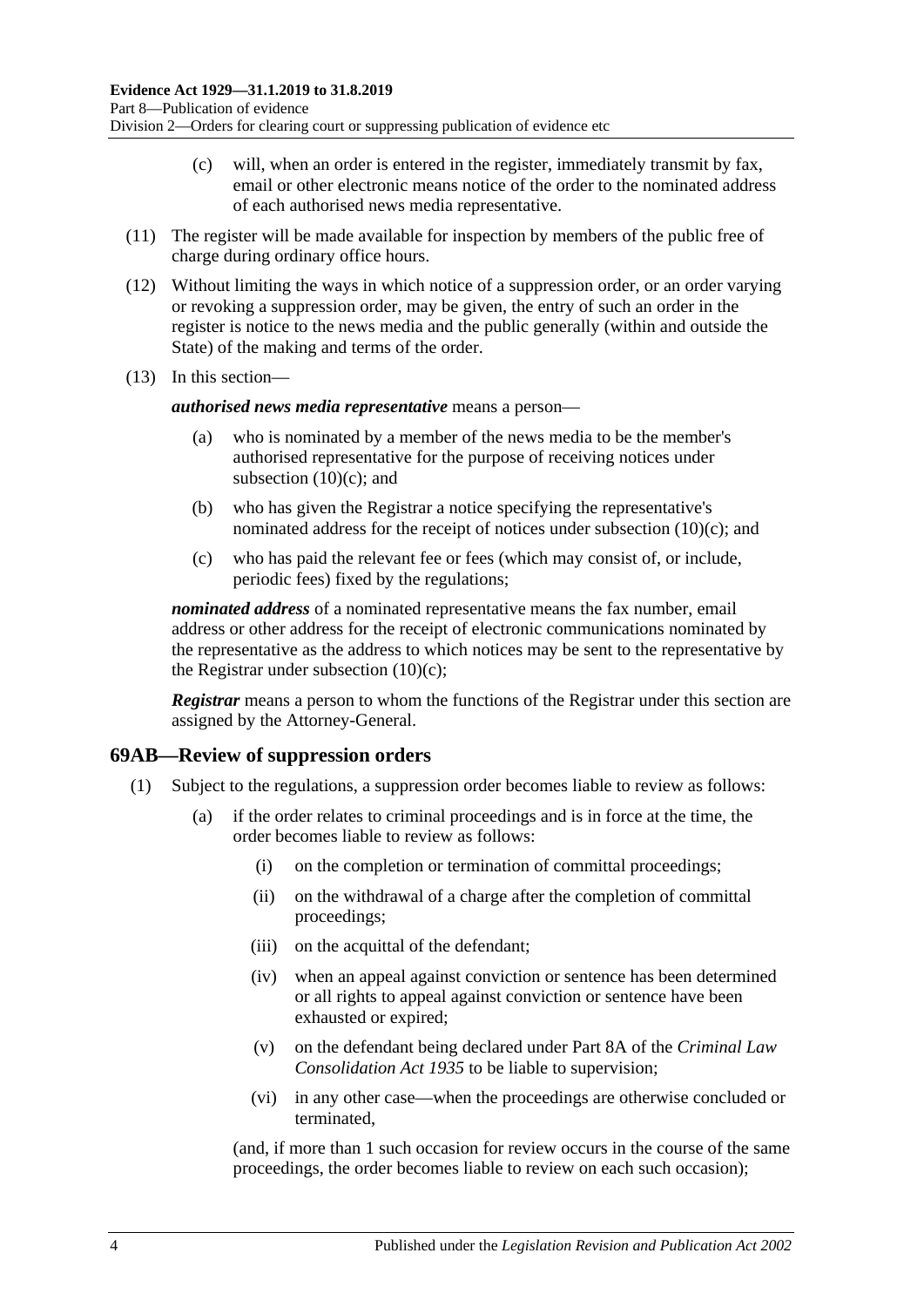(c) will, when an order is entered in the register, immediately transmit by fax, email or other electronic means notice of the order to the nominated address of each authorised news media representative.

(11) The register will be made available for inspection by members of the public free of charge during ordinary office hours.

(12) Without limiting the ways in which notice of a suppression order, or an order varying or revoking a suppression order, may be given, the entry of such an order in the register is notice to the news media and the public generally (within and outside the State) of the making and terms of the order.

(13) In this section—

***authorised news media representative*** means a person—

(a) who is nominated by a member of the news media to be the member's authorised representative for the purpose of receiving notices under subsection (10)(c); and

(b) who has given the Registrar a notice specifying the representative's nominated address for the receipt of notices under subsection (10)(c); and

(c) who has paid the relevant fee or fees (which may consist of, or include, periodic fees) fixed by the regulations;

***nominated address*** of a nominated representative means the fax number, email address or other address for the receipt of electronic communications nominated by the representative as the address to which notices may be sent to the representative by the Registrar under subsection (10)(c);

***Registrar*** means a person to whom the functions of the Registrar under this section are assigned by the Attorney-General.

## 69AB—Review of suppression orders

(1) Subject to the regulations, a suppression order becomes liable to review as follows:

(a) if the order relates to criminal proceedings and is in force at the time, the order becomes liable to review as follows:

(i) on the completion or termination of committal proceedings;

(ii) on the withdrawal of a charge after the completion of committal proceedings;

(iii) on the acquittal of the defendant;

(iv) when an appeal against conviction or sentence has been determined or all rights to appeal against conviction or sentence have been exhausted or expired;

(v) on the defendant being declared under Part 8A of the *Criminal Law Consolidation Act 1935* to be liable to supervision;

(vi) in any other case—when the proceedings are otherwise concluded or terminated,

(and, if more than 1 such occasion for review occurs in the course of the same proceedings, the order becomes liable to review on each such occasion);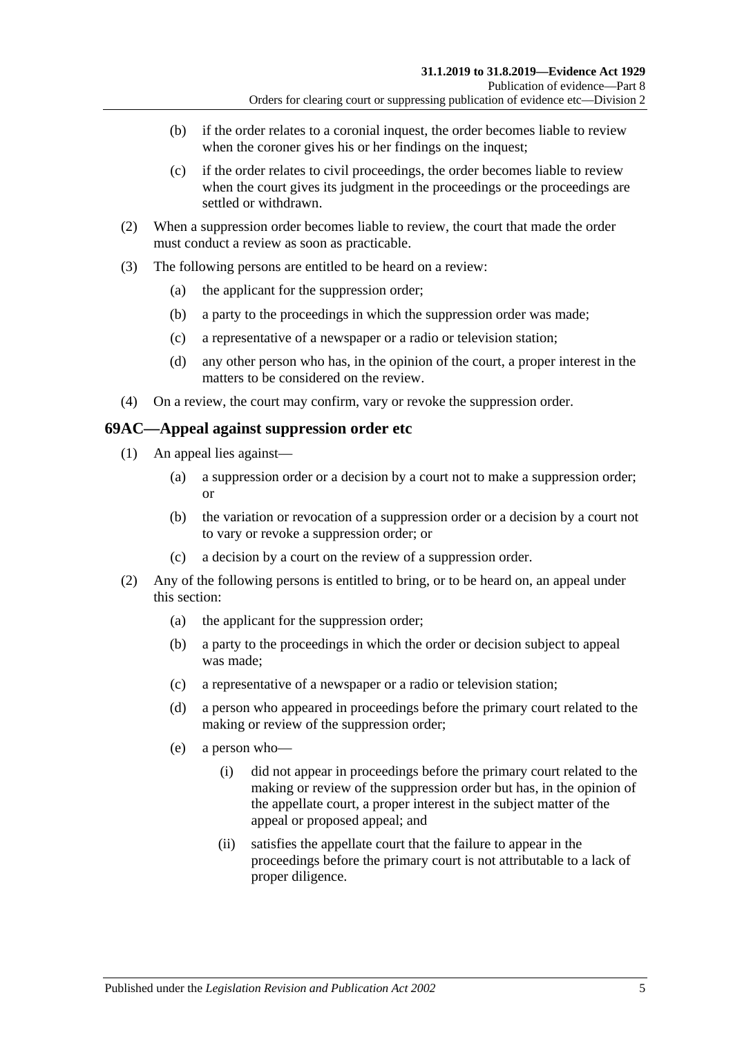(b) if the order relates to a coronial inquest, the order becomes liable to review when the coroner gives his or her findings on the inquest;

(c) if the order relates to civil proceedings, the order becomes liable to review when the court gives its judgment in the proceedings or the proceedings are settled or withdrawn.

(2) When a suppression order becomes liable to review, the court that made the order must conduct a review as soon as practicable.

(3) The following persons are entitled to be heard on a review:

(a) the applicant for the suppression order;

(b) a party to the proceedings in which the suppression order was made;

(c) a representative of a newspaper or a radio or television station;

(d) any other person who has, in the opinion of the court, a proper interest in the matters to be considered on the review.

(4) On a review, the court may confirm, vary or revoke the suppression order.

## 69AC—Appeal against suppression order etc

(1) An appeal lies against—

(a) a suppression order or a decision by a court not to make a suppression order; or

(b) the variation or revocation of a suppression order or a decision by a court not to vary or revoke a suppression order; or

(c) a decision by a court on the review of a suppression order.

(2) Any of the following persons is entitled to bring, or to be heard on, an appeal under this section:

(a) the applicant for the suppression order;

(b) a party to the proceedings in which the order or decision subject to appeal was made;

(c) a representative of a newspaper or a radio or television station;

(d) a person who appeared in proceedings before the primary court related to the making or review of the suppression order;

(e) a person who—

(i) did not appear in proceedings before the primary court related to the making or review of the suppression order but has, in the opinion of the appellate court, a proper interest in the subject matter of the appeal or proposed appeal; and

(ii) satisfies the appellate court that the failure to appear in the proceedings before the primary court is not attributable to a lack of proper diligence.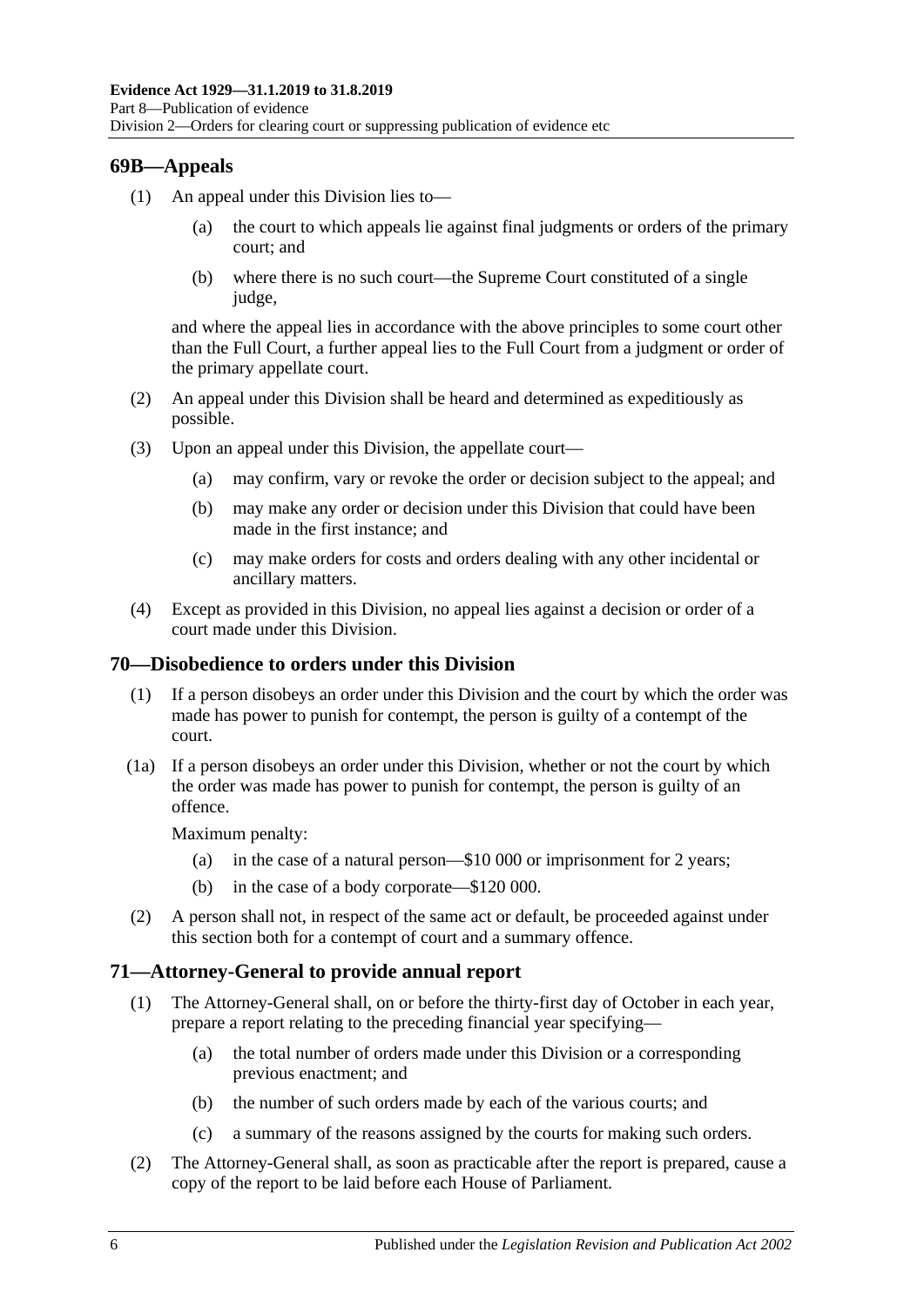## 69B—Appeals

(1) An appeal under this Division lies to—

(a) the court to which appeals lie against final judgments or orders of the primary court; and

(b) where there is no such court—the Supreme Court constituted of a single judge,

and where the appeal lies in accordance with the above principles to some court other than the Full Court, a further appeal lies to the Full Court from a judgment or order of the primary appellate court.

(2) An appeal under this Division shall be heard and determined as expeditiously as possible.

(3) Upon an appeal under this Division, the appellate court—

(a) may confirm, vary or revoke the order or decision subject to the appeal; and

(b) may make any order or decision under this Division that could have been made in the first instance; and

(c) may make orders for costs and orders dealing with any other incidental or ancillary matters.

(4) Except as provided in this Division, no appeal lies against a decision or order of a court made under this Division.

## 70—Disobedience to orders under this Division

(1) If a person disobeys an order under this Division and the court by which the order was made has power to punish for contempt, the person is guilty of a contempt of the court.

(1a) If a person disobeys an order under this Division, whether or not the court by which the order was made has power to punish for contempt, the person is guilty of an offence.

Maximum penalty:

(a) in the case of a natural person—$10 000 or imprisonment for 2 years;

(b) in the case of a body corporate—$120 000.

(2) A person shall not, in respect of the same act or default, be proceeded against under this section both for a contempt of court and a summary offence.

## 71—Attorney-General to provide annual report

(1) The Attorney-General shall, on or before the thirty-first day of October in each year, prepare a report relating to the preceding financial year specifying—

(a) the total number of orders made under this Division or a corresponding previous enactment; and

(b) the number of such orders made by each of the various courts; and

(c) a summary of the reasons assigned by the courts for making such orders.

(2) The Attorney-General shall, as soon as practicable after the report is prepared, cause a copy of the report to be laid before each House of Parliament.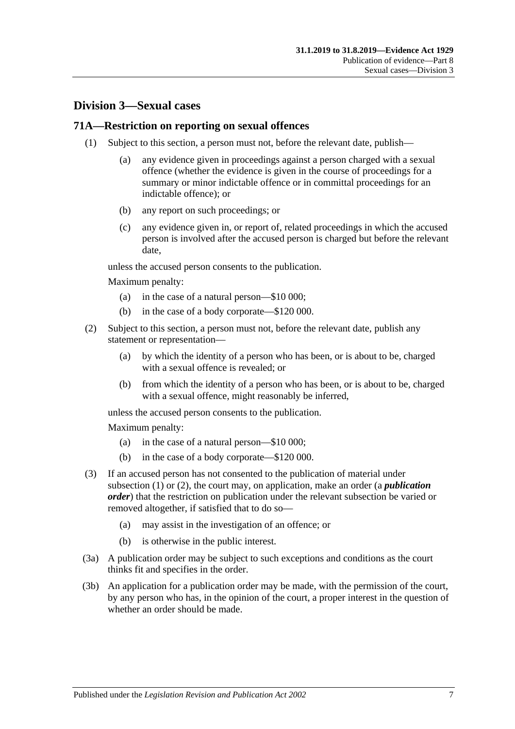## Division 3—Sexual cases

### 71A—Restriction on reporting on sexual offences

(1) Subject to this section, a person must not, before the relevant date, publish—

  (a) any evidence given in proceedings against a person charged with a sexual offence (whether the evidence is given in the course of proceedings for a summary or minor indictable offence or in committal proceedings for an indictable offence); or

  (b) any report on such proceedings; or

  (c) any evidence given in, or report of, related proceedings in which the accused person is involved after the accused person is charged but before the relevant date,

unless the accused person consents to the publication.

Maximum penalty:

  (a) in the case of a natural person—$10 000;

  (b) in the case of a body corporate—$120 000.

(2) Subject to this section, a person must not, before the relevant date, publish any statement or representation—

  (a) by which the identity of a person who has been, or is about to be, charged with a sexual offence is revealed; or

  (b) from which the identity of a person who has been, or is about to be, charged with a sexual offence, might reasonably be inferred,

unless the accused person consents to the publication.

Maximum penalty:

  (a) in the case of a natural person—$10 000;

  (b) in the case of a body corporate—$120 000.

(3) If an accused person has not consented to the publication of material under subsection (1) or (2), the court may, on application, make an order (a ***publication order***) that the restriction on publication under the relevant subsection be varied or removed altogether, if satisfied that to do so—

  (a) may assist in the investigation of an offence; or

  (b) is otherwise in the public interest.

(3a) A publication order may be subject to such exceptions and conditions as the court thinks fit and specifies in the order.

(3b) An application for a publication order may be made, with the permission of the court, by any person who has, in the opinion of the court, a proper interest in the question of whether an order should be made.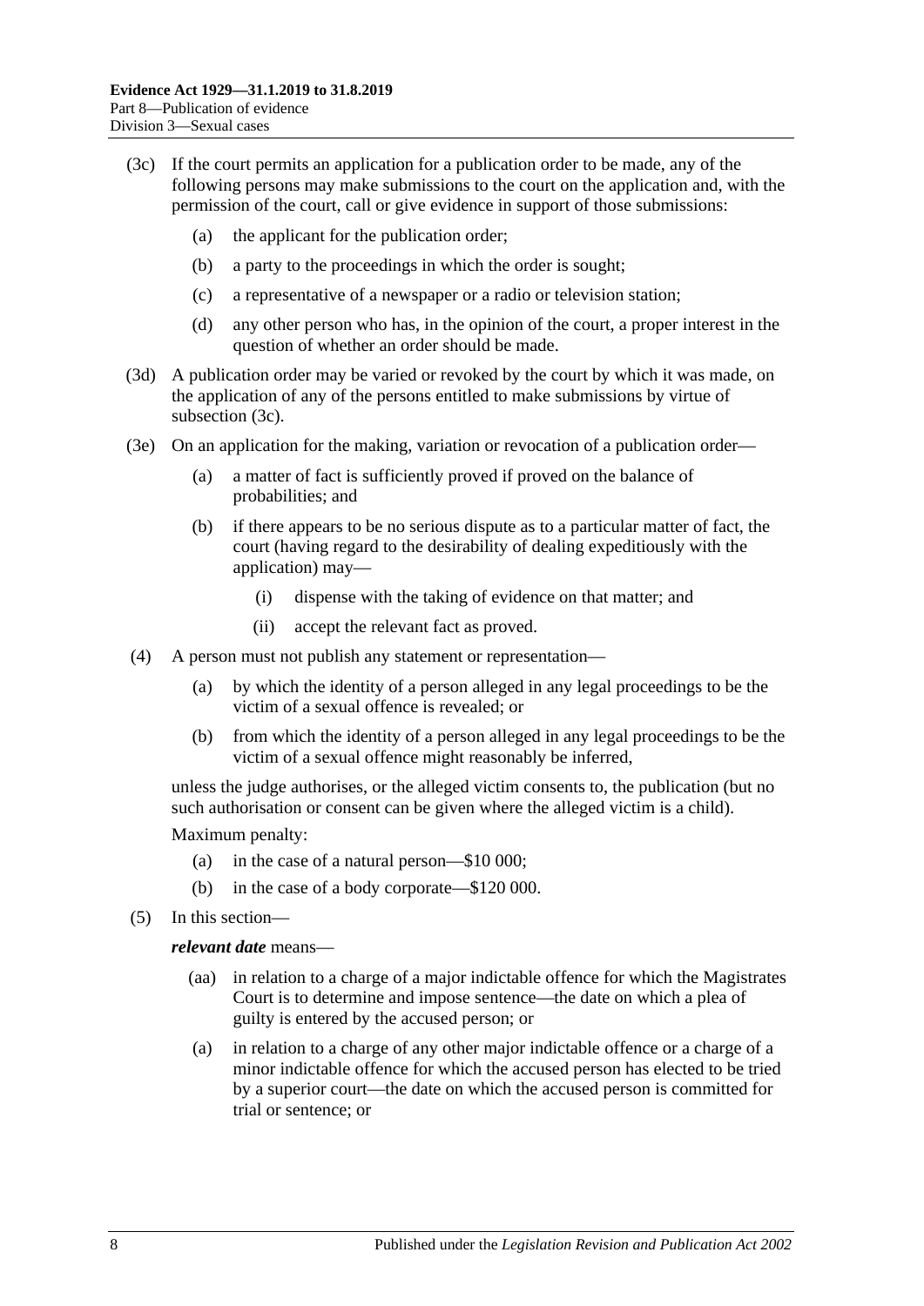(3c) If the court permits an application for a publication order to be made, any of the following persons may make submissions to the court on the application and, with the permission of the court, call or give evidence in support of those submissions:

- (a) the applicant for the publication order;
- (b) a party to the proceedings in which the order is sought;
- (c) a representative of a newspaper or a radio or television station;
- (d) any other person who has, in the opinion of the court, a proper interest in the question of whether an order should be made.

(3d) A publication order may be varied or revoked by the court by which it was made, on the application of any of the persons entitled to make submissions by virtue of subsection (3c).

(3e) On an application for the making, variation or revocation of a publication order—

- (a) a matter of fact is sufficiently proved if proved on the balance of probabilities; and
- (b) if there appears to be no serious dispute as to a particular matter of fact, the court (having regard to the desirability of dealing expeditiously with the application) may—
  - (i) dispense with the taking of evidence on that matter; and
  - (ii) accept the relevant fact as proved.

(4) A person must not publish any statement or representation—

- (a) by which the identity of a person alleged in any legal proceedings to be the victim of a sexual offence is revealed; or
- (b) from which the identity of a person alleged in any legal proceedings to be the victim of a sexual offence might reasonably be inferred,

unless the judge authorises, or the alleged victim consents to, the publication (but no such authorisation or consent can be given where the alleged victim is a child).

Maximum penalty:

- (a) in the case of a natural person—$10 000;
- (b) in the case of a body corporate—$120 000.

(5) In this section—

***relevant date*** means—

- (aa) in relation to a charge of a major indictable offence for which the Magistrates Court is to determine and impose sentence—the date on which a plea of guilty is entered by the accused person; or
- (a) in relation to a charge of any other major indictable offence or a charge of a minor indictable offence for which the accused person has elected to be tried by a superior court—the date on which the accused person is committed for trial or sentence; or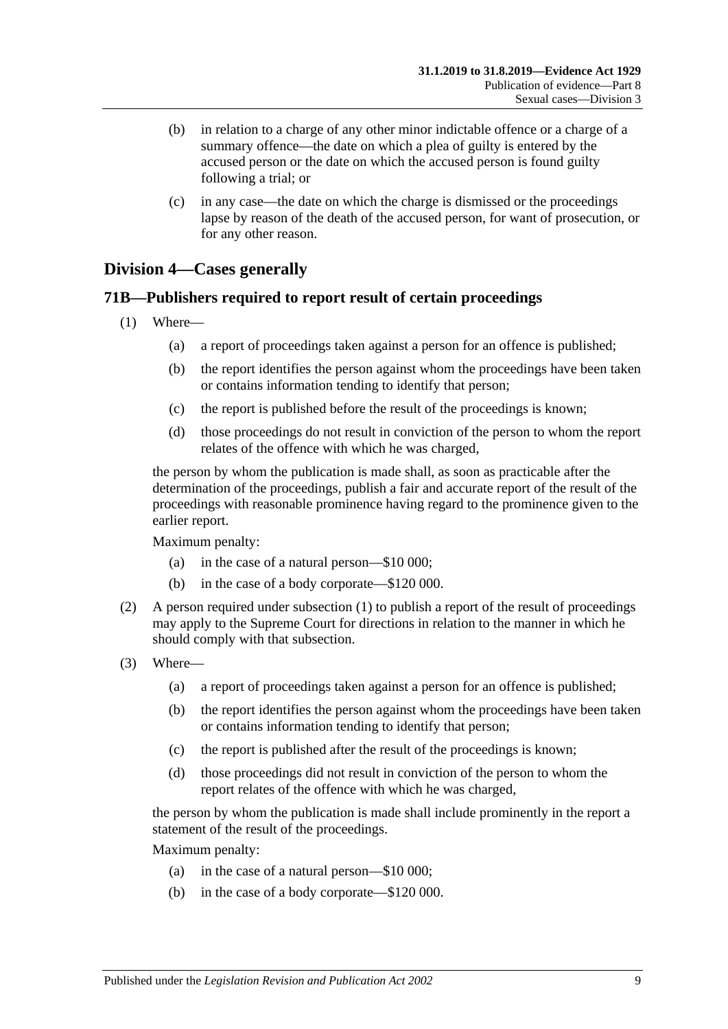(b) in relation to a charge of any other minor indictable offence or a charge of a summary offence—the date on which a plea of guilty is entered by the accused person or the date on which the accused person is found guilty following a trial; or

(c) in any case—the date on which the charge is dismissed or the proceedings lapse by reason of the death of the accused person, for want of prosecution, or for any other reason.

## Division 4—Cases generally

### 71B—Publishers required to report result of certain proceedings

(1) Where—

(a) a report of proceedings taken against a person for an offence is published;

(b) the report identifies the person against whom the proceedings have been taken or contains information tending to identify that person;

(c) the report is published before the result of the proceedings is known;

(d) those proceedings do not result in conviction of the person to whom the report relates of the offence with which he was charged,

the person by whom the publication is made shall, as soon as practicable after the determination of the proceedings, publish a fair and accurate report of the result of the proceedings with reasonable prominence having regard to the prominence given to the earlier report.

Maximum penalty:

(a) in the case of a natural person—$10 000;

(b) in the case of a body corporate—$120 000.

(2) A person required under subsection (1) to publish a report of the result of proceedings may apply to the Supreme Court for directions in relation to the manner in which he should comply with that subsection.

(3) Where—

(a) a report of proceedings taken against a person for an offence is published;

(b) the report identifies the person against whom the proceedings have been taken or contains information tending to identify that person;

(c) the report is published after the result of the proceedings is known;

(d) those proceedings did not result in conviction of the person to whom the report relates of the offence with which he was charged,

the person by whom the publication is made shall include prominently in the report a statement of the result of the proceedings.

Maximum penalty:

(a) in the case of a natural person—$10 000;

(b) in the case of a body corporate—$120 000.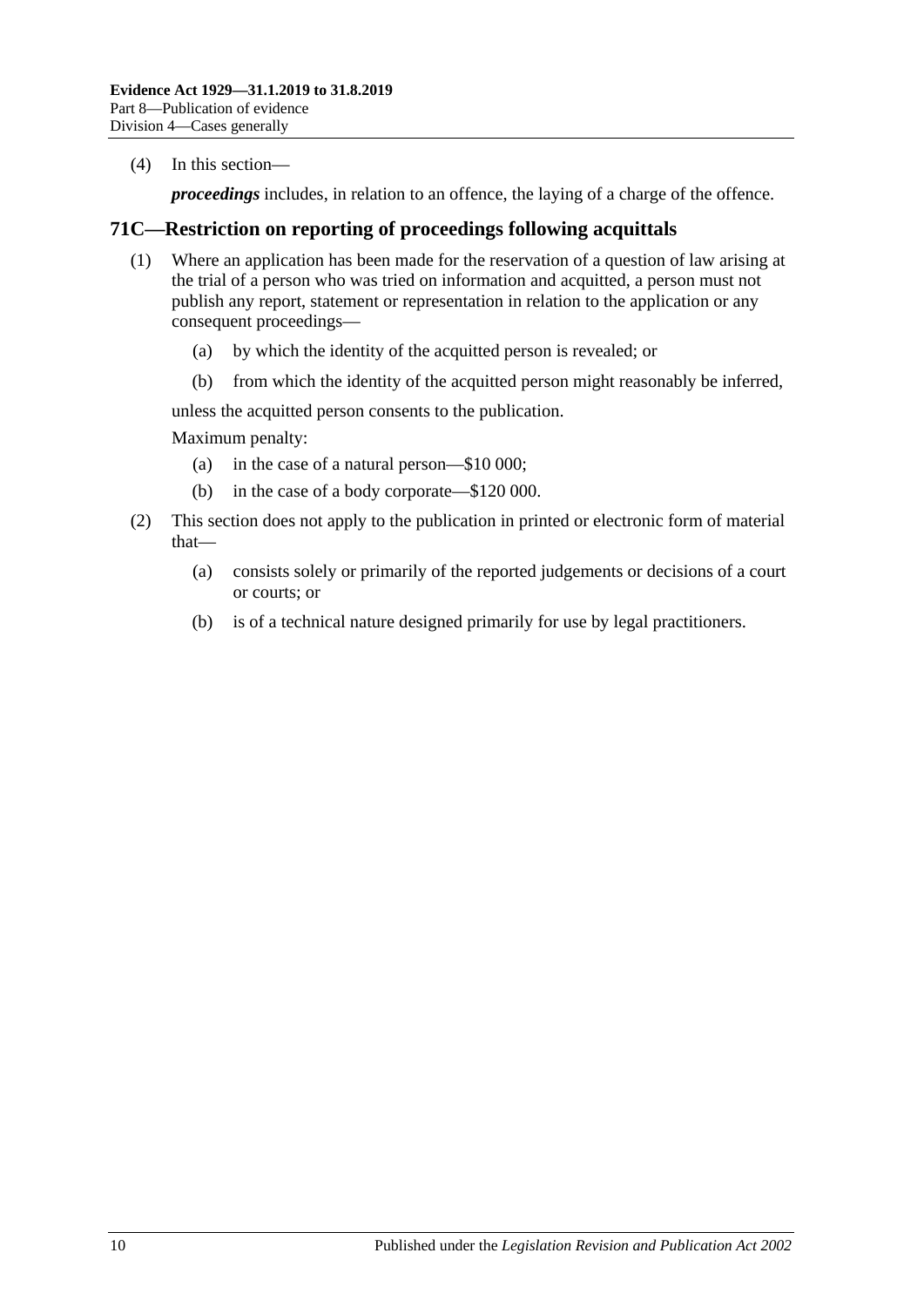(4) In this section—

*proceedings* includes, in relation to an offence, the laying of a charge of the offence.

## 71C—Restriction on reporting of proceedings following acquittals

(1) Where an application has been made for the reservation of a question of law arising at the trial of a person who was tried on information and acquitted, a person must not publish any report, statement or representation in relation to the application or any consequent proceedings—

(a) by which the identity of the acquitted person is revealed; or

(b) from which the identity of the acquitted person might reasonably be inferred,

unless the acquitted person consents to the publication.

Maximum penalty:

(a) in the case of a natural person—$10 000;

(b) in the case of a body corporate—$120 000.

(2) This section does not apply to the publication in printed or electronic form of material that—

(a) consists solely or primarily of the reported judgements or decisions of a court or courts; or

(b) is of a technical nature designed primarily for use by legal practitioners.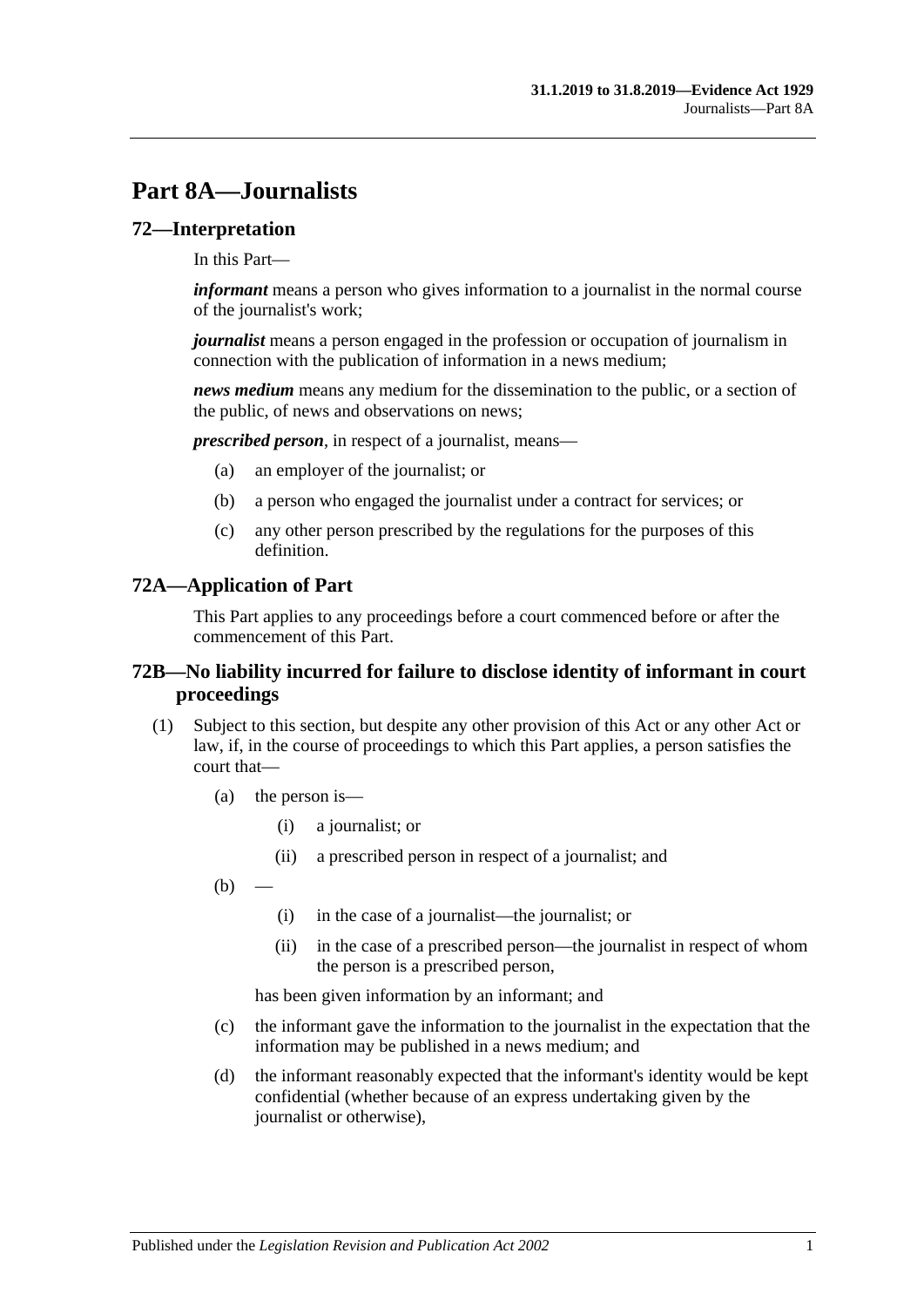# Part 8A—Journalists

## 72—Interpretation

In this Part—

***informant*** means a person who gives information to a journalist in the normal course of the journalist's work;

***journalist*** means a person engaged in the profession or occupation of journalism in connection with the publication of information in a news medium;

***news medium*** means any medium for the dissemination to the public, or a section of the public, of news and observations on news;

***prescribed person***, in respect of a journalist, means—

- (a) an employer of the journalist; or
- (b) a person who engaged the journalist under a contract for services; or
- (c) any other person prescribed by the regulations for the purposes of this definition.

## 72A—Application of Part

This Part applies to any proceedings before a court commenced before or after the commencement of this Part.

## 72B—No liability incurred for failure to disclose identity of informant in court proceedings

(1) Subject to this section, but despite any other provision of this Act or any other Act or law, if, in the course of proceedings to which this Part applies, a person satisfies the court that—

- (a) the person is—
  - (i) a journalist; or
  - (ii) a prescribed person in respect of a journalist; and
- (b) —
  - (i) in the case of a journalist—the journalist; or
  - (ii) in the case of a prescribed person—the journalist in respect of whom the person is a prescribed person,

  has been given information by an informant; and
- (c) the informant gave the information to the journalist in the expectation that the information may be published in a news medium; and
- (d) the informant reasonably expected that the informant's identity would be kept confidential (whether because of an express undertaking given by the journalist or otherwise),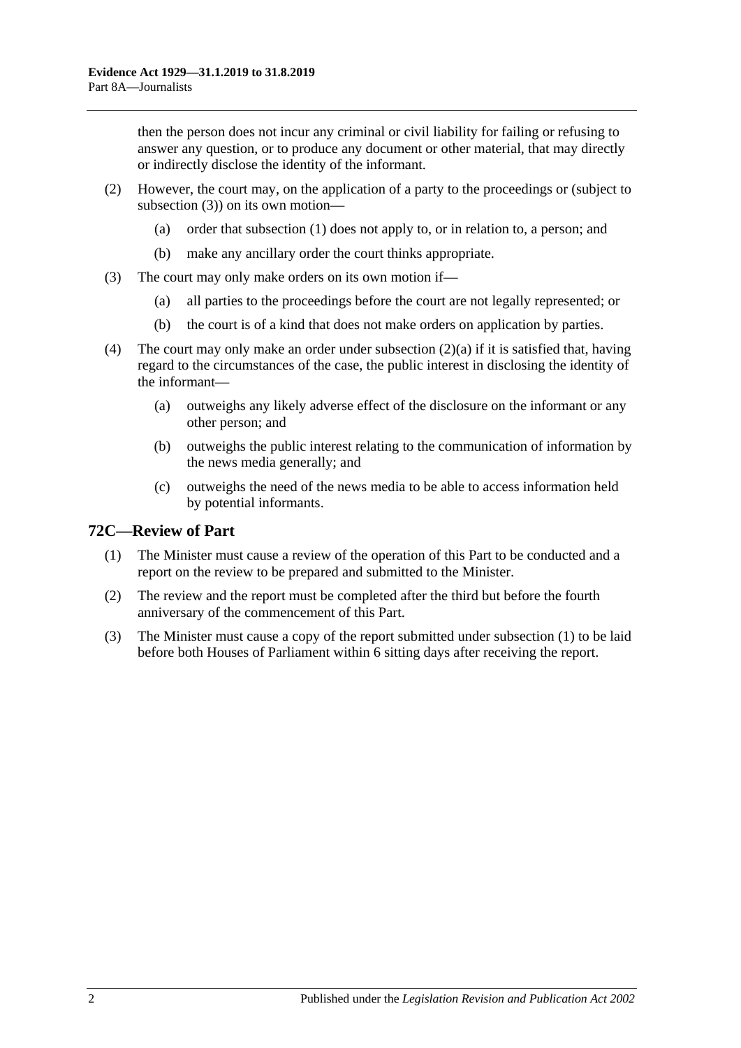then the person does not incur any criminal or civil liability for failing or refusing to answer any question, or to produce any document or other material, that may directly or indirectly disclose the identity of the informant.

(2) However, the court may, on the application of a party to the proceedings or (subject to subsection (3)) on its own motion—

(a) order that subsection (1) does not apply to, or in relation to, a person; and

(b) make any ancillary order the court thinks appropriate.

(3) The court may only make orders on its own motion if—

(a) all parties to the proceedings before the court are not legally represented; or

(b) the court is of a kind that does not make orders on application by parties.

(4) The court may only make an order under subsection (2)(a) if it is satisfied that, having regard to the circumstances of the case, the public interest in disclosing the identity of the informant—

(a) outweighs any likely adverse effect of the disclosure on the informant or any other person; and

(b) outweighs the public interest relating to the communication of information by the news media generally; and

(c) outweighs the need of the news media to be able to access information held by potential informants.

## 72C—Review of Part

(1) The Minister must cause a review of the operation of this Part to be conducted and a report on the review to be prepared and submitted to the Minister.

(2) The review and the report must be completed after the third but before the fourth anniversary of the commencement of this Part.

(3) The Minister must cause a copy of the report submitted under subsection (1) to be laid before both Houses of Parliament within 6 sitting days after receiving the report.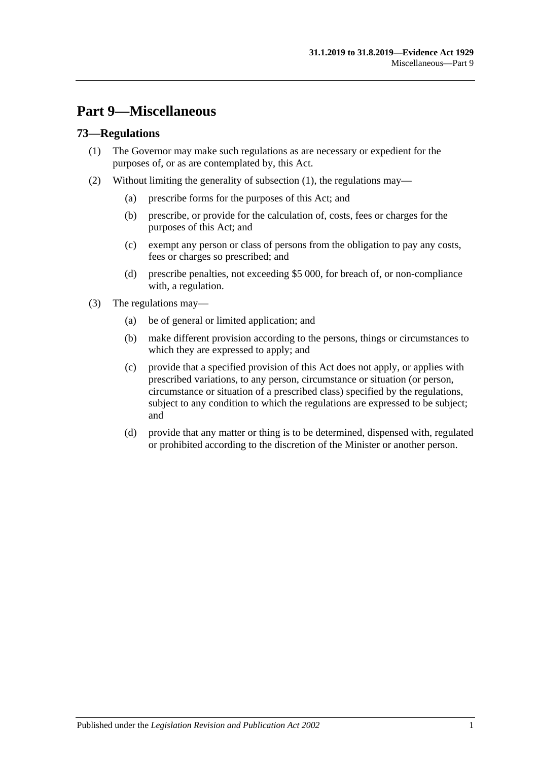# Part 9—Miscellaneous

## 73—Regulations

(1) The Governor may make such regulations as are necessary or expedient for the purposes of, or as are contemplated by, this Act.

(2) Without limiting the generality of subsection (1), the regulations may—

   (a) prescribe forms for the purposes of this Act; and

   (b) prescribe, or provide for the calculation of, costs, fees or charges for the purposes of this Act; and

   (c) exempt any person or class of persons from the obligation to pay any costs, fees or charges so prescribed; and

   (d) prescribe penalties, not exceeding $5 000, for breach of, or non-compliance with, a regulation.

(3) The regulations may—

   (a) be of general or limited application; and

   (b) make different provision according to the persons, things or circumstances to which they are expressed to apply; and

   (c) provide that a specified provision of this Act does not apply, or applies with prescribed variations, to any person, circumstance or situation (or person, circumstance or situation of a prescribed class) specified by the regulations, subject to any condition to which the regulations are expressed to be subject; and

   (d) provide that any matter or thing is to be determined, dispensed with, regulated or prohibited according to the discretion of the Minister or another person.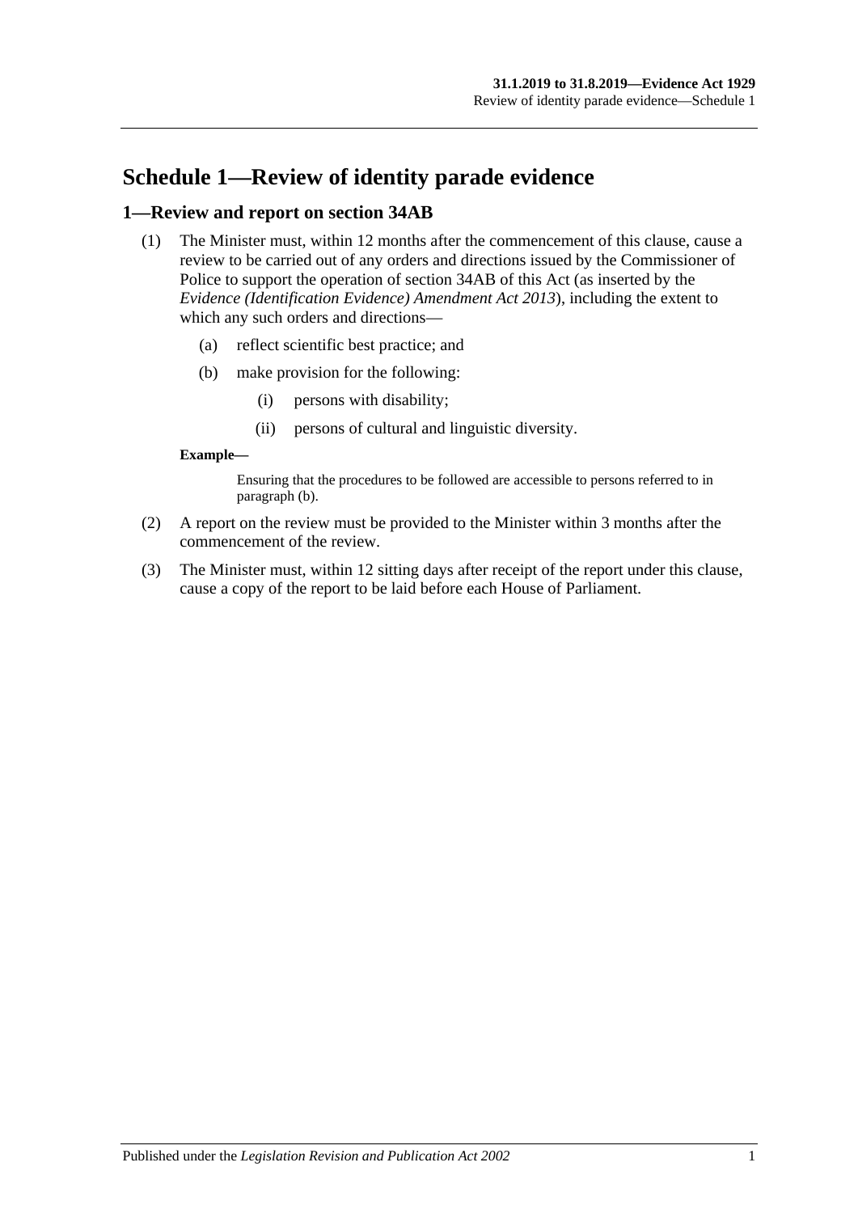# Schedule 1—Review of identity parade evidence

## 1—Review and report on section 34AB

(1) The Minister must, within 12 months after the commencement of this clause, cause a review to be carried out of any orders and directions issued by the Commissioner of Police to support the operation of section 34AB of this Act (as inserted by the *Evidence (Identification Evidence) Amendment Act 2013*), including the extent to which any such orders and directions—

(a) reflect scientific best practice; and

(b) make provision for the following:

(i) persons with disability;

(ii) persons of cultural and linguistic diversity.

**Example—**

Ensuring that the procedures to be followed are accessible to persons referred to in paragraph (b).

(2) A report on the review must be provided to the Minister within 3 months after the commencement of the review.

(3) The Minister must, within 12 sitting days after receipt of the report under this clause, cause a copy of the report to be laid before each House of Parliament.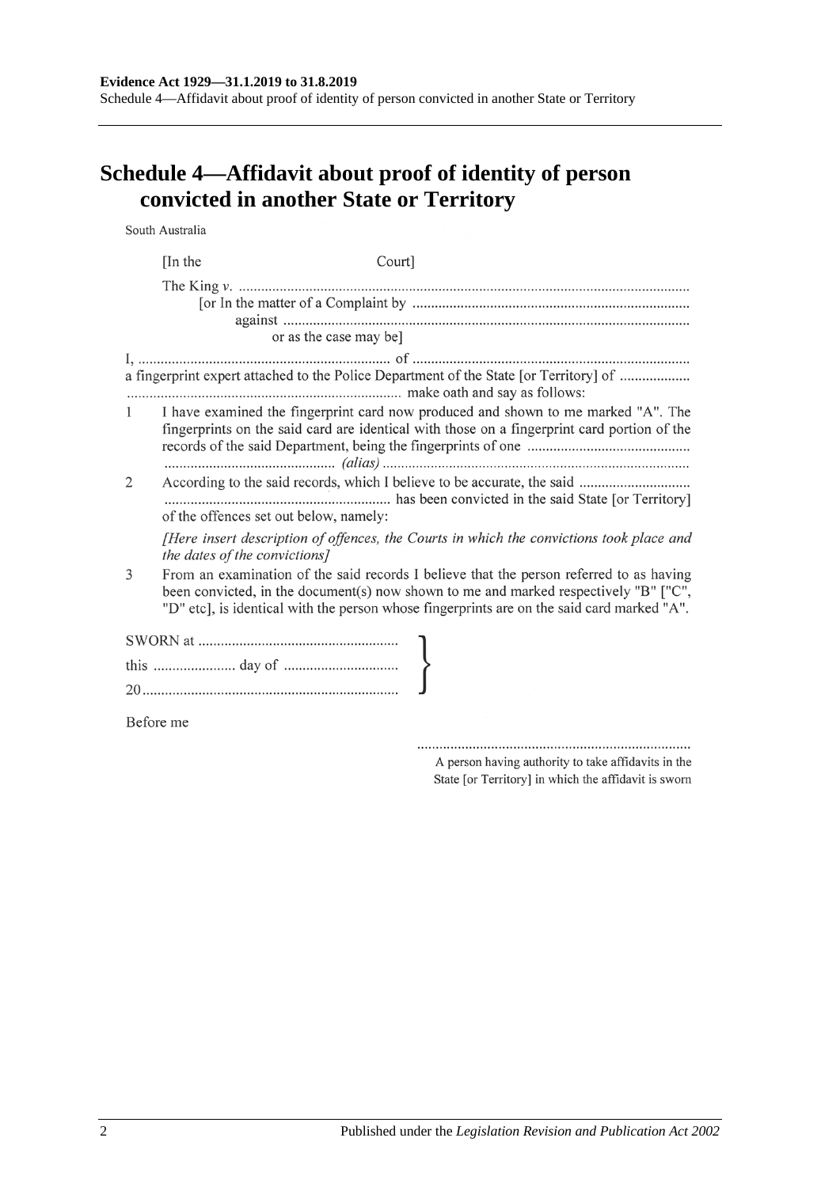# Schedule 4—Affidavit about proof of identity of person convicted in another State or Territory

South Australia

[In the Court]

The King *v.* ........................................................................................................................
[or In the matter of a Complaint by ..........................................................................
against .............................................................................................................
or as the case may be]

I, .................................................................... of ..........................................................................
a fingerprint expert attached to the Police Department of the State [or Territory] of ...................
.......................................................................... make oath and say as follows:

1 I have examined the fingerprint card now produced and shown to me marked "A". The fingerprints on the said card are identical with those on a fingerprint card portion of the records of the said Department, being the fingerprints of one ............................................ .............................................. *(alias)* ..................................................................................

2 According to the said records, which I believe to be accurate, the said .............................. ............................................................ has been convicted in the said State [or Territory] of the offences set out below, namely:

*[Here insert description of offences, the Courts in which the convictions took place and the dates of the convictions]*

3 From an examination of the said records I believe that the person referred to as having been convicted, in the document(s) now shown to me and marked respectively "B" ["C", "D" etc], is identical with the person whose fingerprints are on the said card marked "A".

SWORN at .....................................................
this ...................... day of ..............................
20....................................................................

Before me

..........................................................................
A person having authority to take affidavits in the State [or Territory] in which the affidavit is sworn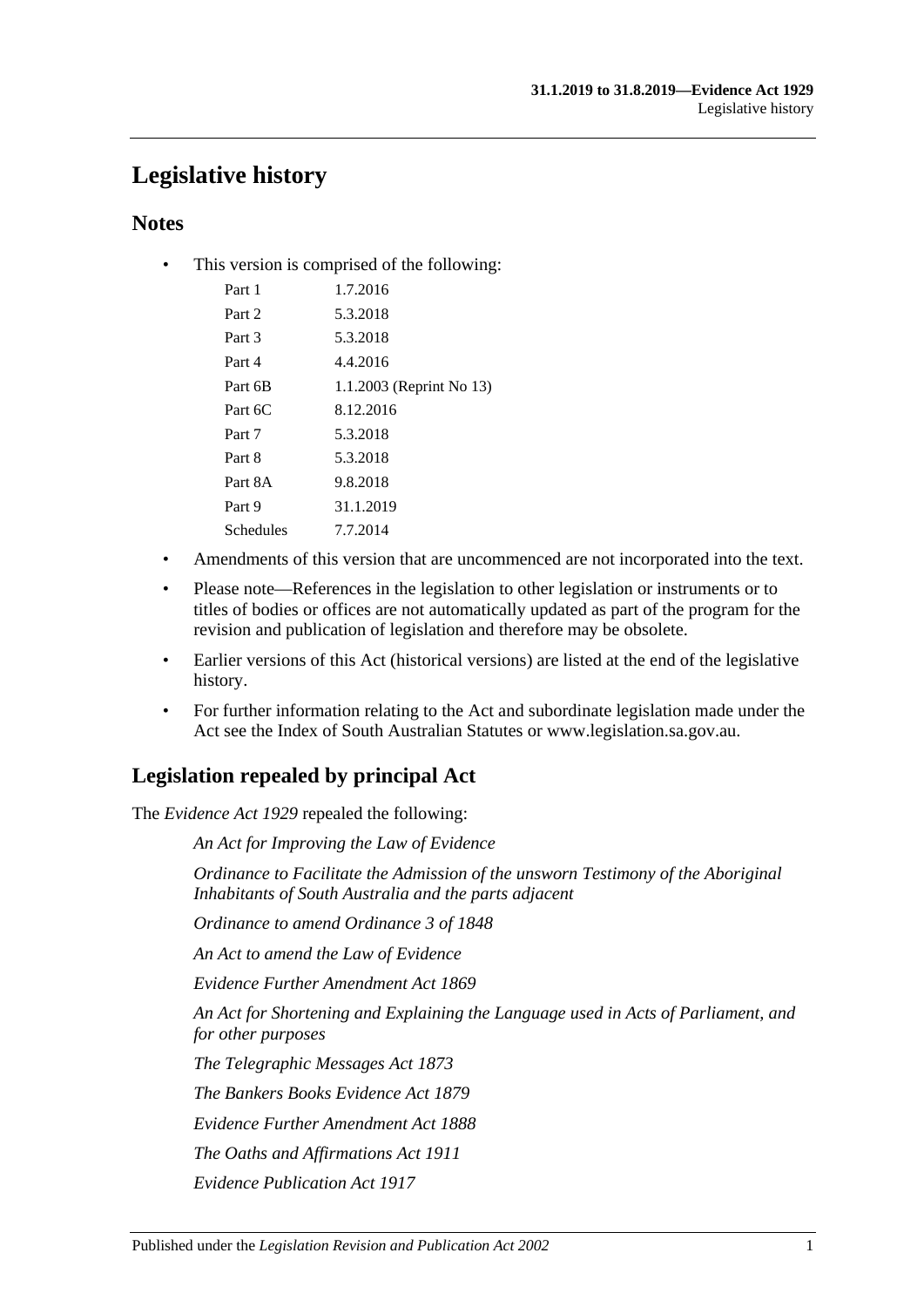# Legislative history

## Notes

- This version is comprised of the following:

| | |
|---|---|
| Part 1 | 1.7.2016 |
| Part 2 | 5.3.2018 |
| Part 3 | 5.3.2018 |
| Part 4 | 4.4.2016 |
| Part 6B | 1.1.2003 (Reprint No 13) |
| Part 6C | 8.12.2016 |
| Part 7 | 5.3.2018 |
| Part 8 | 5.3.2018 |
| Part 8A | 9.8.2018 |
| Part 9 | 31.1.2019 |
| Schedules | 7.7.2014 |

- Amendments of this version that are uncommenced are not incorporated into the text.
- Please note—References in the legislation to other legislation or instruments or to titles of bodies or offices are not automatically updated as part of the program for the revision and publication of legislation and therefore may be obsolete.
- Earlier versions of this Act (historical versions) are listed at the end of the legislative history.
- For further information relating to the Act and subordinate legislation made under the Act see the Index of South Australian Statutes or www.legislation.sa.gov.au.

## Legislation repealed by principal Act

The *Evidence Act 1929* repealed the following:

*An Act for Improving the Law of Evidence*

*Ordinance to Facilitate the Admission of the unsworn Testimony of the Aboriginal Inhabitants of South Australia and the parts adjacent*

*Ordinance to amend Ordinance 3 of 1848*

*An Act to amend the Law of Evidence*

*Evidence Further Amendment Act 1869*

*An Act for Shortening and Explaining the Language used in Acts of Parliament, and for other purposes*

*The Telegraphic Messages Act 1873*

*The Bankers Books Evidence Act 1879*

*Evidence Further Amendment Act 1888*

*The Oaths and Affirmations Act 1911*

*Evidence Publication Act 1917*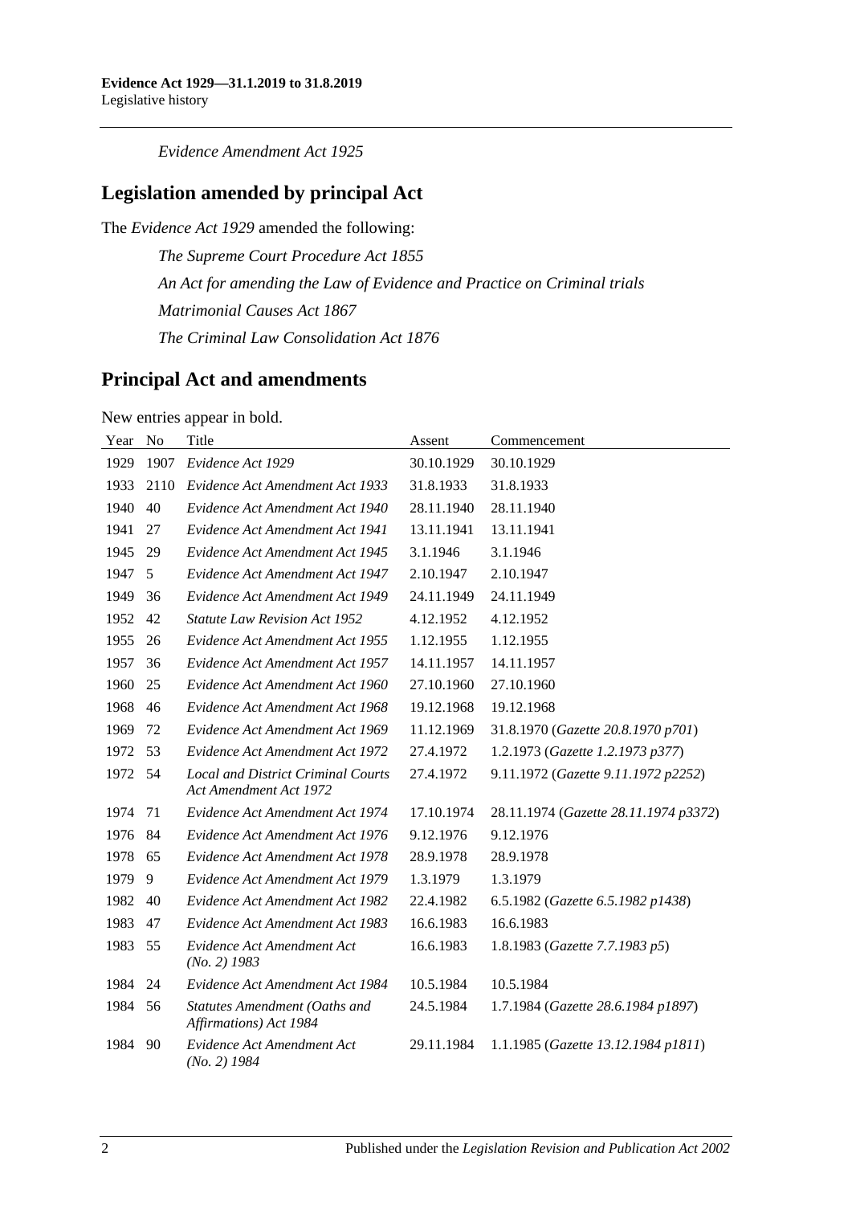*Evidence Amendment Act 1925*

## Legislation amended by principal Act

The *Evidence Act 1929* amended the following:

*The Supreme Court Procedure Act 1855*

*An Act for amending the Law of Evidence and Practice on Criminal trials*

*Matrimonial Causes Act 1867*

*The Criminal Law Consolidation Act 1876*

## Principal Act and amendments

New entries appear in bold.

| Year | No | Title | Assent | Commencement |
|---|---|---|---|---|
| 1929 | 1907 | *Evidence Act 1929* | 30.10.1929 | 30.10.1929 |
| 1933 | 2110 | *Evidence Act Amendment Act 1933* | 31.8.1933 | 31.8.1933 |
| 1940 | 40 | *Evidence Act Amendment Act 1940* | 28.11.1940 | 28.11.1940 |
| 1941 | 27 | *Evidence Act Amendment Act 1941* | 13.11.1941 | 13.11.1941 |
| 1945 | 29 | *Evidence Act Amendment Act 1945* | 3.1.1946 | 3.1.1946 |
| 1947 | 5 | *Evidence Act Amendment Act 1947* | 2.10.1947 | 2.10.1947 |
| 1949 | 36 | *Evidence Act Amendment Act 1949* | 24.11.1949 | 24.11.1949 |
| 1952 | 42 | *Statute Law Revision Act 1952* | 4.12.1952 | 4.12.1952 |
| 1955 | 26 | *Evidence Act Amendment Act 1955* | 1.12.1955 | 1.12.1955 |
| 1957 | 36 | *Evidence Act Amendment Act 1957* | 14.11.1957 | 14.11.1957 |
| 1960 | 25 | *Evidence Act Amendment Act 1960* | 27.10.1960 | 27.10.1960 |
| 1968 | 46 | *Evidence Act Amendment Act 1968* | 19.12.1968 | 19.12.1968 |
| 1969 | 72 | *Evidence Act Amendment Act 1969* | 11.12.1969 | 31.8.1970 (*Gazette 20.8.1970 p701*) |
| 1972 | 53 | *Evidence Act Amendment Act 1972* | 27.4.1972 | 1.2.1973 (*Gazette 1.2.1973 p377*) |
| 1972 | 54 | *Local and District Criminal Courts Act Amendment Act 1972* | 27.4.1972 | 9.11.1972 (*Gazette 9.11.1972 p2252*) |
| 1974 | 71 | *Evidence Act Amendment Act 1974* | 17.10.1974 | 28.11.1974 (*Gazette 28.11.1974 p3372*) |
| 1976 | 84 | *Evidence Act Amendment Act 1976* | 9.12.1976 | 9.12.1976 |
| 1978 | 65 | *Evidence Act Amendment Act 1978* | 28.9.1978 | 28.9.1978 |
| 1979 | 9 | *Evidence Act Amendment Act 1979* | 1.3.1979 | 1.3.1979 |
| 1982 | 40 | *Evidence Act Amendment Act 1982* | 22.4.1982 | 6.5.1982 (*Gazette 6.5.1982 p1438*) |
| 1983 | 47 | *Evidence Act Amendment Act 1983* | 16.6.1983 | 16.6.1983 |
| 1983 | 55 | *Evidence Act Amendment Act (No. 2) 1983* | 16.6.1983 | 1.8.1983 (*Gazette 7.7.1983 p5*) |
| 1984 | 24 | *Evidence Act Amendment Act 1984* | 10.5.1984 | 10.5.1984 |
| 1984 | 56 | *Statutes Amendment (Oaths and Affirmations) Act 1984* | 24.5.1984 | 1.7.1984 (*Gazette 28.6.1984 p1897*) |
| 1984 | 90 | *Evidence Act Amendment Act (No. 2) 1984* | 29.11.1984 | 1.1.1985 (*Gazette 13.12.1984 p1811*) |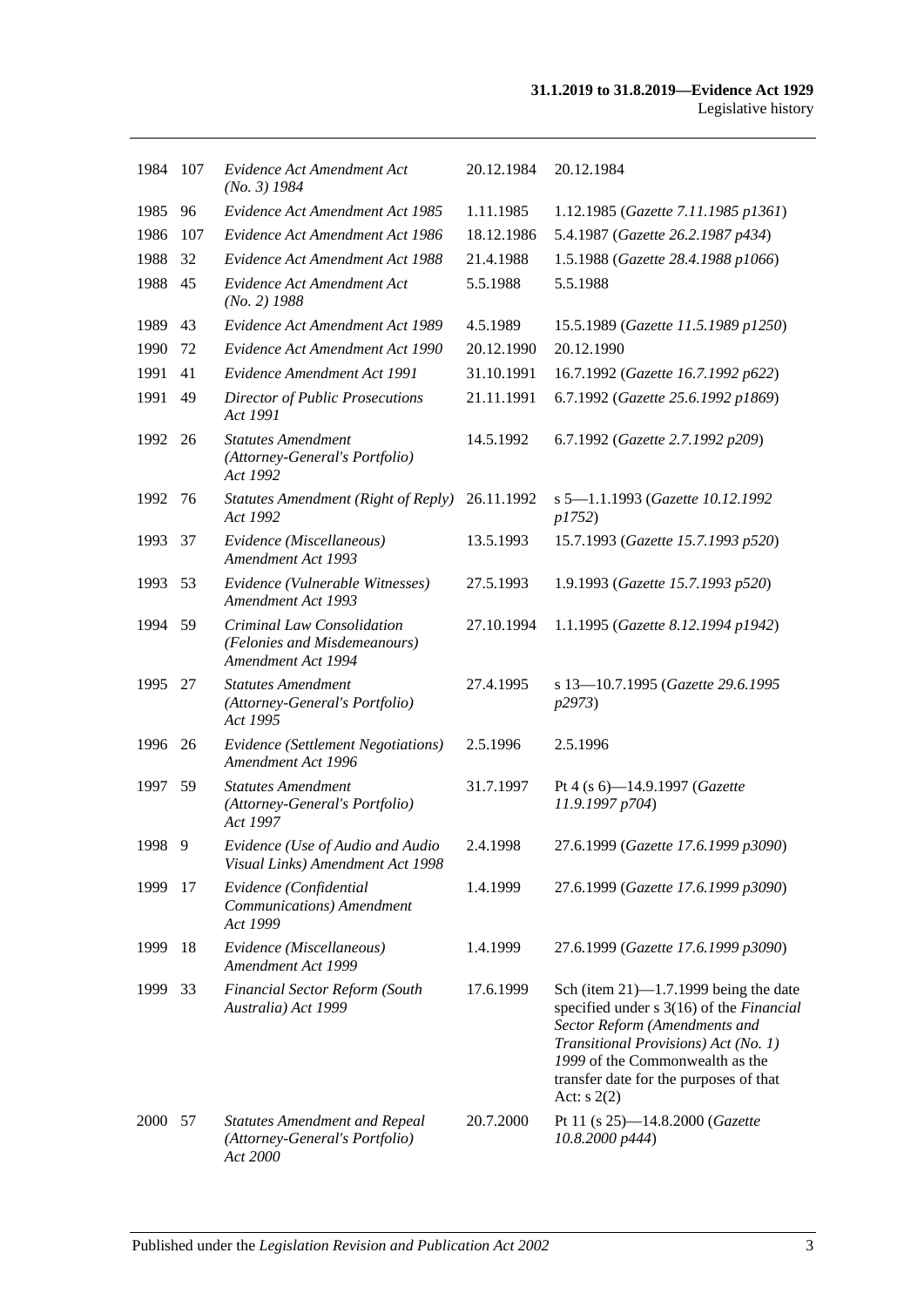| | | | | |
|---|---|---|---|---|
| 1984 | 107 | *Evidence Act Amendment Act (No. 3) 1984* | 20.12.1984 | 20.12.1984 |
| 1985 | 96 | *Evidence Act Amendment Act 1985* | 1.11.1985 | 1.12.1985 (*Gazette 7.11.1985 p1361*) |
| 1986 | 107 | *Evidence Act Amendment Act 1986* | 18.12.1986 | 5.4.1987 (*Gazette 26.2.1987 p434*) |
| 1988 | 32 | *Evidence Act Amendment Act 1988* | 21.4.1988 | 1.5.1988 (*Gazette 28.4.1988 p1066*) |
| 1988 | 45 | *Evidence Act Amendment Act (No. 2) 1988* | 5.5.1988 | 5.5.1988 |
| 1989 | 43 | *Evidence Act Amendment Act 1989* | 4.5.1989 | 15.5.1989 (*Gazette 11.5.1989 p1250*) |
| 1990 | 72 | *Evidence Act Amendment Act 1990* | 20.12.1990 | 20.12.1990 |
| 1991 | 41 | *Evidence Amendment Act 1991* | 31.10.1991 | 16.7.1992 (*Gazette 16.7.1992 p622*) |
| 1991 | 49 | *Director of Public Prosecutions Act 1991* | 21.11.1991 | 6.7.1992 (*Gazette 25.6.1992 p1869*) |
| 1992 | 26 | *Statutes Amendment (Attorney-General's Portfolio) Act 1992* | 14.5.1992 | 6.7.1992 (*Gazette 2.7.1992 p209*) |
| 1992 | 76 | *Statutes Amendment (Right of Reply) Act 1992* | 26.11.1992 | s 5—1.1.1993 (*Gazette 10.12.1992 p1752*) |
| 1993 | 37 | *Evidence (Miscellaneous) Amendment Act 1993* | 13.5.1993 | 15.7.1993 (*Gazette 15.7.1993 p520*) |
| 1993 | 53 | *Evidence (Vulnerable Witnesses) Amendment Act 1993* | 27.5.1993 | 1.9.1993 (*Gazette 15.7.1993 p520*) |
| 1994 | 59 | *Criminal Law Consolidation (Felonies and Misdemeanours) Amendment Act 1994* | 27.10.1994 | 1.1.1995 (*Gazette 8.12.1994 p1942*) |
| 1995 | 27 | *Statutes Amendment (Attorney-General's Portfolio) Act 1995* | 27.4.1995 | s 13—10.7.1995 (*Gazette 29.6.1995 p2973*) |
| 1996 | 26 | *Evidence (Settlement Negotiations) Amendment Act 1996* | 2.5.1996 | 2.5.1996 |
| 1997 | 59 | *Statutes Amendment (Attorney-General's Portfolio) Act 1997* | 31.7.1997 | Pt 4 (s 6)—14.9.1997 (*Gazette 11.9.1997 p704*) |
| 1998 | 9 | *Evidence (Use of Audio and Audio Visual Links) Amendment Act 1998* | 2.4.1998 | 27.6.1999 (*Gazette 17.6.1999 p3090*) |
| 1999 | 17 | *Evidence (Confidential Communications) Amendment Act 1999* | 1.4.1999 | 27.6.1999 (*Gazette 17.6.1999 p3090*) |
| 1999 | 18 | *Evidence (Miscellaneous) Amendment Act 1999* | 1.4.1999 | 27.6.1999 (*Gazette 17.6.1999 p3090*) |
| 1999 | 33 | *Financial Sector Reform (South Australia) Act 1999* | 17.6.1999 | Sch (item 21)—1.7.1999 being the date specified under s 3(16) of the *Financial Sector Reform (Amendments and Transitional Provisions) Act (No. 1) 1999* of the Commonwealth as the transfer date for the purposes of that Act: s 2(2) |
| 2000 | 57 | *Statutes Amendment and Repeal (Attorney-General's Portfolio) Act 2000* | 20.7.2000 | Pt 11 (s 25)—14.8.2000 (*Gazette 10.8.2000 p444*) |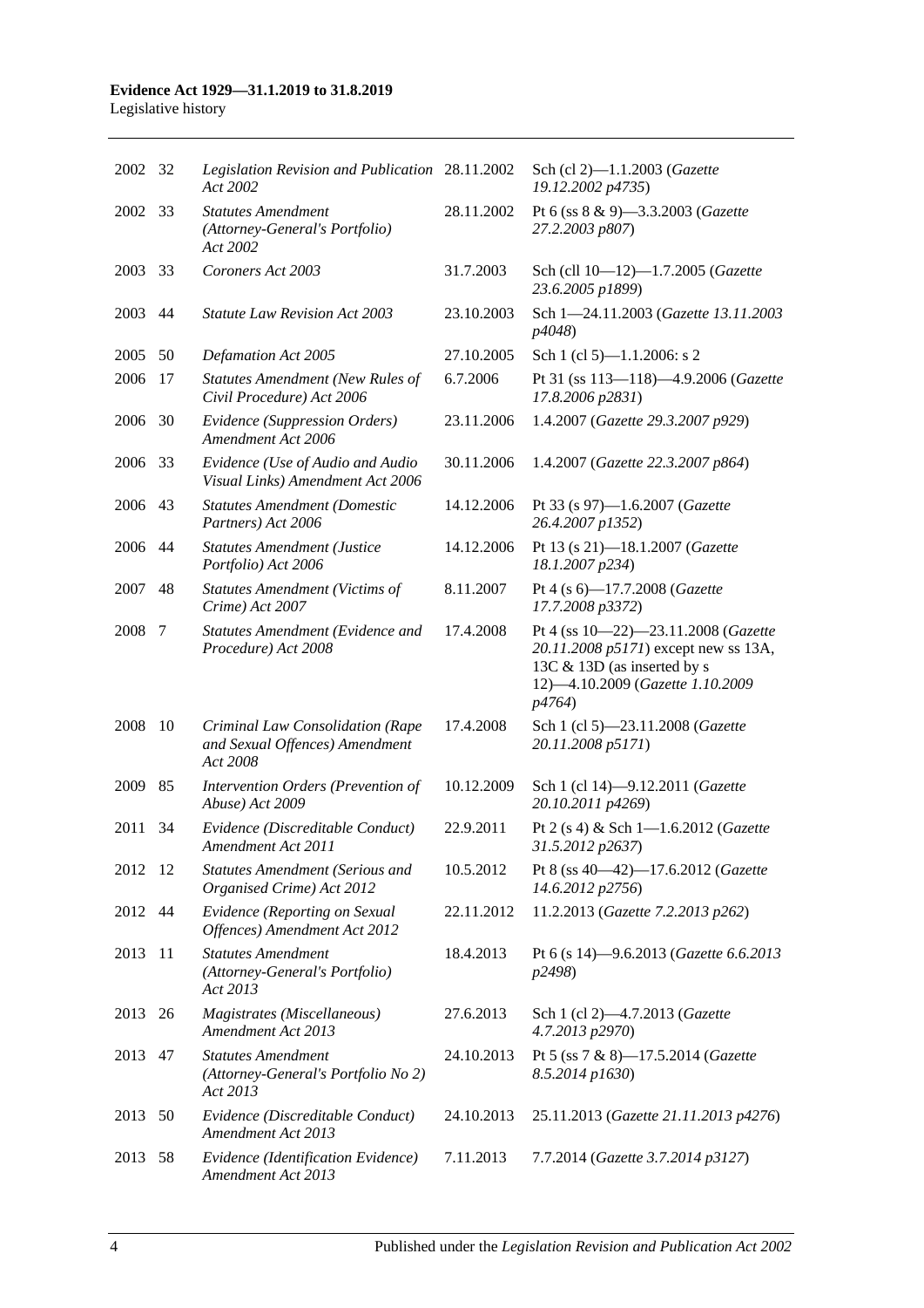| | | | | |
|---|---|---|---|---|
| 2002 | 32 | *Legislation Revision and Publication Act 2002* | 28.11.2002 | Sch (cl 2)—1.1.2003 (*Gazette 19.12.2002 p4735*) |
| 2002 | 33 | *Statutes Amendment (Attorney-General's Portfolio) Act 2002* | 28.11.2002 | Pt 6 (ss 8 & 9)—3.3.2003 (*Gazette 27.2.2003 p807*) |
| 2003 | 33 | *Coroners Act 2003* | 31.7.2003 | Sch (cll 10—12)—1.7.2005 (*Gazette 23.6.2005 p1899*) |
| 2003 | 44 | *Statute Law Revision Act 2003* | 23.10.2003 | Sch 1—24.11.2003 (*Gazette 13.11.2003 p4048*) |
| 2005 | 50 | *Defamation Act 2005* | 27.10.2005 | Sch 1 (cl 5)—1.1.2006: s 2 |
| 2006 | 17 | *Statutes Amendment (New Rules of Civil Procedure) Act 2006* | 6.7.2006 | Pt 31 (ss 113—118)—4.9.2006 (*Gazette 17.8.2006 p2831*) |
| 2006 | 30 | *Evidence (Suppression Orders) Amendment Act 2006* | 23.11.2006 | 1.4.2007 (*Gazette 29.3.2007 p929*) |
| 2006 | 33 | *Evidence (Use of Audio and Audio Visual Links) Amendment Act 2006* | 30.11.2006 | 1.4.2007 (*Gazette 22.3.2007 p864*) |
| 2006 | 43 | *Statutes Amendment (Domestic Partners) Act 2006* | 14.12.2006 | Pt 33 (s 97)—1.6.2007 (*Gazette 26.4.2007 p1352*) |
| 2006 | 44 | *Statutes Amendment (Justice Portfolio) Act 2006* | 14.12.2006 | Pt 13 (s 21)—18.1.2007 (*Gazette 18.1.2007 p234*) |
| 2007 | 48 | *Statutes Amendment (Victims of Crime) Act 2007* | 8.11.2007 | Pt 4 (s 6)—17.7.2008 (*Gazette 17.7.2008 p3372*) |
| 2008 | 7 | *Statutes Amendment (Evidence and Procedure) Act 2008* | 17.4.2008 | Pt 4 (ss 10—22)—23.11.2008 (*Gazette 20.11.2008 p5171*) except new ss 13A, 13C & 13D (as inserted by s 12)—4.10.2009 (*Gazette 1.10.2009 p4764*) |
| 2008 | 10 | *Criminal Law Consolidation (Rape and Sexual Offences) Amendment Act 2008* | 17.4.2008 | Sch 1 (cl 5)—23.11.2008 (*Gazette 20.11.2008 p5171*) |
| 2009 | 85 | *Intervention Orders (Prevention of Abuse) Act 2009* | 10.12.2009 | Sch 1 (cl 14)—9.12.2011 (*Gazette 20.10.2011 p4269*) |
| 2011 | 34 | *Evidence (Discreditable Conduct) Amendment Act 2011* | 22.9.2011 | Pt 2 (s 4) & Sch 1—1.6.2012 (*Gazette 31.5.2012 p2637*) |
| 2012 | 12 | *Statutes Amendment (Serious and Organised Crime) Act 2012* | 10.5.2012 | Pt 8 (ss 40—42)—17.6.2012 (*Gazette 14.6.2012 p2756*) |
| 2012 | 44 | *Evidence (Reporting on Sexual Offences) Amendment Act 2012* | 22.11.2012 | 11.2.2013 (*Gazette 7.2.2013 p262*) |
| 2013 | 11 | *Statutes Amendment (Attorney-General's Portfolio) Act 2013* | 18.4.2013 | Pt 6 (s 14)—9.6.2013 (*Gazette 6.6.2013 p2498*) |
| 2013 | 26 | *Magistrates (Miscellaneous) Amendment Act 2013* | 27.6.2013 | Sch 1 (cl 2)—4.7.2013 (*Gazette 4.7.2013 p2970*) |
| 2013 | 47 | *Statutes Amendment (Attorney-General's Portfolio No 2) Act 2013* | 24.10.2013 | Pt 5 (ss 7 & 8)—17.5.2014 (*Gazette 8.5.2014 p1630*) |
| 2013 | 50 | *Evidence (Discreditable Conduct) Amendment Act 2013* | 24.10.2013 | 25.11.2013 (*Gazette 21.11.2013 p4276*) |
| 2013 | 58 | *Evidence (Identification Evidence) Amendment Act 2013* | 7.11.2013 | 7.7.2014 (*Gazette 3.7.2014 p3127*) |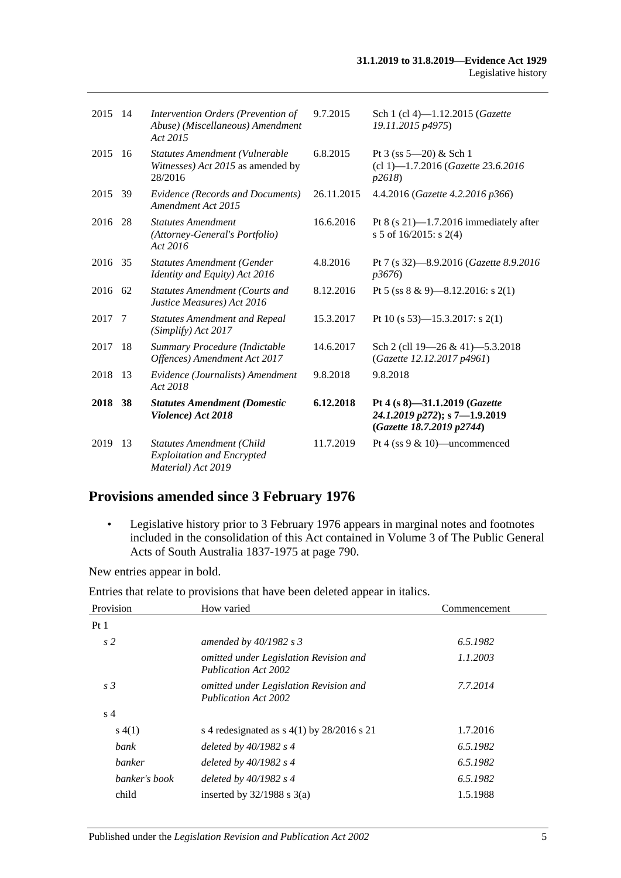| | | | | |
|---|---|---|---|---|
| 2015 | 14 | *Intervention Orders (Prevention of Abuse) (Miscellaneous) Amendment Act 2015* | 9.7.2015 | Sch 1 (cl 4)—1.12.2015 (*Gazette 19.11.2015 p4975*) |
| 2015 | 16 | *Statutes Amendment (Vulnerable Witnesses) Act 2015* as amended by 28/2016 | 6.8.2015 | Pt 3 (ss 5—20) & Sch 1 (cl 1)—1.7.2016 (*Gazette 23.6.2016 p2618*) |
| 2015 | 39 | *Evidence (Records and Documents) Amendment Act 2015* | 26.11.2015 | 4.4.2016 (*Gazette 4.2.2016 p366*) |
| 2016 | 28 | *Statutes Amendment (Attorney-General's Portfolio) Act 2016* | 16.6.2016 | Pt 8 (s 21)—1.7.2016 immediately after s 5 of 16/2015: s 2(4) |
| 2016 | 35 | *Statutes Amendment (Gender Identity and Equity) Act 2016* | 4.8.2016 | Pt 7 (s 32)—8.9.2016 (*Gazette 8.9.2016 p3676*) |
| 2016 | 62 | *Statutes Amendment (Courts and Justice Measures) Act 2016* | 8.12.2016 | Pt 5 (ss 8 & 9)—8.12.2016: s 2(1) |
| 2017 | 7 | *Statutes Amendment and Repeal (Simplify) Act 2017* | 15.3.2017 | Pt 10 (s 53)—15.3.2017: s 2(1) |
| 2017 | 18 | *Summary Procedure (Indictable Offences) Amendment Act 2017* | 14.6.2017 | Sch 2 (cll 19—26 & 41)—5.3.2018 (*Gazette 12.12.2017 p4961*) |
| 2018 | 13 | *Evidence (Journalists) Amendment Act 2018* | 9.8.2018 | 9.8.2018 |
| **2018** | **38** | ***Statutes Amendment (Domestic Violence) Act 2018*** | **6.12.2018** | **Pt 4 (s 8)—31.1.2019 (*Gazette 24.1.2019 p272*); s 7—1.9.2019 (*Gazette 18.7.2019 p2744*)** |
| 2019 | 13 | *Statutes Amendment (Child Exploitation and Encrypted Material) Act 2019* | 11.7.2019 | Pt 4 (ss 9 & 10)—uncommenced |

## Provisions amended since 3 February 1976

- Legislative history prior to 3 February 1976 appears in marginal notes and footnotes included in the consolidation of this Act contained in Volume 3 of The Public General Acts of South Australia 1837-1975 at page 790.

New entries appear in bold.

Entries that relate to provisions that have been deleted appear in italics.

| Provision | How varied | Commencement |
|---|---|---|
| Pt 1 | | |
| *s 2* | *amended by 40/1982 s 3* | *6.5.1982* |
| | *omitted under Legislation Revision and Publication Act 2002* | *1.1.2003* |
| *s 3* | *omitted under Legislation Revision and Publication Act 2002* | *7.7.2014* |
| s 4 | | |
| s 4(1) | s 4 redesignated as s 4(1) by 28/2016 s 21 | 1.7.2016 |
| *bank* | *deleted by 40/1982 s 4* | *6.5.1982* |
| *banker* | *deleted by 40/1982 s 4* | *6.5.1982* |
| *banker's book* | *deleted by 40/1982 s 4* | *6.5.1982* |
| child | inserted by 32/1988 s 3(a) | 1.5.1988 |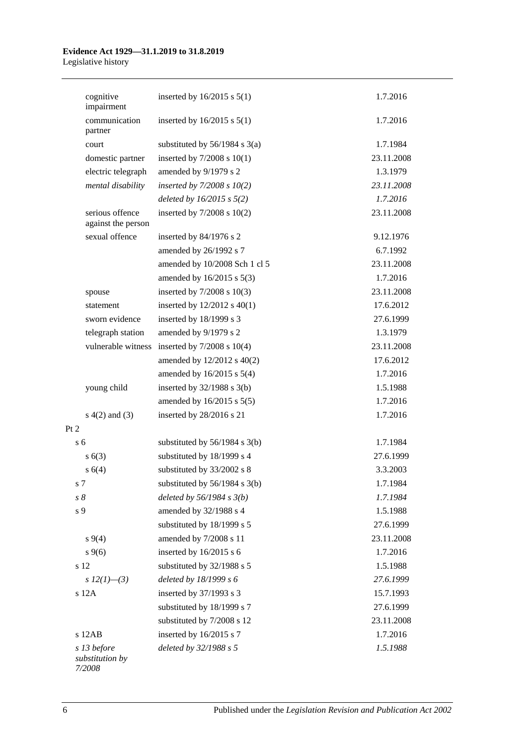| | | |
|---|---|---|
| cognitive impairment | inserted by 16/2015 s 5(1) | 1.7.2016 |
| communication partner | inserted by 16/2015 s 5(1) | 1.7.2016 |
| court | substituted by 56/1984 s 3(a) | 1.7.1984 |
| domestic partner | inserted by 7/2008 s 10(1) | 23.11.2008 |
| electric telegraph | amended by 9/1979 s 2 | 1.3.1979 |
| *mental disability* | *inserted by 7/2008 s 10(2)* | *23.11.2008* |
| | *deleted by 16/2015 s 5(2)* | *1.7.2016* |
| serious offence against the person | inserted by 7/2008 s 10(2) | 23.11.2008 |
| sexual offence | inserted by 84/1976 s 2 | 9.12.1976 |
| | amended by 26/1992 s 7 | 6.7.1992 |
| | amended by 10/2008 Sch 1 cl 5 | 23.11.2008 |
| | amended by 16/2015 s 5(3) | 1.7.2016 |
| spouse | inserted by 7/2008 s 10(3) | 23.11.2008 |
| statement | inserted by 12/2012 s 40(1) | 17.6.2012 |
| sworn evidence | inserted by 18/1999 s 3 | 27.6.1999 |
| telegraph station | amended by 9/1979 s 2 | 1.3.1979 |
| vulnerable witness | inserted by 7/2008 s 10(4) | 23.11.2008 |
| | amended by 12/2012 s 40(2) | 17.6.2012 |
| | amended by 16/2015 s 5(4) | 1.7.2016 |
| young child | inserted by 32/1988 s 3(b) | 1.5.1988 |
| | amended by 16/2015 s 5(5) | 1.7.2016 |
| s 4(2) and (3) | inserted by 28/2016 s 21 | 1.7.2016 |
| Pt 2 | | |
| s 6 | substituted by 56/1984 s 3(b) | 1.7.1984 |
| s 6(3) | substituted by 18/1999 s 4 | 27.6.1999 |
| s 6(4) | substituted by 33/2002 s 8 | 3.3.2003 |
| s 7 | substituted by 56/1984 s 3(b) | 1.7.1984 |
| *s 8* | *deleted by 56/1984 s 3(b)* | *1.7.1984* |
| s 9 | amended by 32/1988 s 4 | 1.5.1988 |
| | substituted by 18/1999 s 5 | 27.6.1999 |
| s 9(4) | amended by 7/2008 s 11 | 23.11.2008 |
| s 9(6) | inserted by 16/2015 s 6 | 1.7.2016 |
| s 12 | substituted by 32/1988 s 5 | 1.5.1988 |
| *s 12(1)—(3)* | *deleted by 18/1999 s 6* | *27.6.1999* |
| s 12A | inserted by 37/1993 s 3 | 15.7.1993 |
| | substituted by 18/1999 s 7 | 27.6.1999 |
| | substituted by 7/2008 s 12 | 23.11.2008 |
| s 12AB | inserted by 16/2015 s 7 | 1.7.2016 |
| *s 13 before substitution by 7/2008* | *deleted by 32/1988 s 5* | *1.5.1988* |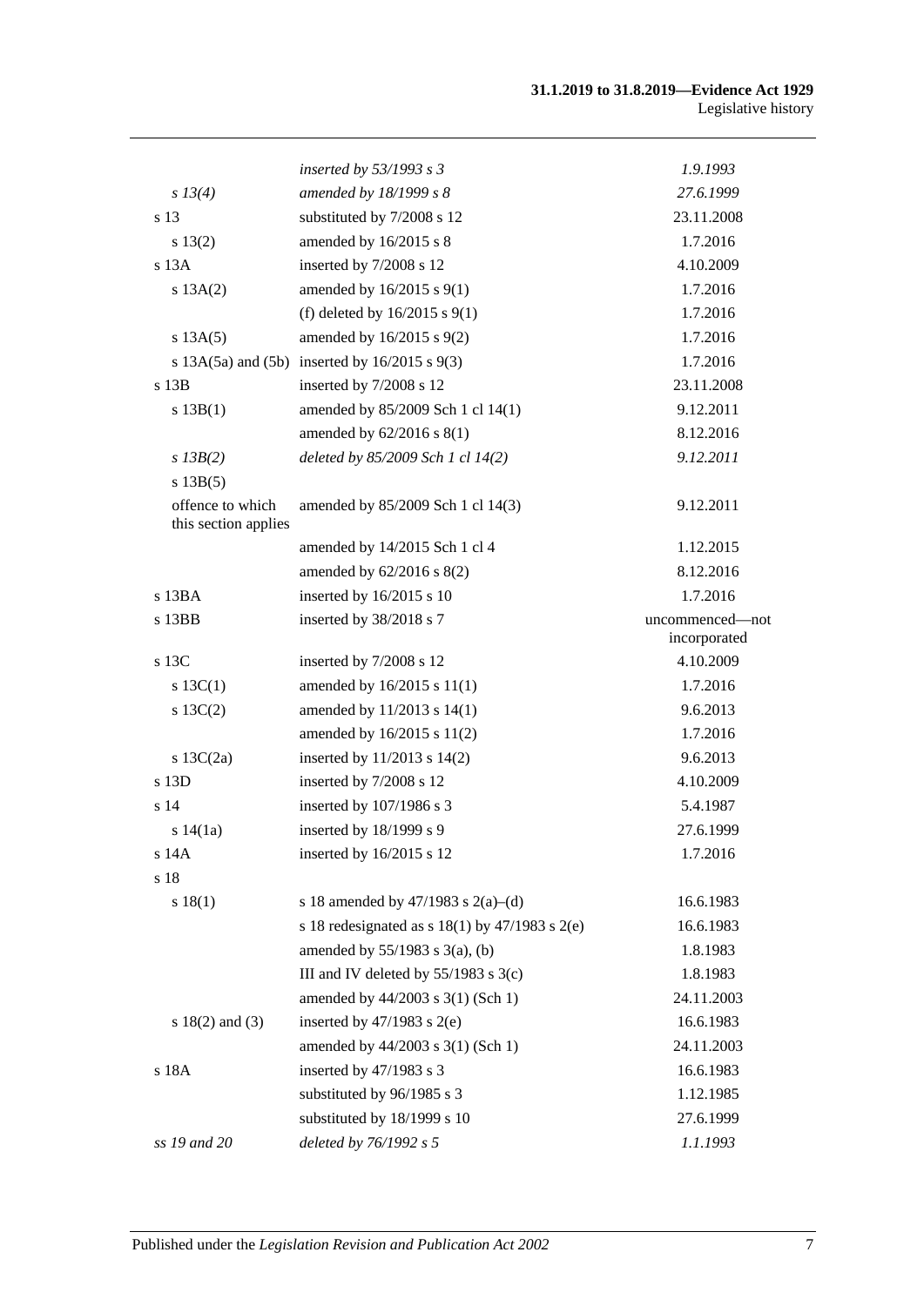|  |  |  |
|---|---|---|
|  | *inserted by 53/1993 s 3* | *1.9.1993* |
| *s 13(4)* | *amended by 18/1999 s 8* | *27.6.1999* |
| s 13 | substituted by 7/2008 s 12 | 23.11.2008 |
| s 13(2) | amended by 16/2015 s 8 | 1.7.2016 |
| s 13A | inserted by 7/2008 s 12 | 4.10.2009 |
| s 13A(2) | amended by 16/2015 s 9(1) | 1.7.2016 |
|  | (f) deleted by 16/2015 s 9(1) | 1.7.2016 |
| s 13A(5) | amended by 16/2015 s 9(2) | 1.7.2016 |
| s 13A(5a) and (5b) | inserted by 16/2015 s 9(3) | 1.7.2016 |
| s 13B | inserted by 7/2008 s 12 | 23.11.2008 |
| s 13B(1) | amended by 85/2009 Sch 1 cl 14(1) | 9.12.2011 |
|  | amended by 62/2016 s 8(1) | 8.12.2016 |
| *s 13B(2)* | *deleted by 85/2009 Sch 1 cl 14(2)* | *9.12.2011* |
| s 13B(5) |  |  |
| offence to which this section applies | amended by 85/2009 Sch 1 cl 14(3) | 9.12.2011 |
|  | amended by 14/2015 Sch 1 cl 4 | 1.12.2015 |
|  | amended by 62/2016 s 8(2) | 8.12.2016 |
| s 13BA | inserted by 16/2015 s 10 | 1.7.2016 |
| s 13BB | inserted by 38/2018 s 7 | uncommenced—not incorporated |
| s 13C | inserted by 7/2008 s 12 | 4.10.2009 |
| s 13C(1) | amended by 16/2015 s 11(1) | 1.7.2016 |
| s 13C(2) | amended by 11/2013 s 14(1) | 9.6.2013 |
|  | amended by 16/2015 s 11(2) | 1.7.2016 |
| s 13C(2a) | inserted by 11/2013 s 14(2) | 9.6.2013 |
| s 13D | inserted by 7/2008 s 12 | 4.10.2009 |
| s 14 | inserted by 107/1986 s 3 | 5.4.1987 |
| s 14(1a) | inserted by 18/1999 s 9 | 27.6.1999 |
| s 14A | inserted by 16/2015 s 12 | 1.7.2016 |
| s 18 |  |  |
| s 18(1) | s 18 amended by 47/1983 s 2(a)–(d) | 16.6.1983 |
|  | s 18 redesignated as s 18(1) by 47/1983 s 2(e) | 16.6.1983 |
|  | amended by 55/1983 s 3(a), (b) | 1.8.1983 |
|  | III and IV deleted by 55/1983 s 3(c) | 1.8.1983 |
|  | amended by 44/2003 s 3(1) (Sch 1) | 24.11.2003 |
| s 18(2) and (3) | inserted by 47/1983 s 2(e) | 16.6.1983 |
|  | amended by 44/2003 s 3(1) (Sch 1) | 24.11.2003 |
| s 18A | inserted by 47/1983 s 3 | 16.6.1983 |
|  | substituted by 96/1985 s 3 | 1.12.1985 |
|  | substituted by 18/1999 s 10 | 27.6.1999 |
| *ss 19 and 20* | *deleted by 76/1992 s 5* | *1.1.1993* |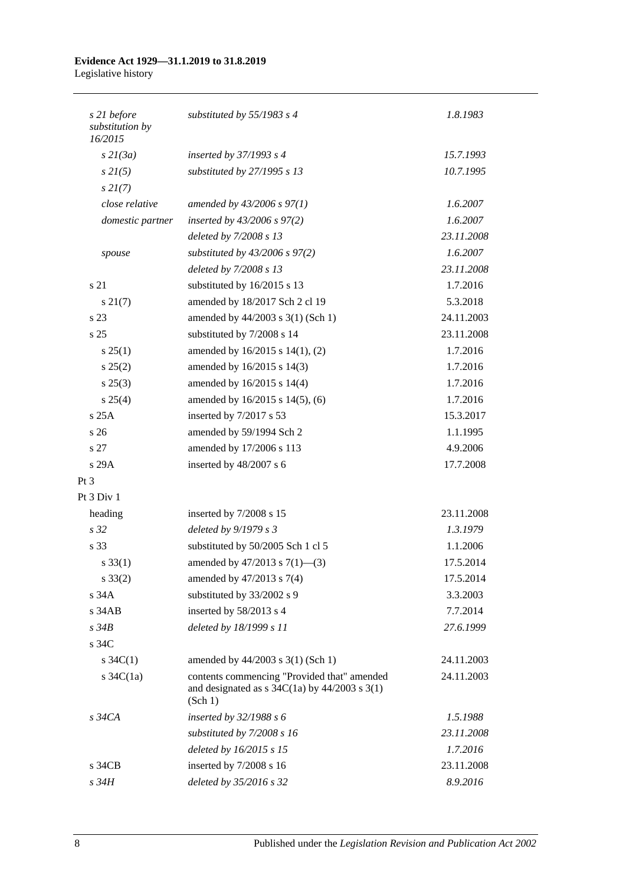| | | |
|---|---|---|
| *s 21 before substitution by 16/2015* | *substituted by 55/1983 s 4* | *1.8.1983* |
| *s 21(3a)* | *inserted by 37/1993 s 4* | *15.7.1993* |
| *s 21(5)* | *substituted by 27/1995 s 13* | *10.7.1995* |
| *s 21(7)* | | |
| *close relative* | *amended by 43/2006 s 97(1)* | *1.6.2007* |
| *domestic partner* | *inserted by 43/2006 s 97(2)* | *1.6.2007* |
| | *deleted by 7/2008 s 13* | *23.11.2008* |
| *spouse* | *substituted by 43/2006 s 97(2)* | *1.6.2007* |
| | *deleted by 7/2008 s 13* | *23.11.2008* |
| s 21 | substituted by 16/2015 s 13 | 1.7.2016 |
| s 21(7) | amended by 18/2017 Sch 2 cl 19 | 5.3.2018 |
| s 23 | amended by 44/2003 s 3(1) (Sch 1) | 24.11.2003 |
| s 25 | substituted by 7/2008 s 14 | 23.11.2008 |
| s 25(1) | amended by 16/2015 s 14(1), (2) | 1.7.2016 |
| s 25(2) | amended by 16/2015 s 14(3) | 1.7.2016 |
| s 25(3) | amended by 16/2015 s 14(4) | 1.7.2016 |
| s 25(4) | amended by 16/2015 s 14(5), (6) | 1.7.2016 |
| s 25A | inserted by 7/2017 s 53 | 15.3.2017 |
| s 26 | amended by 59/1994 Sch 2 | 1.1.1995 |
| s 27 | amended by 17/2006 s 113 | 4.9.2006 |
| s 29A | inserted by 48/2007 s 6 | 17.7.2008 |
| Pt 3 | | |
| Pt 3 Div 1 | | |
| heading | inserted by 7/2008 s 15 | 23.11.2008 |
| *s 32* | *deleted by 9/1979 s 3* | *1.3.1979* |
| s 33 | substituted by 50/2005 Sch 1 cl 5 | 1.1.2006 |
| s 33(1) | amended by 47/2013 s 7(1)—(3) | 17.5.2014 |
| s 33(2) | amended by 47/2013 s 7(4) | 17.5.2014 |
| s 34A | substituted by 33/2002 s 9 | 3.3.2003 |
| s 34AB | inserted by 58/2013 s 4 | 7.7.2014 |
| *s 34B* | *deleted by 18/1999 s 11* | *27.6.1999* |
| s 34C | | |
| s 34C(1) | amended by 44/2003 s 3(1) (Sch 1) | 24.11.2003 |
| s 34C(1a) | contents commencing "Provided that" amended and designated as s 34C(1a) by 44/2003 s 3(1) (Sch 1) | 24.11.2003 |
| *s 34CA* | *inserted by 32/1988 s 6* | *1.5.1988* |
| | *substituted by 7/2008 s 16* | *23.11.2008* |
| | *deleted by 16/2015 s 15* | *1.7.2016* |
| s 34CB | inserted by 7/2008 s 16 | 23.11.2008 |
| *s 34H* | *deleted by 35/2016 s 32* | *8.9.2016* |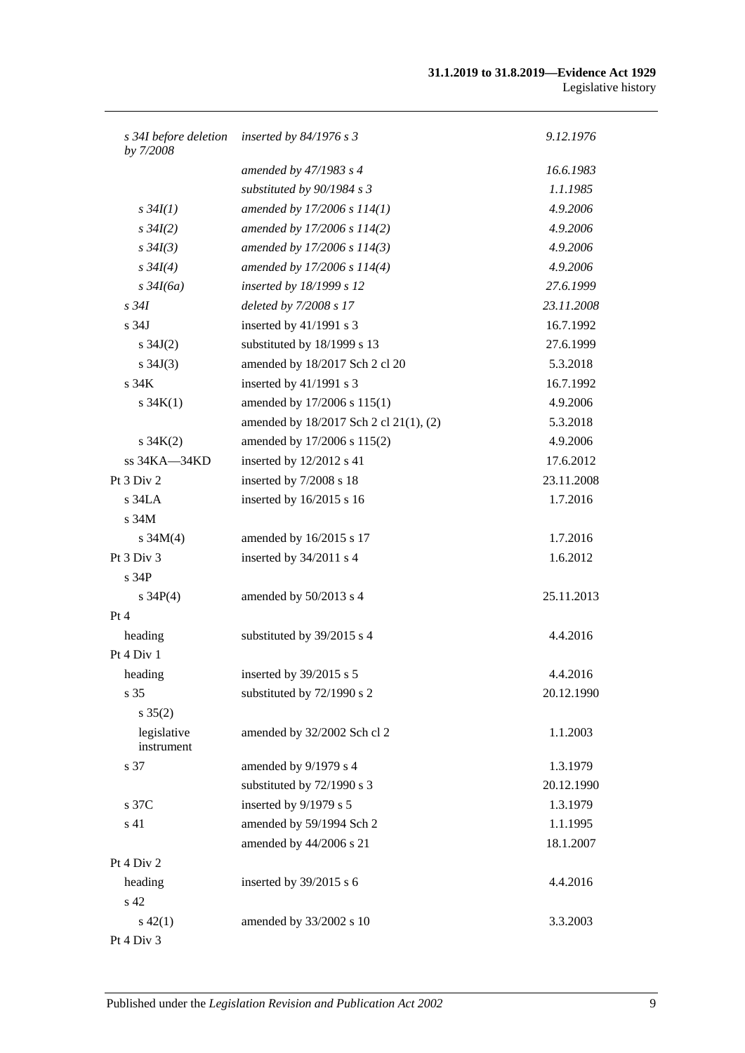| | | |
|---|---|---|
| *s 34I before deletion by 7/2008* | *inserted by 84/1976 s 3* | *9.12.1976* |
| | *amended by 47/1983 s 4* | *16.6.1983* |
| | *substituted by 90/1984 s 3* | *1.1.1985* |
| *s 34I(1)* | *amended by 17/2006 s 114(1)* | *4.9.2006* |
| *s 34I(2)* | *amended by 17/2006 s 114(2)* | *4.9.2006* |
| *s 34I(3)* | *amended by 17/2006 s 114(3)* | *4.9.2006* |
| *s 34I(4)* | *amended by 17/2006 s 114(4)* | *4.9.2006* |
| *s 34I(6a)* | *inserted by 18/1999 s 12* | *27.6.1999* |
| *s 34I* | *deleted by 7/2008 s 17* | *23.11.2008* |
| s 34J | inserted by 41/1991 s 3 | 16.7.1992 |
| s 34J(2) | substituted by 18/1999 s 13 | 27.6.1999 |
| s 34J(3) | amended by 18/2017 Sch 2 cl 20 | 5.3.2018 |
| s 34K | inserted by 41/1991 s 3 | 16.7.1992 |
| s 34K(1) | amended by 17/2006 s 115(1) | 4.9.2006 |
| | amended by 18/2017 Sch 2 cl 21(1), (2) | 5.3.2018 |
| s 34K(2) | amended by 17/2006 s 115(2) | 4.9.2006 |
| ss 34KA—34KD | inserted by 12/2012 s 41 | 17.6.2012 |
| Pt 3 Div 2 | inserted by 7/2008 s 18 | 23.11.2008 |
| s 34LA | inserted by 16/2015 s 16 | 1.7.2016 |
| s 34M | | |
| s 34M(4) | amended by 16/2015 s 17 | 1.7.2016 |
| Pt 3 Div 3 | inserted by 34/2011 s 4 | 1.6.2012 |
| s 34P | | |
| s 34P(4) | amended by 50/2013 s 4 | 25.11.2013 |
| Pt 4 | | |
| heading | substituted by 39/2015 s 4 | 4.4.2016 |
| Pt 4 Div 1 | | |
| heading | inserted by 39/2015 s 5 | 4.4.2016 |
| s 35 | substituted by 72/1990 s 2 | 20.12.1990 |
| s 35(2) | | |
| legislative instrument | amended by 32/2002 Sch cl 2 | 1.1.2003 |
| s 37 | amended by 9/1979 s 4 | 1.3.1979 |
| | substituted by 72/1990 s 3 | 20.12.1990 |
| s 37C | inserted by 9/1979 s 5 | 1.3.1979 |
| s 41 | amended by 59/1994 Sch 2 | 1.1.1995 |
| | amended by 44/2006 s 21 | 18.1.2007 |
| Pt 4 Div 2 | | |
| heading | inserted by 39/2015 s 6 | 4.4.2016 |
| s 42 | | |
| s 42(1) | amended by 33/2002 s 10 | 3.3.2003 |
| Pt 4 Div 3 | | |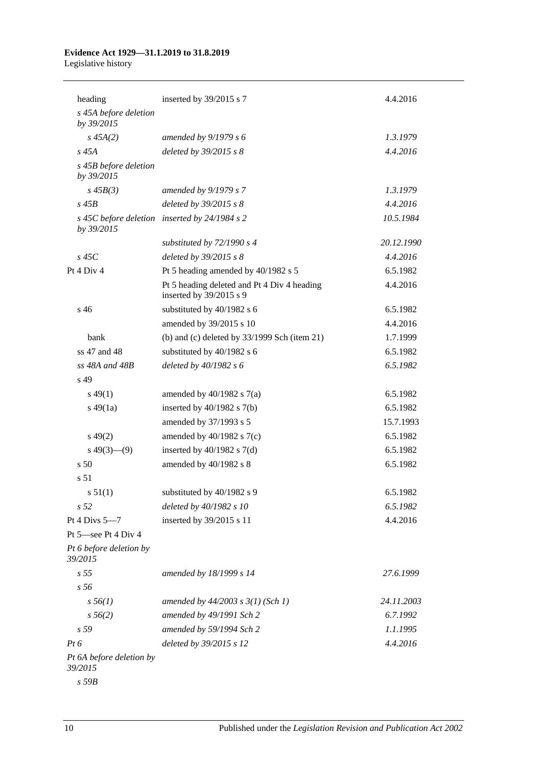| | | |
|---|---|---|
| heading | inserted by 39/2015 s 7 | 4.4.2016 |
| *s 45A before deletion by 39/2015* | | |
| *s 45A(2)* | *amended by 9/1979 s 6* | *1.3.1979* |
| *s 45A* | *deleted by 39/2015 s 8* | *4.4.2016* |
| *s 45B before deletion by 39/2015* | | |
| *s 45B(3)* | *amended by 9/1979 s 7* | *1.3.1979* |
| *s 45B* | *deleted by 39/2015 s 8* | *4.4.2016* |
| *s 45C before deletion by 39/2015* | *inserted by 24/1984 s 2* | *10.5.1984* |
| | *substituted by 72/1990 s 4* | *20.12.1990* |
| *s 45C* | *deleted by 39/2015 s 8* | *4.4.2016* |
| Pt 4 Div 4 | Pt 5 heading amended by 40/1982 s 5 | 6.5.1982 |
| | Pt 5 heading deleted and Pt 4 Div 4 heading inserted by 39/2015 s 9 | 4.4.2016 |
| s 46 | substituted by 40/1982 s 6 | 6.5.1982 |
| | amended by 39/2015 s 10 | 4.4.2016 |
| bank | (b) and (c) deleted by 33/1999 Sch (item 21) | 1.7.1999 |
| ss 47 and 48 | substituted by 40/1982 s 6 | 6.5.1982 |
| *ss 48A and 48B* | *deleted by 40/1982 s 6* | *6.5.1982* |
| s 49 | | |
| s 49(1) | amended by 40/1982 s 7(a) | 6.5.1982 |
| s 49(1a) | inserted by 40/1982 s 7(b) | 6.5.1982 |
| | amended by 37/1993 s 5 | 15.7.1993 |
| s 49(2) | amended by 40/1982 s 7(c) | 6.5.1982 |
| s 49(3)—(9) | inserted by 40/1982 s 7(d) | 6.5.1982 |
| s 50 | amended by 40/1982 s 8 | 6.5.1982 |
| s 51 | | |
| s 51(1) | substituted by 40/1982 s 9 | 6.5.1982 |
| *s 52* | *deleted by 40/1982 s 10* | *6.5.1982* |
| Pt 4 Divs 5—7 | inserted by 39/2015 s 11 | 4.4.2016 |
| Pt 5—see Pt 4 Div 4 | | |
| *Pt 6 before deletion by 39/2015* | | |
| *s 55* | *amended by 18/1999 s 14* | *27.6.1999* |
| *s 56* | | |
| *s 56(1)* | *amended by 44/2003 s 3(1) (Sch 1)* | *24.11.2003* |
| *s 56(2)* | *amended by 49/1991 Sch 2* | *6.7.1992* |
| *s 59* | *amended by 59/1994 Sch 2* | *1.1.1995* |
| *Pt 6* | *deleted by 39/2015 s 12* | *4.4.2016* |
| *Pt 6A before deletion by 39/2015* | | |
| *s 59B* | | |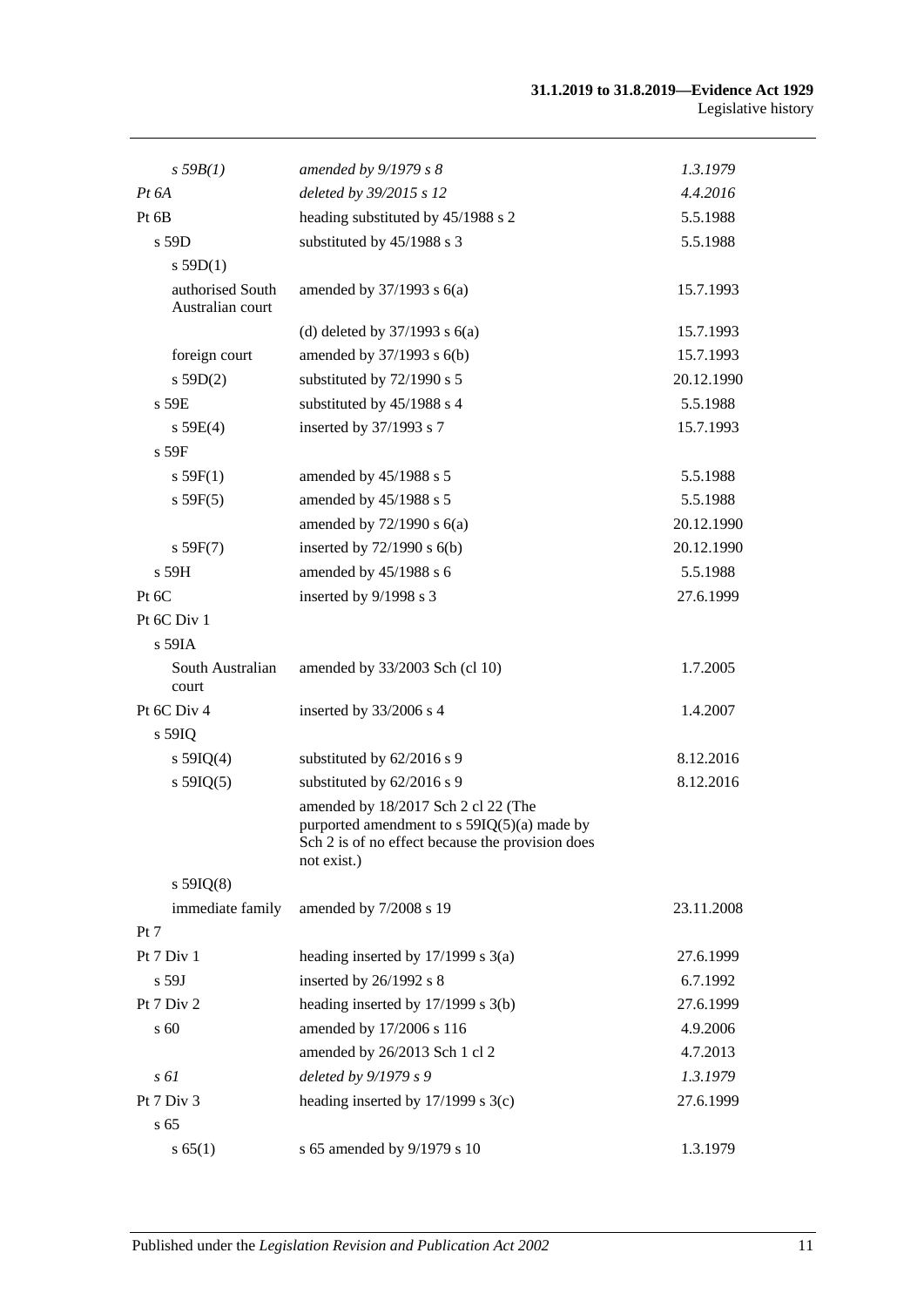| | | |
|---|---|---|
| *s 59B(1)* | *amended by 9/1979 s 8* | *1.3.1979* |
| *Pt 6A* | *deleted by 39/2015 s 12* | *4.4.2016* |
| Pt 6B | heading substituted by 45/1988 s 2 | 5.5.1988 |
| s 59D | substituted by 45/1988 s 3 | 5.5.1988 |
| s 59D(1) | | |
| authorised South Australian court | amended by 37/1993 s 6(a) | 15.7.1993 |
| | (d) deleted by 37/1993 s 6(a) | 15.7.1993 |
| foreign court | amended by 37/1993 s 6(b) | 15.7.1993 |
| s 59D(2) | substituted by 72/1990 s 5 | 20.12.1990 |
| s 59E | substituted by 45/1988 s 4 | 5.5.1988 |
| s 59E(4) | inserted by 37/1993 s 7 | 15.7.1993 |
| s 59F | | |
| s 59F(1) | amended by 45/1988 s 5 | 5.5.1988 |
| s 59F(5) | amended by 45/1988 s 5 | 5.5.1988 |
| | amended by 72/1990 s 6(a) | 20.12.1990 |
| s 59F(7) | inserted by 72/1990 s 6(b) | 20.12.1990 |
| s 59H | amended by 45/1988 s 6 | 5.5.1988 |
| Pt 6C | inserted by 9/1998 s 3 | 27.6.1999 |
| Pt 6C Div 1 | | |
| s 59IA | | |
| South Australian court | amended by 33/2003 Sch (cl 10) | 1.7.2005 |
| Pt 6C Div 4 | inserted by 33/2006 s 4 | 1.4.2007 |
| s 59IQ | | |
| s 59IQ(4) | substituted by 62/2016 s 9 | 8.12.2016 |
| s 59IQ(5) | substituted by 62/2016 s 9 | 8.12.2016 |
| | amended by 18/2017 Sch 2 cl 22 (The purported amendment to s 59IQ(5)(a) made by Sch 2 is of no effect because the provision does not exist.) | |
| s 59IQ(8) | | |
| immediate family | amended by 7/2008 s 19 | 23.11.2008 |
| Pt 7 | | |
| Pt 7 Div 1 | heading inserted by 17/1999 s 3(a) | 27.6.1999 |
| s 59J | inserted by 26/1992 s 8 | 6.7.1992 |
| Pt 7 Div 2 | heading inserted by 17/1999 s 3(b) | 27.6.1999 |
| s 60 | amended by 17/2006 s 116 | 4.9.2006 |
| | amended by 26/2013 Sch 1 cl 2 | 4.7.2013 |
| *s 61* | *deleted by 9/1979 s 9* | *1.3.1979* |
| Pt 7 Div 3 | heading inserted by 17/1999 s 3(c) | 27.6.1999 |
| s 65 | | |
| s 65(1) | s 65 amended by 9/1979 s 10 | 1.3.1979 |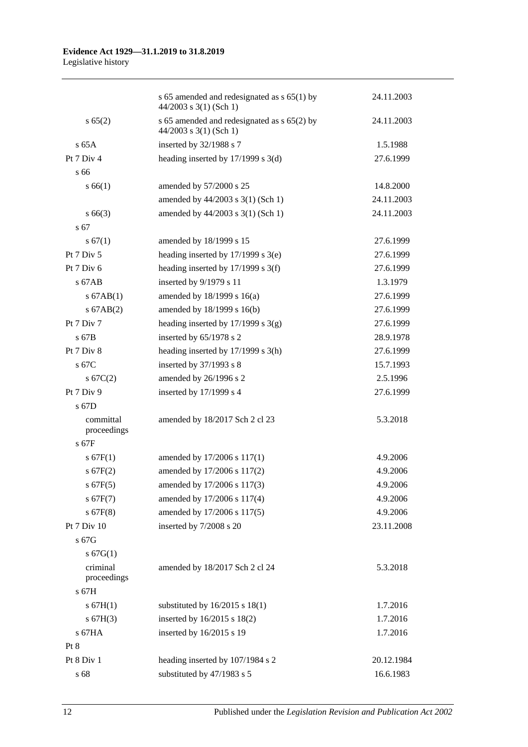| | | |
|---|---|---|
| | s 65 amended and redesignated as s 65(1) by 44/2003 s 3(1) (Sch 1) | 24.11.2003 |
| s 65(2) | s 65 amended and redesignated as s 65(2) by 44/2003 s 3(1) (Sch 1) | 24.11.2003 |
| s 65A | inserted by 32/1988 s 7 | 1.5.1988 |
| Pt 7 Div 4 | heading inserted by 17/1999 s 3(d) | 27.6.1999 |
| s 66 | | |
| s 66(1) | amended by 57/2000 s 25 | 14.8.2000 |
| | amended by 44/2003 s 3(1) (Sch 1) | 24.11.2003 |
| s 66(3) | amended by 44/2003 s 3(1) (Sch 1) | 24.11.2003 |
| s 67 | | |
| s 67(1) | amended by 18/1999 s 15 | 27.6.1999 |
| Pt 7 Div 5 | heading inserted by 17/1999 s 3(e) | 27.6.1999 |
| Pt 7 Div 6 | heading inserted by 17/1999 s 3(f) | 27.6.1999 |
| s 67AB | inserted by 9/1979 s 11 | 1.3.1979 |
| s 67AB(1) | amended by 18/1999 s 16(a) | 27.6.1999 |
| s 67AB(2) | amended by 18/1999 s 16(b) | 27.6.1999 |
| Pt 7 Div 7 | heading inserted by 17/1999 s 3(g) | 27.6.1999 |
| s 67B | inserted by 65/1978 s 2 | 28.9.1978 |
| Pt 7 Div 8 | heading inserted by 17/1999 s 3(h) | 27.6.1999 |
| s 67C | inserted by 37/1993 s 8 | 15.7.1993 |
| s 67C(2) | amended by 26/1996 s 2 | 2.5.1996 |
| Pt 7 Div 9 | inserted by 17/1999 s 4 | 27.6.1999 |
| s 67D | | |
| committal proceedings | amended by 18/2017 Sch 2 cl 23 | 5.3.2018 |
| s 67F | | |
| s 67F(1) | amended by 17/2006 s 117(1) | 4.9.2006 |
| s 67F(2) | amended by 17/2006 s 117(2) | 4.9.2006 |
| s 67F(5) | amended by 17/2006 s 117(3) | 4.9.2006 |
| s 67F(7) | amended by 17/2006 s 117(4) | 4.9.2006 |
| s 67F(8) | amended by 17/2006 s 117(5) | 4.9.2006 |
| Pt 7 Div 10 | inserted by 7/2008 s 20 | 23.11.2008 |
| s 67G | | |
| s 67G(1) | | |
| criminal proceedings | amended by 18/2017 Sch 2 cl 24 | 5.3.2018 |
| s 67H | | |
| s 67H(1) | substituted by 16/2015 s 18(1) | 1.7.2016 |
| s 67H(3) | inserted by 16/2015 s 18(2) | 1.7.2016 |
| s 67HA | inserted by 16/2015 s 19 | 1.7.2016 |
| Pt 8 | | |
| Pt 8 Div 1 | heading inserted by 107/1984 s 2 | 20.12.1984 |
| s 68 | substituted by 47/1983 s 5 | 16.6.1983 |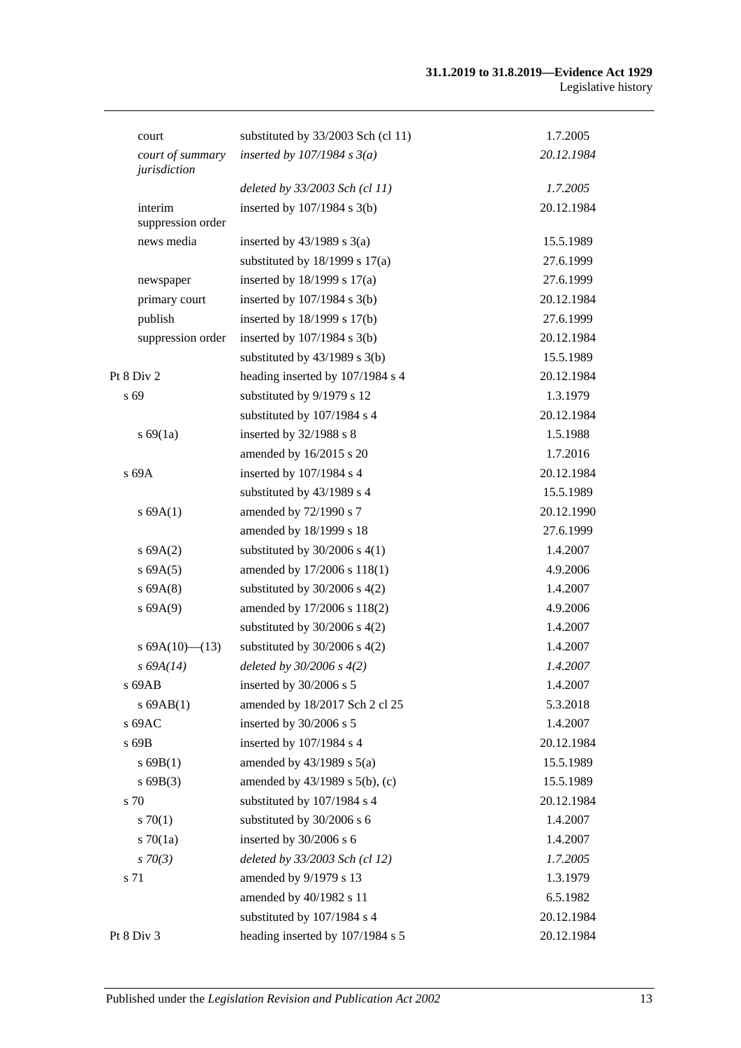| | | |
|---|---|---|
| court | substituted by 33/2003 Sch (cl 11) | 1.7.2005 |
| *court of summary jurisdiction* | *inserted by 107/1984 s 3(a)* | *20.12.1984* |
| | *deleted by 33/2003 Sch (cl 11)* | *1.7.2005* |
| interim suppression order | inserted by 107/1984 s 3(b) | 20.12.1984 |
| news media | inserted by 43/1989 s 3(a) | 15.5.1989 |
| | substituted by 18/1999 s 17(a) | 27.6.1999 |
| newspaper | inserted by 18/1999 s 17(a) | 27.6.1999 |
| primary court | inserted by 107/1984 s 3(b) | 20.12.1984 |
| publish | inserted by 18/1999 s 17(b) | 27.6.1999 |
| suppression order | inserted by 107/1984 s 3(b) | 20.12.1984 |
| | substituted by 43/1989 s 3(b) | 15.5.1989 |
| Pt 8 Div 2 | heading inserted by 107/1984 s 4 | 20.12.1984 |
| s 69 | substituted by 9/1979 s 12 | 1.3.1979 |
| | substituted by 107/1984 s 4 | 20.12.1984 |
| s 69(1a) | inserted by 32/1988 s 8 | 1.5.1988 |
| | amended by 16/2015 s 20 | 1.7.2016 |
| s 69A | inserted by 107/1984 s 4 | 20.12.1984 |
| | substituted by 43/1989 s 4 | 15.5.1989 |
| s 69A(1) | amended by 72/1990 s 7 | 20.12.1990 |
| | amended by 18/1999 s 18 | 27.6.1999 |
| s 69A(2) | substituted by 30/2006 s 4(1) | 1.4.2007 |
| s 69A(5) | amended by 17/2006 s 118(1) | 4.9.2006 |
| s 69A(8) | substituted by 30/2006 s 4(2) | 1.4.2007 |
| s 69A(9) | amended by 17/2006 s 118(2) | 4.9.2006 |
| | substituted by 30/2006 s 4(2) | 1.4.2007 |
| s 69A(10)—(13) | substituted by 30/2006 s 4(2) | 1.4.2007 |
| *s 69A(14)* | *deleted by 30/2006 s 4(2)* | *1.4.2007* |
| s 69AB | inserted by 30/2006 s 5 | 1.4.2007 |
| s 69AB(1) | amended by 18/2017 Sch 2 cl 25 | 5.3.2018 |
| s 69AC | inserted by 30/2006 s 5 | 1.4.2007 |
| s 69B | inserted by 107/1984 s 4 | 20.12.1984 |
| s 69B(1) | amended by 43/1989 s 5(a) | 15.5.1989 |
| s 69B(3) | amended by 43/1989 s 5(b), (c) | 15.5.1989 |
| s 70 | substituted by 107/1984 s 4 | 20.12.1984 |
| s 70(1) | substituted by 30/2006 s 6 | 1.4.2007 |
| s 70(1a) | inserted by 30/2006 s 6 | 1.4.2007 |
| *s 70(3)* | *deleted by 33/2003 Sch (cl 12)* | *1.7.2005* |
| s 71 | amended by 9/1979 s 13 | 1.3.1979 |
| | amended by 40/1982 s 11 | 6.5.1982 |
| | substituted by 107/1984 s 4 | 20.12.1984 |
| Pt 8 Div 3 | heading inserted by 107/1984 s 5 | 20.12.1984 |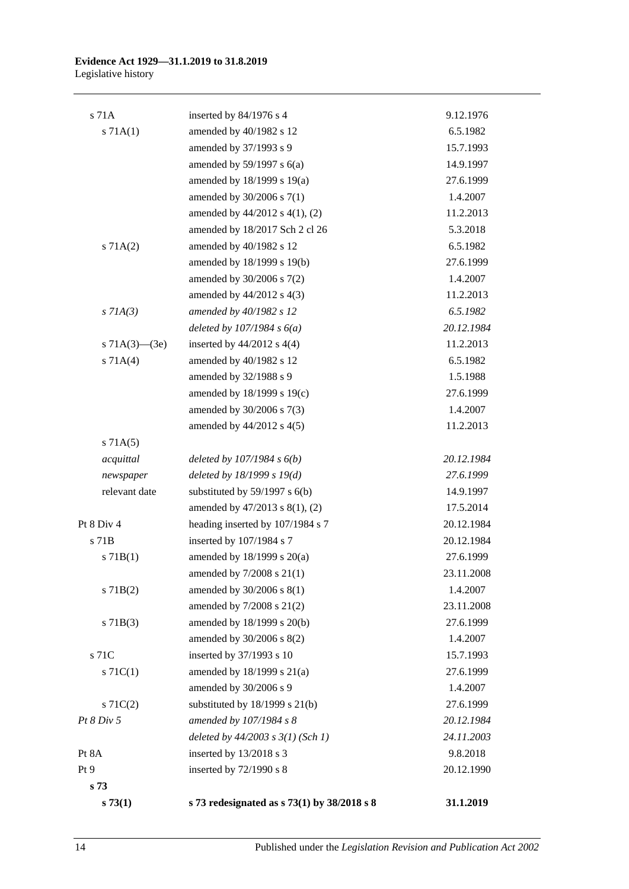| | | |
|---|---|---|
| s 71A | inserted by 84/1976 s 4 | 9.12.1976 |
| s 71A(1) | amended by 40/1982 s 12 | 6.5.1982 |
| | amended by 37/1993 s 9 | 15.7.1993 |
| | amended by 59/1997 s 6(a) | 14.9.1997 |
| | amended by 18/1999 s 19(a) | 27.6.1999 |
| | amended by 30/2006 s 7(1) | 1.4.2007 |
| | amended by 44/2012 s 4(1), (2) | 11.2.2013 |
| | amended by 18/2017 Sch 2 cl 26 | 5.3.2018 |
| s 71A(2) | amended by 40/1982 s 12 | 6.5.1982 |
| | amended by 18/1999 s 19(b) | 27.6.1999 |
| | amended by 30/2006 s 7(2) | 1.4.2007 |
| | amended by 44/2012 s 4(3) | 11.2.2013 |
| *s 71A(3)* | *amended by 40/1982 s 12* | *6.5.1982* |
| | *deleted by 107/1984 s 6(a)* | *20.12.1984* |
| s 71A(3)—(3e) | inserted by 44/2012 s 4(4) | 11.2.2013 |
| s 71A(4) | amended by 40/1982 s 12 | 6.5.1982 |
| | amended by 32/1988 s 9 | 1.5.1988 |
| | amended by 18/1999 s 19(c) | 27.6.1999 |
| | amended by 30/2006 s 7(3) | 1.4.2007 |
| | amended by 44/2012 s 4(5) | 11.2.2013 |
| s 71A(5) | | |
| *acquittal* | *deleted by 107/1984 s 6(b)* | *20.12.1984* |
| *newspaper* | *deleted by 18/1999 s 19(d)* | *27.6.1999* |
| relevant date | substituted by 59/1997 s 6(b) | 14.9.1997 |
| | amended by 47/2013 s 8(1), (2) | 17.5.2014 |
| Pt 8 Div 4 | heading inserted by 107/1984 s 7 | 20.12.1984 |
| s 71B | inserted by 107/1984 s 7 | 20.12.1984 |
| s 71B(1) | amended by 18/1999 s 20(a) | 27.6.1999 |
| | amended by 7/2008 s 21(1) | 23.11.2008 |
| s 71B(2) | amended by 30/2006 s 8(1) | 1.4.2007 |
| | amended by 7/2008 s 21(2) | 23.11.2008 |
| s 71B(3) | amended by 18/1999 s 20(b) | 27.6.1999 |
| | amended by 30/2006 s 8(2) | 1.4.2007 |
| s 71C | inserted by 37/1993 s 10 | 15.7.1993 |
| s 71C(1) | amended by 18/1999 s 21(a) | 27.6.1999 |
| | amended by 30/2006 s 9 | 1.4.2007 |
| s 71C(2) | substituted by 18/1999 s 21(b) | 27.6.1999 |
| *Pt 8 Div 5* | *amended by 107/1984 s 8* | *20.12.1984* |
| | *deleted by 44/2003 s 3(1) (Sch 1)* | *24.11.2003* |
| Pt 8A | inserted by 13/2018 s 3 | 9.8.2018 |
| Pt 9 | inserted by 72/1990 s 8 | 20.12.1990 |
| **s 73** | | |
| **s 73(1)** | **s 73 redesignated as s 73(1) by 38/2018 s 8** | **31.1.2019** |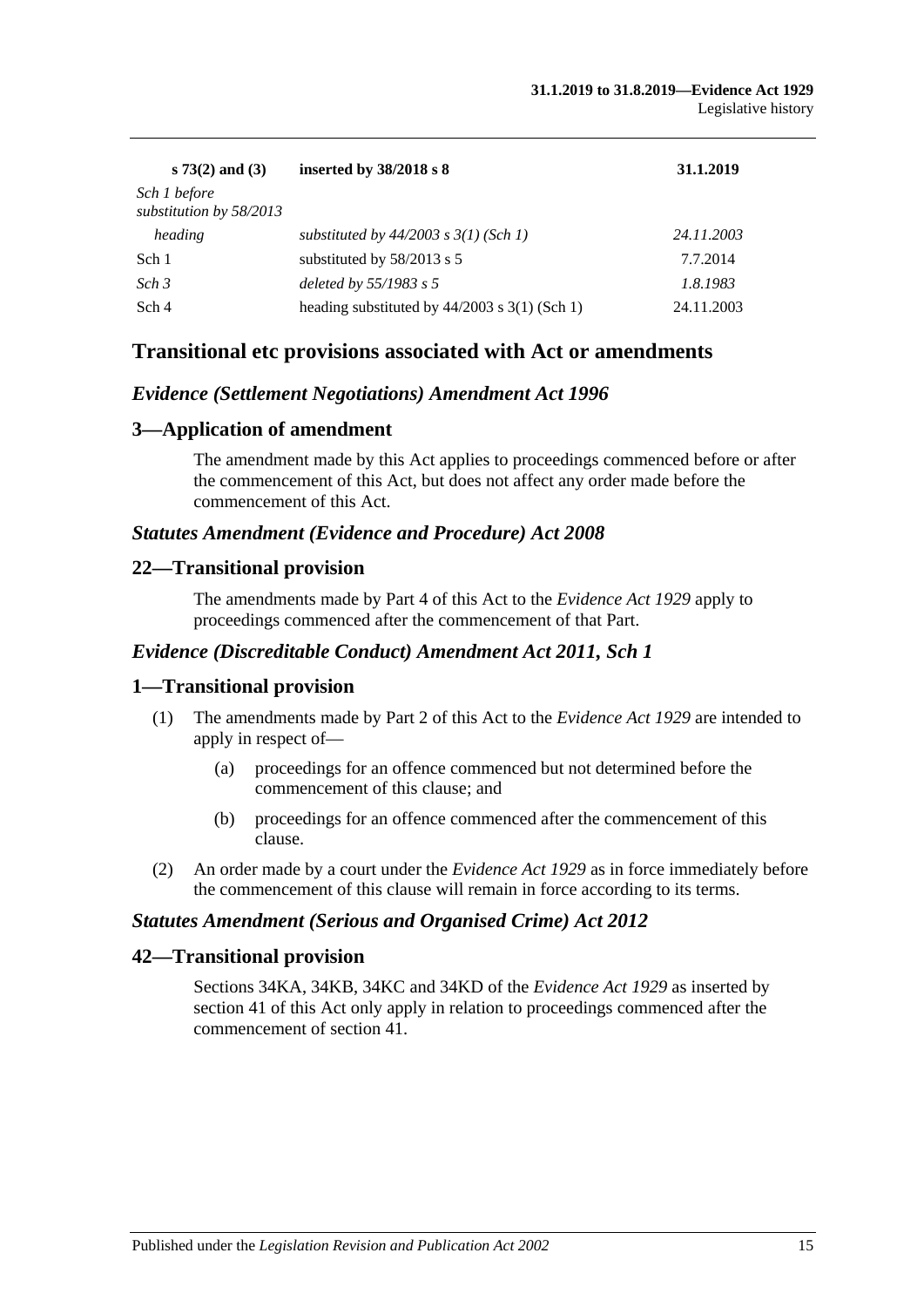| **s 73(2) and (3)** | **inserted by 38/2018 s 8** | **31.1.2019** |
|---|---|---|
| *Sch 1 before substitution by 58/2013* | | |
| *heading* | *substituted by 44/2003 s 3(1) (Sch 1)* | *24.11.2003* |
| Sch 1 | substituted by 58/2013 s 5 | 7.7.2014 |
| *Sch 3* | *deleted by 55/1983 s 5* | *1.8.1983* |
| Sch 4 | heading substituted by 44/2003 s 3(1) (Sch 1) | 24.11.2003 |

## Transitional etc provisions associated with Act or amendments

### *Evidence (Settlement Negotiations) Amendment Act 1996*

### 3—Application of amendment

The amendment made by this Act applies to proceedings commenced before or after the commencement of this Act, but does not affect any order made before the commencement of this Act.

### *Statutes Amendment (Evidence and Procedure) Act 2008*

### 22—Transitional provision

The amendments made by Part 4 of this Act to the *Evidence Act 1929* apply to proceedings commenced after the commencement of that Part.

### *Evidence (Discreditable Conduct) Amendment Act 2011, Sch 1*

### 1—Transitional provision

(1) The amendments made by Part 2 of this Act to the *Evidence Act 1929* are intended to apply in respect of—

(a) proceedings for an offence commenced but not determined before the commencement of this clause; and

(b) proceedings for an offence commenced after the commencement of this clause.

(2) An order made by a court under the *Evidence Act 1929* as in force immediately before the commencement of this clause will remain in force according to its terms.

### *Statutes Amendment (Serious and Organised Crime) Act 2012*

### 42—Transitional provision

Sections 34KA, 34KB, 34KC and 34KD of the *Evidence Act 1929* as inserted by section 41 of this Act only apply in relation to proceedings commenced after the commencement of section 41.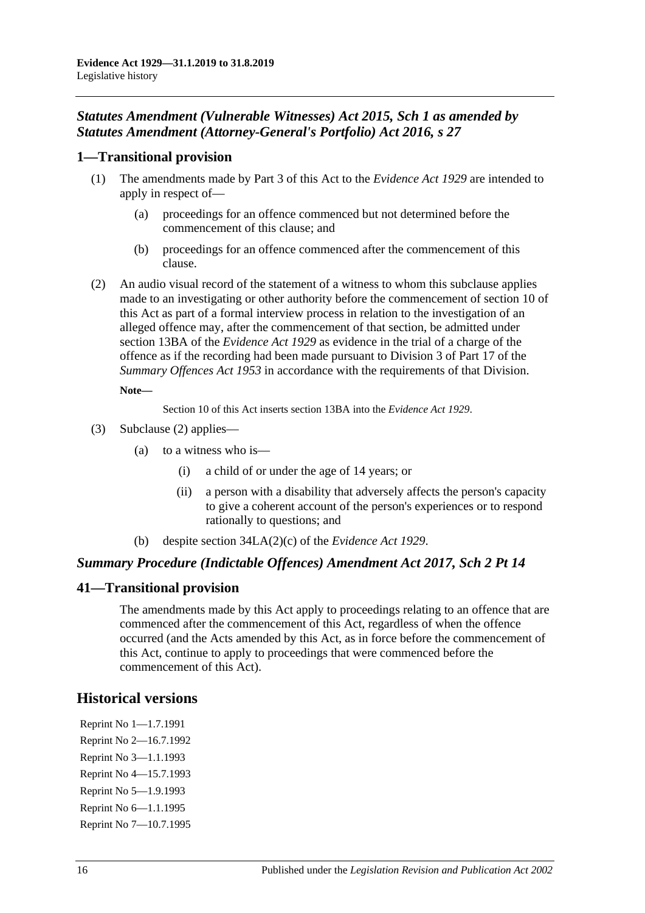### *Statutes Amendment (Vulnerable Witnesses) Act 2015, Sch 1 as amended by Statutes Amendment (Attorney-General's Portfolio) Act 2016, s 27*

## 1—Transitional provision

(1) The amendments made by Part 3 of this Act to the *Evidence Act 1929* are intended to apply in respect of—

- (a) proceedings for an offence commenced but not determined before the commencement of this clause; and
- (b) proceedings for an offence commenced after the commencement of this clause.

(2) An audio visual record of the statement of a witness to whom this subclause applies made to an investigating or other authority before the commencement of section 10 of this Act as part of a formal interview process in relation to the investigation of an alleged offence may, after the commencement of that section, be admitted under section 13BA of the *Evidence Act 1929* as evidence in the trial of a charge of the offence as if the recording had been made pursuant to Division 3 of Part 17 of the *Summary Offences Act 1953* in accordance with the requirements of that Division.

**Note—**

Section 10 of this Act inserts section 13BA into the *Evidence Act 1929*.

(3) Subclause (2) applies—

- (a) to a witness who is—
  - (i) a child of or under the age of 14 years; or
  - (ii) a person with a disability that adversely affects the person's capacity to give a coherent account of the person's experiences or to respond rationally to questions; and
- (b) despite section 34LA(2)(c) of the *Evidence Act 1929*.

### *Summary Procedure (Indictable Offences) Amendment Act 2017, Sch 2 Pt 14*

## 41—Transitional provision

The amendments made by this Act apply to proceedings relating to an offence that are commenced after the commencement of this Act, regardless of when the offence occurred (and the Acts amended by this Act, as in force before the commencement of this Act, continue to apply to proceedings that were commenced before the commencement of this Act).

## Historical versions

Reprint No 1—1.7.1991
Reprint No 2—16.7.1992
Reprint No 3—1.1.1993
Reprint No 4—15.7.1993
Reprint No 5—1.9.1993
Reprint No 6—1.1.1995
Reprint No 7—10.7.1995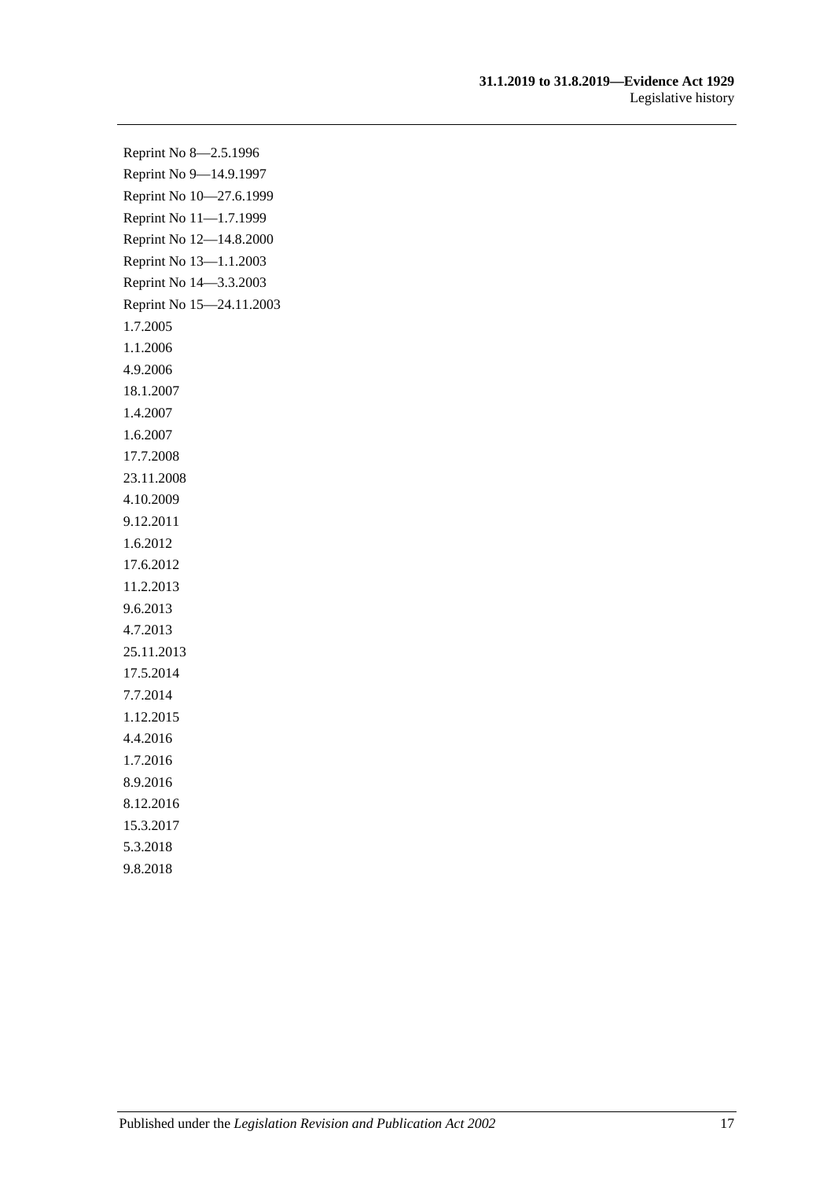Reprint No 8—2.5.1996

Reprint No 9—14.9.1997

Reprint No 10—27.6.1999

Reprint No 11—1.7.1999

Reprint No 12—14.8.2000

Reprint No 13—1.1.2003

Reprint No 14—3.3.2003

Reprint No 15—24.11.2003

1.7.2005

1.1.2006

4.9.2006

18.1.2007

1.4.2007

1.6.2007

17.7.2008

23.11.2008

4.10.2009

9.12.2011

1.6.2012

17.6.2012

11.2.2013

9.6.2013

4.7.2013

25.11.2013

17.5.2014

7.7.2014

1.12.2015

4.4.2016

1.7.2016

8.9.2016

8.12.2016

15.3.2017

5.3.2018

9.8.2018